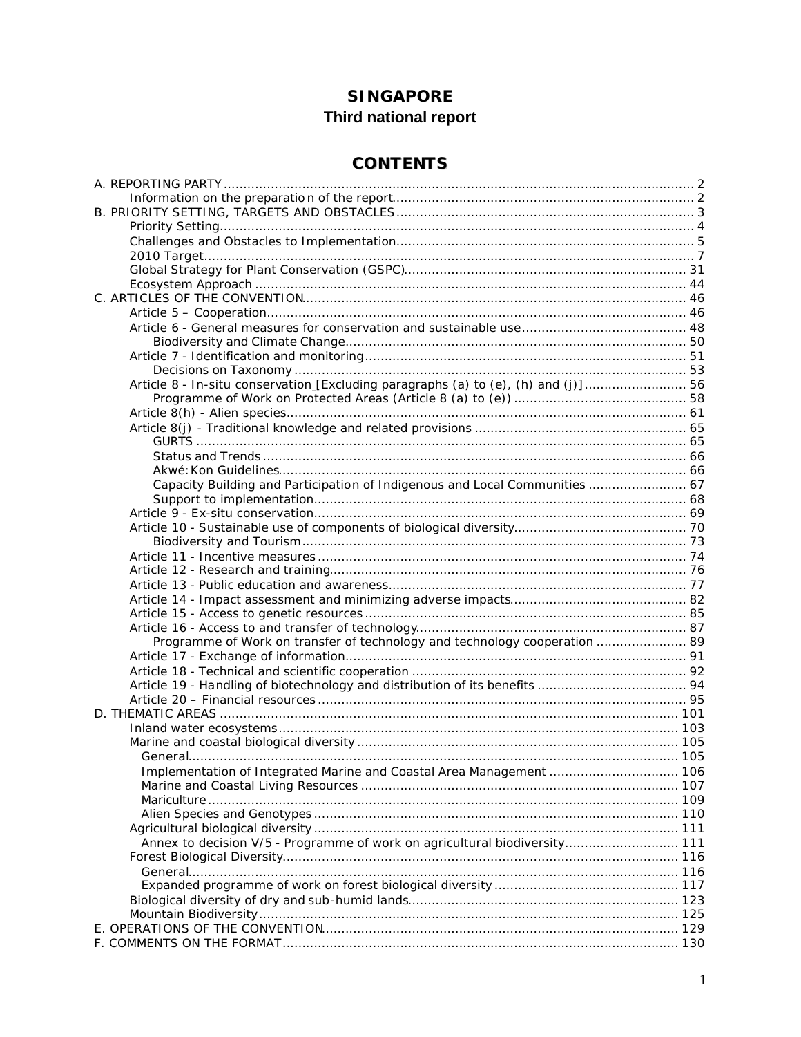# SINGAPORE

## Third national report

## CONTENTS

A. REPORTING PARTY .......... 2
- Information on the preparation of the report .......... 2

B. PRIORITY SETTING, TARGETS AND OBSTACLES .......... 3
- Priority Setting .......... 4
- Challenges and Obstacles to Implementation .......... 5
- 2010 Target .......... 7
- Global Strategy for Plant Conservation (GSPC) .......... 31
- Ecosystem Approach .......... 44

C. ARTICLES OF THE CONVENTION .......... 46
- Article 5 – Cooperation .......... 46
- Article 6 - General measures for conservation and sustainable use .......... 48
    - Biodiversity and Climate Change .......... 50
- Article 7 - Identification and monitoring .......... 51
    - Decisions on Taxonomy .......... 53
- Article 8 - In-situ conservation [Excluding paragraphs (a) to (e), (h) and (j)] .......... 56
    - Programme of Work on Protected Areas (Article 8 (a) to (e)) .......... 58
- Article 8(h) - Alien species .......... 61
- Article 8(j) - Traditional knowledge and related provisions .......... 65
    - GURTS .......... 65
    - Status and Trends .......... 66
    - Akwé:Kon Guidelines .......... 66
    - Capacity Building and Participation of Indigenous and Local Communities .......... 67
    - Support to implementation .......... 68
- Article 9 - Ex-situ conservation .......... 69
- Article 10 - Sustainable use of components of biological diversity .......... 70
    - Biodiversity and Tourism .......... 73
- Article 11 - Incentive measures .......... 74
- Article 12 - Research and training .......... 76
- Article 13 - Public education and awareness .......... 77
- Article 14 - Impact assessment and minimizing adverse impacts .......... 82
- Article 15 - Access to genetic resources .......... 85
- Article 16 - Access to and transfer of technology .......... 87
    - Programme of Work on transfer of technology and technology cooperation .......... 89
- Article 17 - Exchange of information .......... 91
- Article 18 - Technical and scientific cooperation .......... 92
- Article 19 - Handling of biotechnology and distribution of its benefits .......... 94
- Article 20 – Financial resources .......... 95

D. THEMATIC AREAS .......... 101
- Inland water ecosystems .......... 103
- Marine and coastal biological diversity .......... 105
    - General .......... 105
    - Implementation of Integrated Marine and Coastal Area Management .......... 106
    - Marine and Coastal Living Resources .......... 107
    - Mariculture .......... 109
    - Alien Species and Genotypes .......... 110
- Agricultural biological diversity .......... 111
    - Annex to decision V/5 - Programme of work on agricultural biodiversity .......... 111
- Forest Biological Diversity .......... 116
    - General .......... 116
    - Expanded programme of work on forest biological diversity .......... 117
- Biological diversity of dry and sub-humid lands .......... 123
- Mountain Biodiversity .......... 125

E. OPERATIONS OF THE CONVENTION .......... 129

F. COMMENTS ON THE FORMAT .......... 130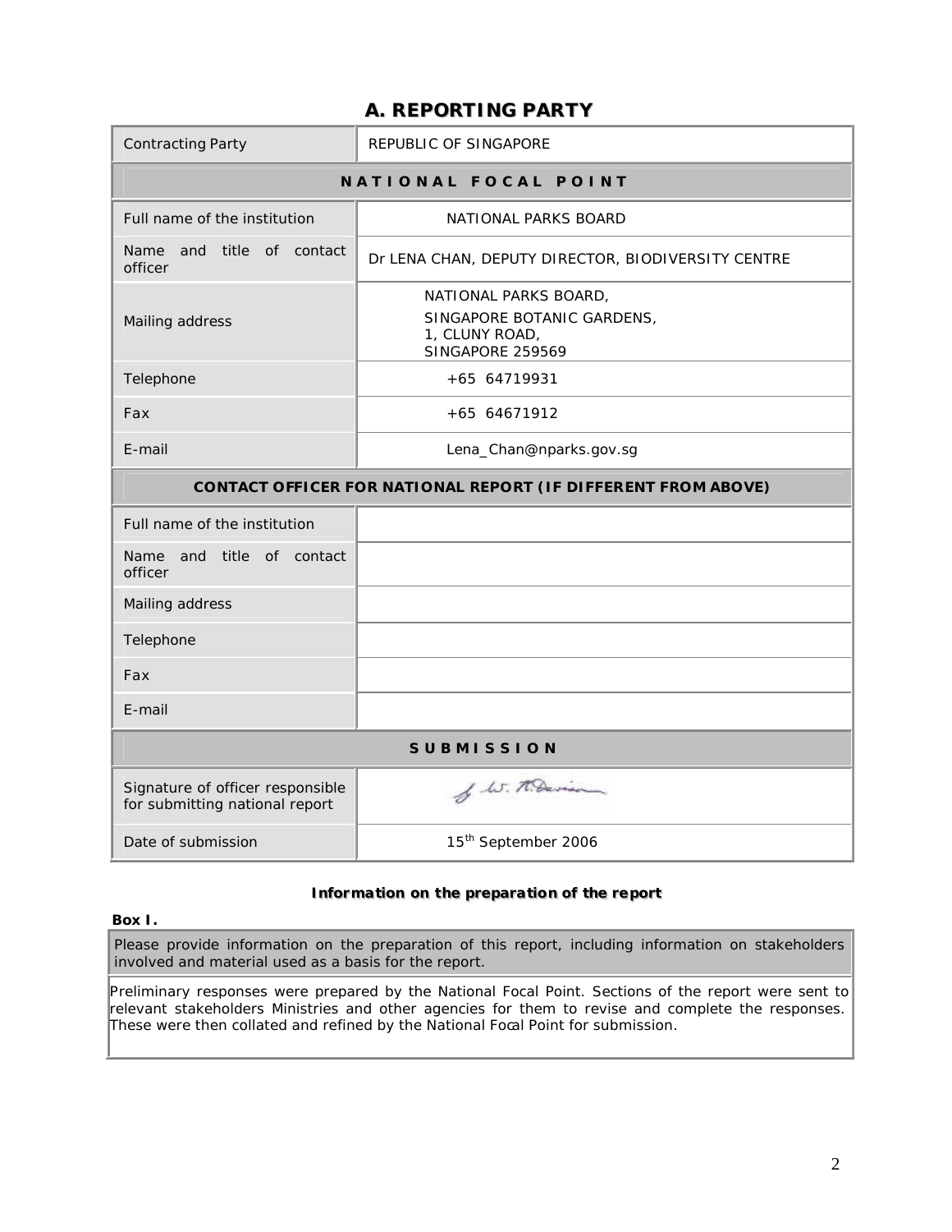# A. REPORTING PARTY

| Contracting Party | REPUBLIC OF SINGAPORE |
|---|---|
| **NATIONAL FOCAL POINT** | |
| Full name of the institution | NATIONAL PARKS BOARD |
| Name and title of contact officer | Dr LENA CHAN, DEPUTY DIRECTOR, BIODIVERSITY CENTRE |
| Mailing address | NATIONAL PARKS BOARD, SINGAPORE BOTANIC GARDENS, 1, CLUNY ROAD, SINGAPORE 259569 |
| Telephone | +65 64719931 |
| Fax | +65 64671912 |
| E-mail | Lena_Chan@nparks.gov.sg |
| **CONTACT OFFICER FOR NATIONAL REPORT (IF DIFFERENT FROM ABOVE)** | |
| Full name of the institution | |
| Name and title of contact officer | |
| Mailing address | |
| Telephone | |
| Fax | |
| E-mail | |
| **SUBMISSION** | |
| Signature of officer responsible for submitting national report | |
| Date of submission | 15th September 2006 |

### Information on the preparation of the report

**Box I.**

| Please provide information on the preparation of this report, including information on stakeholders involved and material used as a basis for the report. |
|---|
| Preliminary responses were prepared by the National Focal Point. Sections of the report were sent to relevant stakeholders Ministries and other agencies for them to revise and complete the responses. These were then collated and refined by the National Focal Point for submission. |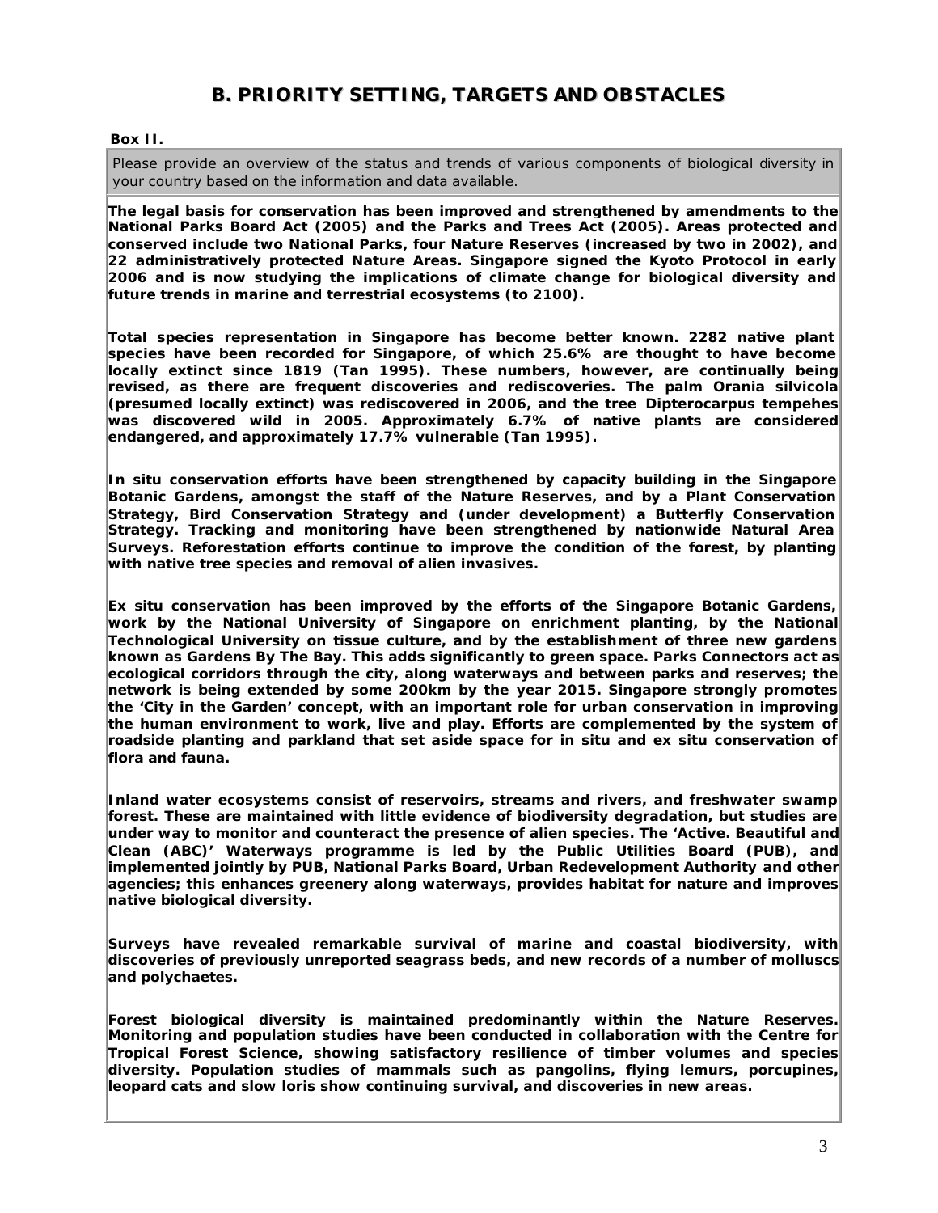## B. PRIORITY SETTING, TARGETS AND OBSTACLES

**Box II.**

Please provide an overview of the status and trends of various components of biological diversity in your country based on the information and data available.

**The legal basis for conservation has been improved and strengthened by amendments to the National Parks Board Act (2005) and the Parks and Trees Act (2005). Areas protected and conserved include two National Parks, four Nature Reserves (increased by two in 2002), and 22 administratively protected Nature Areas. Singapore signed the Kyoto Protocol in early 2006 and is now studying the implications of climate change for biological diversity and future trends in marine and terrestrial ecosystems (to 2100).**

**Total species representation in Singapore has become better known. 2282 native plant species have been recorded for Singapore, of which 25.6% are thought to have become locally extinct since 1819 (Tan 1995). These numbers, however, are continually being revised, as there are frequent discoveries and rediscoveries. The palm Orania silvicola (presumed locally extinct) was rediscovered in 2006, and the tree Dipterocarpus tempehes was discovered wild in 2005. Approximately 6.7% of native plants are considered endangered, and approximately 17.7% vulnerable (Tan 1995).**

**In situ conservation efforts have been strengthened by capacity building in the Singapore Botanic Gardens, amongst the staff of the Nature Reserves, and by a Plant Conservation Strategy, Bird Conservation Strategy and (under development) a Butterfly Conservation Strategy. Tracking and monitoring have been strengthened by nationwide Natural Area Surveys. Reforestation efforts continue to improve the condition of the forest, by planting with native tree species and removal of alien invasives.**

**Ex situ conservation has been improved by the efforts of the Singapore Botanic Gardens, work by the National University of Singapore on enrichment planting, by the National Technological University on tissue culture, and by the establishment of three new gardens known as Gardens By The Bay. This adds significantly to green space. Parks Connectors act as ecological corridors through the city, along waterways and between parks and reserves; the network is being extended by some 200km by the year 2015. Singapore strongly promotes the 'City in the Garden' concept, with an important role for urban conservation in improving the human environment to work, live and play. Efforts are complemented by the system of roadside planting and parkland that set aside space for in situ and ex situ conservation of flora and fauna.**

**Inland water ecosystems consist of reservoirs, streams and rivers, and freshwater swamp forest. These are maintained with little evidence of biodiversity degradation, but studies are under way to monitor and counteract the presence of alien species. The 'Active. Beautiful and Clean (ABC)' Waterways programme is led by the Public Utilities Board (PUB), and implemented jointly by PUB, National Parks Board, Urban Redevelopment Authority and other agencies; this enhances greenery along waterways, provides habitat for nature and improves native biological diversity.**

**Surveys have revealed remarkable survival of marine and coastal biodiversity, with discoveries of previously unreported seagrass beds, and new records of a number of molluscs and polychaetes.**

**Forest biological diversity is maintained predominantly within the Nature Reserves. Monitoring and population studies have been conducted in collaboration with the Centre for Tropical Forest Science, showing satisfactory resilience of timber volumes and species diversity. Population studies of mammals such as pangolins, flying lemurs, porcupines, leopard cats and slow loris show continuing survival, and discoveries in new areas.**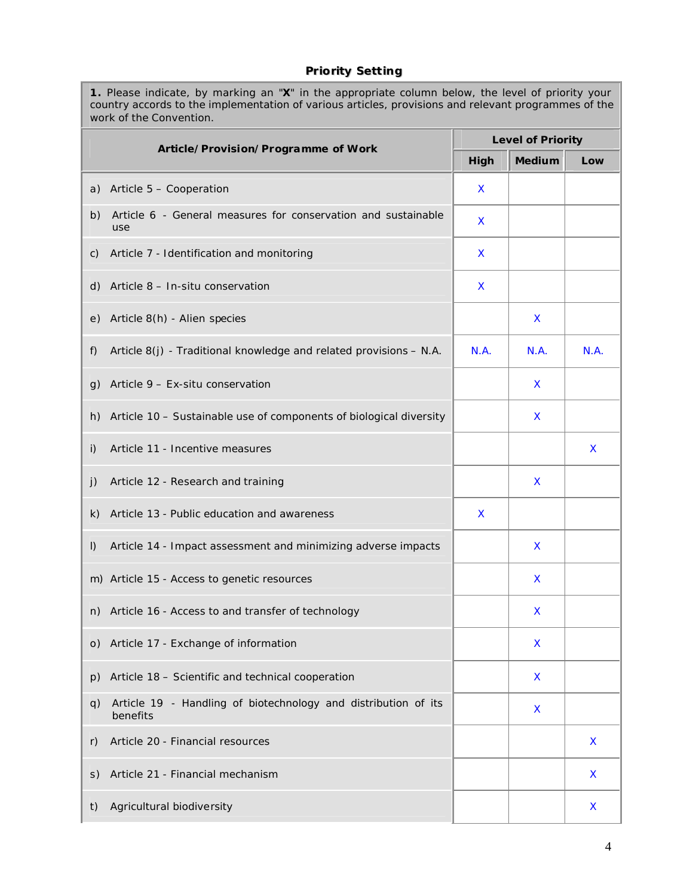### Priority Setting

**1.** Please indicate, by marking an "**X**" in the appropriate column below, the level of priority your country accords to the implementation of various articles, provisions and relevant programmes of the work of the Convention.

| Article/Provision/Programme of Work | Level of Priority | | |
|---|---|---|---|
| | **High** | **Medium** | **Low** |
| a) Article 5 – Cooperation | X | | |
| b) Article 6 - General measures for conservation and sustainable use | X | | |
| c) Article 7 - Identification and monitoring | X | | |
| d) Article 8 – In-situ conservation | X | | |
| e) Article 8(h) - Alien species | | X | |
| f) Article 8(j) - Traditional knowledge and related provisions – N.A. | N.A. | N.A. | N.A. |
| g) Article 9 – Ex-situ conservation | | X | |
| h) Article 10 – Sustainable use of components of biological diversity | | X | |
| i) Article 11 - Incentive measures | | | X |
| j) Article 12 - Research and training | | X | |
| k) Article 13 - Public education and awareness | X | | |
| l) Article 14 - Impact assessment and minimizing adverse impacts | | X | |
| m) Article 15 - Access to genetic resources | | X | |
| n) Article 16 - Access to and transfer of technology | | X | |
| o) Article 17 - Exchange of information | | X | |
| p) Article 18 – Scientific and technical cooperation | | X | |
| q) Article 19 - Handling of biotechnology and distribution of its benefits | | X | |
| r) Article 20 - Financial resources | | | X |
| s) Article 21 - Financial mechanism | | | X |
| t) Agricultural biodiversity | | | X |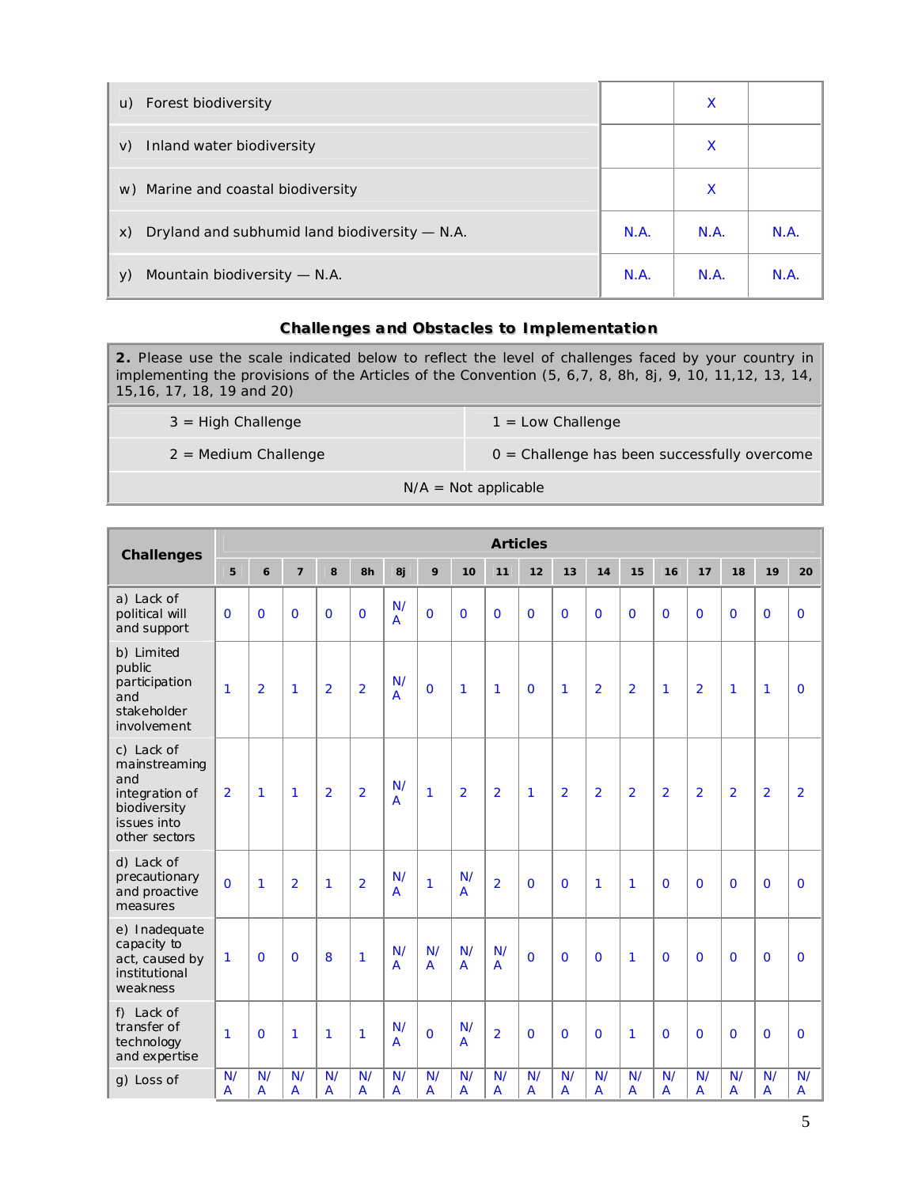| | | | |
|---|---|---|---|
| u) Forest biodiversity | | X | |
| v) Inland water biodiversity | | X | |
| w) Marine and coastal biodiversity | | X | |
| x) Dryland and subhumid land biodiversity — N.A. | N.A. | N.A. | N.A. |
| y) Mountain biodiversity — N.A. | N.A. | N.A. | N.A. |

### Challenges and Obstacles to Implementation

| **2.** Please use the scale indicated below to reflect the level of challenges faced by your country in implementing the provisions of the Articles of the Convention (5, 6,7, 8, 8h, 8j, 9, 10, 11,12, 13, 14, 15,16, 17, 18, 19 and 20) | |
|---|---|
| 3 = High Challenge | 1 = Low Challenge |
| 2 = Medium Challenge | 0 = Challenge has been successfully overcome |
| N/A = Not applicable | |

| Challenges | Articles | | | | | | | | | | | | | | | | | |
|---|---|---|---|---|---|---|---|---|---|---|---|---|---|---|---|---|---|---|
| | 5 | 6 | 7 | 8 | 8h | 8j | 9 | 10 | 11 | 12 | 13 | 14 | 15 | 16 | 17 | 18 | 19 | 20 |
| a) Lack of political will and support | 0 | 0 | 0 | 0 | 0 | N/A | 0 | 0 | 0 | 0 | 0 | 0 | 0 | 0 | 0 | 0 | 0 | 0 |
| b) Limited public participation and stakeholder involvement | 1 | 2 | 1 | 2 | 2 | N/A | 0 | 1 | 1 | 0 | 1 | 2 | 2 | 1 | 2 | 1 | 1 | 0 |
| c) Lack of mainstreaming and integration of biodiversity issues into other sectors | 2 | 1 | 1 | 2 | 2 | N/A | 1 | 2 | 2 | 1 | 2 | 2 | 2 | 2 | 2 | 2 | 2 | 2 |
| d) Lack of precautionary and proactive measures | 0 | 1 | 2 | 1 | 2 | N/A | 1 | N/A | 2 | 0 | 0 | 1 | 1 | 0 | 0 | 0 | 0 | 0 |
| e) Inadequate capacity to act, caused by institutional weakness | 1 | 0 | 0 | 8 | 1 | N/A | N/A | N/A | N/A | 0 | 0 | 0 | 1 | 0 | 0 | 0 | 0 | 0 |
| f) Lack of transfer of technology and expertise | 1 | 0 | 1 | 1 | 1 | N/A | 0 | N/A | 2 | 0 | 0 | 0 | 1 | 0 | 0 | 0 | 0 | 0 |
| g) Loss of | N/A | N/A | N/A | N/A | N/A | N/A | N/A | N/A | N/A | N/A | N/A | N/A | N/A | N/A | N/A | N/A | N/A | N/A |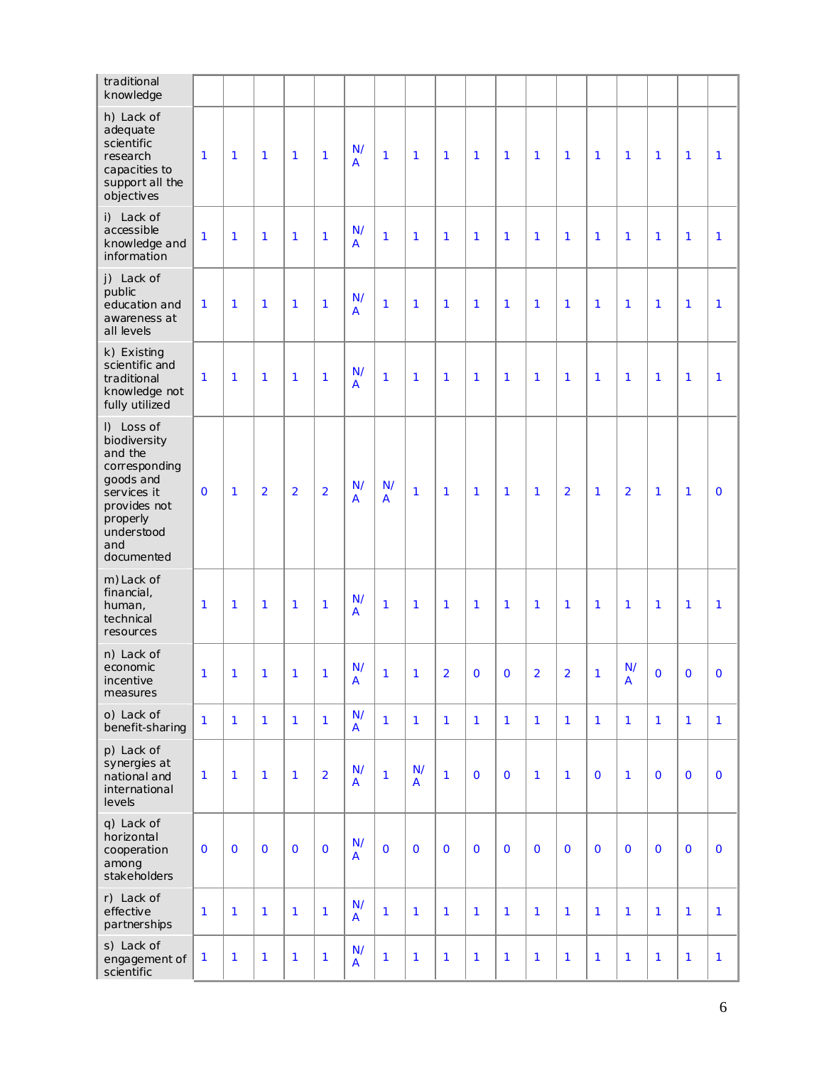| | | | | | | | | | | | | | | | | | | |
|---|---|---|---|---|---|---|---|---|---|---|---|---|---|---|---|---|---|---|
| traditional knowledge | | | | | | | | | | | | | | | | | | |
| h) Lack of adequate scientific research capacities to support all the objectives | 1 | 1 | 1 | 1 | 1 | N/A | 1 | 1 | 1 | 1 | 1 | 1 | 1 | 1 | 1 | 1 | 1 | 1 |
| i) Lack of accessible knowledge and information | 1 | 1 | 1 | 1 | 1 | N/A | 1 | 1 | 1 | 1 | 1 | 1 | 1 | 1 | 1 | 1 | 1 | 1 |
| j) Lack of public education and awareness at all levels | 1 | 1 | 1 | 1 | 1 | N/A | 1 | 1 | 1 | 1 | 1 | 1 | 1 | 1 | 1 | 1 | 1 | 1 |
| k) Existing scientific and traditional knowledge not fully utilized | 1 | 1 | 1 | 1 | 1 | N/A | 1 | 1 | 1 | 1 | 1 | 1 | 1 | 1 | 1 | 1 | 1 | 1 |
| l) Loss of biodiversity and the corresponding goods and services it provides not properly understood and documented | 0 | 1 | 2 | 2 | 2 | N/A | N/A | 1 | 1 | 1 | 1 | 1 | 2 | 1 | 2 | 1 | 1 | 0 |
| m) Lack of financial, human, technical resources | 1 | 1 | 1 | 1 | 1 | N/A | 1 | 1 | 1 | 1 | 1 | 1 | 1 | 1 | 1 | 1 | 1 | 1 |
| n) Lack of economic incentive measures | 1 | 1 | 1 | 1 | 1 | N/A | 1 | 1 | 2 | 0 | 0 | 2 | 2 | 1 | N/A | 0 | 0 | 0 |
| o) Lack of benefit-sharing | 1 | 1 | 1 | 1 | 1 | N/A | 1 | 1 | 1 | 1 | 1 | 1 | 1 | 1 | 1 | 1 | 1 | 1 |
| p) Lack of synergies at national and international levels | 1 | 1 | 1 | 1 | 2 | N/A | 1 | N/A | 1 | 0 | 0 | 1 | 1 | 0 | 1 | 0 | 0 | 0 |
| q) Lack of horizontal cooperation among stakeholders | 0 | 0 | 0 | 0 | 0 | N/A | 0 | 0 | 0 | 0 | 0 | 0 | 0 | 0 | 0 | 0 | 0 | 0 |
| r) Lack of effective partnerships | 1 | 1 | 1 | 1 | 1 | N/A | 1 | 1 | 1 | 1 | 1 | 1 | 1 | 1 | 1 | 1 | 1 | 1 |
| s) Lack of engagement of scientific | 1 | 1 | 1 | 1 | 1 | N/A | 1 | 1 | 1 | 1 | 1 | 1 | 1 | 1 | 1 | 1 | 1 | 1 |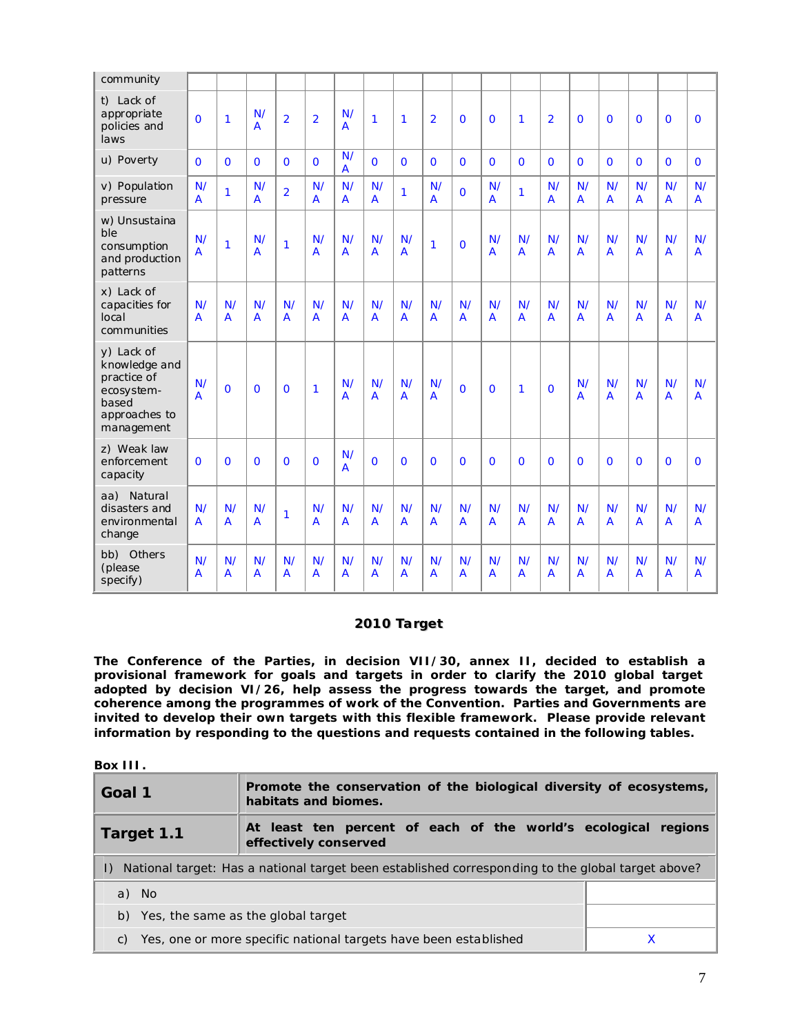| community | | | | | | | | | | | | | | | | | | |
|---|---|---|---|---|---|---|---|---|---|---|---|---|---|---|---|---|---|---|
| t) Lack of appropriate policies and laws | 0 | 1 | N/A | 2 | 2 | N/A | 1 | 1 | 2 | 0 | 0 | 1 | 2 | 0 | 0 | 0 | 0 | 0 |
| u) Poverty | 0 | 0 | 0 | 0 | 0 | N/A | 0 | 0 | 0 | 0 | 0 | 0 | 0 | 0 | 0 | 0 | 0 | 0 |
| v) Population pressure | N/A | 1 | N/A | 2 | N/A | N/A | N/A | 1 | N/A | 0 | N/A | 1 | N/A | N/A | N/A | N/A | N/A | N/A |
| w) Unsustainable consumption and production patterns | N/A | 1 | N/A | 1 | N/A | N/A | N/A | N/A | 1 | 0 | N/A | N/A | N/A | N/A | N/A | N/A | N/A | N/A |
| x) Lack of capacities for local communities | N/A | N/A | N/A | N/A | N/A | N/A | N/A | N/A | N/A | N/A | N/A | N/A | N/A | N/A | N/A | N/A | N/A | N/A |
| y) Lack of knowledge and practice of ecosystem-based approaches to management | N/A | 0 | 0 | 0 | 1 | N/A | N/A | N/A | N/A | 0 | 0 | 1 | 0 | N/A | N/A | N/A | N/A | N/A |
| z) Weak law enforcement capacity | 0 | 0 | 0 | 0 | 0 | N/A | 0 | 0 | 0 | 0 | 0 | 0 | 0 | 0 | 0 | 0 | 0 | 0 |
| aa) Natural disasters and environmental change | N/A | N/A | N/A | 1 | N/A | N/A | N/A | N/A | N/A | N/A | N/A | N/A | N/A | N/A | N/A | N/A | N/A | N/A |
| bb) Others (please specify) | N/A | N/A | N/A | N/A | N/A | N/A | N/A | N/A | N/A | N/A | N/A | N/A | N/A | N/A | N/A | N/A | N/A | N/A |

## 2010 Target

**The Conference of the Parties, in decision VII/30, annex II, decided to establish a provisional framework for goals and targets in order to clarify the 2010 global target adopted by decision VI/26, help assess the progress towards the target, and promote coherence among the programmes of work of the Convention. Parties and Governments are invited to develop their own targets with this flexible framework. Please provide relevant information by responding to the questions and requests contained in the following tables.**

**Box III.**

| **Goal 1** | **Promote the conservation of the biological diversity of ecosystems, habitats and biomes.** |
|---|---|
| **Target 1.1** | **At least ten percent of each of the world's ecological regions effectively conserved** |

| I) National target: Has a national target been established corresponding to the global target above? | |
|---|---|
| a) No | |
| b) Yes, the same as the global target | |
| c) Yes, one or more specific national targets have been established | X |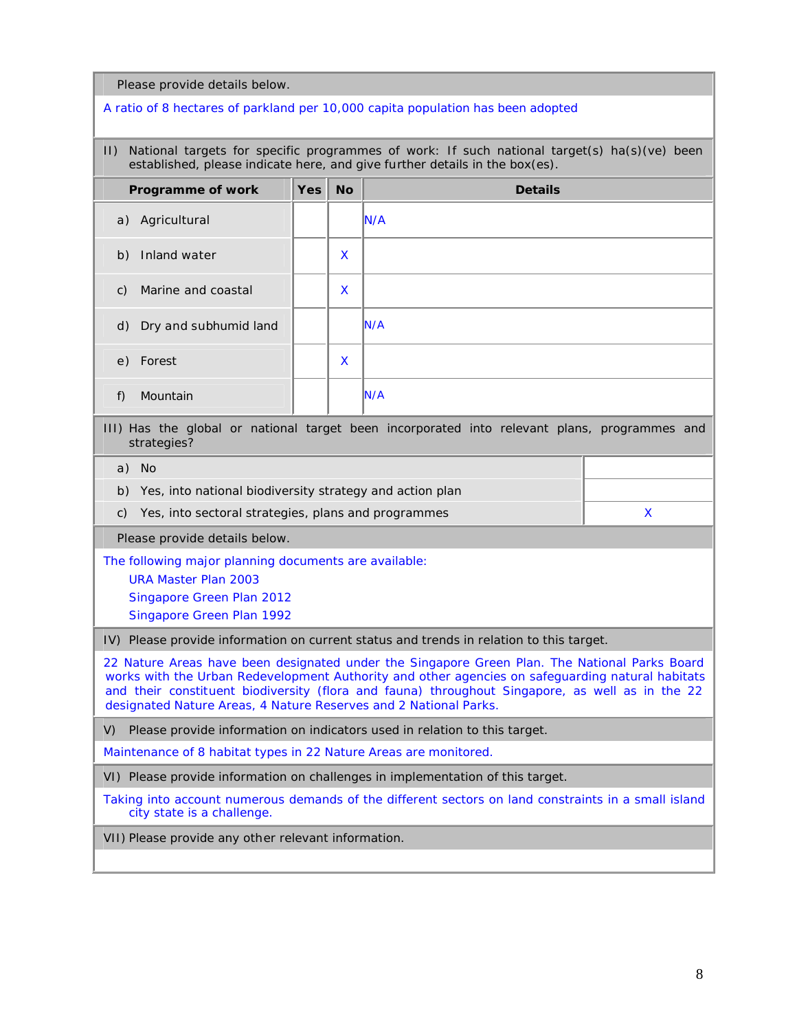Please provide details below.

A ratio of 8 hectares of parkland per 10,000 capita population has been adopted

II) National targets for specific programmes of work: If such national target(s) ha(s)(ve) been established, please indicate here, and give further details in the box(es).

| Programme of work | Yes | No | Details |
|---|---|---|---|
| a) Agricultural | | | N/A |
| b) Inland water | | X | |
| c) Marine and coastal | | X | |
| d) Dry and subhumid land | | | N/A |
| e) Forest | | X | |
| f) Mountain | | | N/A |

III) Has the global or national target been incorporated into relevant plans, programmes and strategies?

| | |
|---|---|
| a) No | |
| b) Yes, into national biodiversity strategy and action plan | |
| c) Yes, into sectoral strategies, plans and programmes | X |

Please provide details below.

The following major planning documents are available:

- URA Master Plan 2003
- Singapore Green Plan 2012
- Singapore Green Plan 1992

IV) Please provide information on current status and trends in relation to this target.

22 Nature Areas have been designated under the Singapore Green Plan. The National Parks Board works with the Urban Redevelopment Authority and other agencies on safeguarding natural habitats and their constituent biodiversity (flora and fauna) throughout Singapore, as well as in the 22 designated Nature Areas, 4 Nature Reserves and 2 National Parks.

V) Please provide information on indicators used in relation to this target.

Maintenance of 8 habitat types in 22 Nature Areas are monitored.

VI) Please provide information on challenges in implementation of this target.

Taking into account numerous demands of the different sectors on land constraints in a small island city state is a challenge.

VII) Please provide any other relevant information.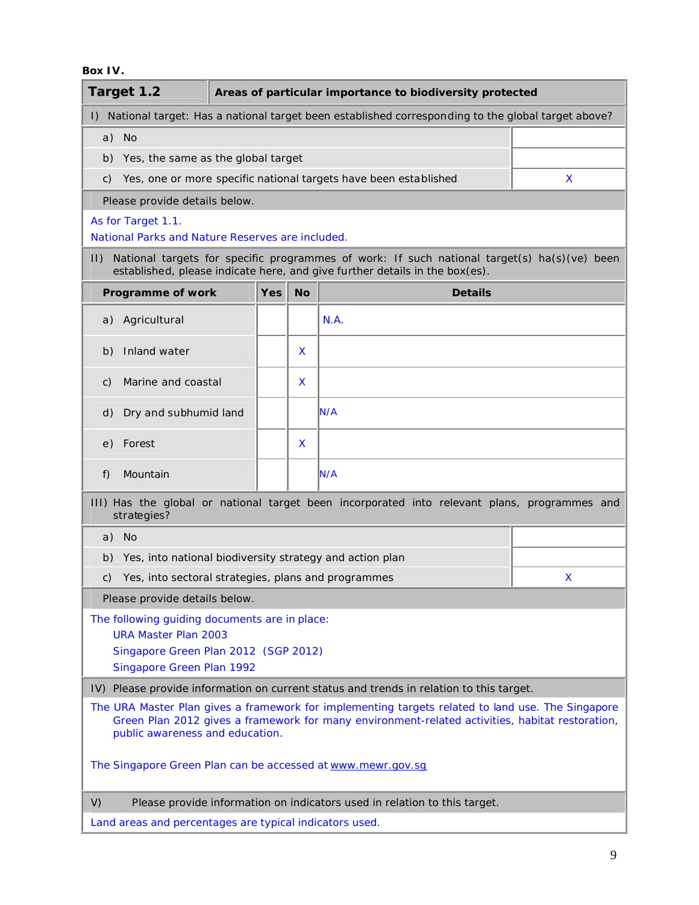**Box IV.**

| **Target 1.2** | **Areas of particular importance to biodiversity protected** |
|---|---|
| I) National target: Has a national target been established corresponding to the global target above? | |
| a) No | |
| b) Yes, the same as the global target | |
| c) Yes, one or more specific national targets have been established | X |
| Please provide details below. | |
| As for Target 1.1.<br>National Parks and Nature Reserves are included. | |

II) National targets for specific programmes of work: If such national target(s) ha(s)(ve) been established, please indicate here, and give further details in the box(es).

| Programme of work | Yes | No | Details |
|---|---|---|---|
| a) Agricultural | | | N.A. |
| b) Inland water | | X | |
| c) Marine and coastal | | X | |
| d) Dry and subhumid land | | | N/A |
| e) Forest | | X | |
| f) Mountain | | | N/A |

| III) Has the global or national target been incorporated into relevant plans, programmes and strategies? | |
|---|---|
| a) No | |
| b) Yes, into national biodiversity strategy and action plan | |
| c) Yes, into sectoral strategies, plans and programmes | X |

Please provide details below.

The following guiding documents are in place:

- URA Master Plan 2003
- Singapore Green Plan 2012 (SGP 2012)
- Singapore Green Plan 1992

IV) Please provide information on current status and trends in relation to this target.

The URA Master Plan gives a framework for implementing targets related to land use. The Singapore Green Plan 2012 gives a framework for many environment-related activities, habitat restoration, public awareness and education.

The Singapore Green Plan can be accessed at www.mewr.gov.sg

V) Please provide information on indicators used in relation to this target.

Land areas and percentages are typical indicators used.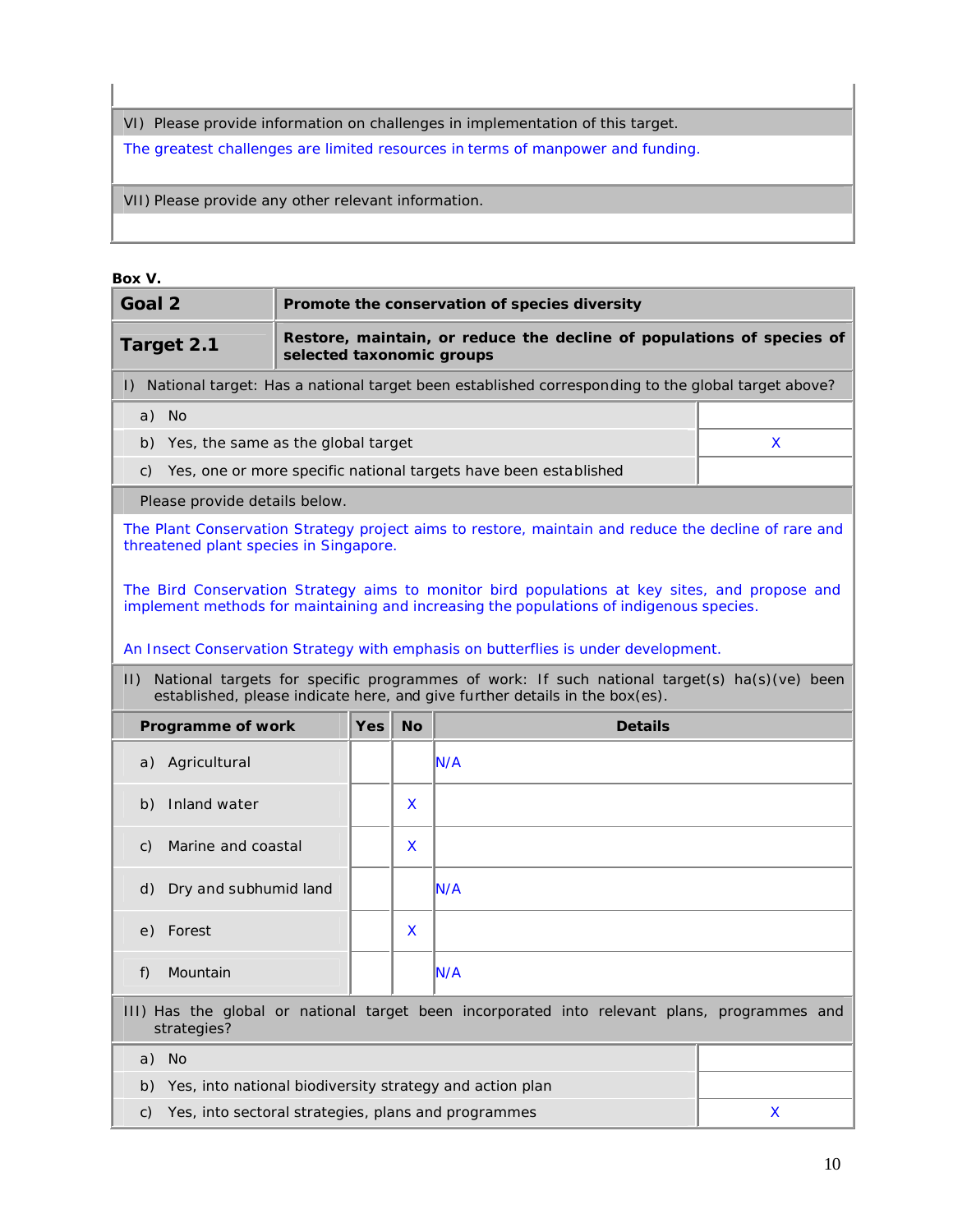| VI) Please provide information on challenges in implementation of this target. |
|---|
| The greatest challenges are limited resources in terms of manpower and funding. |
| VII) Please provide any other relevant information. |
| |

**Box V.**

| **Goal 2** | **Promote the conservation of species diversity** |
|---|---|
| **Target 2.1** | **Restore, maintain, or reduce the decline of populations of species of selected taxonomic groups** |

I) National target: Has a national target been established corresponding to the global target above?

| | |
|---|---|
| a) No | |
| b) Yes, the same as the global target | X |
| c) Yes, one or more specific national targets have been established | |

Please provide details below.

The Plant Conservation Strategy project aims to restore, maintain and reduce the decline of rare and threatened plant species in Singapore.

The Bird Conservation Strategy aims to monitor bird populations at key sites, and propose and implement methods for maintaining and increasing the populations of indigenous species.

An Insect Conservation Strategy with emphasis on butterflies is under development.

II) National targets for specific programmes of work: If such national target(s) ha(s)(ve) been established, please indicate here, and give further details in the box(es).

| Programme of work | Yes | No | Details |
|---|---|---|---|
| a) Agricultural | | | N/A |
| b) Inland water | | X | |
| c) Marine and coastal | | X | |
| d) Dry and subhumid land | | | N/A |
| e) Forest | | X | |
| f) Mountain | | | N/A |

III) Has the global or national target been incorporated into relevant plans, programmes and strategies?

| | |
|---|---|
| a) No | |
| b) Yes, into national biodiversity strategy and action plan | |
| c) Yes, into sectoral strategies, plans and programmes | X |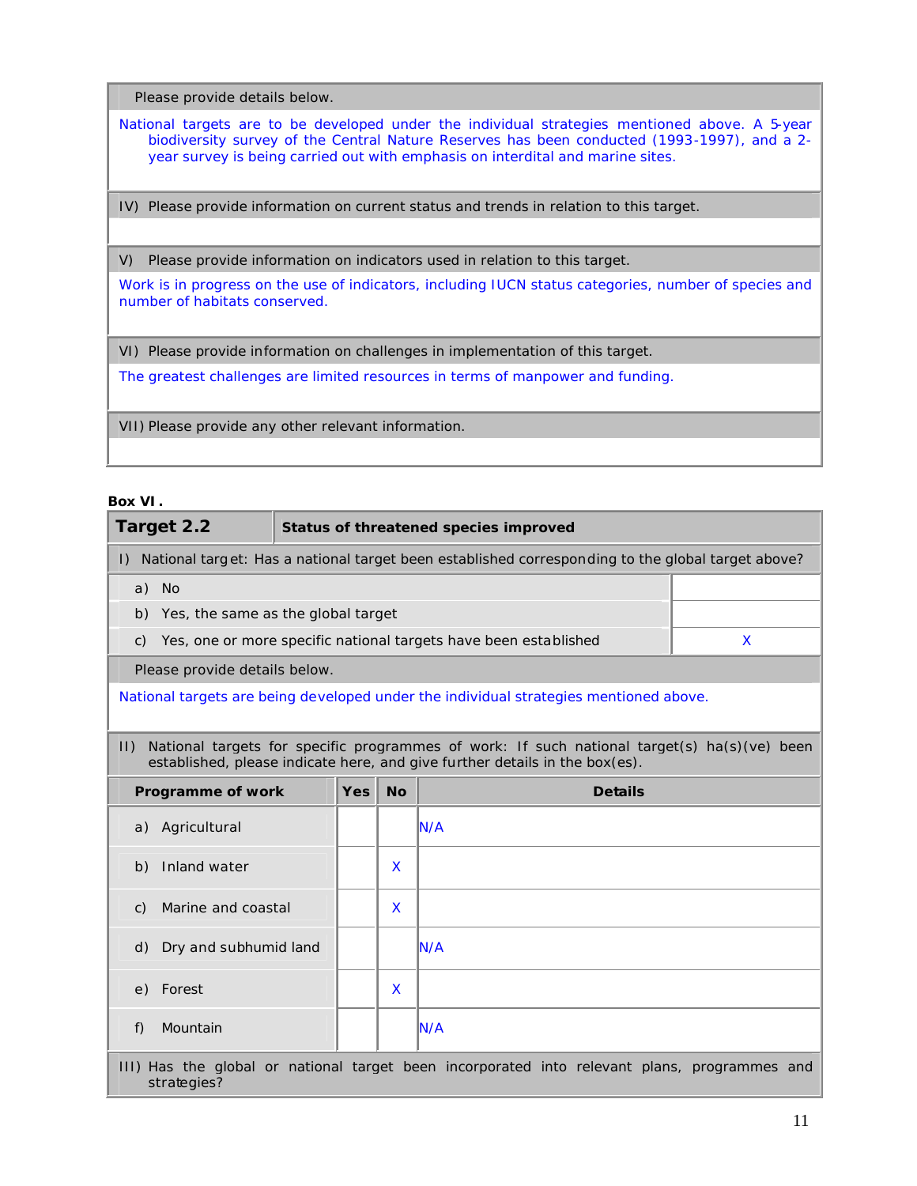Please provide details below.

National targets are to be developed under the individual strategies mentioned above. A 5-year biodiversity survey of the Central Nature Reserves has been conducted (1993-1997), and a 2-year survey is being carried out with emphasis on interdital and marine sites.

IV) Please provide information on current status and trends in relation to this target.

V) Please provide information on indicators used in relation to this target.

Work is in progress on the use of indicators, including IUCN status categories, number of species and number of habitats conserved.

VI) Please provide information on challenges in implementation of this target.

The greatest challenges are limited resources in terms of manpower and funding.

VII) Please provide any other relevant information.

**Box VI.**

| **Target 2.2** | **Status of threatened species improved** |
|---|---|

I) National target: Has a national target been established corresponding to the global target above?

| | |
|---|---|
| a) No | |
| b) Yes, the same as the global target | |
| c) Yes, one or more specific national targets have been established | X |

Please provide details below.

National targets are being developed under the individual strategies mentioned above.

II) National targets for specific programmes of work: If such national target(s) ha(s)(ve) been established, please indicate here, and give further details in the box(es).

| Programme of work | Yes | No | Details |
|---|---|---|---|
| a) Agricultural | | | N/A |
| b) Inland water | | X | |
| c) Marine and coastal | | X | |
| d) Dry and subhumid land | | | N/A |
| e) Forest | | X | |
| f) Mountain | | | N/A |

III) Has the global or national target been incorporated into relevant plans, programmes and strategies?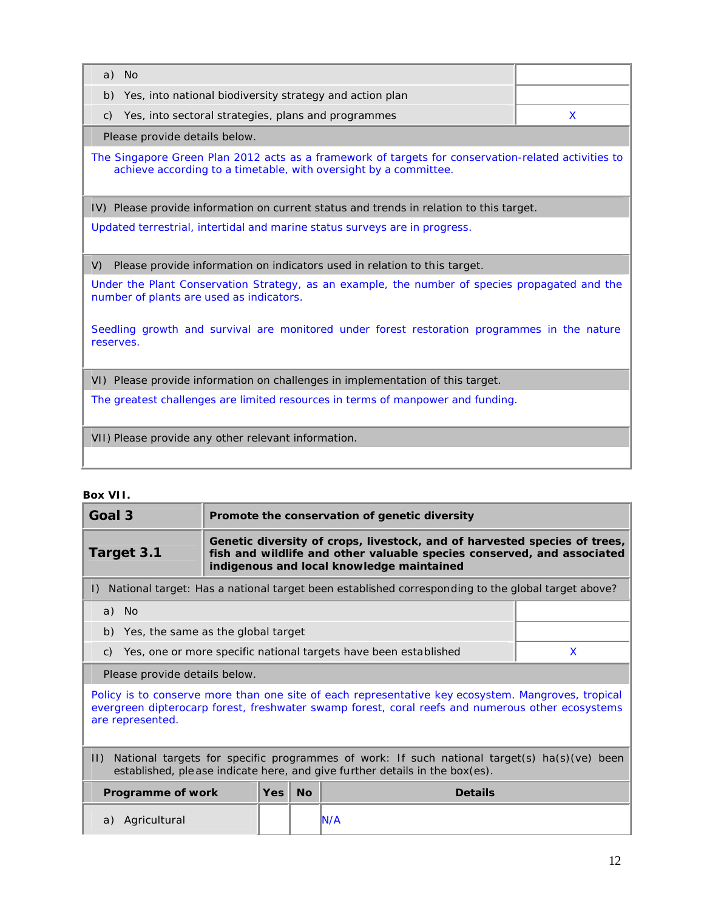| | |
|---|---|
| a) No | |
| b) Yes, into national biodiversity strategy and action plan | |
| c) Yes, into sectoral strategies, plans and programmes | X |

Please provide details below.

The Singapore Green Plan 2012 acts as a framework of targets for conservation-related activities to achieve according to a timetable, with oversight by a committee.

IV) Please provide information on current status and trends in relation to this target.

Updated terrestrial, intertidal and marine status surveys are in progress.

V) Please provide information on indicators used in relation to this target.

Under the Plant Conservation Strategy, as an example, the number of species propagated and the number of plants are used as indicators.

Seedling growth and survival are monitored under forest restoration programmes in the nature reserves.

VI) Please provide information on challenges in implementation of this target.

The greatest challenges are limited resources in terms of manpower and funding.

VII) Please provide any other relevant information.

**Box VII.**

| | |
|---|---|
| **Goal 3** | **Promote the conservation of genetic diversity** |
| **Target 3.1** | **Genetic diversity of crops, livestock, and of harvested species of trees, fish and wildlife and other valuable species conserved, and associated indigenous and local knowledge maintained** |

I) National target: Has a national target been established corresponding to the global target above?

| | |
|---|---|
| a) No | |
| b) Yes, the same as the global target | |
| c) Yes, one or more specific national targets have been established | X |

Please provide details below.

Policy is to conserve more than one site of each representative key ecosystem. Mangroves, tropical evergreen dipterocarp forest, freshwater swamp forest, coral reefs and numerous other ecosystems are represented.

II) National targets for specific programmes of work: If such national target(s) ha(s)(ve) been established, please indicate here, and give further details in the box(es).

| Programme of work | Yes | No | Details |
|---|---|---|---|
| a) Agricultural | | | N/A |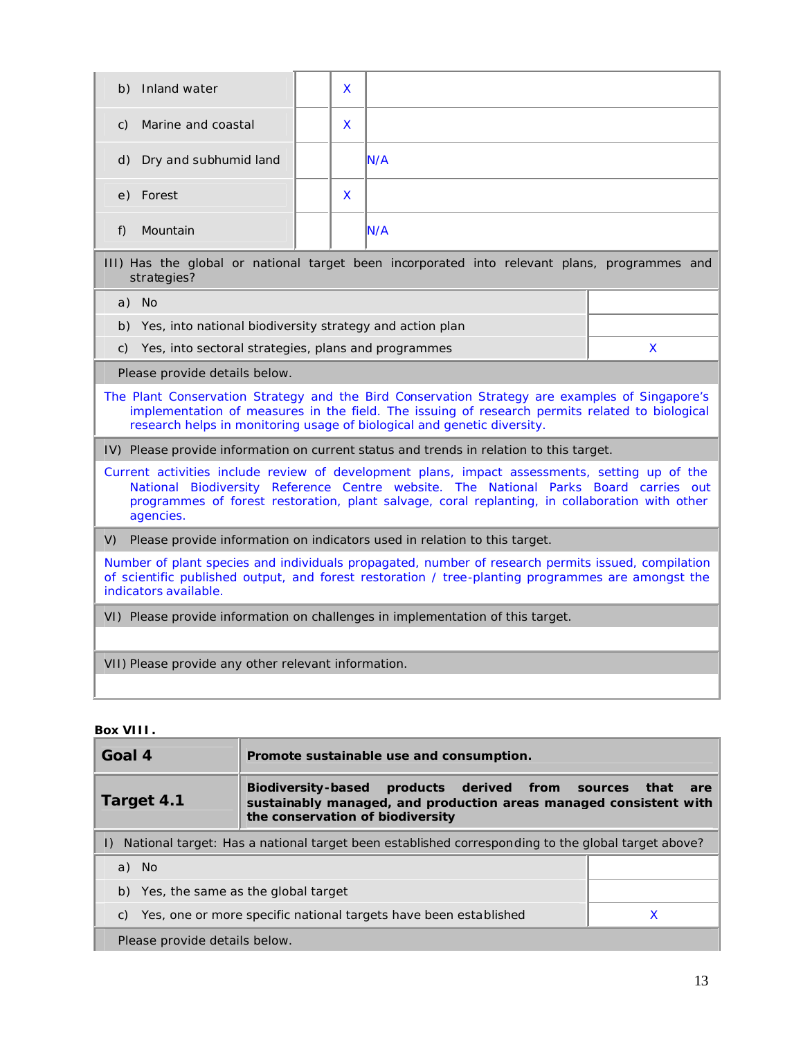| | | | |
|---|---|---|---|
| b) Inland water | | X | |
| c) Marine and coastal | | X | |
| d) Dry and subhumid land | | | N/A |
| e) Forest | | X | |
| f) Mountain | | | N/A |

| III) Has the global or national target been incorporated into relevant plans, programmes and strategies? | |
|---|---|
| a) No | |
| b) Yes, into national biodiversity strategy and action plan | |
| c) Yes, into sectoral strategies, plans and programmes | X |

Please provide details below.

The Plant Conservation Strategy and the Bird Conservation Strategy are examples of Singapore's implementation of measures in the field. The issuing of research permits related to biological research helps in monitoring usage of biological and genetic diversity.

IV) Please provide information on current status and trends in relation to this target.

Current activities include review of development plans, impact assessments, setting up of the National Biodiversity Reference Centre website. The National Parks Board carries out programmes of forest restoration, plant salvage, coral replanting, in collaboration with other agencies.

V) Please provide information on indicators used in relation to this target.

Number of plant species and individuals propagated, number of research permits issued, compilation of scientific published output, and forest restoration / tree-planting programmes are amongst the indicators available.

VI) Please provide information on challenges in implementation of this target.

VII) Please provide any other relevant information.

**Box VIII.**

| **Goal 4** | **Promote sustainable use and consumption.** |
|---|---|
| **Target 4.1** | **Biodiversity-based products derived from sources that are sustainably managed, and production areas managed consistent with the conservation of biodiversity** |

| I) National target: Has a national target been established corresponding to the global target above? | |
|---|---|
| a) No | |
| b) Yes, the same as the global target | |
| c) Yes, one or more specific national targets have been established | X |

Please provide details below.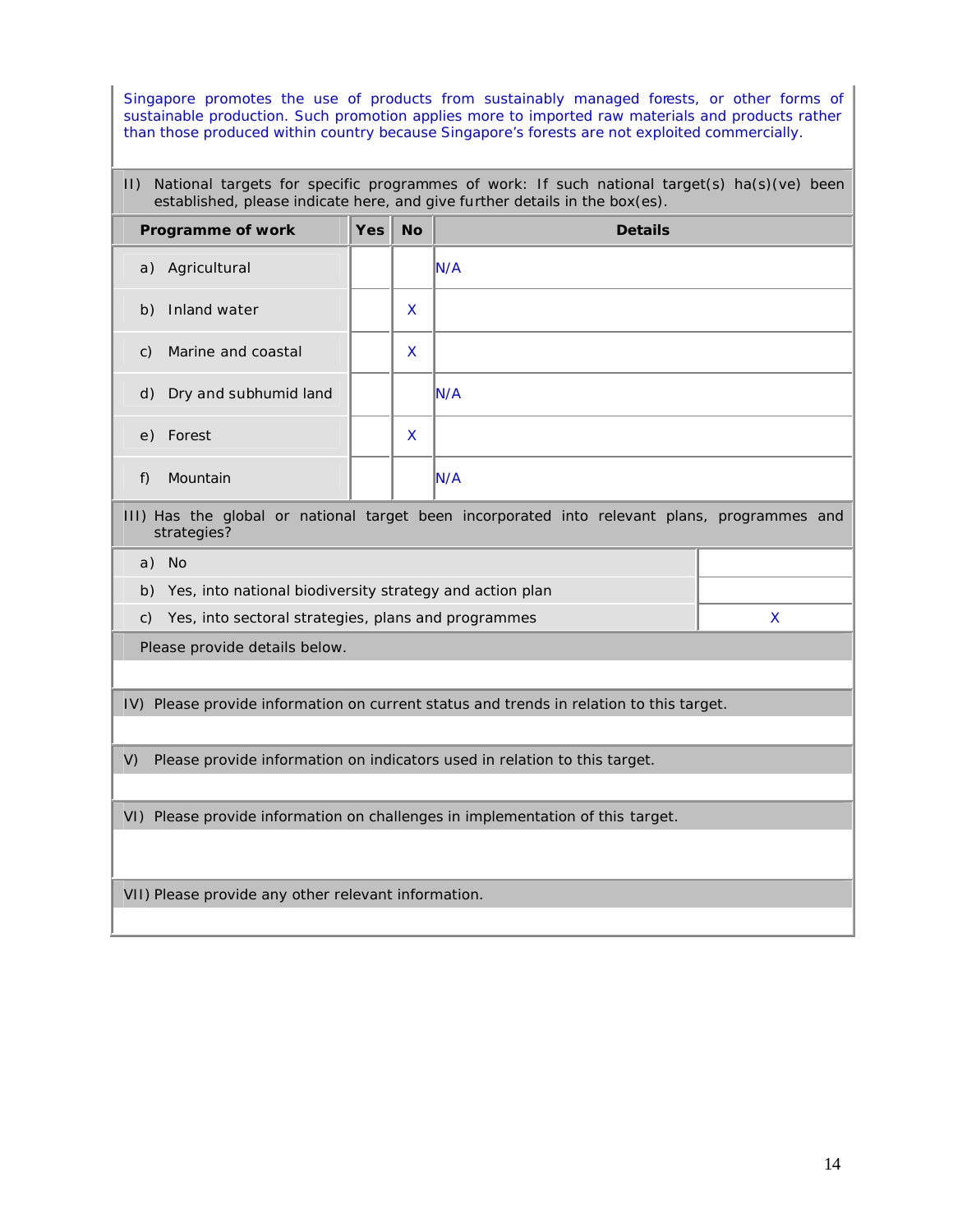Singapore promotes the use of products from sustainably managed forests, or other forms of sustainable production. Such promotion applies more to imported raw materials and products rather than those produced within country because Singapore's forests are not exploited commercially.

II) National targets for specific programmes of work: If such national target(s) ha(s)(ve) been established, please indicate here, and give further details in the box(es).

| Programme of work | Yes | No | Details |
|---|---|---|---|
| a) Agricultural | | | N/A |
| b) Inland water | | X | |
| c) Marine and coastal | | X | |
| d) Dry and subhumid land | | | N/A |
| e) Forest | | X | |
| f) Mountain | | | N/A |

III) Has the global or national target been incorporated into relevant plans, programmes and strategies?

| | |
|---|---|
| a) No | |
| b) Yes, into national biodiversity strategy and action plan | |
| c) Yes, into sectoral strategies, plans and programmes | X |

Please provide details below.

IV) Please provide information on current status and trends in relation to this target.

V) Please provide information on indicators used in relation to this target.

VI) Please provide information on challenges in implementation of this target.

VII) Please provide any other relevant information.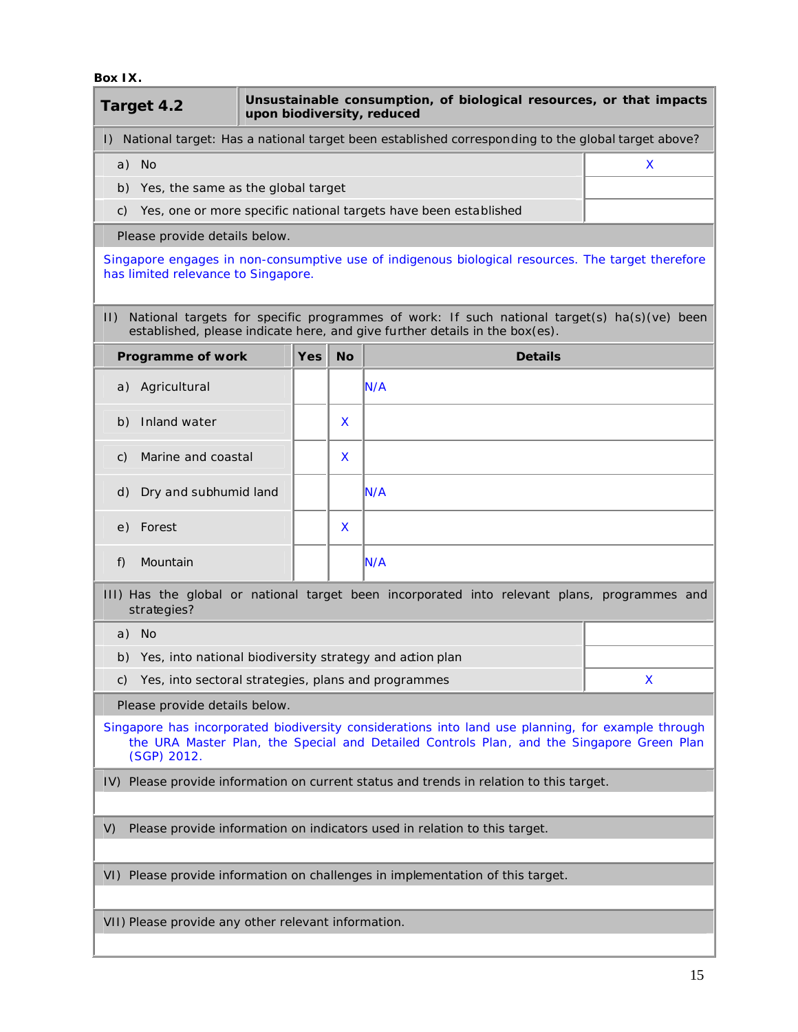**Box IX.**

| **Target 4.2** | **Unsustainable consumption, of biological resources, or that impacts upon biodiversity, reduced** |
|---|---|

| I) National target: Has a national target been established corresponding to the global target above? | |
|---|---|
| a) No | X |
| b) Yes, the same as the global target | |
| c) Yes, one or more specific national targets have been established | |

Please provide details below.

Singapore engages in non-consumptive use of indigenous biological resources. The target therefore has limited relevance to Singapore.

II) National targets for specific programmes of work: If such national target(s) ha(s)(ve) been established, please indicate here, and give further details in the box(es).

| Programme of work | Yes | No | Details |
|---|---|---|---|
| a) Agricultural | | | N/A |
| b) Inland water | | X | |
| c) Marine and coastal | | X | |
| d) Dry and subhumid land | | | N/A |
| e) Forest | | X | |
| f) Mountain | | | N/A |

| III) Has the global or national target been incorporated into relevant plans, programmes and strategies? | |
|---|---|
| a) No | |
| b) Yes, into national biodiversity strategy and action plan | |
| c) Yes, into sectoral strategies, plans and programmes | X |

Please provide details below.

Singapore has incorporated biodiversity considerations into land use planning, for example through the URA Master Plan, the Special and Detailed Controls Plan, and the Singapore Green Plan (SGP) 2012.

IV) Please provide information on current status and trends in relation to this target.

V) Please provide information on indicators used in relation to this target.

VI) Please provide information on challenges in implementation of this target.

VII) Please provide any other relevant information.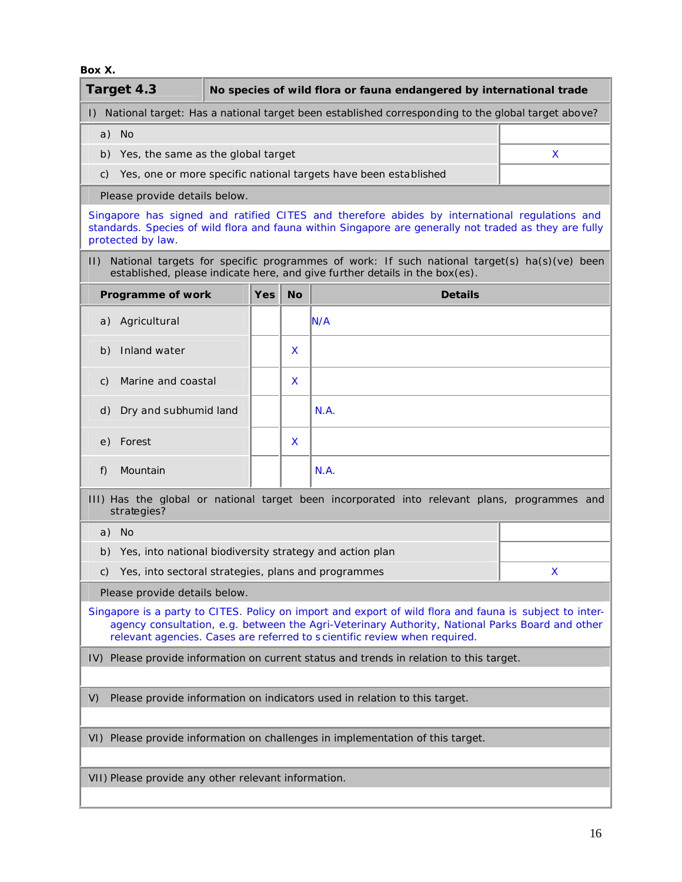**Box X.**

| **Target 4.3** | **No species of wild flora or fauna endangered by international trade** |
|---|---|

I) National target: Has a national target been established corresponding to the global target above?

| | |
|---|---|
| a) No | |
| b) Yes, the same as the global target | X |
| c) Yes, one or more specific national targets have been established | |

Please provide details below.

Singapore has signed and ratified CITES and therefore abides by international regulations and standards. Species of wild flora and fauna within Singapore are generally not traded as they are fully protected by law.

II) National targets for specific programmes of work: If such national target(s) ha(s)(ve) been established, please indicate here, and give further details in the box(es).

| Programme of work | Yes | No | Details |
|---|---|---|---|
| a) Agricultural | | | N/A |
| b) Inland water | | X | |
| c) Marine and coastal | | X | |
| d) Dry and subhumid land | | | N.A. |
| e) Forest | | X | |
| f) Mountain | | | N.A. |

III) Has the global or national target been incorporated into relevant plans, programmes and strategies?

| | |
|---|---|
| a) No | |
| b) Yes, into national biodiversity strategy and action plan | |
| c) Yes, into sectoral strategies, plans and programmes | X |

Please provide details below.

Singapore is a party to CITES. Policy on import and export of wild flora and fauna is subject to inter-agency consultation, e.g. between the Agri-Veterinary Authority, National Parks Board and other relevant agencies. Cases are referred to scientific review when required.

IV) Please provide information on current status and trends in relation to this target.

V) Please provide information on indicators used in relation to this target.

VI) Please provide information on challenges in implementation of this target.

VII) Please provide any other relevant information.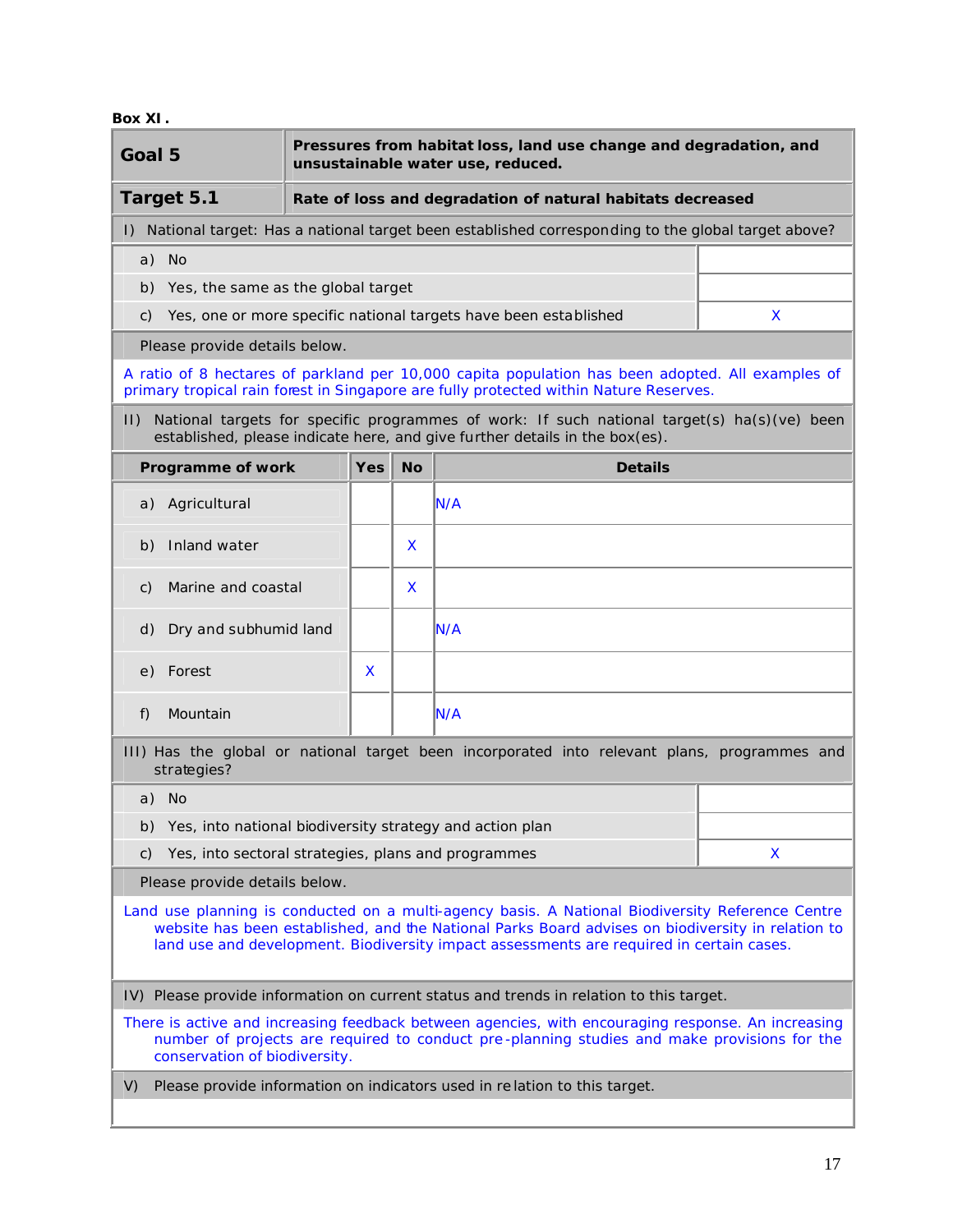**Box XI .**

| **Goal 5** | **Pressures from habitat loss, land use change and degradation, and unsustainable water use, reduced.** |
|---|---|
| **Target 5.1** | **Rate of loss and degradation of natural habitats decreased** |

| I) National target: Has a national target been established corresponding to the global target above? | |
|---|---|
| a) No | |
| b) Yes, the same as the global target | |
| c) Yes, one or more specific national targets have been established | X |

Please provide details below.

A ratio of 8 hectares of parkland per 10,000 capita population has been adopted. All examples of primary tropical rain forest in Singapore are fully protected within Nature Reserves.

II) National targets for specific programmes of work: If such national target(s) ha(s)(ve) been established, please indicate here, and give further details in the box(es).

| Programme of work | Yes | No | Details |
|---|---|---|---|
| a) Agricultural | | | N/A |
| b) Inland water | | X | |
| c) Marine and coastal | | X | |
| d) Dry and subhumid land | | | N/A |
| e) Forest | X | | |
| f) Mountain | | | N/A |

| III) Has the global or national target been incorporated into relevant plans, programmes and strategies? | |
|---|---|
| a) No | |
| b) Yes, into national biodiversity strategy and action plan | |
| c) Yes, into sectoral strategies, plans and programmes | X |

Please provide details below.

Land use planning is conducted on a multi-agency basis. A National Biodiversity Reference Centre website has been established, and the National Parks Board advises on biodiversity in relation to land use and development. Biodiversity impact assessments are required in certain cases.

IV) Please provide information on current status and trends in relation to this target.

There is active and increasing feedback between agencies, with encouraging response. An increasing number of projects are required to conduct pre-planning studies and make provisions for the conservation of biodiversity.

V) Please provide information on indicators used in relation to this target.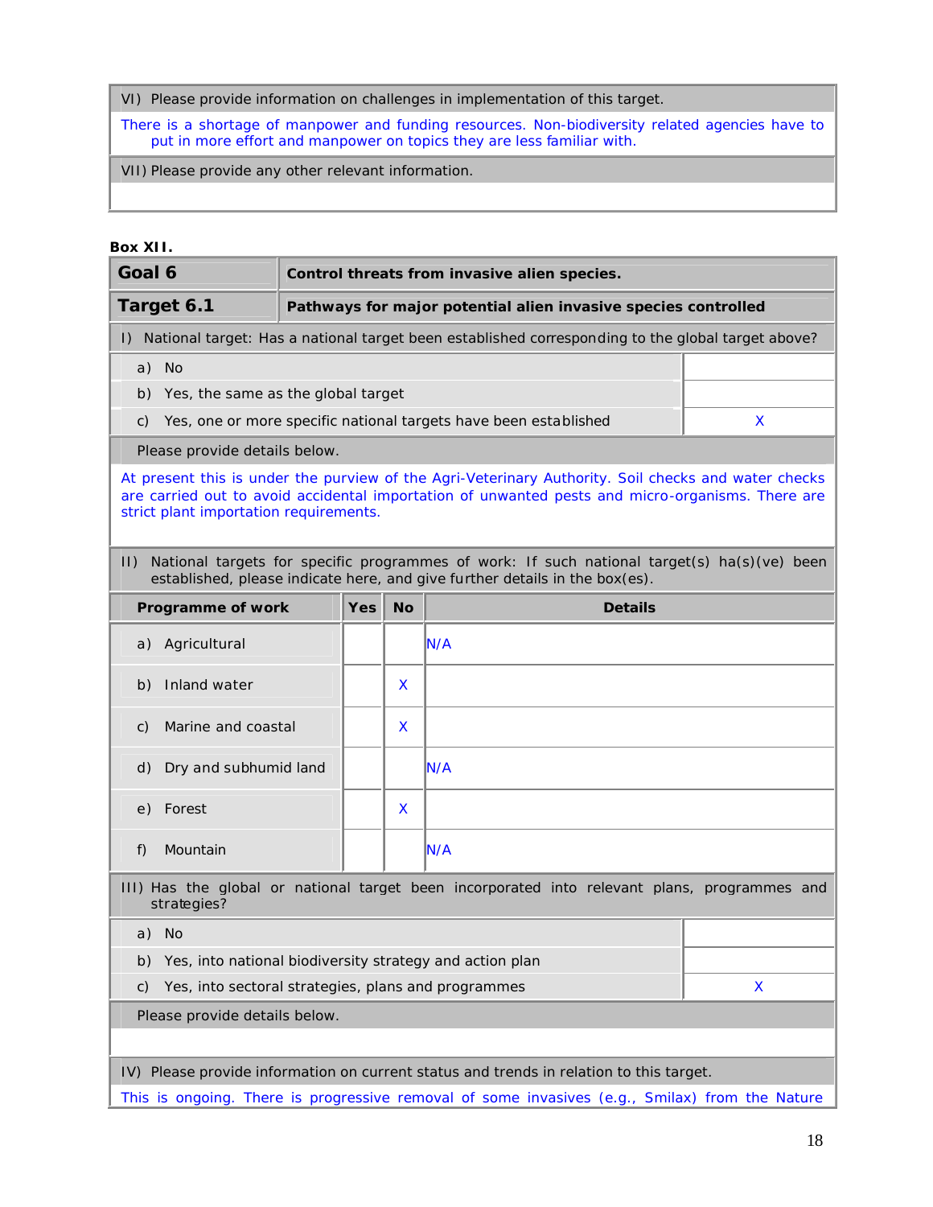| VI) Please provide information on challenges in implementation of this target. |
|---|
| There is a shortage of manpower and funding resources. Non-biodiversity related agencies have to put in more effort and manpower on topics they are less familiar with. |
| VII) Please provide any other relevant information. |
| |

**Box XII.**

| Goal 6 | Control threats from invasive alien species. |
|---|---|
| **Target 6.1** | **Pathways for major potential alien invasive species controlled** |

I) National target: Has a national target been established corresponding to the global target above?

| | |
|---|---|
| a) No | |
| b) Yes, the same as the global target | |
| c) Yes, one or more specific national targets have been established | X |

Please provide details below.

At present this is under the purview of the Agri-Veterinary Authority. Soil checks and water checks are carried out to avoid accidental importation of unwanted pests and micro-organisms. There are strict plant importation requirements.

II) National targets for specific programmes of work: If such national target(s) ha(s)(ve) been established, please indicate here, and give further details in the box(es).

| Programme of work | Yes | No | Details |
|---|---|---|---|
| a) Agricultural | | | N/A |
| b) Inland water | | X | |
| c) Marine and coastal | | X | |
| d) Dry and subhumid land | | | N/A |
| e) Forest | | X | |
| f) Mountain | | | N/A |

III) Has the global or national target been incorporated into relevant plans, programmes and strategies?

| | |
|---|---|
| a) No | |
| b) Yes, into national biodiversity strategy and action plan | |
| c) Yes, into sectoral strategies, plans and programmes | X |

Please provide details below.

IV) Please provide information on current status and trends in relation to this target.

This is ongoing. There is progressive removal of some invasives (e.g., Smilax) from the Nature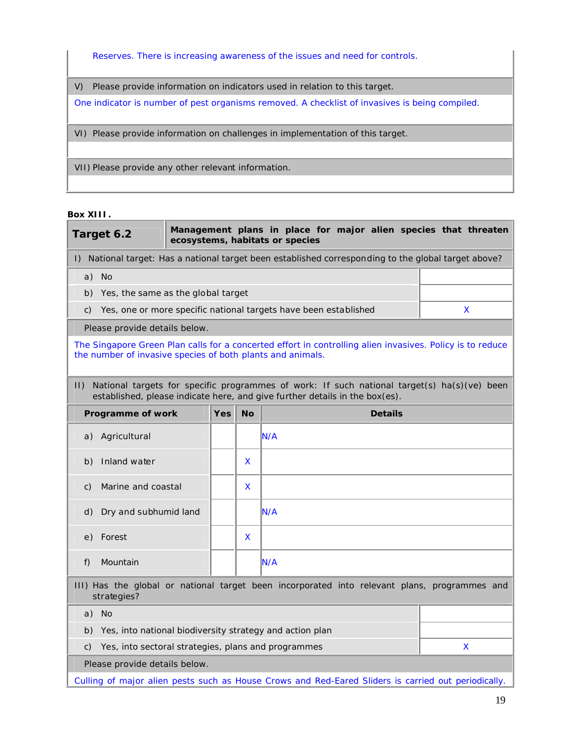Reserves. There is increasing awareness of the issues and need for controls.

V) Please provide information on indicators used in relation to this target.

One indicator is number of pest organisms removed. A checklist of invasives is being compiled.

VI) Please provide information on challenges in implementation of this target.

VII) Please provide any other relevant information.

**Box XIII.**

| **Target 6.2** | **Management plans in place for major alien species that threaten ecosystems, habitats or species** |
|---|---|

I) National target: Has a national target been established corresponding to the global target above?

| | |
|---|---|
| a) No | |
| b) Yes, the same as the global target | |
| c) Yes, one or more specific national targets have been established | X |

Please provide details below.

The Singapore Green Plan calls for a concerted effort in controlling alien invasives. Policy is to reduce the number of invasive species of both plants and animals.

II) National targets for specific programmes of work: If such national target(s) ha(s)(ve) been established, please indicate here, and give further details in the box(es).

| Programme of work | Yes | No | Details |
|---|---|---|---|
| a) Agricultural | | | N/A |
| b) Inland water | | X | |
| c) Marine and coastal | | X | |
| d) Dry and subhumid land | | | N/A |
| e) Forest | | X | |
| f) Mountain | | | N/A |

III) Has the global or national target been incorporated into relevant plans, programmes and strategies?

| | |
|---|---|
| a) No | |
| b) Yes, into national biodiversity strategy and action plan | |
| c) Yes, into sectoral strategies, plans and programmes | X |

Please provide details below.

Culling of major alien pests such as House Crows and Red-Eared Sliders is carried out periodically.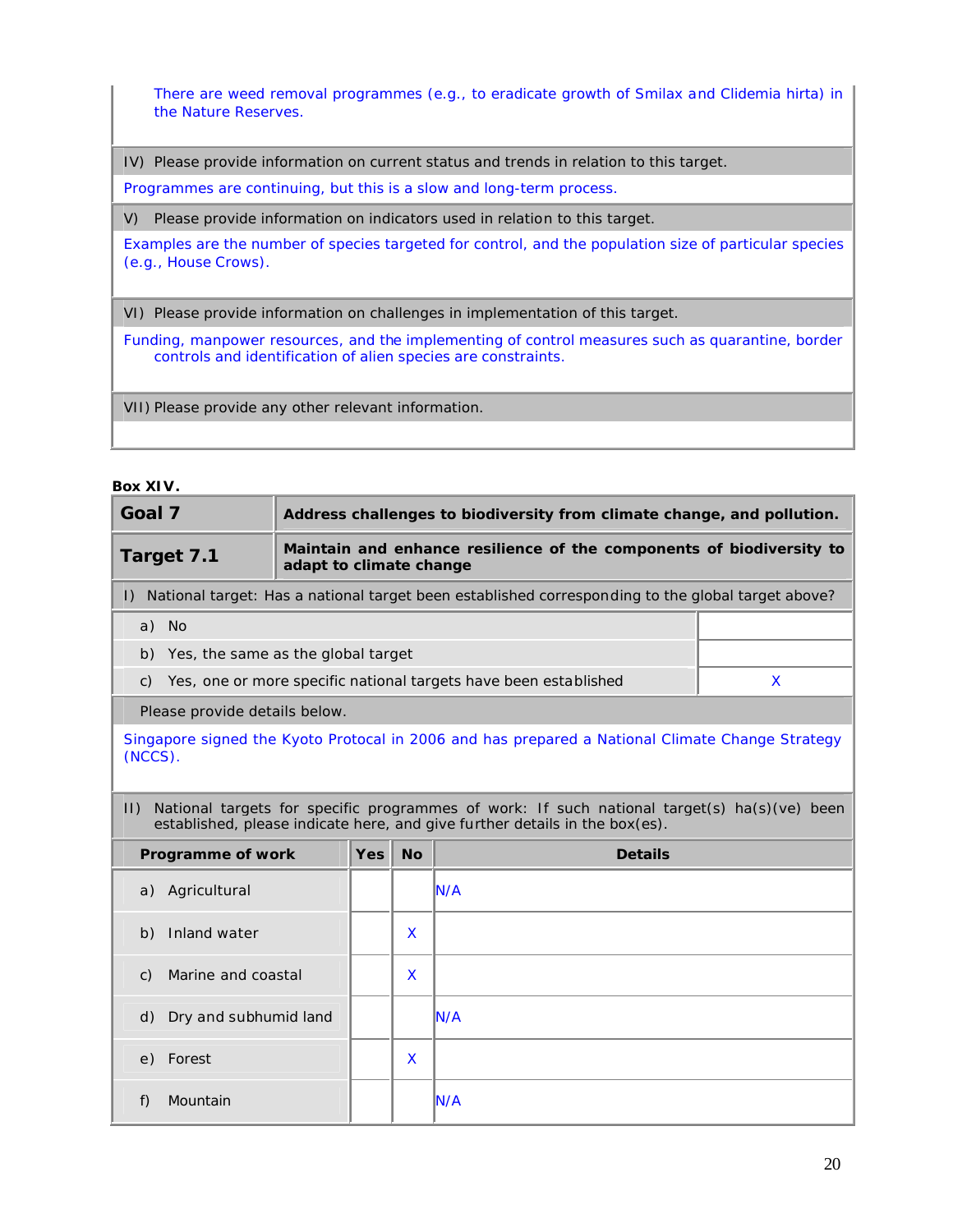There are weed removal programmes (e.g., to eradicate growth of Smilax and Clidemia hirta) in the Nature Reserves.

IV) Please provide information on current status and trends in relation to this target.

Programmes are continuing, but this is a slow and long-term process.

V) Please provide information on indicators used in relation to this target.

Examples are the number of species targeted for control, and the population size of particular species (e.g., House Crows).

VI) Please provide information on challenges in implementation of this target.

Funding, manpower resources, and the implementing of control measures such as quarantine, border controls and identification of alien species are constraints.

VII) Please provide any other relevant information.

**Box XIV.**

| **Goal 7** | **Address challenges to biodiversity from climate change, and pollution.** |
|---|---|
| **Target 7.1** | **Maintain and enhance resilience of the components of biodiversity to adapt to climate change** |

I) National target: Has a national target been established corresponding to the global target above?

| | |
|---|---|
| a) No | |
| b) Yes, the same as the global target | |
| c) Yes, one or more specific national targets have been established | X |

Please provide details below.

Singapore signed the Kyoto Protocal in 2006 and has prepared a National Climate Change Strategy (NCCS).

II) National targets for specific programmes of work: If such national target(s) ha(s)(ve) been established, please indicate here, and give further details in the box(es).

| Programme of work | Yes | No | Details |
|---|---|---|---|
| a) Agricultural | | | N/A |
| b) Inland water | | X | |
| c) Marine and coastal | | X | |
| d) Dry and subhumid land | | | N/A |
| e) Forest | | X | |
| f) Mountain | | | N/A |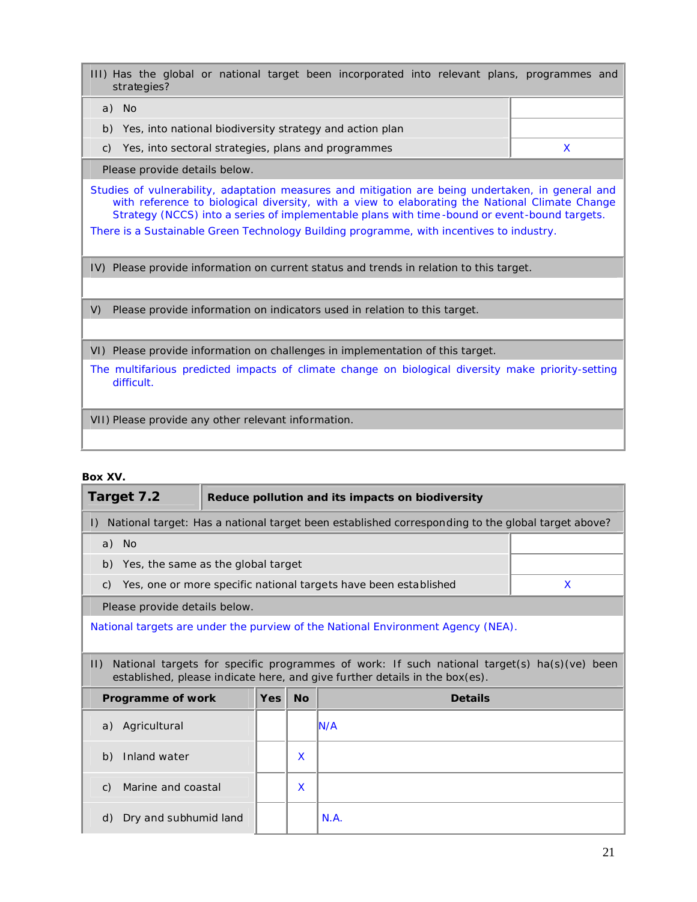| III) Has the global or national target been incorporated into relevant plans, programmes and strategies? | |
|---|---|
| a) No | |
| b) Yes, into national biodiversity strategy and action plan | |
| c) Yes, into sectoral strategies, plans and programmes | X |

Please provide details below.

Studies of vulnerability, adaptation measures and mitigation are being undertaken, in general and with reference to biological diversity, with a view to elaborating the National Climate Change Strategy (NCCS) into a series of implementable plans with time-bound or event-bound targets.

There is a Sustainable Green Technology Building programme, with incentives to industry.

IV) Please provide information on current status and trends in relation to this target.

V) Please provide information on indicators used in relation to this target.

VI) Please provide information on challenges in implementation of this target.

The multifarious predicted impacts of climate change on biological diversity make priority-setting difficult.

VII) Please provide any other relevant information.

**Box XV.**

| **Target 7.2** | **Reduce pollution and its impacts on biodiversity** |
|---|---|

| I) National target: Has a national target been established corresponding to the global target above? | |
|---|---|
| a) No | |
| b) Yes, the same as the global target | |
| c) Yes, one or more specific national targets have been established | X |

Please provide details below.

National targets are under the purview of the National Environment Agency (NEA).

II) National targets for specific programmes of work: If such national target(s) ha(s)(ve) been established, please indicate here, and give further details in the box(es).

| Programme of work | Yes | No | Details |
|---|---|---|---|
| a) Agricultural | | | N/A |
| b) Inland water | | X | |
| c) Marine and coastal | | X | |
| d) Dry and subhumid land | | | N.A. |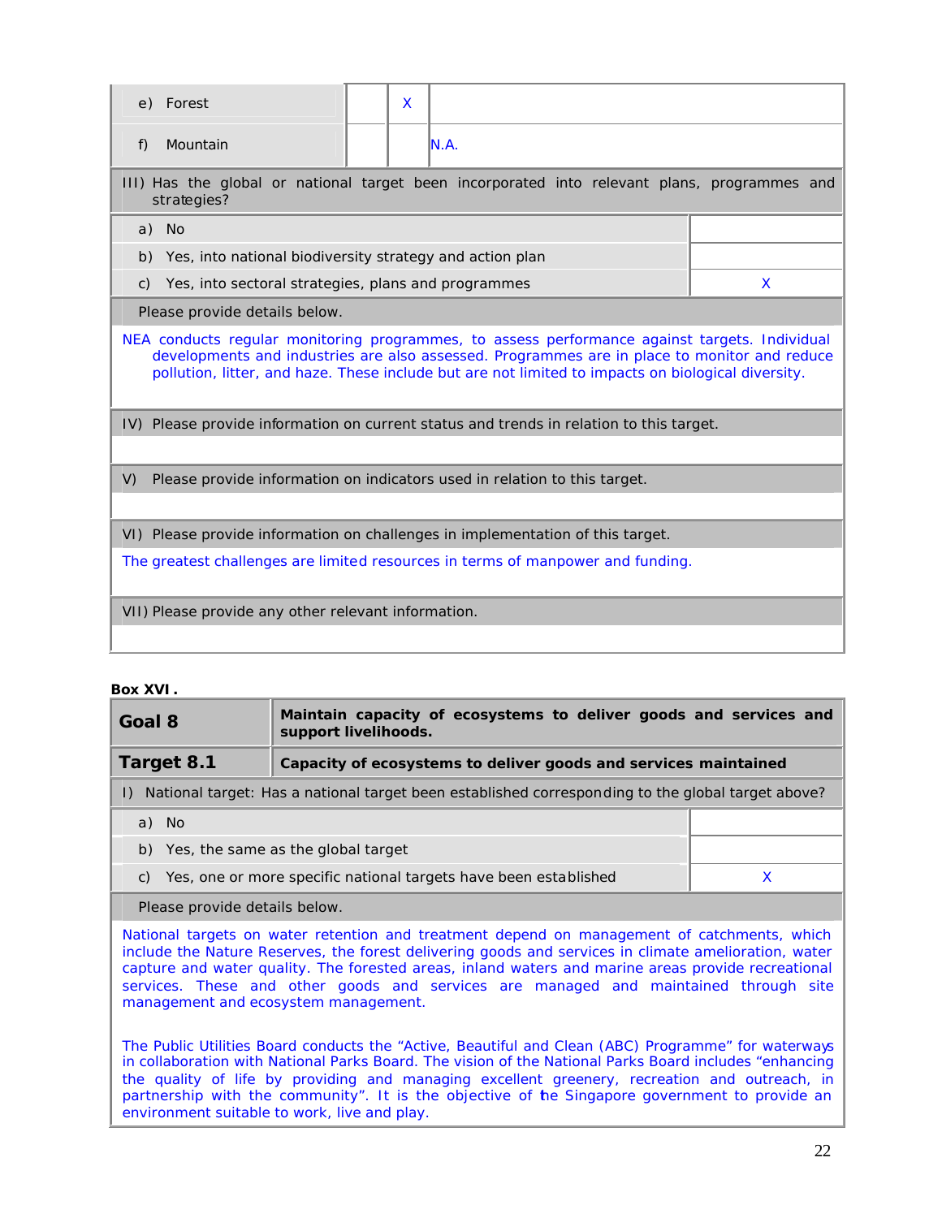| | | | |
|---|---|---|---|
| e) Forest | | X | |
| f) Mountain | | | N.A. |

| III) Has the global or national target been incorporated into relevant plans, programmes and strategies? | |
|---|---|
| a) No | |
| b) Yes, into national biodiversity strategy and action plan | |
| c) Yes, into sectoral strategies, plans and programmes | X |
| Please provide details below. | |
| NEA conducts regular monitoring programmes, to assess performance against targets. Individual developments and industries are also assessed. Programmes are in place to monitor and reduce pollution, litter, and haze. These include but are not limited to impacts on biological diversity. | |
| IV) Please provide information on current status and trends in relation to this target. | |
| | |
| V) Please provide information on indicators used in relation to this target. | |
| | |
| VI) Please provide information on challenges in implementation of this target. | |
| The greatest challenges are limited resources in terms of manpower and funding. | |
| VII) Please provide any other relevant information. | |
| | |

**Box XVI.**

| **Goal 8** | **Maintain capacity of ecosystems to deliver goods and services and support livelihoods.** |
|---|---|
| **Target 8.1** | **Capacity of ecosystems to deliver goods and services maintained** |

| I) National target: Has a national target been established corresponding to the global target above? | |
|---|---|
| a) No | |
| b) Yes, the same as the global target | |
| c) Yes, one or more specific national targets have been established | X |
| Please provide details below. | |
| National targets on water retention and treatment depend on management of catchments, which include the Nature Reserves, the forest delivering goods and services in climate amelioration, water capture and water quality. The forested areas, inland waters and marine areas provide recreational services. These and other goods and services are managed and maintained through site management and ecosystem management.<br><br>The Public Utilities Board conducts the "Active, Beautiful and Clean (ABC) Programme" for waterways in collaboration with National Parks Board. The vision of the National Parks Board includes "enhancing the quality of life by providing and managing excellent greenery, recreation and outreach, in partnership with the community". It is the objective of the Singapore government to provide an environment suitable to work, live and play. | |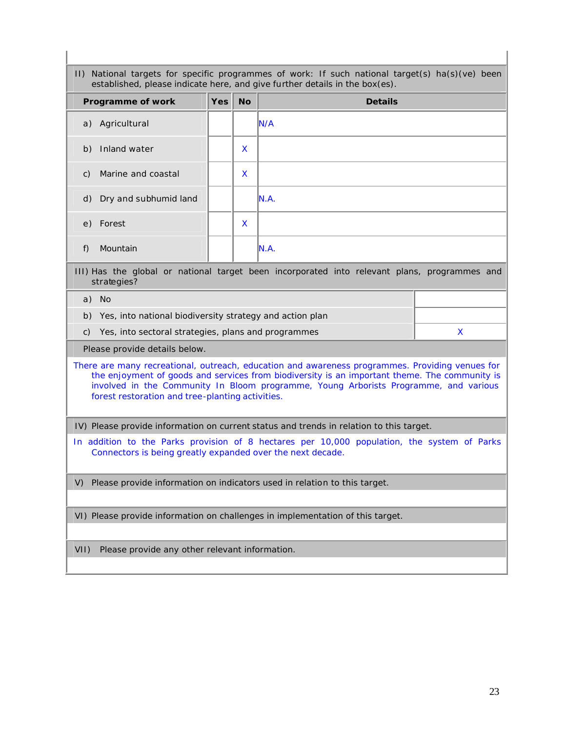II) National targets for specific programmes of work: If such national target(s) ha(s)(ve) been established, please indicate here, and give further details in the box(es).

| Programme of work | Yes | No | Details |
|---|---|---|---|
| a) Agricultural | | | N/A |
| b) Inland water | | X | |
| c) Marine and coastal | | X | |
| d) Dry and subhumid land | | | N.A. |
| e) Forest | | X | |
| f) Mountain | | | N.A. |

III) Has the global or national target been incorporated into relevant plans, programmes and strategies?

| | |
|---|---|
| a) No | |
| b) Yes, into national biodiversity strategy and action plan | |
| c) Yes, into sectoral strategies, plans and programmes | X |

Please provide details below.

There are many recreational, outreach, education and awareness programmes. Providing venues for the enjoyment of goods and services from biodiversity is an important theme. The community is involved in the Community In Bloom programme, Young Arborists Programme, and various forest restoration and tree-planting activities.

IV) Please provide information on current status and trends in relation to this target.

In addition to the Parks provision of 8 hectares per 10,000 population, the system of Parks Connectors is being greatly expanded over the next decade.

V) Please provide information on indicators used in relation to this target.

VI) Please provide information on challenges in implementation of this target.

VII) Please provide any other relevant information.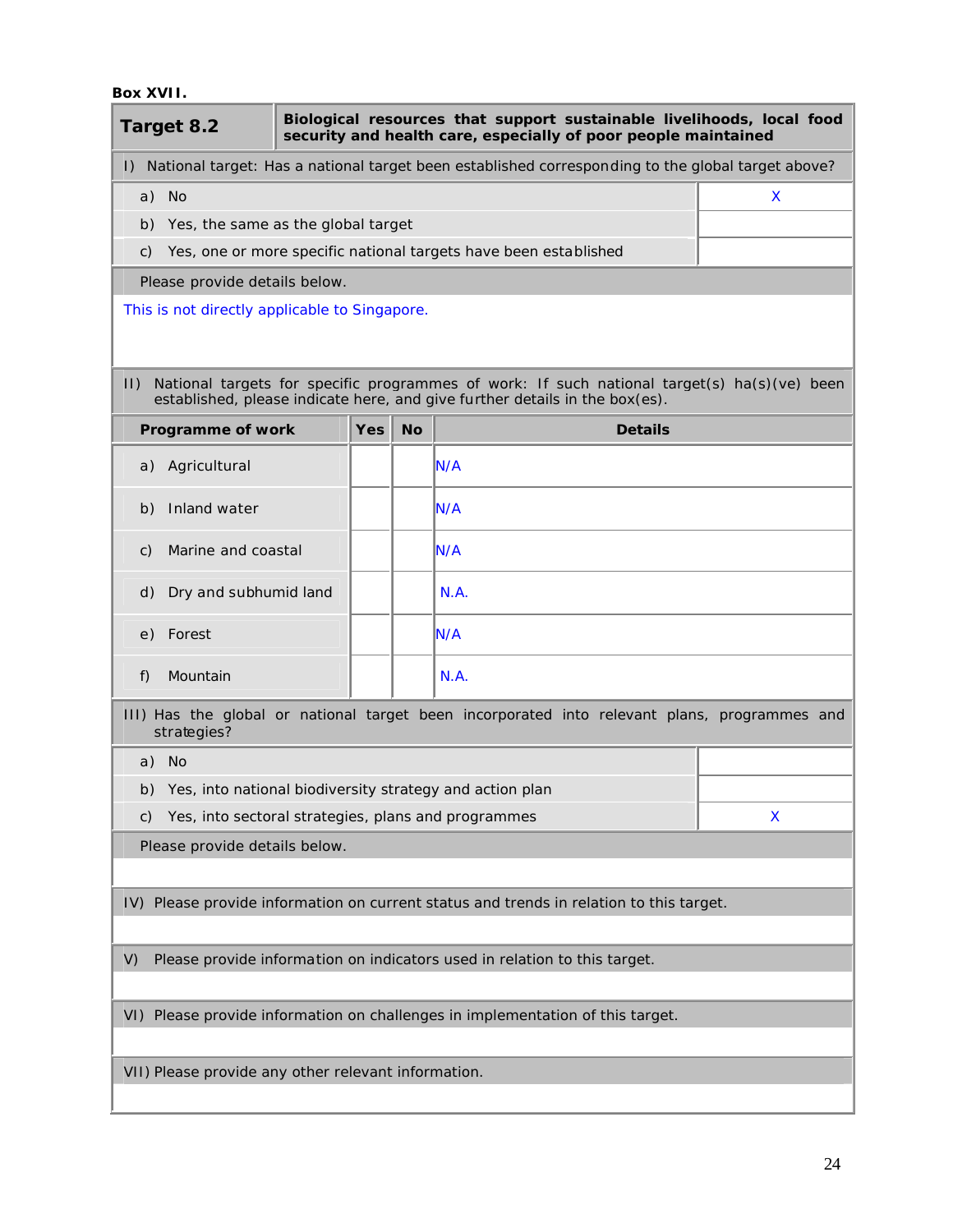**Box XVII.**

| Target 8.2 | Biological resources that support sustainable livelihoods, local food security and health care, especially of poor people maintained |
|---|---|
| I) National target: Has a national target been established corresponding to the global target above? | |
| a) No | X |
| b) Yes, the same as the global target | |
| c) Yes, one or more specific national targets have been established | |
| Please provide details below. | |
| This is not directly applicable to Singapore. | |

II) National targets for specific programmes of work: If such national target(s) ha(s)(ve) been established, please indicate here, and give further details in the box(es).

| Programme of work | Yes | No | Details |
|---|---|---|---|
| a) Agricultural | | | N/A |
| b) Inland water | | | N/A |
| c) Marine and coastal | | | N/A |
| d) Dry and subhumid land | | | N.A. |
| e) Forest | | | N/A |
| f) Mountain | | | N.A. |

| III) Has the global or national target been incorporated into relevant plans, programmes and strategies? | |
|---|---|
| a) No | |
| b) Yes, into national biodiversity strategy and action plan | |
| c) Yes, into sectoral strategies, plans and programmes | X |
| Please provide details below. | |

IV) Please provide information on current status and trends in relation to this target.

V) Please provide information on indicators used in relation to this target.

VI) Please provide information on challenges in implementation of this target.

VII) Please provide any other relevant information.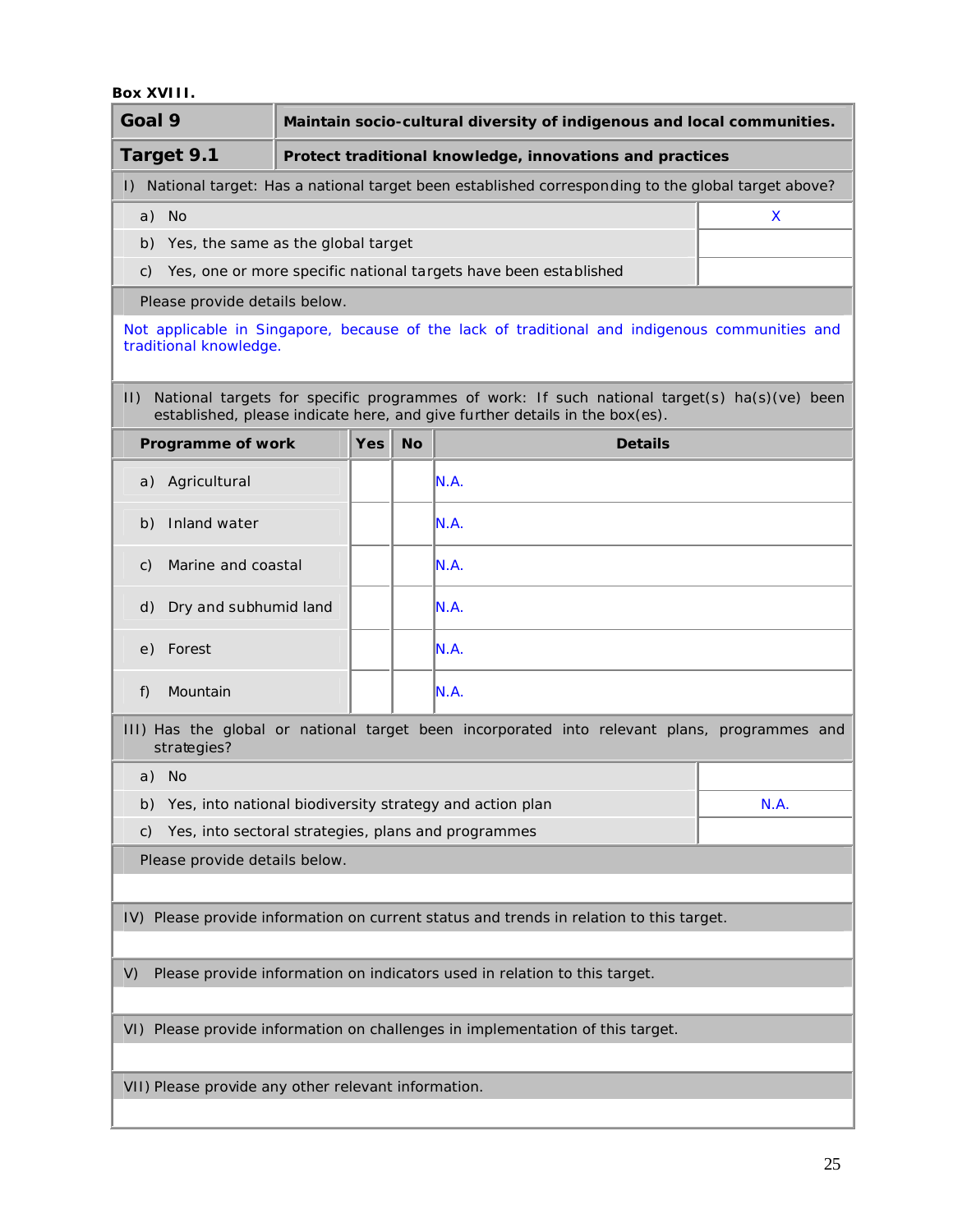**Box XVIII.**

| Goal 9 | Maintain socio-cultural diversity of indigenous and local communities. |
|---|---|
| **Target 9.1** | **Protect traditional knowledge, innovations and practices** |

I) National target: Has a national target been established corresponding to the global target above?

| | |
|---|---|
| a) No | X |
| b) Yes, the same as the global target | |
| c) Yes, one or more specific national targets have been established | |

Please provide details below.

Not applicable in Singapore, because of the lack of traditional and indigenous communities and traditional knowledge.

II) National targets for specific programmes of work: If such national target(s) ha(s)(ve) been established, please indicate here, and give further details in the box(es).

| Programme of work | Yes | No | Details |
|---|---|---|---|
| a) Agricultural | | | N.A. |
| b) Inland water | | | N.A. |
| c) Marine and coastal | | | N.A. |
| d) Dry and subhumid land | | | N.A. |
| e) Forest | | | N.A. |
| f) Mountain | | | N.A. |

III) Has the global or national target been incorporated into relevant plans, programmes and strategies?

| | |
|---|---|
| a) No | |
| b) Yes, into national biodiversity strategy and action plan | N.A. |
| c) Yes, into sectoral strategies, plans and programmes | |

Please provide details below.

IV) Please provide information on current status and trends in relation to this target.

V) Please provide information on indicators used in relation to this target.

VI) Please provide information on challenges in implementation of this target.

VII) Please provide any other relevant information.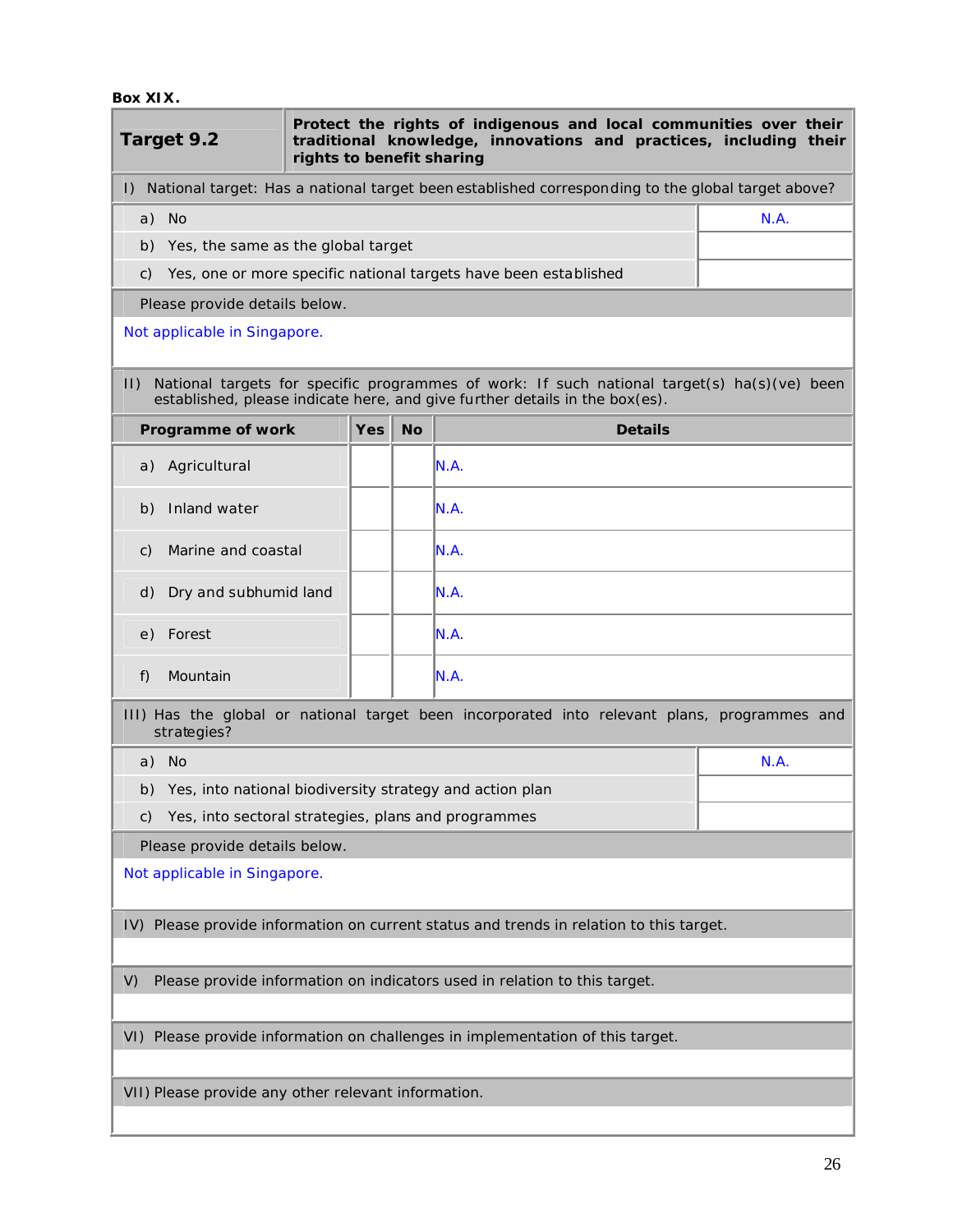**Box XIX.**

| **Target 9.2** | **Protect the rights of indigenous and local communities over their traditional knowledge, innovations and practices, including their rights to benefit sharing** |
|---|---|

I) National target: Has a national target been established corresponding to the global target above?

| | |
|---|---|
| a) No | N.A. |
| b) Yes, the same as the global target | |
| c) Yes, one or more specific national targets have been established | |

Please provide details below.

Not applicable in Singapore.

II) National targets for specific programmes of work: If such national target(s) ha(s)(ve) been established, please indicate here, and give further details in the box(es).

| Programme of work | Yes | No | Details |
|---|---|---|---|
| a) Agricultural | | | N.A. |
| b) Inland water | | | N.A. |
| c) Marine and coastal | | | N.A. |
| d) Dry and subhumid land | | | N.A. |
| e) Forest | | | N.A. |
| f) Mountain | | | N.A. |

III) Has the global or national target been incorporated into relevant plans, programmes and strategies?

| | |
|---|---|
| a) No | N.A. |
| b) Yes, into national biodiversity strategy and action plan | |
| c) Yes, into sectoral strategies, plans and programmes | |

Please provide details below.

Not applicable in Singapore.

IV) Please provide information on current status and trends in relation to this target.

V) Please provide information on indicators used in relation to this target.

VI) Please provide information on challenges in implementation of this target.

VII) Please provide any other relevant information.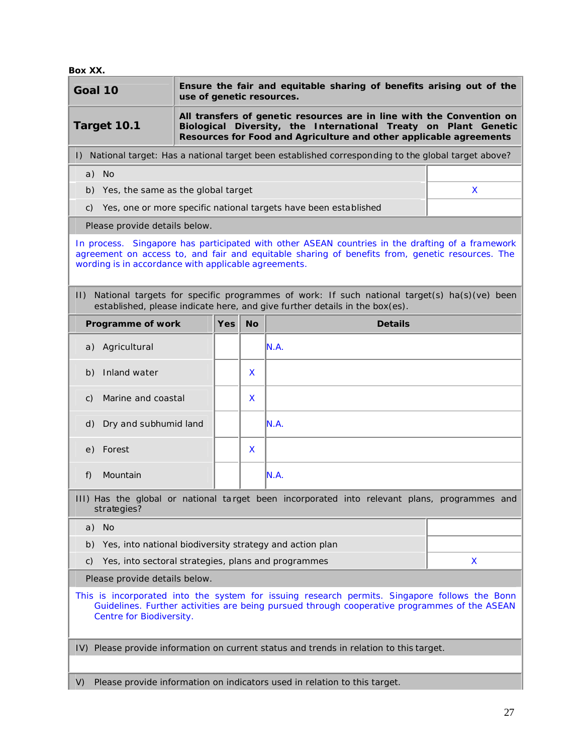**Box XX.**

| **Goal 10** | **Ensure the fair and equitable sharing of benefits arising out of the use of genetic resources.** |
|---|---|
| **Target 10.1** | **All transfers of genetic resources are in line with the Convention on Biological Diversity, the International Treaty on Plant Genetic Resources for Food and Agriculture and other applicable agreements** |

I) National target: Has a national target been established corresponding to the global target above?

| | |
|---|---|
| a) No | |
| b) Yes, the same as the global target | X |
| c) Yes, one or more specific national targets have been established | |

Please provide details below.

In process. Singapore has participated with other ASEAN countries in the drafting of a framework agreement on access to, and fair and equitable sharing of benefits from, genetic resources. The wording is in accordance with applicable agreements.

II) National targets for specific programmes of work: If such national target(s) ha(s)(ve) been established, please indicate here, and give further details in the box(es).

| Programme of work | Yes | No | Details |
|---|---|---|---|
| a) Agricultural | | | N.A. |
| b) Inland water | | X | |
| c) Marine and coastal | | X | |
| d) Dry and subhumid land | | | N.A. |
| e) Forest | | X | |
| f) Mountain | | | N.A. |

III) Has the global or national target been incorporated into relevant plans, programmes and strategies?

| | |
|---|---|
| a) No | |
| b) Yes, into national biodiversity strategy and action plan | |
| c) Yes, into sectoral strategies, plans and programmes | X |

Please provide details below.

This is incorporated into the system for issuing research permits. Singapore follows the Bonn Guidelines. Further activities are being pursued through cooperative programmes of the ASEAN Centre for Biodiversity.

IV) Please provide information on current status and trends in relation to this target.

V) Please provide information on indicators used in relation to this target.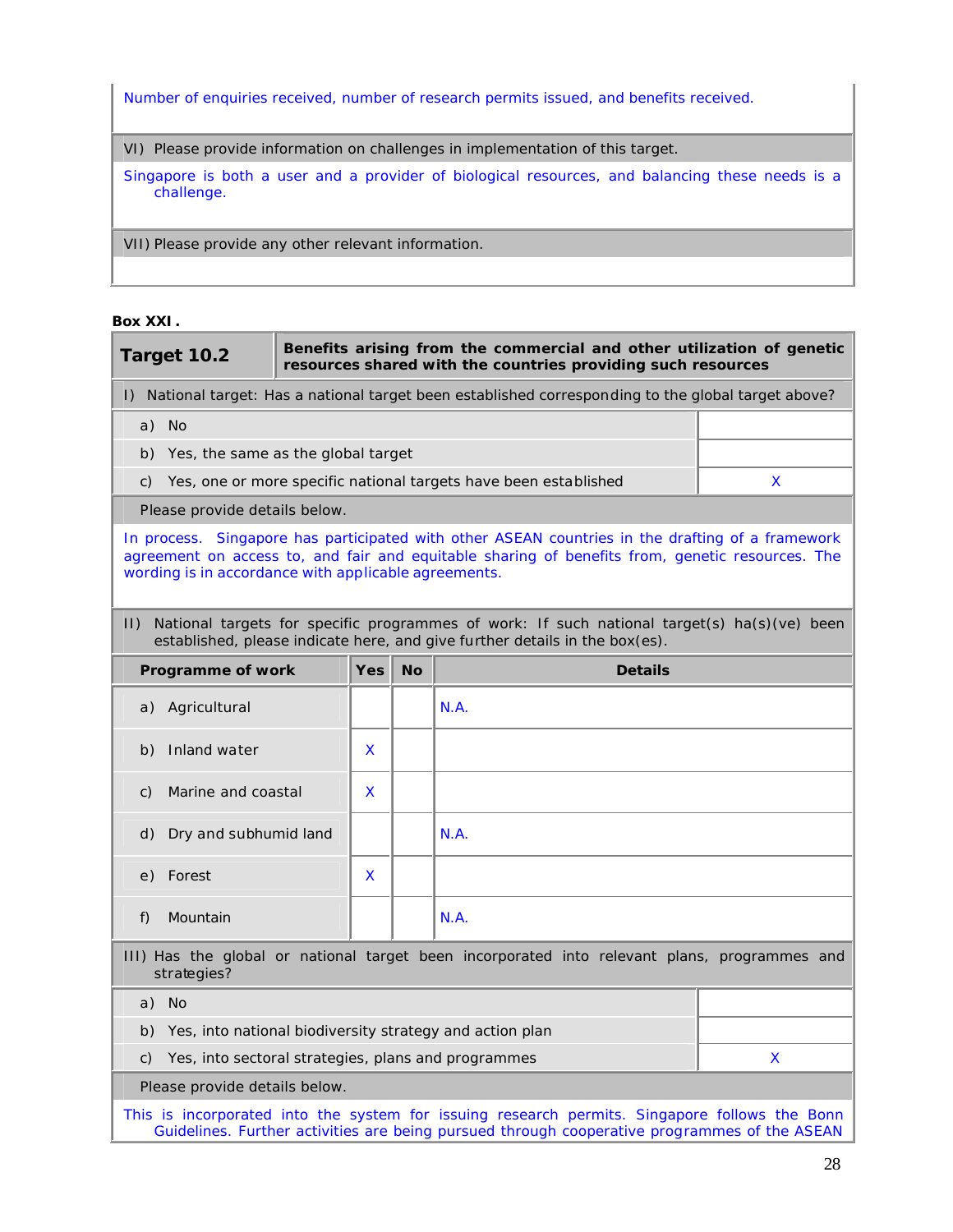Number of enquiries received, number of research permits issued, and benefits received.

| VI) Please provide information on challenges in implementation of this target. |
|---|
| Singapore is both a user and a provider of biological resources, and balancing these needs is a challenge. |

| VII) Please provide any other relevant information. |
|---|
| |

**Box XXI .**

| **Target 10.2** | **Benefits arising from the commercial and other utilization of genetic resources shared with the countries providing such resources** |
|---|---|
| I) National target: Has a national target been established corresponding to the global target above? | |
| a) No | |
| b) Yes, the same as the global target | |
| c) Yes, one or more specific national targets have been established | X |
| Please provide details below. | |
| In process. Singapore has participated with other ASEAN countries in the drafting of a framework agreement on access to, and fair and equitable sharing of benefits from, genetic resources. The wording is in accordance with applicable agreements. | |

II) National targets for specific programmes of work: If such national target(s) ha(s)(ve) been established, please indicate here, and give further details in the box(es).

| Programme of work | Yes | No | Details |
|---|---|---|---|
| a) Agricultural | | | N.A. |
| b) Inland water | X | | |
| c) Marine and coastal | X | | |
| d) Dry and subhumid land | | | N.A. |
| e) Forest | X | | |
| f) Mountain | | | N.A. |

| III) Has the global or national target been incorporated into relevant plans, programmes and strategies? | |
|---|---|
| a) No | |
| b) Yes, into national biodiversity strategy and action plan | |
| c) Yes, into sectoral strategies, plans and programmes | X |
| Please provide details below. | |
| This is incorporated into the system for issuing research permits. Singapore follows the Bonn Guidelines. Further activities are being pursued through cooperative programmes of the ASEAN | |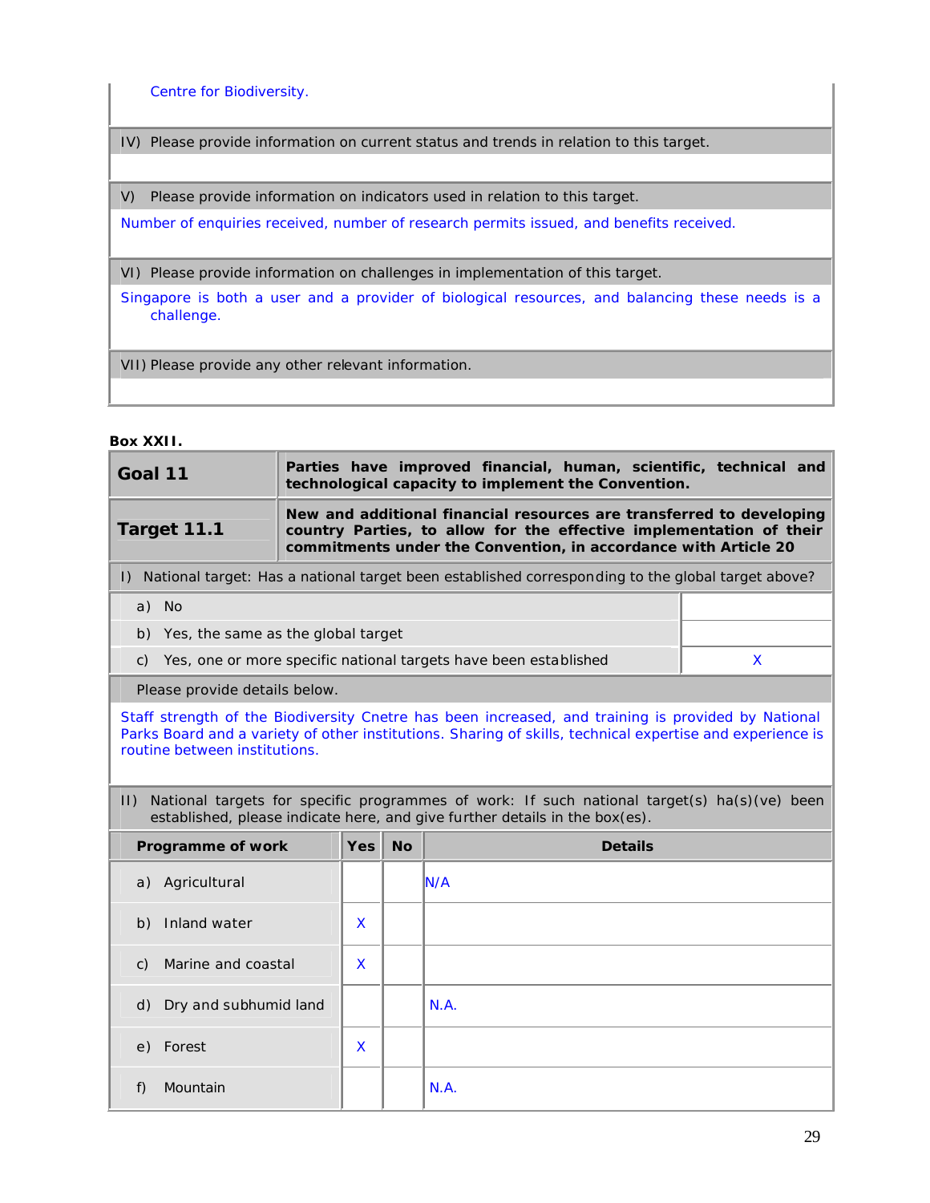Centre for Biodiversity.

IV) Please provide information on current status and trends in relation to this target.

V) Please provide information on indicators used in relation to this target.

Number of enquiries received, number of research permits issued, and benefits received.

VI) Please provide information on challenges in implementation of this target.

Singapore is both a user and a provider of biological resources, and balancing these needs is a challenge.

VII) Please provide any other relevant information.

**Box XXII.**

| **Goal 11** | **Parties have improved financial, human, scientific, technical and technological capacity to implement the Convention.** |
|---|---|
| **Target 11.1** | **New and additional financial resources are transferred to developing country Parties, to allow for the effective implementation of their commitments under the Convention, in accordance with Article 20** |

I) National target: Has a national target been established corresponding to the global target above?

| | |
|---|---|
| a) No | |
| b) Yes, the same as the global target | |
| c) Yes, one or more specific national targets have been established | X |

Please provide details below.

Staff strength of the Biodiversity Cnetre has been increased, and training is provided by National Parks Board and a variety of other institutions. Sharing of skills, technical expertise and experience is routine between institutions.

II) National targets for specific programmes of work: If such national target(s) ha(s)(ve) been established, please indicate here, and give further details in the box(es).

| Programme of work | Yes | No | Details |
|---|---|---|---|
| a) Agricultural | | | N/A |
| b) Inland water | X | | |
| c) Marine and coastal | X | | |
| d) Dry and subhumid land | | | N.A. |
| e) Forest | X | | |
| f) Mountain | | | N.A. |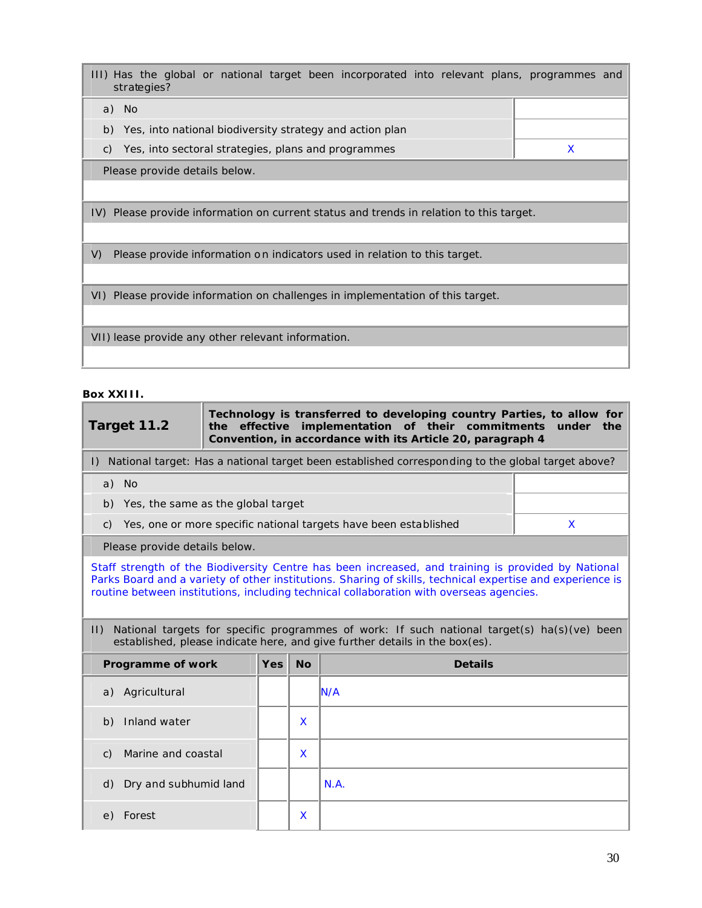| III) Has the global or national target been incorporated into relevant plans, programmes and strategies? | |
|---|---|
| a) No | |
| b) Yes, into national biodiversity strategy and action plan | |
| c) Yes, into sectoral strategies, plans and programmes | X |
| Please provide details below. | |
| | |
| IV) Please provide information on current status and trends in relation to this target. | |
| | |
| V) Please provide information on indicators used in relation to this target. | |
| | |
| VI) Please provide information on challenges in implementation of this target. | |
| | |
| VII) lease provide any other relevant information. | |
| | |

**Box XXIII.**

| **Target 11.2** | **Technology is transferred to developing country Parties, to allow for the effective implementation of their commitments under the Convention, in accordance with its Article 20, paragraph 4** |
|---|---|
| I) National target: Has a national target been established corresponding to the global target above? | |
| a) No | |
| b) Yes, the same as the global target | |
| c) Yes, one or more specific national targets have been established | X |
| Please provide details below. | |
| Staff strength of the Biodiversity Centre has been increased, and training is provided by National Parks Board and a variety of other institutions. Sharing of skills, technical expertise and experience is routine between institutions, including technical collaboration with overseas agencies. | |

II) National targets for specific programmes of work: If such national target(s) ha(s)(ve) been established, please indicate here, and give further details in the box(es).

| **Programme of work** | **Yes** | **No** | **Details** |
|---|---|---|---|
| a) Agricultural | | | N/A |
| b) Inland water | | X | |
| c) Marine and coastal | | X | |
| d) Dry and subhumid land | | | N.A. |
| e) Forest | | X | |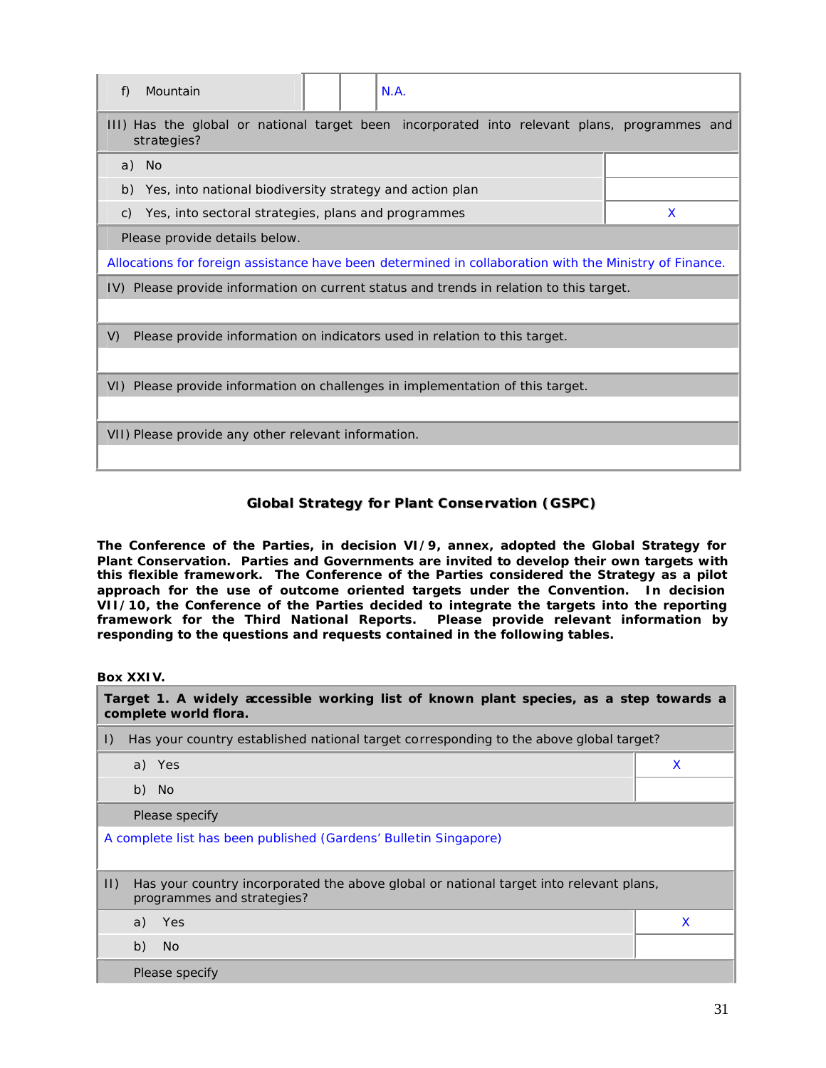| f) Mountain | | | N.A. |
|---|---|---|---|

| III) Has the global or national target been incorporated into relevant plans, programmes and strategies? | |
|---|---|
| a) No | |
| b) Yes, into national biodiversity strategy and action plan | |
| c) Yes, into sectoral strategies, plans and programmes | X |
| Please provide details below. | |
| Allocations for foreign assistance have been determined in collaboration with the Ministry of Finance. | |
| IV) Please provide information on current status and trends in relation to this target. | |
| | |
| V) Please provide information on indicators used in relation to this target. | |
| | |
| VI) Please provide information on challenges in implementation of this target. | |
| | |
| VII) Please provide any other relevant information. | |
| | |

## Global Strategy for Plant Conservation (GSPC)

**The Conference of the Parties, in decision VI/9, annex, adopted the Global Strategy for Plant Conservation. Parties and Governments are invited to develop their own targets with this flexible framework. The Conference of the Parties considered the Strategy as a pilot approach for the use of outcome oriented targets under the Convention. In decision VII/10, the Conference of the Parties decided to integrate the targets into the reporting framework for the Third National Reports. Please provide relevant information by responding to the questions and requests contained in the following tables.**

**Box XXIV.**

| **Target 1. A widely accessible working list of known plant species, as a step towards a complete world flora.** | |
|---|---|
| I) Has your country established national target corresponding to the above global target? | |
| a) Yes | X |
| b) No | |
| Please specify | |
| A complete list has been published (Gardens' Bulletin Singapore) | |
| II) Has your country incorporated the above global or national target into relevant plans, programmes and strategies? | |
| a) Yes | X |
| b) No | |
| Please specify | |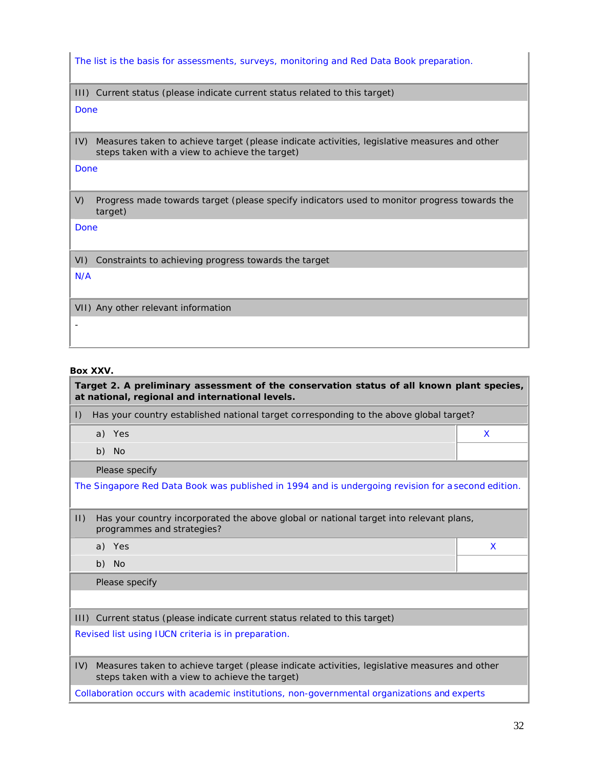The list is the basis for assessments, surveys, monitoring and Red Data Book preparation.

| III) Current status (please indicate current status related to this target) |
|---|
| Done |

| IV) Measures taken to achieve target (please indicate activities, legislative measures and other steps taken with a view to achieve the target) |
|---|
| Done |

| V) Progress made towards target (please specify indicators used to monitor progress towards the target) |
|---|
| Done |

| VI) Constraints to achieving progress towards the target |
|---|
| N/A |

| VII) Any other relevant information |
|---|
| - |

**Box XXV.**

| **Target 2. A preliminary assessment of the conservation status of all known plant species, at national, regional and international levels.** | |
|---|---|
| I) Has your country established national target corresponding to the above global target? | |
| a) Yes | X |
| b) No | |
| Please specify | |
| The Singapore Red Data Book was published in 1994 and is undergoing revision for a second edition. | |
| II) Has your country incorporated the above global or national target into relevant plans, programmes and strategies? | |
| a) Yes | X |
| b) No | |
| Please specify | |
| | |
| III) Current status (please indicate current status related to this target) | |
| Revised list using IUCN criteria is in preparation. | |
| IV) Measures taken to achieve target (please indicate activities, legislative measures and other steps taken with a view to achieve the target) | |
| Collaboration occurs with academic institutions, non-governmental organizations and experts | |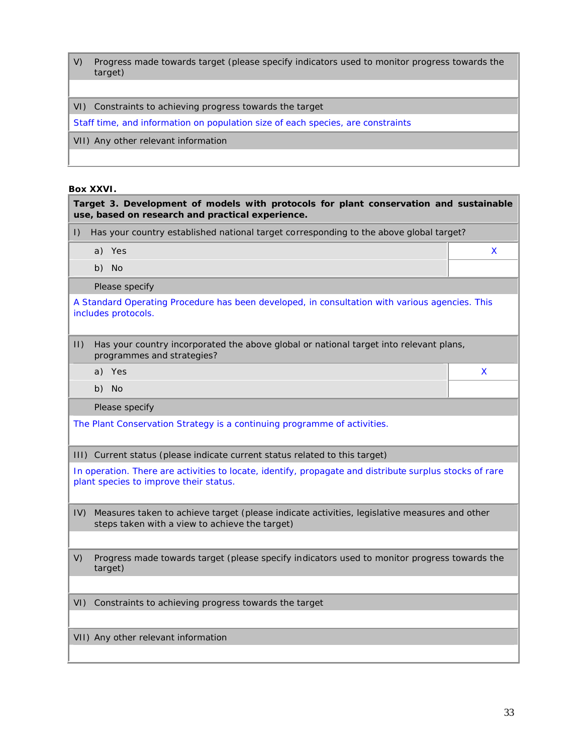| V) Progress made towards target (please specify indicators used to monitor progress towards the target) |
|---|
| |
| VI) Constraints to achieving progress towards the target |
| Staff time, and information on population size of each species, are constraints |
| VII) Any other relevant information |
| |

**Box XXVI.**

| **Target 3. Development of models with protocols for plant conservation and sustainable use, based on research and practical experience.** | |
|---|---|
| I) Has your country established national target corresponding to the above global target? | |
| a) Yes | X |
| b) No | |
| Please specify | |
| A Standard Operating Procedure has been developed, in consultation with various agencies. This includes protocols. | |
| II) Has your country incorporated the above global or national target into relevant plans, programmes and strategies? | |
| a) Yes | X |
| b) No | |
| Please specify | |
| The Plant Conservation Strategy is a continuing programme of activities. | |
| III) Current status (please indicate current status related to this target) | |
| In operation. There are activities to locate, identify, propagate and distribute surplus stocks of rare plant species to improve their status. | |
| IV) Measures taken to achieve target (please indicate activities, legislative measures and other steps taken with a view to achieve the target) | |
| | |
| V) Progress made towards target (please specify indicators used to monitor progress towards the target) | |
| | |
| VI) Constraints to achieving progress towards the target | |
| | |
| VII) Any other relevant information | |
| | |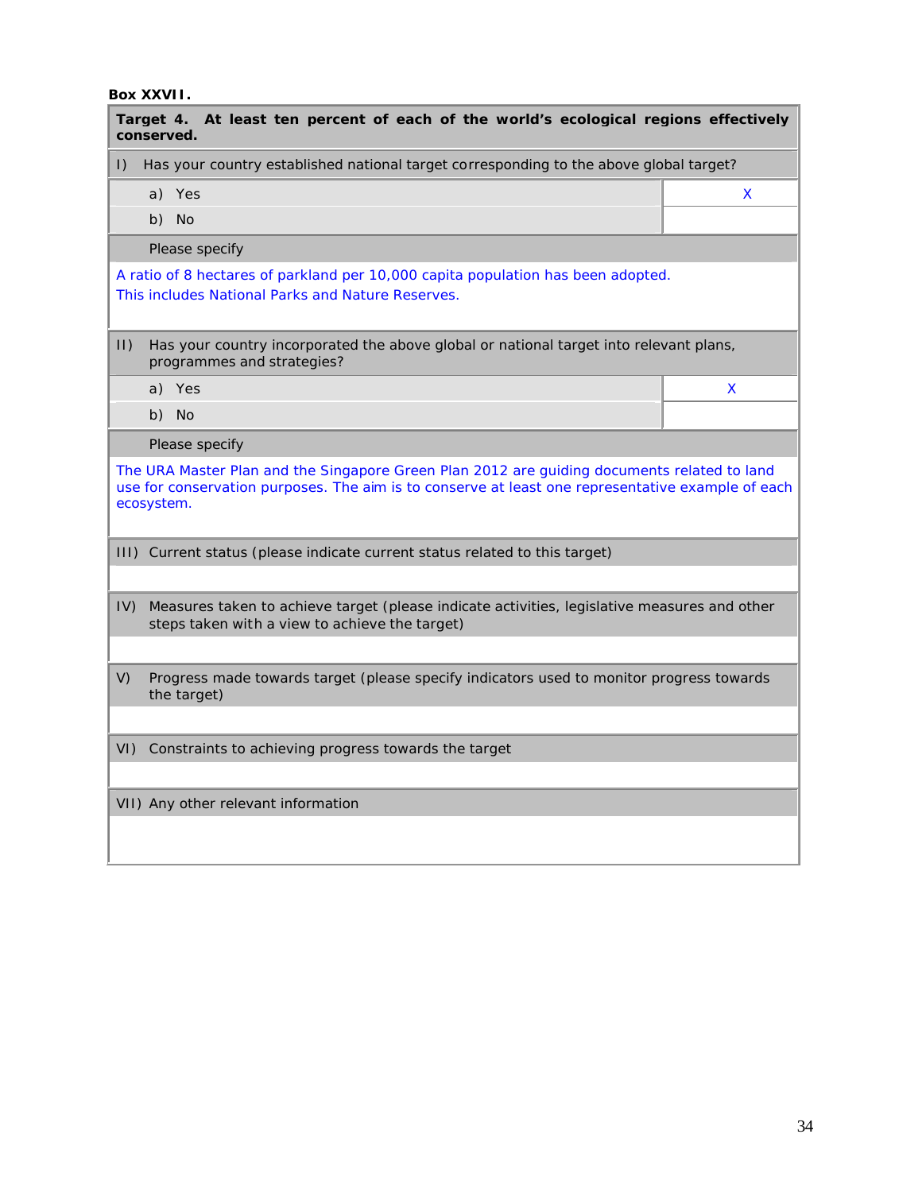**Box XXVII.**

**Target 4. At least ten percent of each of the world's ecological regions effectively conserved.**

I) Has your country established national target corresponding to the above global target?

| | |
|---|---|
| a) Yes | X |
| b) No | |

Please specify

A ratio of 8 hectares of parkland per 10,000 capita population has been adopted.
This includes National Parks and Nature Reserves.

II) Has your country incorporated the above global or national target into relevant plans, programmes and strategies?

| | |
|---|---|
| a) Yes | X |
| b) No | |

Please specify

The URA Master Plan and the Singapore Green Plan 2012 are guiding documents related to land use for conservation purposes. The aim is to conserve at least one representative example of each ecosystem.

III) Current status (please indicate current status related to this target)

IV) Measures taken to achieve target (please indicate activities, legislative measures and other steps taken with a view to achieve the target)

V) Progress made towards target (please specify indicators used to monitor progress towards the target)

VI) Constraints to achieving progress towards the target

VII) Any other relevant information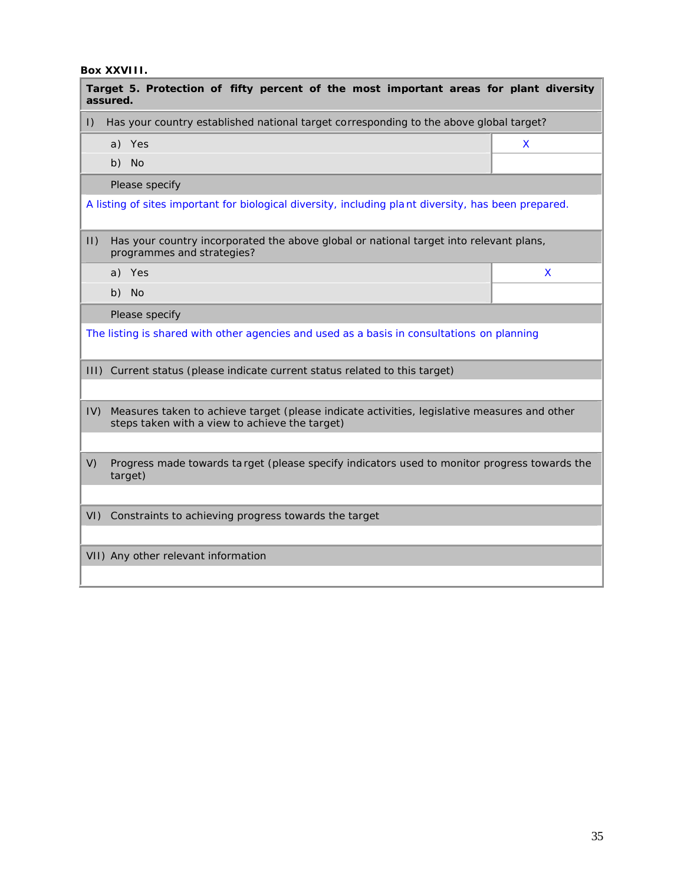**Box XXVIII.**

**Target 5. Protection of fifty percent of the most important areas for plant diversity assured.**

I) Has your country established national target corresponding to the above global target?

| | |
|---|---|
| a) Yes | X |
| b) No | |

Please specify

A listing of sites important for biological diversity, including plant diversity, has been prepared.

II) Has your country incorporated the above global or national target into relevant plans, programmes and strategies?

| | |
|---|---|
| a) Yes | X |
| b) No | |

Please specify

The listing is shared with other agencies and used as a basis in consultations on planning

III) Current status (please indicate current status related to this target)

IV) Measures taken to achieve target (please indicate activities, legislative measures and other steps taken with a view to achieve the target)

V) Progress made towards target (please specify indicators used to monitor progress towards the target)

VI) Constraints to achieving progress towards the target

VII) Any other relevant information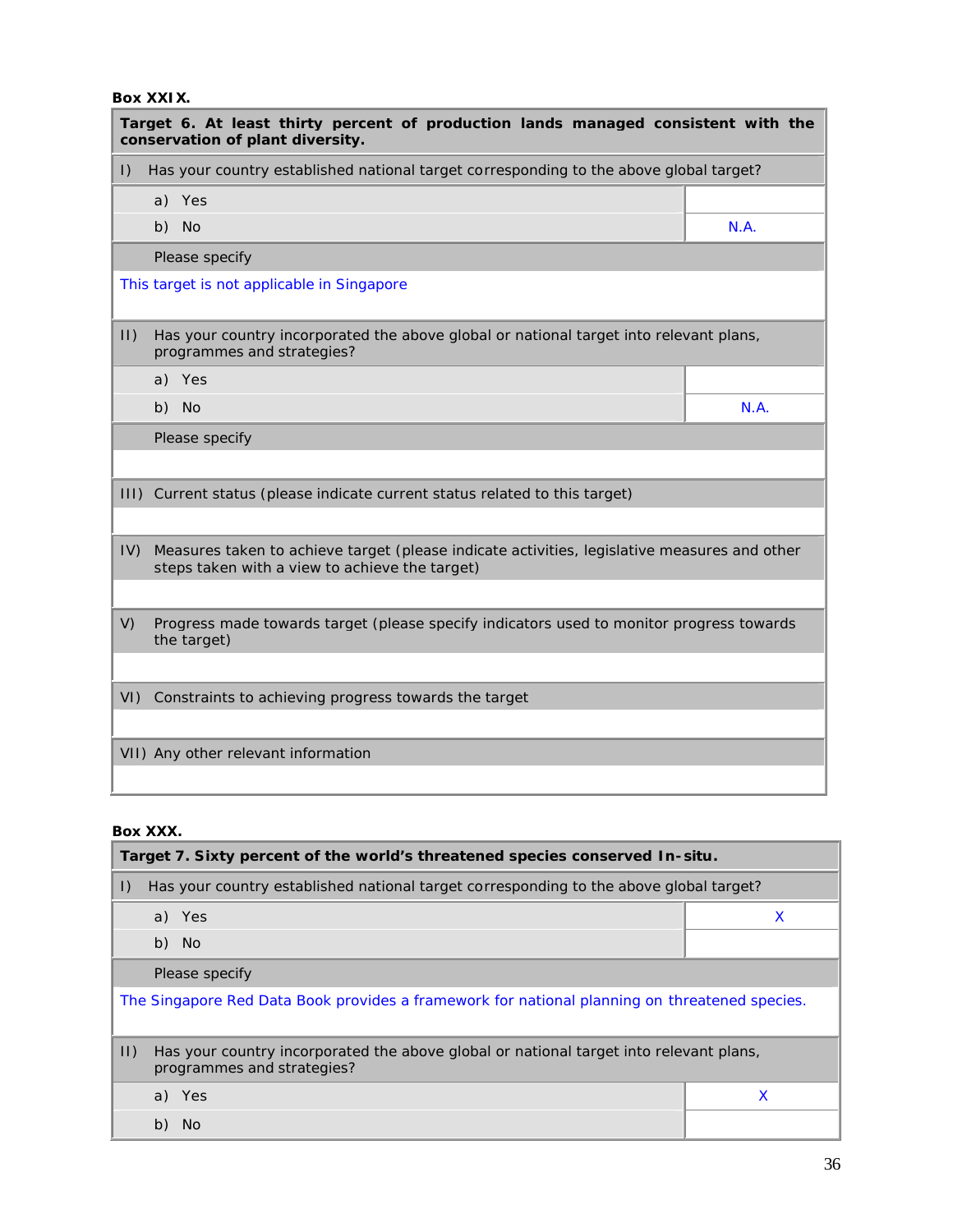**Box XXIX.**

| **Target 6. At least thirty percent of production lands managed consistent with the conservation of plant diversity.** | |
|---|---|
| I) Has your country established national target corresponding to the above global target? | |
| a) Yes | |
| b) No | N.A. |
| Please specify | |
| This target is not applicable in Singapore | |
| II) Has your country incorporated the above global or national target into relevant plans, programmes and strategies? | |
| a) Yes | |
| b) No | N.A. |
| Please specify | |
| | |
| III) Current status (please indicate current status related to this target) | |
| | |
| IV) Measures taken to achieve target (please indicate activities, legislative measures and other steps taken with a view to achieve the target) | |
| | |
| V) Progress made towards target (please specify indicators used to monitor progress towards the target) | |
| | |
| VI) Constraints to achieving progress towards the target | |
| | |
| VII) Any other relevant information | |
| | |

**Box XXX.**

| **Target 7. Sixty percent of the world's threatened species conserved In-situ.** | |
|---|---|
| I) Has your country established national target corresponding to the above global target? | |
| a) Yes | X |
| b) No | |
| Please specify | |
| The Singapore Red Data Book provides a framework for national planning on threatened species. | |
| II) Has your country incorporated the above global or national target into relevant plans, programmes and strategies? | |
| a) Yes | X |
| b) No | |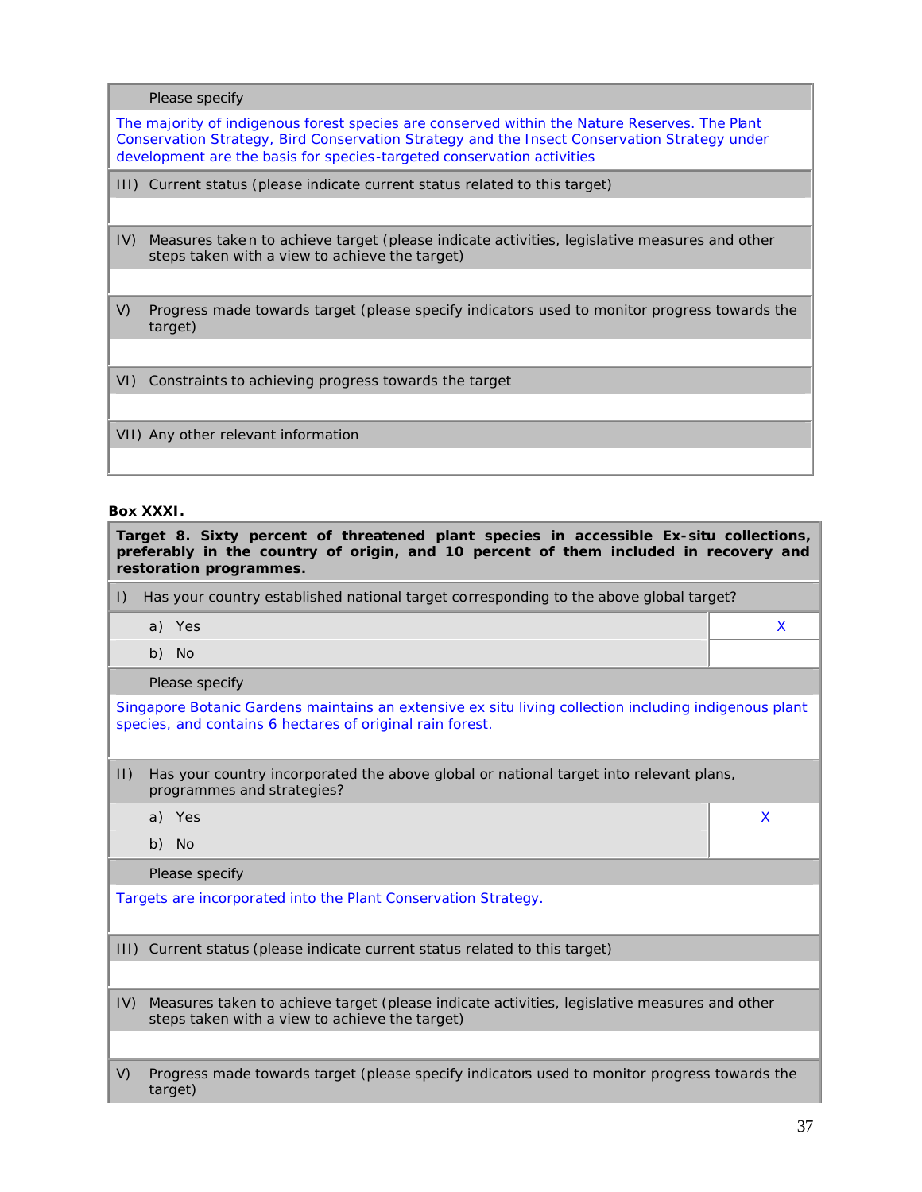| |
|---|
| Please specify |
| The majority of indigenous forest species are conserved within the Nature Reserves. The Plant Conservation Strategy, Bird Conservation Strategy and the Insect Conservation Strategy under development are the basis for species-targeted conservation activities |
| III) Current status (please indicate current status related to this target) |
| |
| IV) Measures taken to achieve target (please indicate activities, legislative measures and other steps taken with a view to achieve the target) |
| |
| V) Progress made towards target (please specify indicators used to monitor progress towards the target) |
| |
| VI) Constraints to achieving progress towards the target |
| |
| VII) Any other relevant information |
| |

**Box XXXI.**

| **Target 8. Sixty percent of threatened plant species in accessible Ex-situ collections, preferably in the country of origin, and 10 percent of them included in recovery and restoration programmes.** | |
|---|---|
| I) Has your country established national target corresponding to the above global target? | |
| a) Yes | X |
| b) No | |
| Please specify | |
| Singapore Botanic Gardens maintains an extensive ex situ living collection including indigenous plant species, and contains 6 hectares of original rain forest. | |
| II) Has your country incorporated the above global or national target into relevant plans, programmes and strategies? | |
| a) Yes | X |
| b) No | |
| Please specify | |
| Targets are incorporated into the Plant Conservation Strategy. | |
| III) Current status (please indicate current status related to this target) | |
| | |
| IV) Measures taken to achieve target (please indicate activities, legislative measures and other steps taken with a view to achieve the target) | |
| | |
| V) Progress made towards target (please specify indicators used to monitor progress towards the target) | |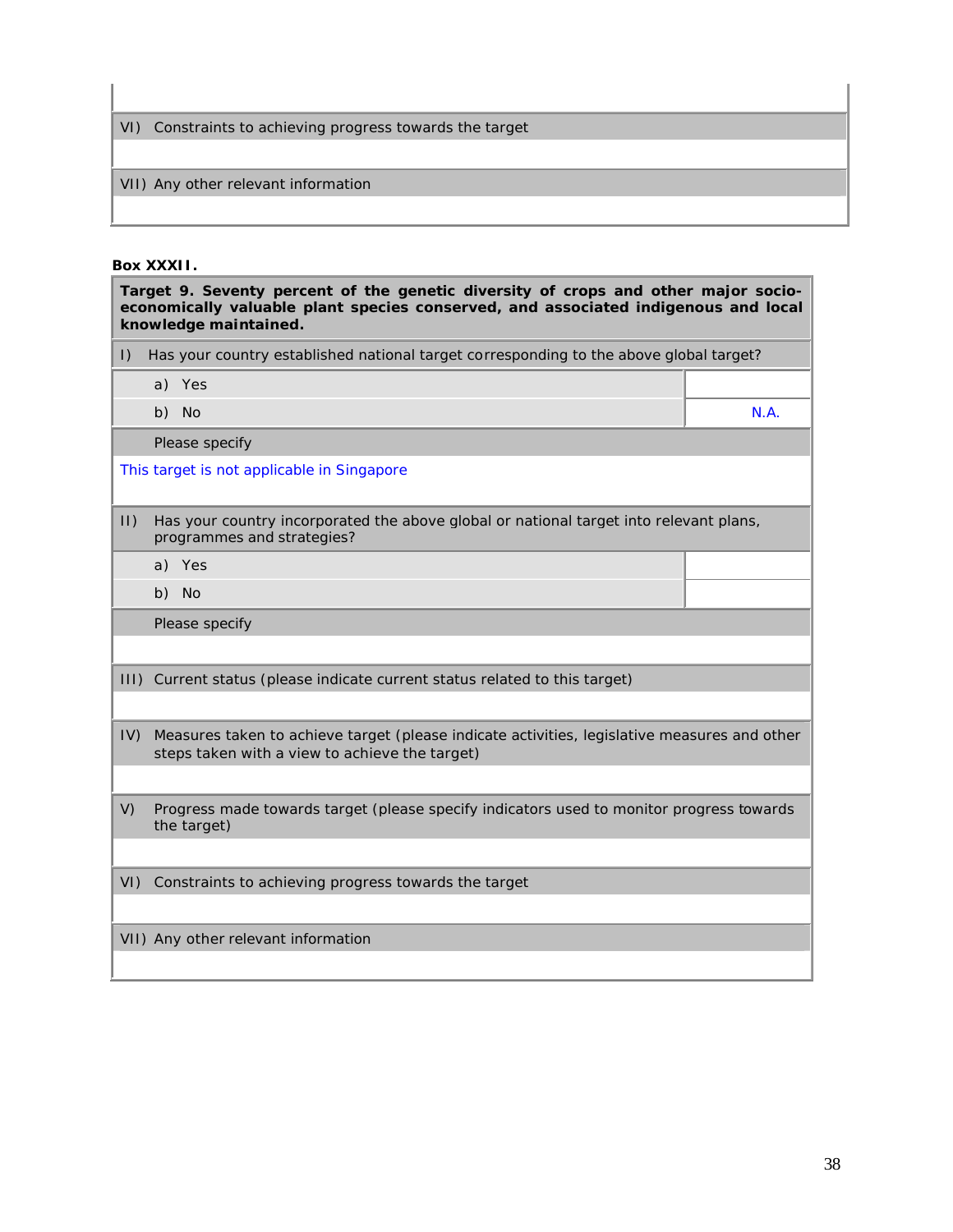| VI) Constraints to achieving progress towards the target |
|---|
| |
| VII) Any other relevant information |
| |

**Box XXXII.**

| **Target 9. Seventy percent of the genetic diversity of crops and other major socio-economically valuable plant species conserved, and associated indigenous and local knowledge maintained.** | |
|---|---|
| I) Has your country established national target corresponding to the above global target? | |
| a) Yes | |
| b) No | N.A. |
| Please specify | |
| This target is not applicable in Singapore | |
| II) Has your country incorporated the above global or national target into relevant plans, programmes and strategies? | |
| a) Yes | |
| b) No | |
| Please specify | |
| | |
| III) Current status (please indicate current status related to this target) | |
| | |
| IV) Measures taken to achieve target (please indicate activities, legislative measures and other steps taken with a view to achieve the target) | |
| | |
| V) Progress made towards target (please specify indicators used to monitor progress towards the target) | |
| | |
| VI) Constraints to achieving progress towards the target | |
| | |
| VII) Any other relevant information | |
| | |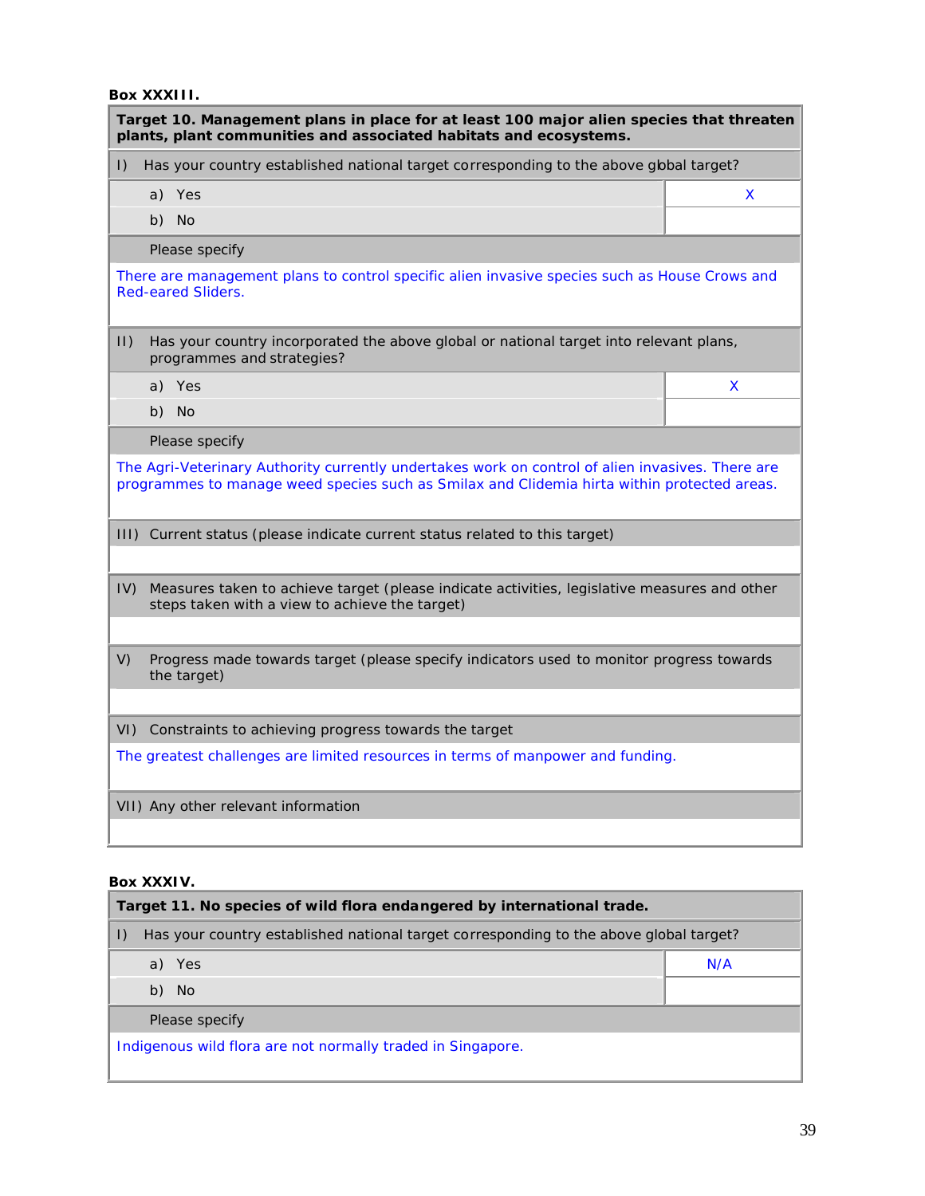**Box XXXIII.**

| **Target 10. Management plans in place for at least 100 major alien species that threaten plants, plant communities and associated habitats and ecosystems.** | |
|---|---|
| I) Has your country established national target corresponding to the above global target? | |
| a) Yes | X |
| b) No | |
| Please specify | |
| There are management plans to control specific alien invasive species such as House Crows and Red-eared Sliders. | |
| II) Has your country incorporated the above global or national target into relevant plans, programmes and strategies? | |
| a) Yes | X |
| b) No | |
| Please specify | |
| The Agri-Veterinary Authority currently undertakes work on control of alien invasives. There are programmes to manage weed species such as Smilax and Clidemia hirta within protected areas. | |
| III) Current status (please indicate current status related to this target) | |
| | |
| IV) Measures taken to achieve target (please indicate activities, legislative measures and other steps taken with a view to achieve the target) | |
| | |
| V) Progress made towards target (please specify indicators used to monitor progress towards the target) | |
| | |
| VI) Constraints to achieving progress towards the target | |
| The greatest challenges are limited resources in terms of manpower and funding. | |
| VII) Any other relevant information | |
| | |

**Box XXXIV.**

| **Target 11. No species of wild flora endangered by international trade.** | |
|---|---|
| I) Has your country established national target corresponding to the above global target? | |
| a) Yes | N/A |
| b) No | |
| Please specify | |
| Indigenous wild flora are not normally traded in Singapore. | |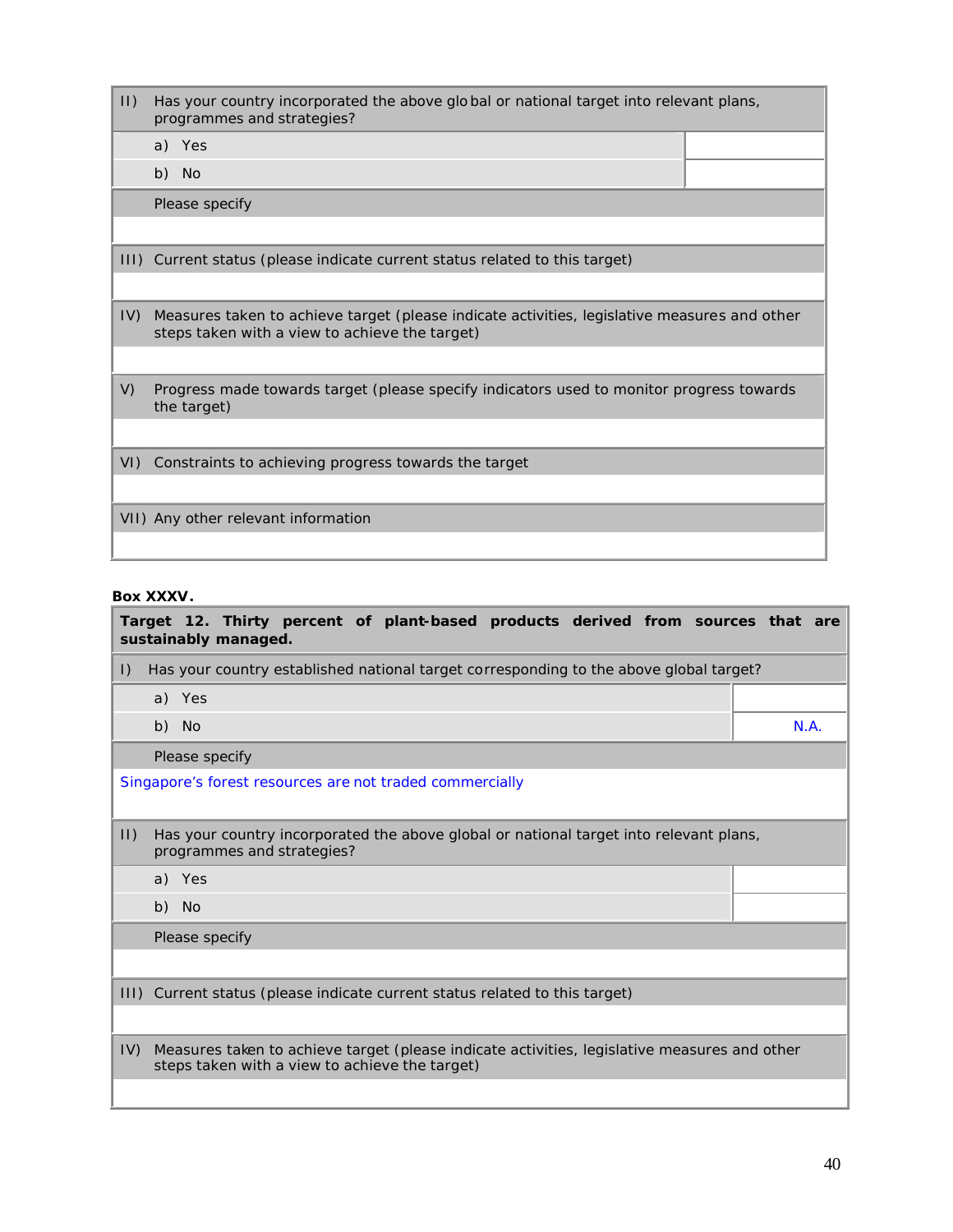| II) Has your country incorporated the above global or national target into relevant plans, programmes and strategies? | |
|---|---|
| a) Yes | |
| b) No | |
| Please specify | |
| | |
| III) Current status (please indicate current status related to this target) | |
| | |
| IV) Measures taken to achieve target (please indicate activities, legislative measures and other steps taken with a view to achieve the target) | |
| | |
| V) Progress made towards target (please specify indicators used to monitor progress towards the target) | |
| | |
| VI) Constraints to achieving progress towards the target | |
| | |
| VII) Any other relevant information | |
| | |

**Box XXXV.**

| **Target 12. Thirty percent of plant-based products derived from sources that are sustainably managed.** | |
|---|---|
| I) Has your country established national target corresponding to the above global target? | |
| a) Yes | |
| b) No | N.A. |
| Please specify | |
| Singapore's forest resources are not traded commercially | |
| II) Has your country incorporated the above global or national target into relevant plans, programmes and strategies? | |
| a) Yes | |
| b) No | |
| Please specify | |
| | |
| III) Current status (please indicate current status related to this target) | |
| | |
| IV) Measures taken to achieve target (please indicate activities, legislative measures and other steps taken with a view to achieve the target) | |
| | |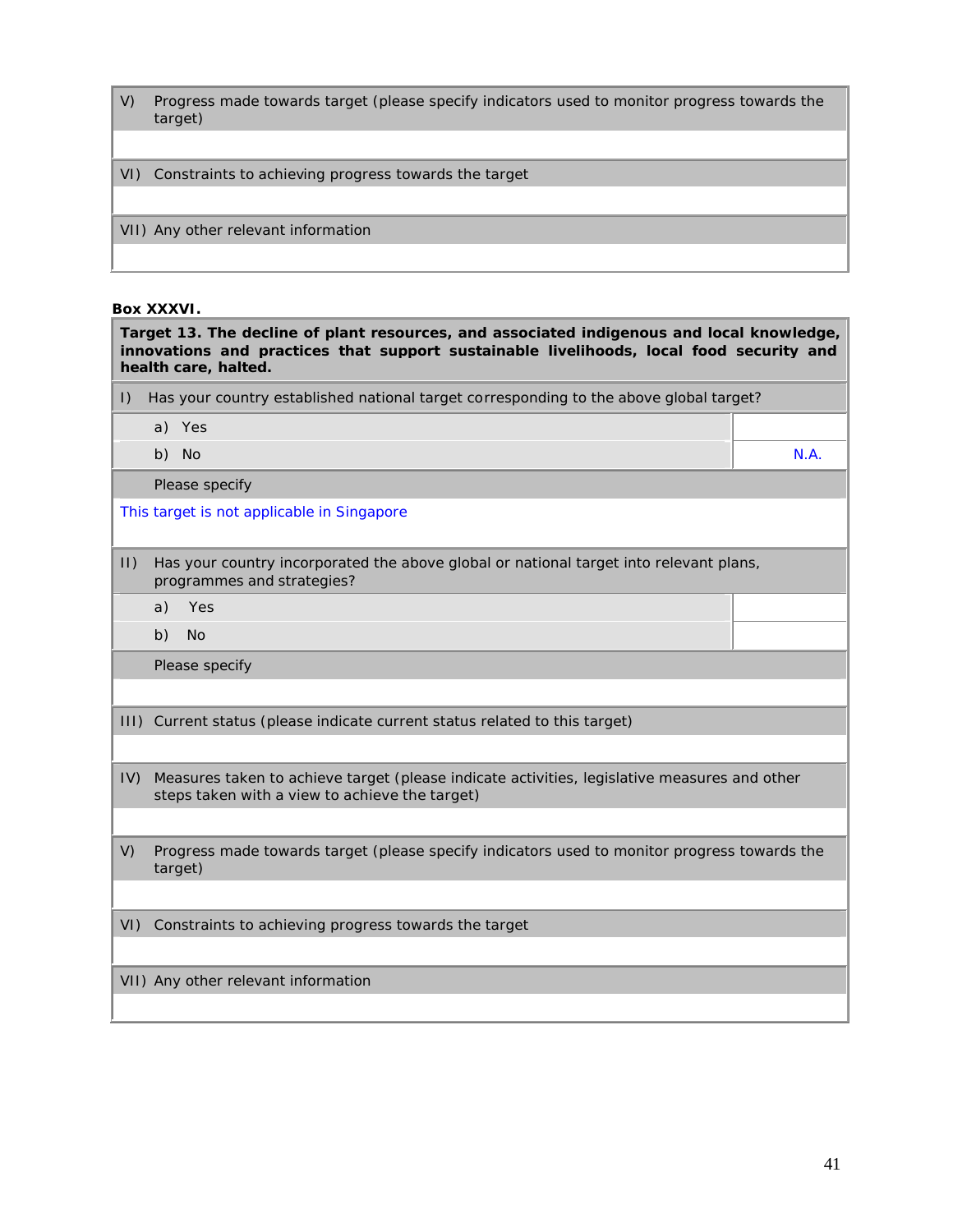| V) Progress made towards target (please specify indicators used to monitor progress towards the target) |
|---|
| |
| VI) Constraints to achieving progress towards the target |
| |
| VII) Any other relevant information |
| |

**Box XXXVI.**

| **Target 13. The decline of plant resources, and associated indigenous and local knowledge, innovations and practices that support sustainable livelihoods, local food security and health care, halted.** | |
|---|---|
| I) Has your country established national target corresponding to the above global target? | |
| a) Yes | |
| b) No | N.A. |
| Please specify | |
| This target is not applicable in Singapore | |
| II) Has your country incorporated the above global or national target into relevant plans, programmes and strategies? | |
| a) Yes | |
| b) No | |
| Please specify | |
| | |
| III) Current status (please indicate current status related to this target) | |
| | |
| IV) Measures taken to achieve target (please indicate activities, legislative measures and other steps taken with a view to achieve the target) | |
| | |
| V) Progress made towards target (please specify indicators used to monitor progress towards the target) | |
| | |
| VI) Constraints to achieving progress towards the target | |
| | |
| VII) Any other relevant information | |
| | |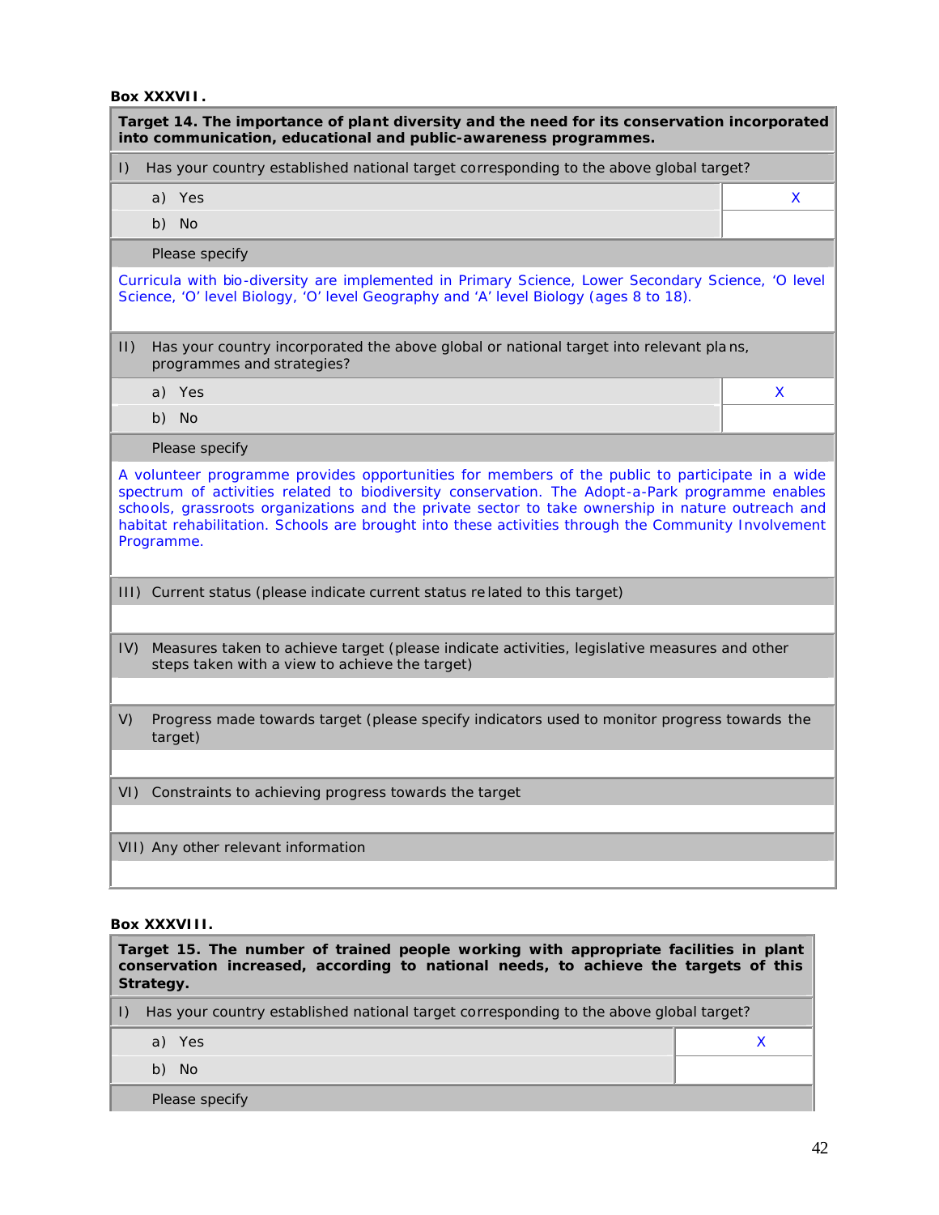**Box XXXVII.**

| Target 14. The importance of plant diversity and the need for its conservation incorporated into communication, educational and public-awareness programmes. | |
|---|---|
| I) Has your country established national target corresponding to the above global target? | |
| a) Yes | X |
| b) No | |
| Please specify | |
| Curricula with bio-diversity are implemented in Primary Science, Lower Secondary Science, 'O level Science, 'O' level Biology, 'O' level Geography and 'A' level Biology (ages 8 to 18). | |
| II) Has your country incorporated the above global or national target into relevant plans, programmes and strategies? | |
| a) Yes | X |
| b) No | |
| Please specify | |
| A volunteer programme provides opportunities for members of the public to participate in a wide spectrum of activities related to biodiversity conservation. The Adopt-a-Park programme enables schools, grassroots organizations and the private sector to take ownership in nature outreach and habitat rehabilitation. Schools are brought into these activities through the Community Involvement Programme. | |
| III) Current status (please indicate current status related to this target) | |
| | |
| IV) Measures taken to achieve target (please indicate activities, legislative measures and other steps taken with a view to achieve the target) | |
| | |
| V) Progress made towards target (please specify indicators used to monitor progress towards the target) | |
| | |
| VI) Constraints to achieving progress towards the target | |
| | |
| VII) Any other relevant information | |
| | |

**Box XXXVIII.**

| Target 15. The number of trained people working with appropriate facilities in plant conservation increased, according to national needs, to achieve the targets of this Strategy. | |
|---|---|
| I) Has your country established national target corresponding to the above global target? | |
| a) Yes | X |
| b) No | |
| Please specify | |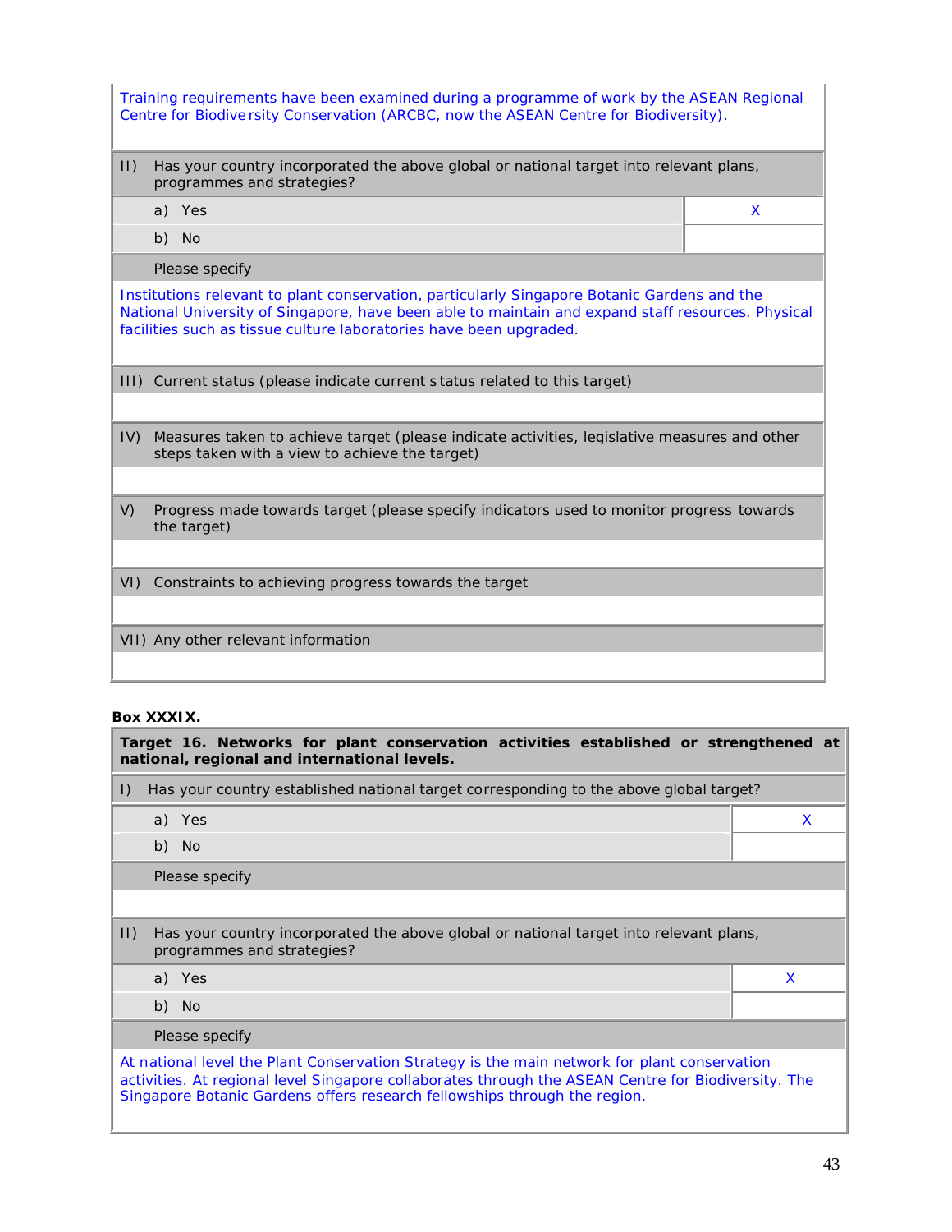Training requirements have been examined during a programme of work by the ASEAN Regional Centre for Biodiversity Conservation (ARCBC, now the ASEAN Centre for Biodiversity).

| II) Has your country incorporated the above global or national target into relevant plans, programmes and strategies? | |
|---|---|
| a) Yes | X |
| b) No | |

Please specify

Institutions relevant to plant conservation, particularly Singapore Botanic Gardens and the National University of Singapore, have been able to maintain and expand staff resources. Physical facilities such as tissue culture laboratories have been upgraded.

III) Current status (please indicate current status related to this target)

IV) Measures taken to achieve target (please indicate activities, legislative measures and other steps taken with a view to achieve the target)

V) Progress made towards target (please specify indicators used to monitor progress towards the target)

VI) Constraints to achieving progress towards the target

VII) Any other relevant information

**Box XXXIX.**

**Target 16. Networks for plant conservation activities established or strengthened at national, regional and international levels.**

| I) Has your country established national target corresponding to the above global target? | |
|---|---|
| a) Yes | X |
| b) No | |

Please specify

| II) Has your country incorporated the above global or national target into relevant plans, programmes and strategies? | |
|---|---|
| a) Yes | X |
| b) No | |

Please specify

At national level the Plant Conservation Strategy is the main network for plant conservation activities. At regional level Singapore collaborates through the ASEAN Centre for Biodiversity. The Singapore Botanic Gardens offers research fellowships through the region.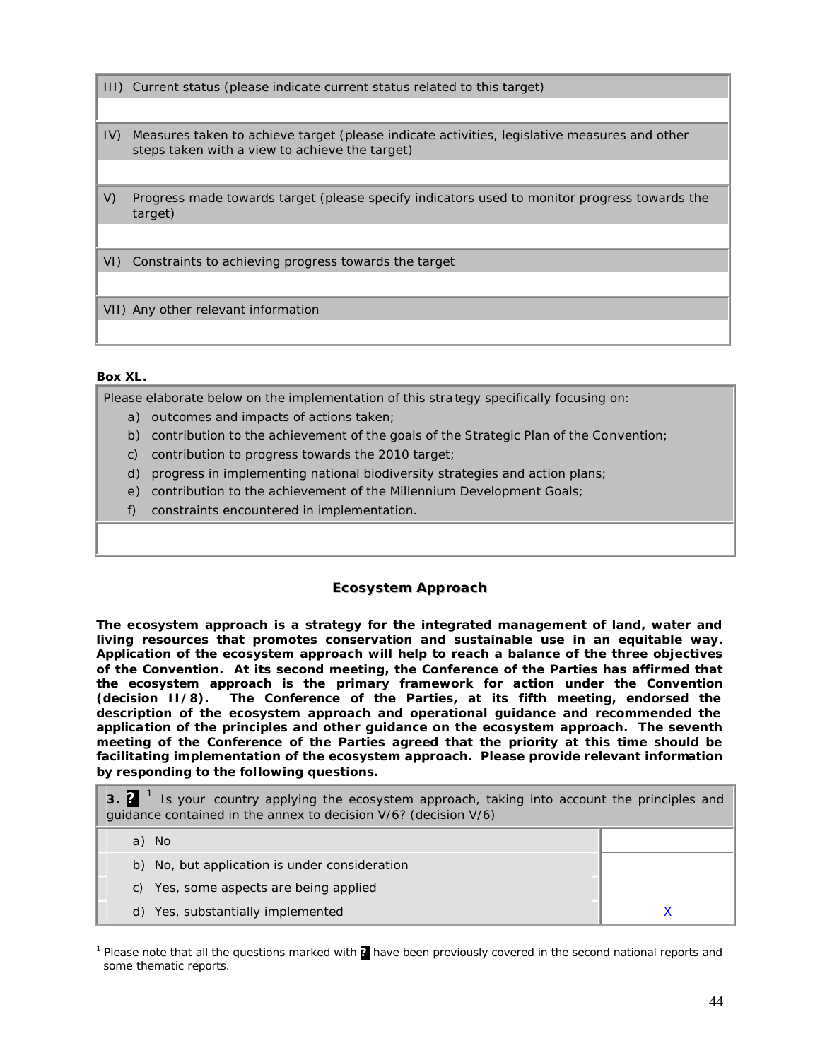| III) Current status (please indicate current status related to this target) |
| --- |
| |
| IV) Measures taken to achieve target (please indicate activities, legislative measures and other steps taken with a view to achieve the target) |
| |
| V) Progress made towards target (please specify indicators used to monitor progress towards the target) |
| |
| VI) Constraints to achieving progress towards the target |
| |
| VII) Any other relevant information |
| |

**Box XL.**

| Please elaborate below on the implementation of this strategy specifically focusing on:<br>a) outcomes and impacts of actions taken;<br>b) contribution to the achievement of the goals of the Strategic Plan of the Convention;<br>c) contribution to progress towards the 2010 target;<br>d) progress in implementing national biodiversity strategies and action plans;<br>e) contribution to the achievement of the Millennium Development Goals;<br>f) constraints encountered in implementation. |
| --- |
| |

## Ecosystem Approach

**The ecosystem approach is a strategy for the integrated management of land, water and living resources that promotes conservation and sustainable use in an equitable way. Application of the ecosystem approach will help to reach a balance of the three objectives of the Convention. At its second meeting, the Conference of the Parties has affirmed that the ecosystem approach is the primary framework for action under the Convention (decision II/8). The Conference of the Parties, at its fifth meeting, endorsed the description of the ecosystem approach and operational guidance and recommended the application of the principles and other guidance on the ecosystem approach. The seventh meeting of the Conference of the Parties agreed that the priority at this time should be facilitating implementation of the ecosystem approach. Please provide relevant information by responding to the following questions.**

| **3.** ? [1] Is your country applying the ecosystem approach, taking into account the principles and guidance contained in the annex to decision V/6? (decision V/6) | |
| --- | --- |
| a) No | |
| b) No, but application is under consideration | |
| c) Yes, some aspects are being applied | |
| d) Yes, substantially implemented | X |

[1] Please note that all the questions marked with ? have been previously covered in the second national reports and some thematic reports.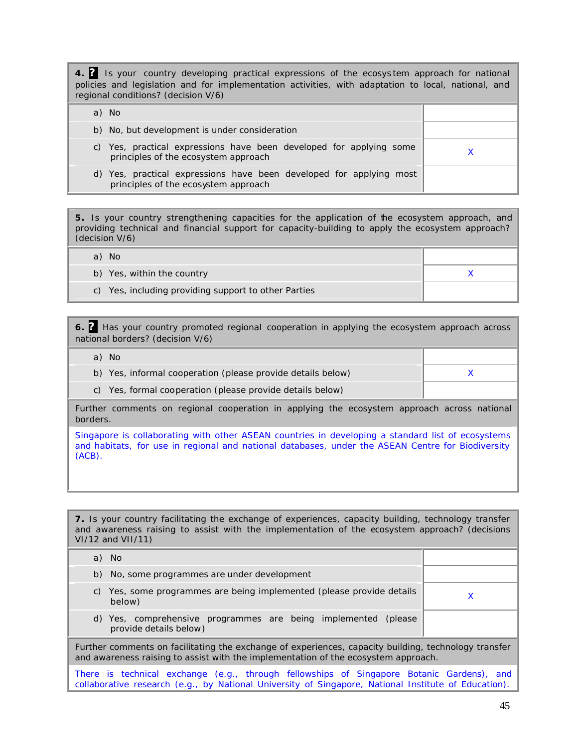| **4. ?** Is your country developing practical expressions of the ecosystem approach for national policies and legislation and for implementation activities, with adaptation to local, national, and regional conditions? (decision V/6) | |
| --- | --- |
| a) No | |
| b) No, but development is under consideration | |
| c) Yes, practical expressions have been developed for applying some principles of the ecosystem approach | X |
| d) Yes, practical expressions have been developed for applying most principles of the ecosystem approach | |

| **5.** Is your country strengthening capacities for the application of the ecosystem approach, and providing technical and financial support for capacity-building to apply the ecosystem approach? (decision V/6) | |
| --- | --- |
| a) No | |
| b) Yes, within the country | X |
| c) Yes, including providing support to other Parties | |

| **6. ?** Has your country promoted regional cooperation in applying the ecosystem approach across national borders? (decision V/6) | |
| --- | --- |
| a) No | |
| b) Yes, informal cooperation (please provide details below) | X |
| c) Yes, formal cooperation (please provide details below) | |

Further comments on regional cooperation in applying the ecosystem approach across national borders.

Singapore is collaborating with other ASEAN countries in developing a standard list of ecosystems and habitats, for use in regional and national databases, under the ASEAN Centre for Biodiversity (ACB).

| **7.** Is your country facilitating the exchange of experiences, capacity building, technology transfer and awareness raising to assist with the implementation of the ecosystem approach? (decisions VI/12 and VII/11) | |
| --- | --- |
| a) No | |
| b) No, some programmes are under development | |
| c) Yes, some programmes are being implemented (please provide details below) | X |
| d) Yes, comprehensive programmes are being implemented (please provide details below) | |

Further comments on facilitating the exchange of experiences, capacity building, technology transfer and awareness raising to assist with the implementation of the ecosystem approach.

There is technical exchange (e.g., through fellowships of Singapore Botanic Gardens), and collaborative research (e.g., by National University of Singapore, National Institute of Education).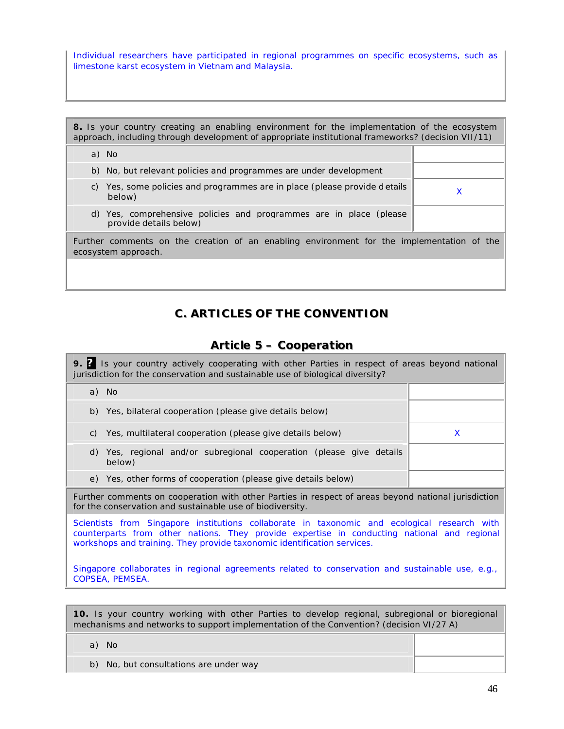Individual researchers have participated in regional programmes on specific ecosystems, such as limestone karst ecosystem in Vietnam and Malaysia.

| **8.** Is your country creating an enabling environment for the implementation of the ecosystem approach, including through development of appropriate institutional frameworks? (decision VII/11) | |
|---|---|
| a) No | |
| b) No, but relevant policies and programmes are under development | |
| c) Yes, some policies and programmes are in place (please provide details below) | X |
| d) Yes, comprehensive policies and programmes are in place (please provide details below) | |
| Further comments on the creation of an enabling environment for the implementation of the ecosystem approach. | |

## C. ARTICLES OF THE CONVENTION

### Article 5 – Cooperation

| **9.** ? Is your country actively cooperating with other Parties in respect of areas beyond national jurisdiction for the conservation and sustainable use of biological diversity? | |
|---|---|
| a) No | |
| b) Yes, bilateral cooperation (please give details below) | |
| c) Yes, multilateral cooperation (please give details below) | X |
| d) Yes, regional and/or subregional cooperation (please give details below) | |
| e) Yes, other forms of cooperation (please give details below) | |
| Further comments on cooperation with other Parties in respect of areas beyond national jurisdiction for the conservation and sustainable use of biodiversity. | |

Scientists from Singapore institutions collaborate in taxonomic and ecological research with counterparts from other nations. They provide expertise in conducting national and regional workshops and training. They provide taxonomic identification services.

Singapore collaborates in regional agreements related to conservation and sustainable use, e.g., COPSEA, PEMSEA.

| **10.** Is your country working with other Parties to develop regional, subregional or bioregional mechanisms and networks to support implementation of the Convention? (decision VI/27 A) | |
|---|---|
| a) No | |
| b) No, but consultations are under way | |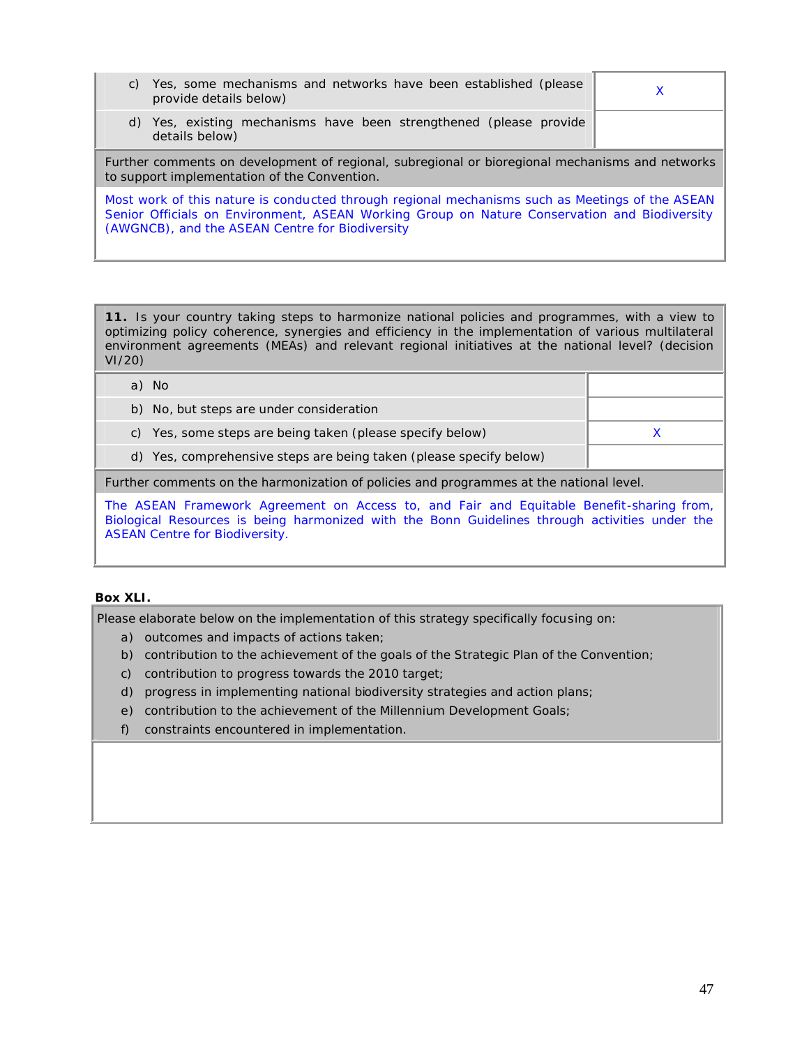| | |
|---|---|
| c) Yes, some mechanisms and networks have been established (please provide details below) | X |
| d) Yes, existing mechanisms have been strengthened (please provide details below) | |

Further comments on development of regional, subregional or bioregional mechanisms and networks to support implementation of the Convention.

Most work of this nature is conducted through regional mechanisms such as Meetings of the ASEAN Senior Officials on Environment, ASEAN Working Group on Nature Conservation and Biodiversity (AWGNCB), and the ASEAN Centre for Biodiversity

**11.** Is your country taking steps to harmonize national policies and programmes, with a view to optimizing policy coherence, synergies and efficiency in the implementation of various multilateral environment agreements (MEAs) and relevant regional initiatives at the national level? (decision VI/20)

| | |
|---|---|
| a) No | |
| b) No, but steps are under consideration | |
| c) Yes, some steps are being taken (please specify below) | X |
| d) Yes, comprehensive steps are being taken (please specify below) | |

Further comments on the harmonization of policies and programmes at the national level.

The ASEAN Framework Agreement on Access to, and Fair and Equitable Benefit-sharing from, Biological Resources is being harmonized with the Bonn Guidelines through activities under the ASEAN Centre for Biodiversity.

**Box XLI.**

Please elaborate below on the implementation of this strategy specifically focusing on:

a) outcomes and impacts of actions taken;
b) contribution to the achievement of the goals of the Strategic Plan of the Convention;
c) contribution to progress towards the 2010 target;
d) progress in implementing national biodiversity strategies and action plans;
e) contribution to the achievement of the Millennium Development Goals;
f) constraints encountered in implementation.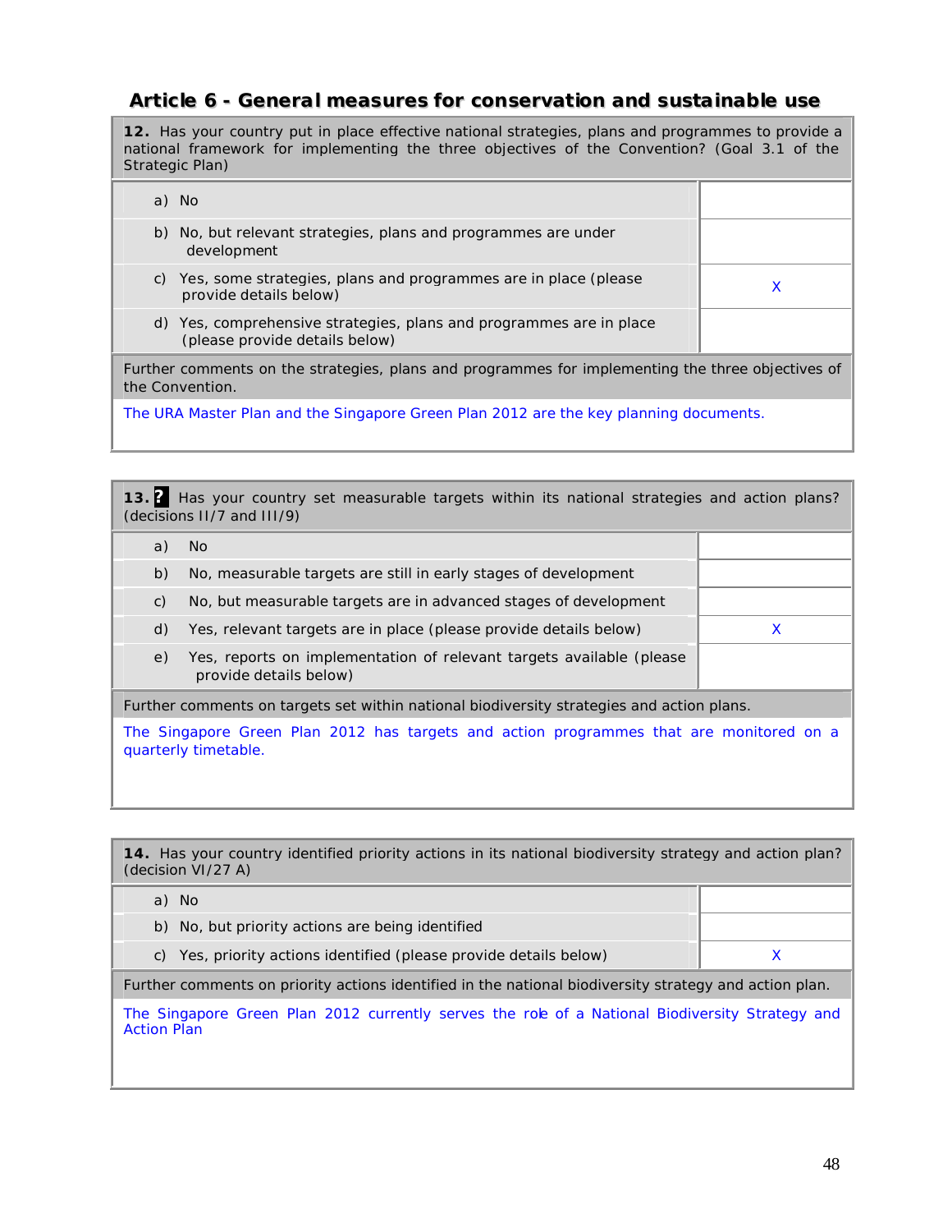## Article 6 - General measures for conservation and sustainable use

| **12.** Has your country put in place effective national strategies, plans and programmes to provide a national framework for implementing the three objectives of the Convention? (Goal 3.1 of the Strategic Plan) | |
|---|---|
| a) No | |
| b) No, but relevant strategies, plans and programmes are under development | |
| c) Yes, some strategies, plans and programmes are in place (please provide details below) | X |
| d) Yes, comprehensive strategies, plans and programmes are in place (please provide details below) | |

Further comments on the strategies, plans and programmes for implementing the three objectives of the Convention.

The URA Master Plan and the Singapore Green Plan 2012 are the key planning documents.

| **13.** ? Has your country set measurable targets within its national strategies and action plans? (decisions II/7 and III/9) | |
|---|---|
| a) No | |
| b) No, measurable targets are still in early stages of development | |
| c) No, but measurable targets are in advanced stages of development | |
| d) Yes, relevant targets are in place (please provide details below) | X |
| e) Yes, reports on implementation of relevant targets available (please provide details below) | |

Further comments on targets set within national biodiversity strategies and action plans.

The Singapore Green Plan 2012 has targets and action programmes that are monitored on a quarterly timetable.

| **14.** Has your country identified priority actions in its national biodiversity strategy and action plan? (decision VI/27 A) | |
|---|---|
| a) No | |
| b) No, but priority actions are being identified | |
| c) Yes, priority actions identified (please provide details below) | X |

Further comments on priority actions identified in the national biodiversity strategy and action plan.

The Singapore Green Plan 2012 currently serves the role of a National Biodiversity Strategy and Action Plan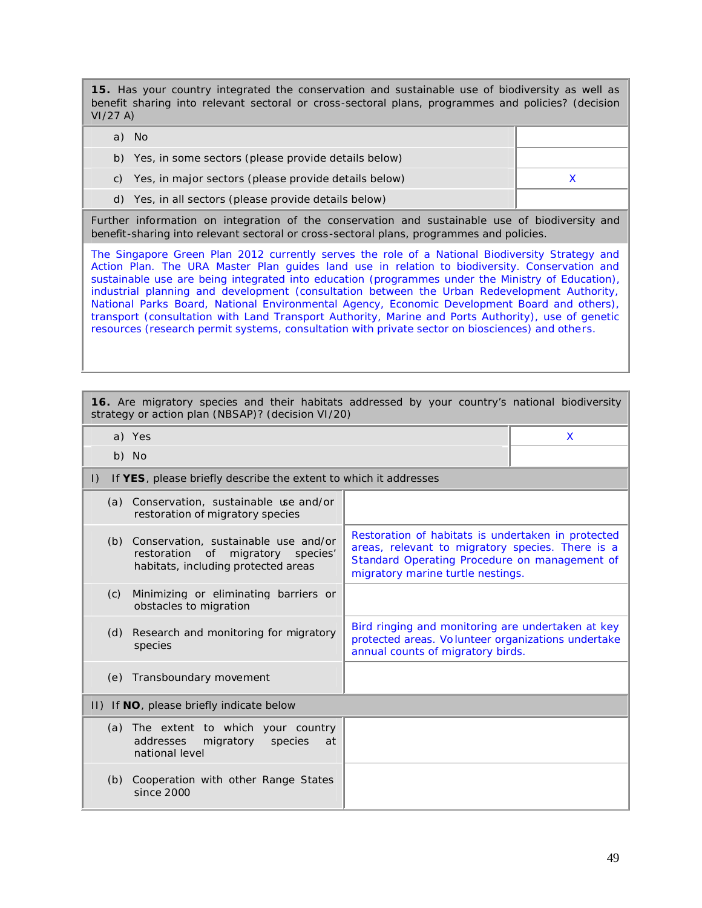| **15.** Has your country integrated the conservation and sustainable use of biodiversity as well as benefit sharing into relevant sectoral or cross-sectoral plans, programmes and policies? (decision VI/27 A) | |
|---|---|
| a) No | |
| b) Yes, in some sectors (please provide details below) | |
| c) Yes, in major sectors (please provide details below) | X |
| d) Yes, in all sectors (please provide details below) | |

Further information on integration of the conservation and sustainable use of biodiversity and benefit-sharing into relevant sectoral or cross-sectoral plans, programmes and policies.

The Singapore Green Plan 2012 currently serves the role of a National Biodiversity Strategy and Action Plan. The URA Master Plan guides land use in relation to biodiversity. Conservation and sustainable use are being integrated into education (programmes under the Ministry of Education), industrial planning and development (consultation between the Urban Redevelopment Authority, National Parks Board, National Environmental Agency, Economic Development Board and others), transport (consultation with Land Transport Authority, Marine and Ports Authority), use of genetic resources (research permit systems, consultation with private sector on biosciences) and others.

| **16.** Are migratory species and their habitats addressed by your country's national biodiversity strategy or action plan (NBSAP)? (decision VI/20) | |
|---|---|
| a) Yes | X |
| b) No | |
| I) If **YES**, please briefly describe the extent to which it addresses | |
| (a) Conservation, sustainable use and/or restoration of migratory species | |
| (b) Conservation, sustainable use and/or restoration of migratory species' habitats, including protected areas | Restoration of habitats is undertaken in protected areas, relevant to migratory species. There is a Standard Operating Procedure on management of migratory marine turtle nestings. |
| (c) Minimizing or eliminating barriers or obstacles to migration | |
| (d) Research and monitoring for migratory species | Bird ringing and monitoring are undertaken at key protected areas. Volunteer organizations undertake annual counts of migratory birds. |
| (e) Transboundary movement | |
| II) If **NO**, please briefly indicate below | |
| (a) The extent to which your country addresses migratory species at national level | |
| (b) Cooperation with other Range States since 2000 | |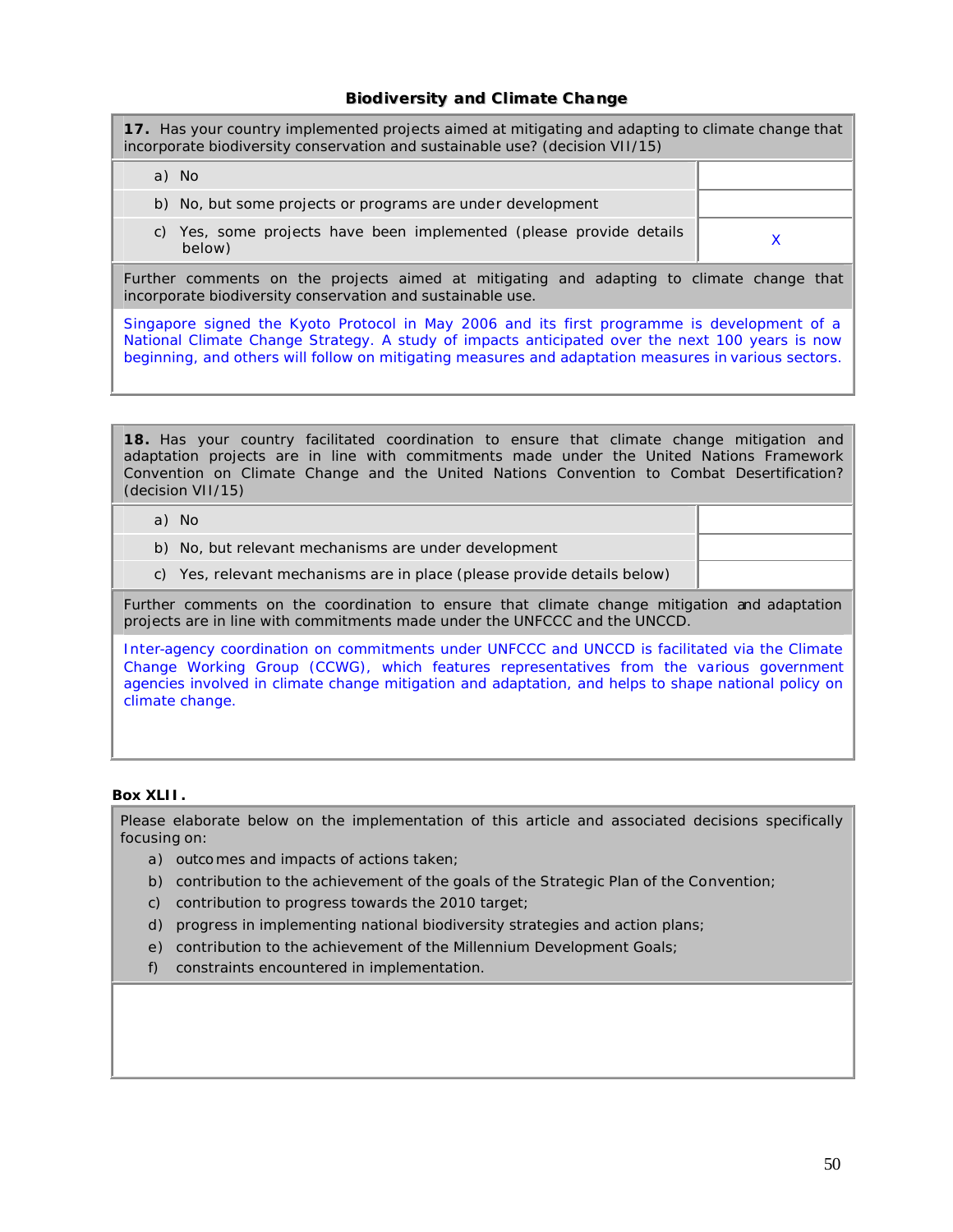## Biodiversity and Climate Change

| **17.** Has your country implemented projects aimed at mitigating and adapting to climate change that incorporate biodiversity conservation and sustainable use? (decision VII/15) | |
|---|---|
| a) No | |
| b) No, but some projects or programs are under development | |
| c) Yes, some projects have been implemented (please provide details below) | X |
| Further comments on the projects aimed at mitigating and adapting to climate change that incorporate biodiversity conservation and sustainable use. | |
| Singapore signed the Kyoto Protocol in May 2006 and its first programme is development of a National Climate Change Strategy. A study of impacts anticipated over the next 100 years is now beginning, and others will follow on mitigating measures and adaptation measures in various sectors. | |

| **18.** Has your country facilitated coordination to ensure that climate change mitigation and adaptation projects are in line with commitments made under the United Nations Framework Convention on Climate Change and the United Nations Convention to Combat Desertification? (decision VII/15) | |
|---|---|
| a) No | |
| b) No, but relevant mechanisms are under development | |
| c) Yes, relevant mechanisms are in place (please provide details below) | |
| Further comments on the coordination to ensure that climate change mitigation and adaptation projects are in line with commitments made under the UNFCCC and the UNCCD. | |
| Inter-agency coordination on commitments under UNFCCC and UNCCD is facilitated via the Climate Change Working Group (CCWG), which features representatives from the various government agencies involved in climate change mitigation and adaptation, and helps to shape national policy on climate change. | |

**Box XLII.**

Please elaborate below on the implementation of this article and associated decisions specifically focusing on:

a) outcomes and impacts of actions taken;
b) contribution to the achievement of the goals of the Strategic Plan of the Convention;
c) contribution to progress towards the 2010 target;
d) progress in implementing national biodiversity strategies and action plans;
e) contribution to the achievement of the Millennium Development Goals;
f) constraints encountered in implementation.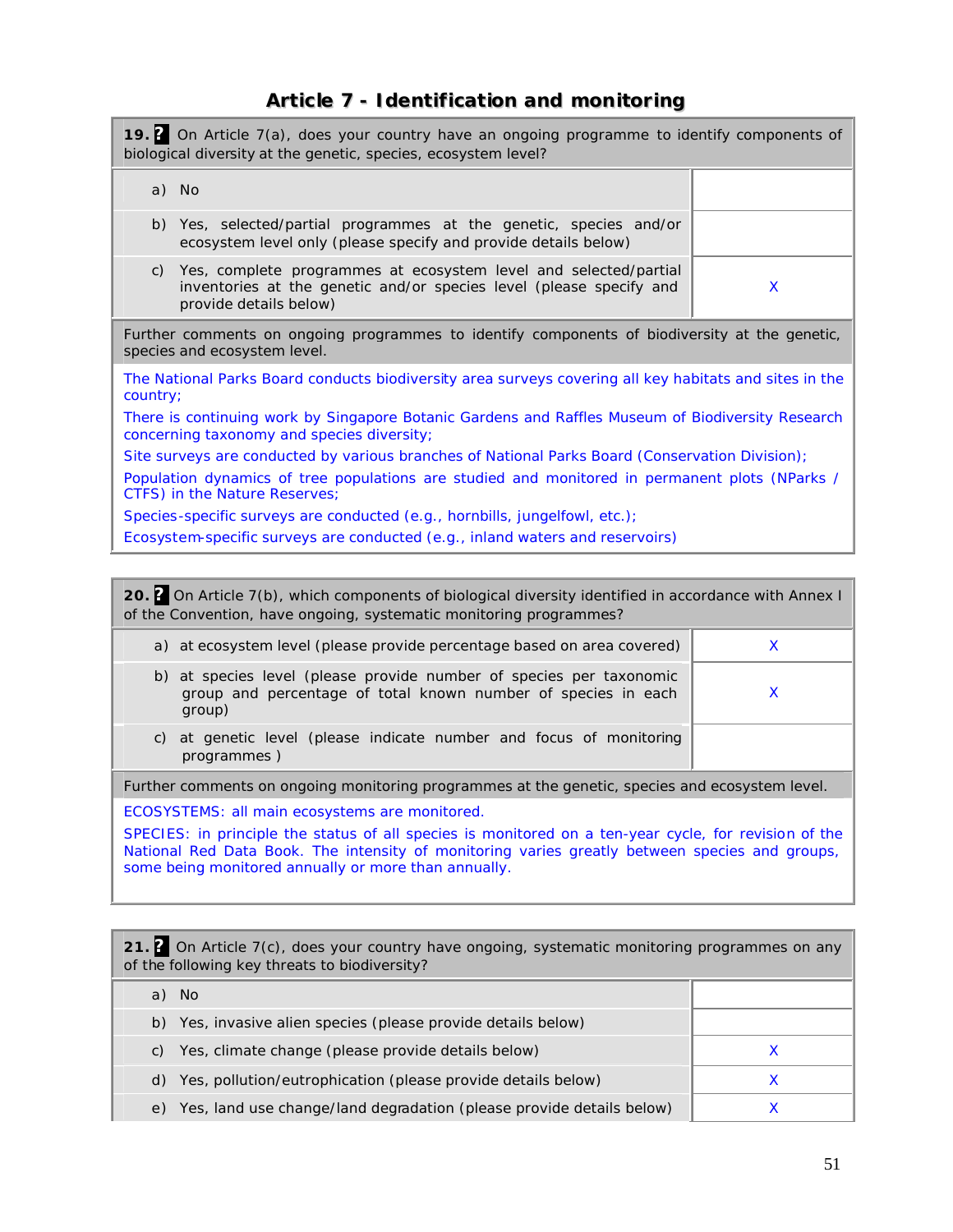# Article 7 - Identification and monitoring

| **19.** On Article 7(a), does your country have an ongoing programme to identify components of biological diversity at the genetic, species, ecosystem level? | |
|---|---|
| a) No | |
| b) Yes, selected/partial programmes at the genetic, species and/or ecosystem level only (please specify and provide details below) | |
| c) Yes, complete programmes at ecosystem level and selected/partial inventories at the genetic and/or species level (please specify and provide details below) | X |

Further comments on ongoing programmes to identify components of biodiversity at the genetic, species and ecosystem level.

The National Parks Board conducts biodiversity area surveys covering all key habitats and sites in the country;

There is continuing work by Singapore Botanic Gardens and Raffles Museum of Biodiversity Research concerning taxonomy and species diversity;

Site surveys are conducted by various branches of National Parks Board (Conservation Division);

Population dynamics of tree populations are studied and monitored in permanent plots (NParks / CTFS) in the Nature Reserves;

Species-specific surveys are conducted (e.g., hornbills, junglefowl, etc.);

Ecosystem-specific surveys are conducted (e.g., inland waters and reservoirs)

| **20.** On Article 7(b), which components of biological diversity identified in accordance with Annex I of the Convention, have ongoing, systematic monitoring programmes? | |
|---|---|
| a) at ecosystem level (please provide percentage based on area covered) | X |
| b) at species level (please provide number of species per taxonomic group and percentage of total known number of species in each group) | X |
| c) at genetic level (please indicate number and focus of monitoring programmes ) | |

Further comments on ongoing monitoring programmes at the genetic, species and ecosystem level.

ECOSYSTEMS: all main ecosystems are monitored.

SPECIES: in principle the status of all species is monitored on a ten-year cycle, for revision of the National Red Data Book. The intensity of monitoring varies greatly between species and groups, some being monitored annually or more than annually.

| **21.** On Article 7(c), does your country have ongoing, systematic monitoring programmes on any of the following key threats to biodiversity? | |
|---|---|
| a) No | |
| b) Yes, invasive alien species (please provide details below) | |
| c) Yes, climate change (please provide details below) | X |
| d) Yes, pollution/eutrophication (please provide details below) | X |
| e) Yes, land use change/land degradation (please provide details below) | X |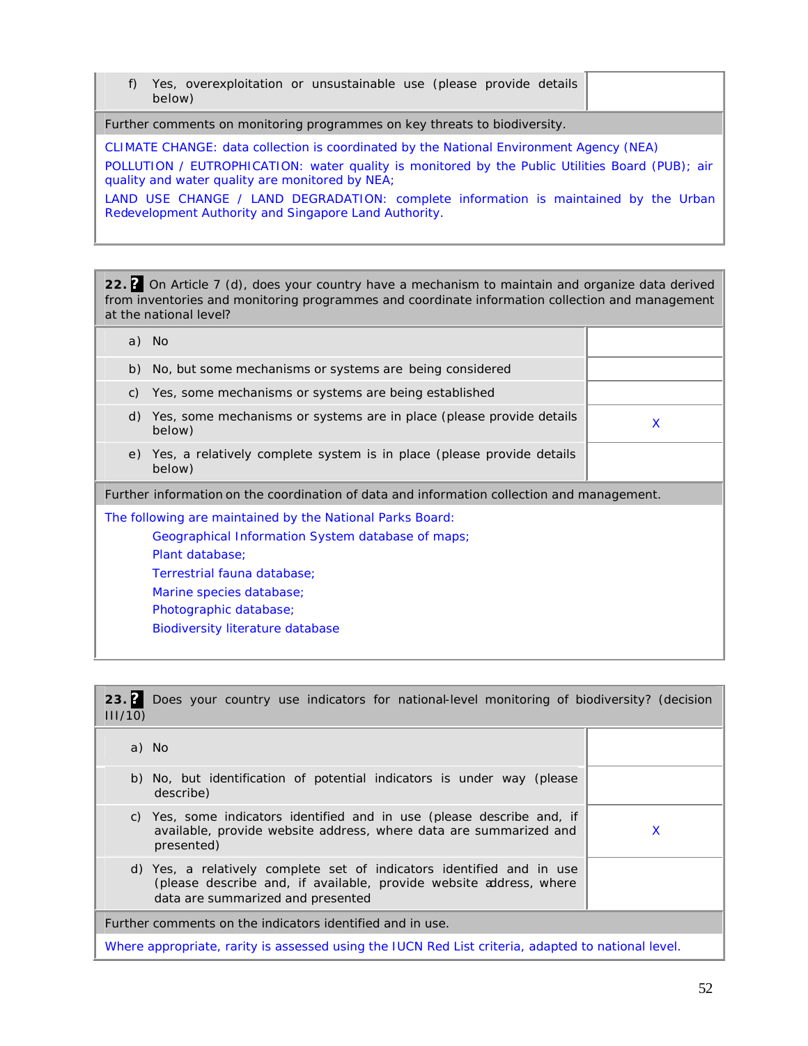| f) Yes, overexploitation or unsustainable use (please provide details below) | |
|---|---|

Further comments on monitoring programmes on key threats to biodiversity.

CLIMATE CHANGE: data collection is coordinated by the National Environment Agency (NEA)

POLLUTION / EUTROPHICATION: water quality is monitored by the Public Utilities Board (PUB); air quality and water quality are monitored by NEA;

LAND USE CHANGE / LAND DEGRADATION: complete information is maintained by the Urban Redevelopment Authority and Singapore Land Authority.

**22.** **?** On Article 7 (d), does your country have a mechanism to maintain and organize data derived from inventories and monitoring programmes and coordinate information collection and management at the national level?

| | |
|---|---|
| a) No | |
| b) No, but some mechanisms or systems are being considered | |
| c) Yes, some mechanisms or systems are being established | |
| d) Yes, some mechanisms or systems are in place (please provide details below) | X |
| e) Yes, a relatively complete system is in place (please provide details below) | |

Further information on the coordination of data and information collection and management.

The following are maintained by the National Parks Board:

- Geographical Information System database of maps;
- Plant database;
- Terrestrial fauna database;
- Marine species database;
- Photographic database;
- Biodiversity literature database

**23.** **?** Does your country use indicators for national-level monitoring of biodiversity? (decision III/10)

| | |
|---|---|
| a) No | |
| b) No, but identification of potential indicators is under way (please describe) | |
| c) Yes, some indicators identified and in use (please describe and, if available, provide website address, where data are summarized and presented) | X |
| d) Yes, a relatively complete set of indicators identified and in use (please describe and, if available, provide website address, where data are summarized and presented | |

Further comments on the indicators identified and in use.

Where appropriate, rarity is assessed using the IUCN Red List criteria, adapted to national level.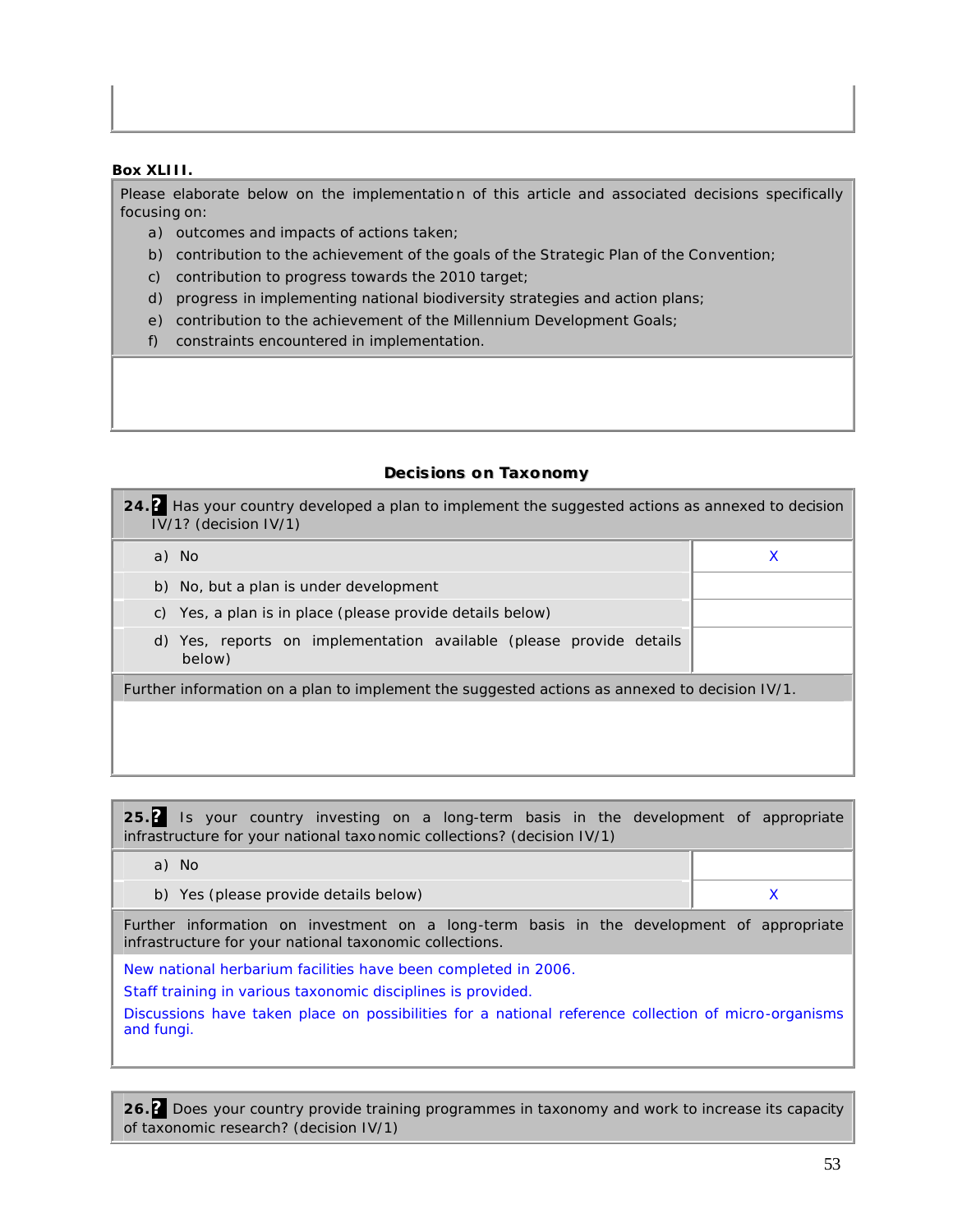**Box XLIII.**

Please elaborate below on the implementation of this article and associated decisions specifically focusing on:

a) outcomes and impacts of actions taken;
b) contribution to the achievement of the goals of the Strategic Plan of the Convention;
c) contribution to progress towards the 2010 target;
d) progress in implementing national biodiversity strategies and action plans;
e) contribution to the achievement of the Millennium Development Goals;
f) constraints encountered in implementation.

### Decisions on Taxonomy

| **24.?** Has your country developed a plan to implement the suggested actions as annexed to decision IV/1? (decision IV/1) | |
|---|---|
| a) No | X |
| b) No, but a plan is under development | |
| c) Yes, a plan is in place (please provide details below) | |
| d) Yes, reports on implementation available (please provide details below) | |

Further information on a plan to implement the suggested actions as annexed to decision IV/1.

| **25.?** Is your country investing on a long-term basis in the development of appropriate infrastructure for your national taxonomic collections? (decision IV/1) | |
|---|---|
| a) No | |
| b) Yes (please provide details below) | X |

Further information on investment on a long-term basis in the development of appropriate infrastructure for your national taxonomic collections.

New national herbarium facilities have been completed in 2006.

Staff training in various taxonomic disciplines is provided.

Discussions have taken place on possibilities for a national reference collection of micro-organisms and fungi.

**26.?** Does your country provide training programmes in taxonomy and work to increase its capacity of taxonomic research? (decision IV/1)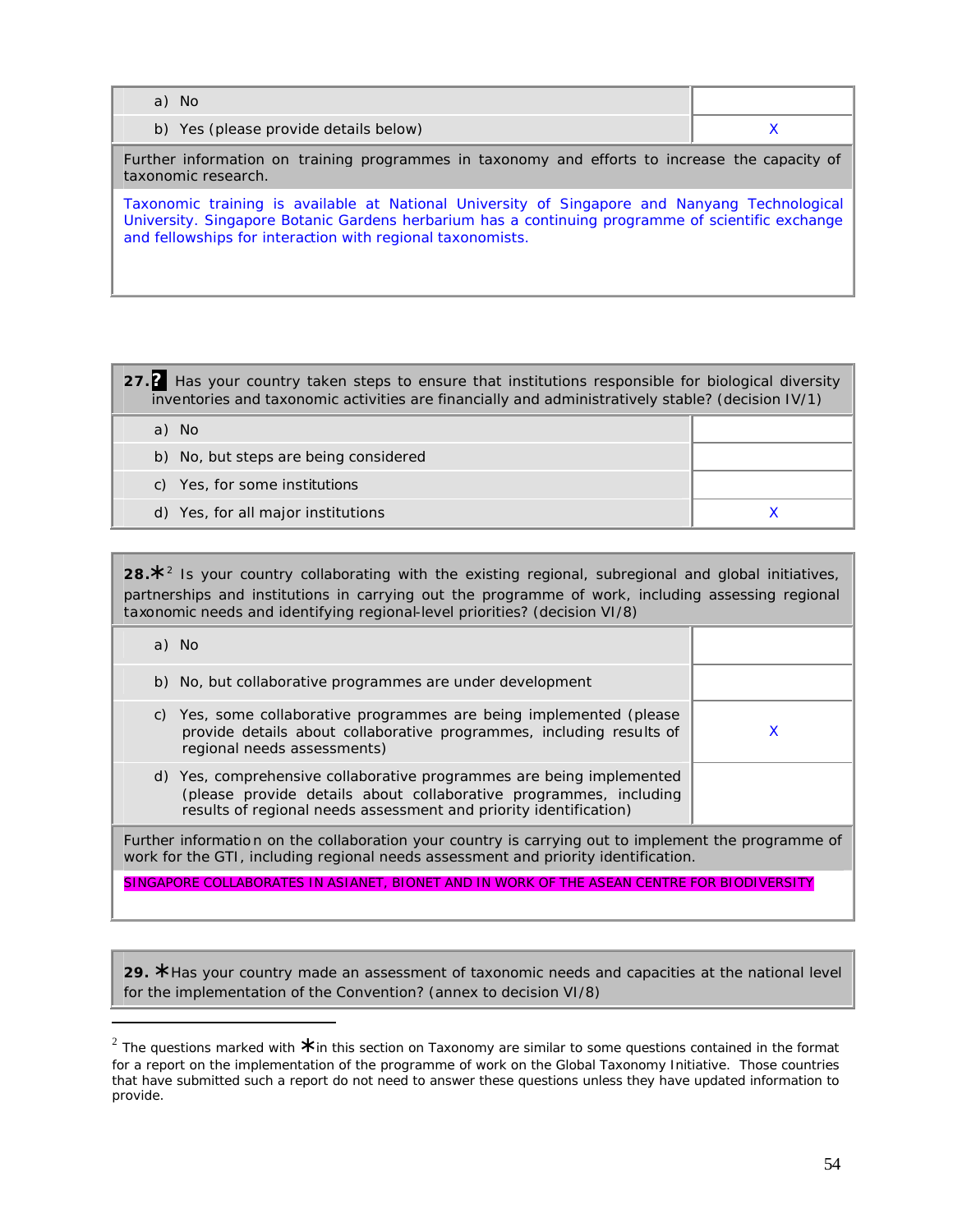| | |
|---|---|
| a) No | |
| b) Yes (please provide details below) | X |
| Further information on training programmes in taxonomy and efforts to increase the capacity of taxonomic research. | |
| Taxonomic training is available at National University of Singapore and Nanyang Technological University. Singapore Botanic Gardens herbarium has a continuing programme of scientific exchange and fellowships for interaction with regional taxonomists. | |

| 27.? Has your country taken steps to ensure that institutions responsible for biological diversity inventories and taxonomic activities are financially and administratively stable? (decision IV/1) | |
|---|---|
| a) No | |
| b) No, but steps are being considered | |
| c) Yes, for some institutions | |
| d) Yes, for all major institutions | X |

| 28.*[2] Is your country collaborating with the existing regional, subregional and global initiatives, partnerships and institutions in carrying out the programme of work, including assessing regional taxonomic needs and identifying regional-level priorities? (decision VI/8) | |
|---|---|
| a) No | |
| b) No, but collaborative programmes are under development | |
| c) Yes, some collaborative programmes are being implemented (please provide details about collaborative programmes, including results of regional needs assessments) | X |
| d) Yes, comprehensive collaborative programmes are being implemented (please provide details about collaborative programmes, including results of regional needs assessment and priority identification) | |
| Further information on the collaboration your country is carrying out to implement the programme of work for the GTI, including regional needs assessment and priority identification. | |
| SINGAPORE COLLABORATES IN ASIANET, BIONET AND IN WORK OF THE ASEAN CENTRE FOR BIODIVERSITY | |

| 29. * Has your country made an assessment of taxonomic needs and capacities at the national level for the implementation of the Convention? (annex to decision VI/8) |
|---|

[2] The questions marked with * in this section on Taxonomy are similar to some questions contained in the format for a report on the implementation of the programme of work on the Global Taxonomy Initiative. Those countries that have submitted such a report do not need to answer these questions unless they have updated information to provide.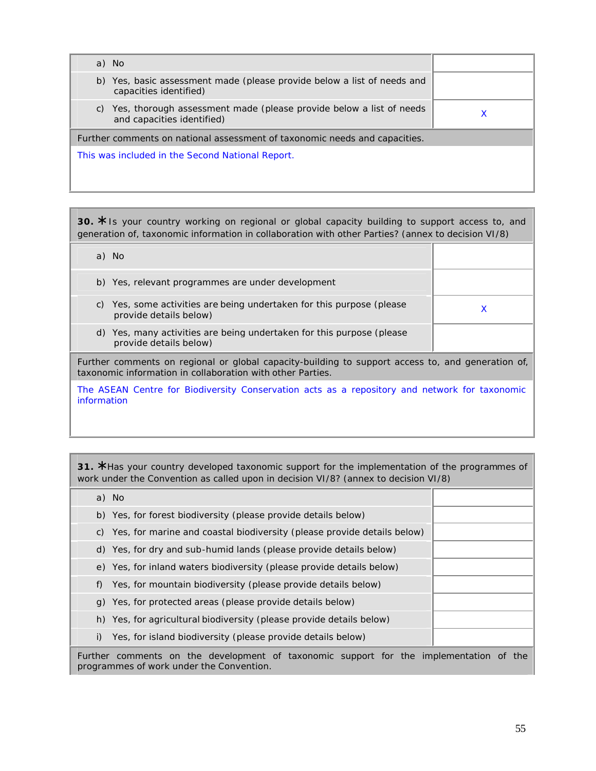| | |
|---|---|
| a) No | |
| b) Yes, basic assessment made (please provide below a list of needs and capacities identified) | |
| c) Yes, thorough assessment made (please provide below a list of needs and capacities identified) | X |

Further comments on national assessment of taxonomic needs and capacities.

This was included in the Second National Report.

**30.** ✱ Is your country working on regional or global capacity building to support access to, and generation of, taxonomic information in collaboration with other Parties? (annex to decision VI/8)

| | |
|---|---|
| a) No | |
| b) Yes, relevant programmes are under development | |
| c) Yes, some activities are being undertaken for this purpose (please provide details below) | X |
| d) Yes, many activities are being undertaken for this purpose (please provide details below) | |

Further comments on regional or global capacity-building to support access to, and generation of, taxonomic information in collaboration with other Parties.

The ASEAN Centre for Biodiversity Conservation acts as a repository and network for taxonomic information

**31.** ✱ Has your country developed taxonomic support for the implementation of the programmes of work under the Convention as called upon in decision VI/8? (annex to decision VI/8)

| | |
|---|---|
| a) No | |
| b) Yes, for forest biodiversity (please provide details below) | |
| c) Yes, for marine and coastal biodiversity (please provide details below) | |
| d) Yes, for dry and sub-humid lands (please provide details below) | |
| e) Yes, for inland waters biodiversity (please provide details below) | |
| f) Yes, for mountain biodiversity (please provide details below) | |
| g) Yes, for protected areas (please provide details below) | |
| h) Yes, for agricultural biodiversity (please provide details below) | |
| i) Yes, for island biodiversity (please provide details below) | |

Further comments on the development of taxonomic support for the implementation of the programmes of work under the Convention.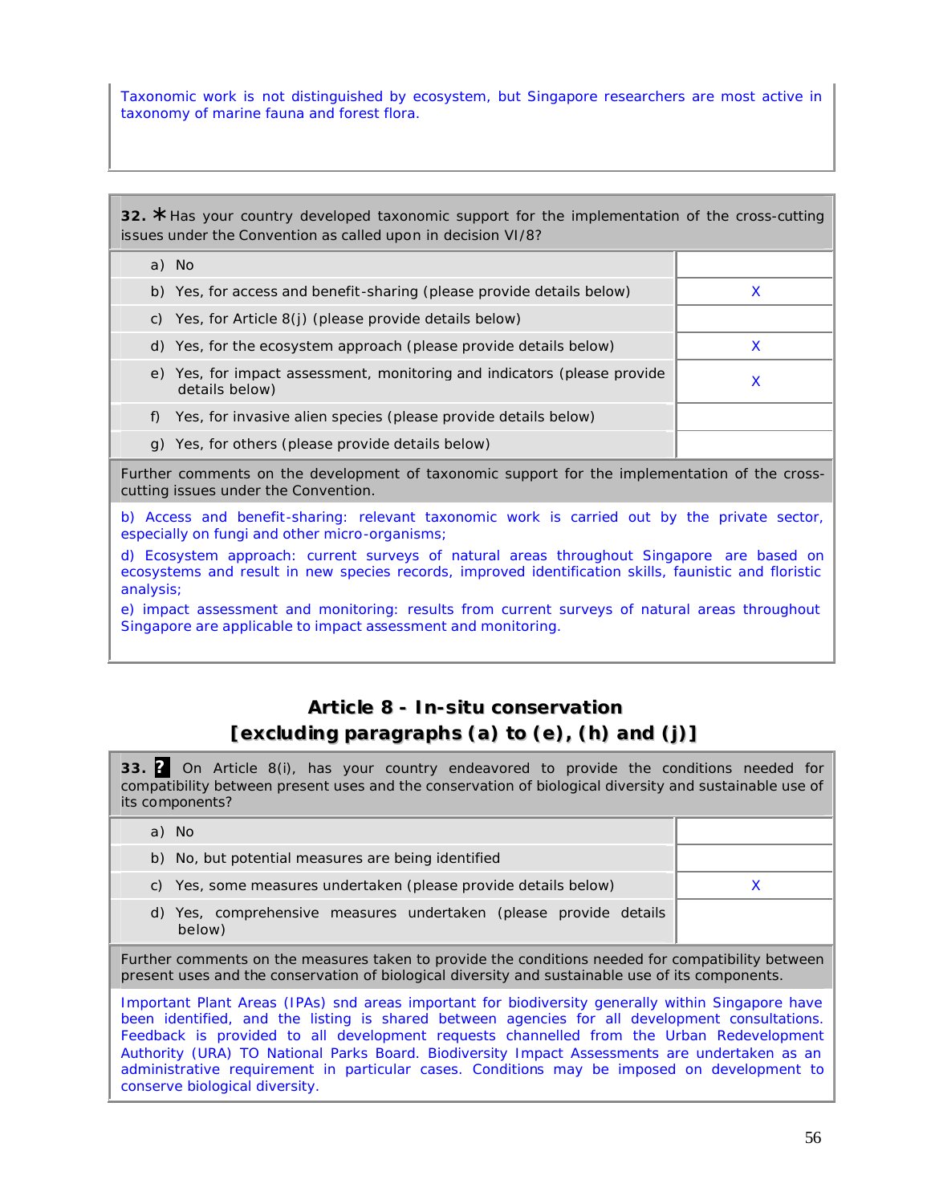Taxonomic work is not distinguished by ecosystem, but Singapore researchers are most active in taxonomy of marine fauna and forest flora.

| 32. * Has your country developed taxonomic support for the implementation of the cross-cutting issues under the Convention as called upon in decision VI/8? | |
|---|---|
| a) No | |
| b) Yes, for access and benefit-sharing (please provide details below) | X |
| c) Yes, for Article 8(j) (please provide details below) | |
| d) Yes, for the ecosystem approach (please provide details below) | X |
| e) Yes, for impact assessment, monitoring and indicators (please provide details below) | X |
| f) Yes, for invasive alien species (please provide details below) | |
| g) Yes, for others (please provide details below) | |

Further comments on the development of taxonomic support for the implementation of the cross-cutting issues under the Convention.

b) Access and benefit-sharing: relevant taxonomic work is carried out by the private sector, especially on fungi and other micro-organisms;

d) Ecosystem approach: current surveys of natural areas throughout Singapore are based on ecosystems and result in new species records, improved identification skills, faunistic and floristic analysis;

e) impact assessment and monitoring: results from current surveys of natural areas throughout Singapore are applicable to impact assessment and monitoring.

## Article 8 - In-situ conservation [excluding paragraphs (a) to (e), (h) and (j)]

| 33. ? On Article 8(i), has your country endeavored to provide the conditions needed for compatibility between present uses and the conservation of biological diversity and sustainable use of its components? | |
|---|---|
| a) No | |
| b) No, but potential measures are being identified | |
| c) Yes, some measures undertaken (please provide details below) | X |
| d) Yes, comprehensive measures undertaken (please provide details below) | |

Further comments on the measures taken to provide the conditions needed for compatibility between present uses and the conservation of biological diversity and sustainable use of its components.

Important Plant Areas (IPAs) snd areas important for biodiversity generally within Singapore have been identified, and the listing is shared between agencies for all development consultations. Feedback is provided to all development requests channelled from the Urban Redevelopment Authority (URA) TO National Parks Board. Biodiversity Impact Assessments are undertaken as an administrative requirement in particular cases. Conditions may be imposed on development to conserve biological diversity.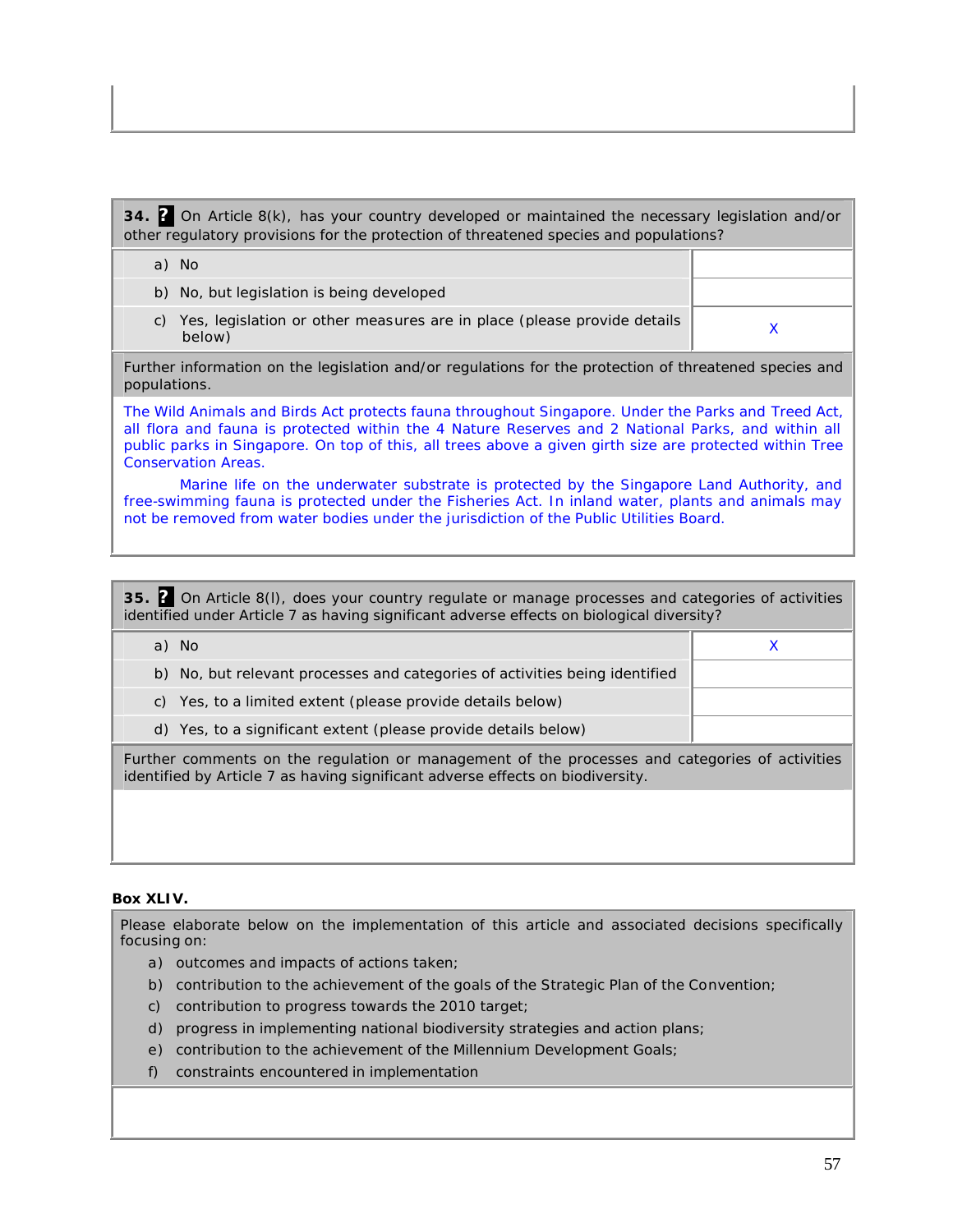**34.** **?** On Article 8(k), has your country developed or maintained the necessary legislation and/or other regulatory provisions for the protection of threatened species and populations?

| | |
|---|---|
| a) No | |
| b) No, but legislation is being developed | |
| c) Yes, legislation or other measures are in place (please provide details below) | X |

Further information on the legislation and/or regulations for the protection of threatened species and populations.

The Wild Animals and Birds Act protects fauna throughout Singapore. Under the Parks and Treed Act, all flora and fauna is protected within the 4 Nature Reserves and 2 National Parks, and within all public parks in Singapore. On top of this, all trees above a given girth size are protected within Tree Conservation Areas.

Marine life on the underwater substrate is protected by the Singapore Land Authority, and free-swimming fauna is protected under the Fisheries Act. In inland water, plants and animals may not be removed from water bodies under the jurisdiction of the Public Utilities Board.

**35.** **?** On Article 8(l), does your country regulate or manage processes and categories of activities identified under Article 7 as having significant adverse effects on biological diversity?

| | |
|---|---|
| a) No | X |
| b) No, but relevant processes and categories of activities being identified | |
| c) Yes, to a limited extent (please provide details below) | |
| d) Yes, to a significant extent (please provide details below) | |

Further comments on the regulation or management of the processes and categories of activities identified by Article 7 as having significant adverse effects on biodiversity.

**Box XLIV.**

Please elaborate below on the implementation of this article and associated decisions specifically focusing on:

a) outcomes and impacts of actions taken;
b) contribution to the achievement of the goals of the Strategic Plan of the Convention;
c) contribution to progress towards the 2010 target;
d) progress in implementing national biodiversity strategies and action plans;
e) contribution to the achievement of the Millennium Development Goals;
f) constraints encountered in implementation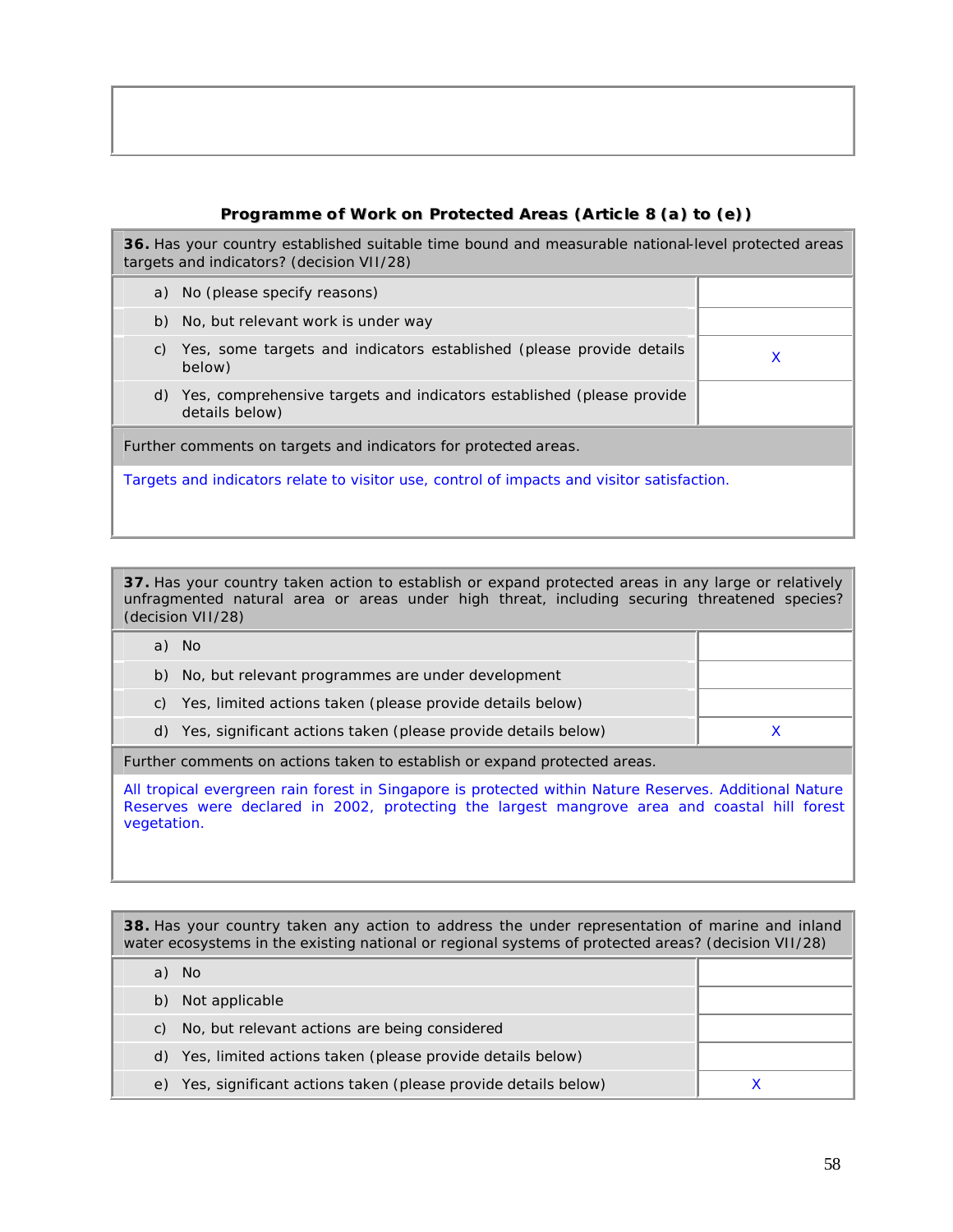## Programme of Work on Protected Areas (Article 8 (a) to (e))

| **36.** Has your country established suitable time bound and measurable national-level protected areas targets and indicators? (decision VII/28) | |
|---|---|
| a) No (please specify reasons) | |
| b) No, but relevant work is under way | |
| c) Yes, some targets and indicators established (please provide details below) | X |
| d) Yes, comprehensive targets and indicators established (please provide details below) | |

Further comments on targets and indicators for protected areas.

Targets and indicators relate to visitor use, control of impacts and visitor satisfaction.

| **37.** Has your country taken action to establish or expand protected areas in any large or relatively unfragmented natural area or areas under high threat, including securing threatened species? (decision VII/28) | |
|---|---|
| a) No | |
| b) No, but relevant programmes are under development | |
| c) Yes, limited actions taken (please provide details below) | |
| d) Yes, significant actions taken (please provide details below) | X |

Further comments on actions taken to establish or expand protected areas.

All tropical evergreen rain forest in Singapore is protected within Nature Reserves. Additional Nature Reserves were declared in 2002, protecting the largest mangrove area and coastal hill forest vegetation.

| **38.** Has your country taken any action to address the under representation of marine and inland water ecosystems in the existing national or regional systems of protected areas? (decision VII/28) | |
|---|---|
| a) No | |
| b) Not applicable | |
| c) No, but relevant actions are being considered | |
| d) Yes, limited actions taken (please provide details below) | |
| e) Yes, significant actions taken (please provide details below) | X |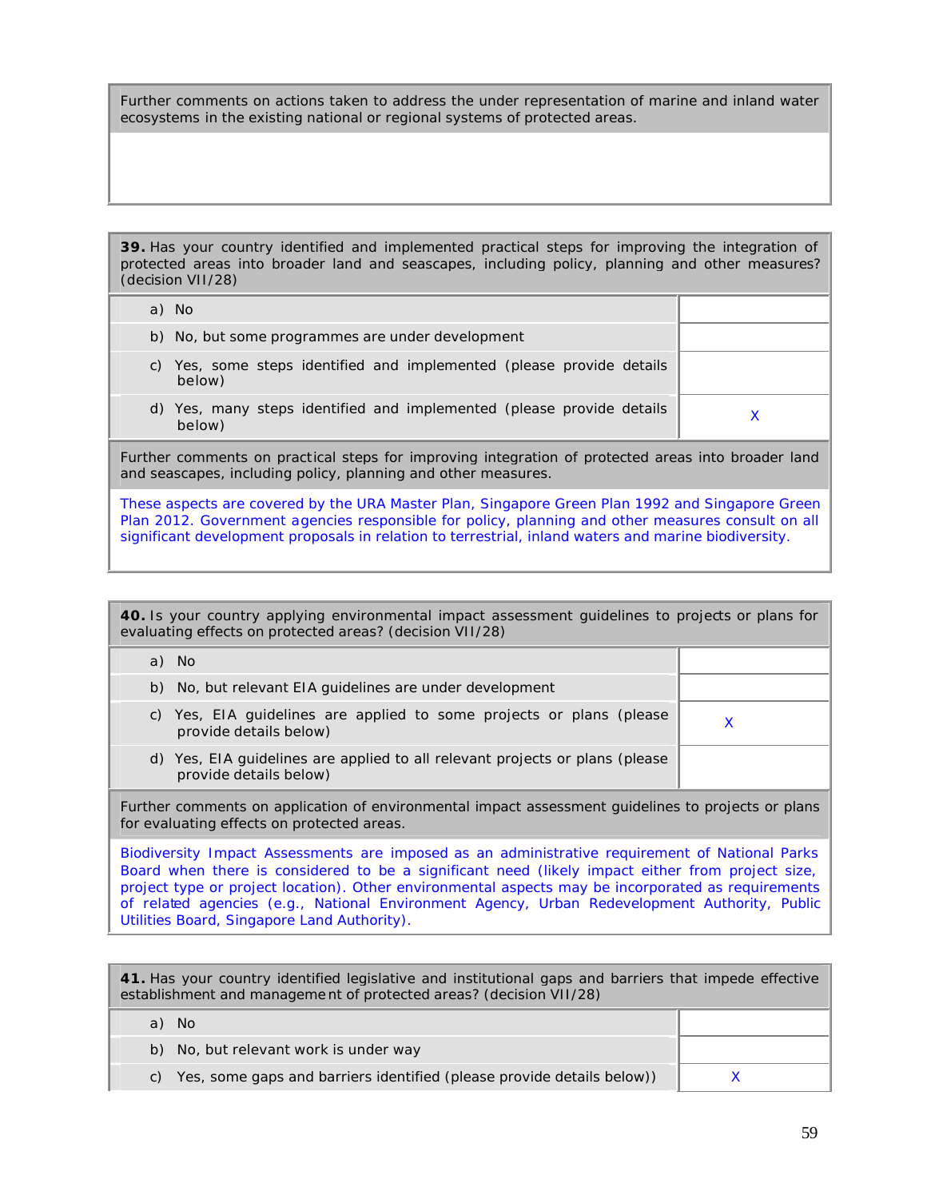| Further comments on actions taken to address the under representation of marine and inland water ecosystems in the existing national or regional systems of protected areas. |
|---|
| |

| **39.** Has your country identified and implemented practical steps for improving the integration of protected areas into broader land and seascapes, including policy, planning and other measures? (decision VII/28) | |
|---|---|
| a) No | |
| b) No, but some programmes are under development | |
| c) Yes, some steps identified and implemented (please provide details below) | |
| d) Yes, many steps identified and implemented (please provide details below) | X |
| Further comments on practical steps for improving integration of protected areas into broader land and seascapes, including policy, planning and other measures. | |
| These aspects are covered by the URA Master Plan, Singapore Green Plan 1992 and Singapore Green Plan 2012. Government agencies responsible for policy, planning and other measures consult on all significant development proposals in relation to terrestrial, inland waters and marine biodiversity. | |

| **40.** Is your country applying environmental impact assessment guidelines to projects or plans for evaluating effects on protected areas? (decision VII/28) | |
|---|---|
| a) No | |
| b) No, but relevant EIA guidelines are under development | |
| c) Yes, EIA guidelines are applied to some projects or plans (please provide details below) | X |
| d) Yes, EIA guidelines are applied to all relevant projects or plans (please provide details below) | |
| Further comments on application of environmental impact assessment guidelines to projects or plans for evaluating effects on protected areas. | |
| Biodiversity Impact Assessments are imposed as an administrative requirement of National Parks Board when there is considered to be a significant need (likely impact either from project size, project type or project location). Other environmental aspects may be incorporated as requirements of related agencies (e.g., National Environment Agency, Urban Redevelopment Authority, Public Utilities Board, Singapore Land Authority). | |

| **41.** Has your country identified legislative and institutional gaps and barriers that impede effective establishment and management of protected areas? (decision VII/28) | |
|---|---|
| a) No | |
| b) No, but relevant work is under way | |
| c) Yes, some gaps and barriers identified (please provide details below)) | X |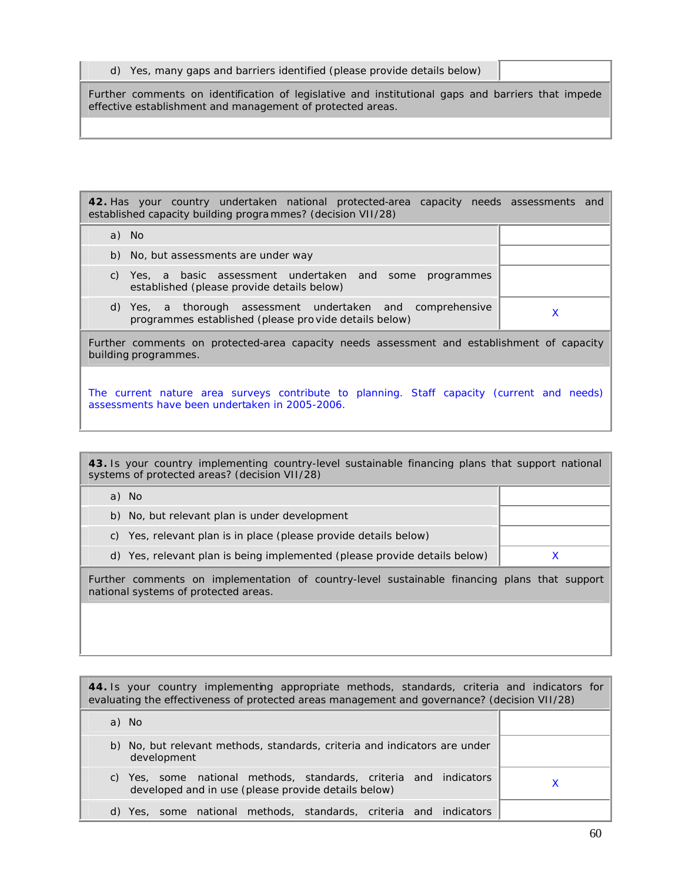| d) Yes, many gaps and barriers identified (please provide details below) | |
|---|---|

Further comments on identification of legislative and institutional gaps and barriers that impede effective establishment and management of protected areas.

| **42.** Has your country undertaken national protected-area capacity needs assessments and established capacity building programmes? (decision VII/28) | |
|---|---|
| a) No | |
| b) No, but assessments are under way | |
| c) Yes, a basic assessment undertaken and some programmes established (please provide details below) | |
| d) Yes, a thorough assessment undertaken and comprehensive programmes established (please provide details below) | X |

Further comments on protected-area capacity needs assessment and establishment of capacity building programmes.

The current nature area surveys contribute to planning. Staff capacity (current and needs) assessments have been undertaken in 2005-2006.

| **43.** Is your country implementing country-level sustainable financing plans that support national systems of protected areas? (decision VII/28) | |
|---|---|
| a) No | |
| b) No, but relevant plan is under development | |
| c) Yes, relevant plan is in place (please provide details below) | |
| d) Yes, relevant plan is being implemented (please provide details below) | X |

Further comments on implementation of country-level sustainable financing plans that support national systems of protected areas.

| **44.** Is your country implementing appropriate methods, standards, criteria and indicators for evaluating the effectiveness of protected areas management and governance? (decision VII/28) | |
|---|---|
| a) No | |
| b) No, but relevant methods, standards, criteria and indicators are under development | |
| c) Yes, some national methods, standards, criteria and indicators developed and in use (please provide details below) | X |
| d) Yes, some national methods, standards, criteria and indicators | |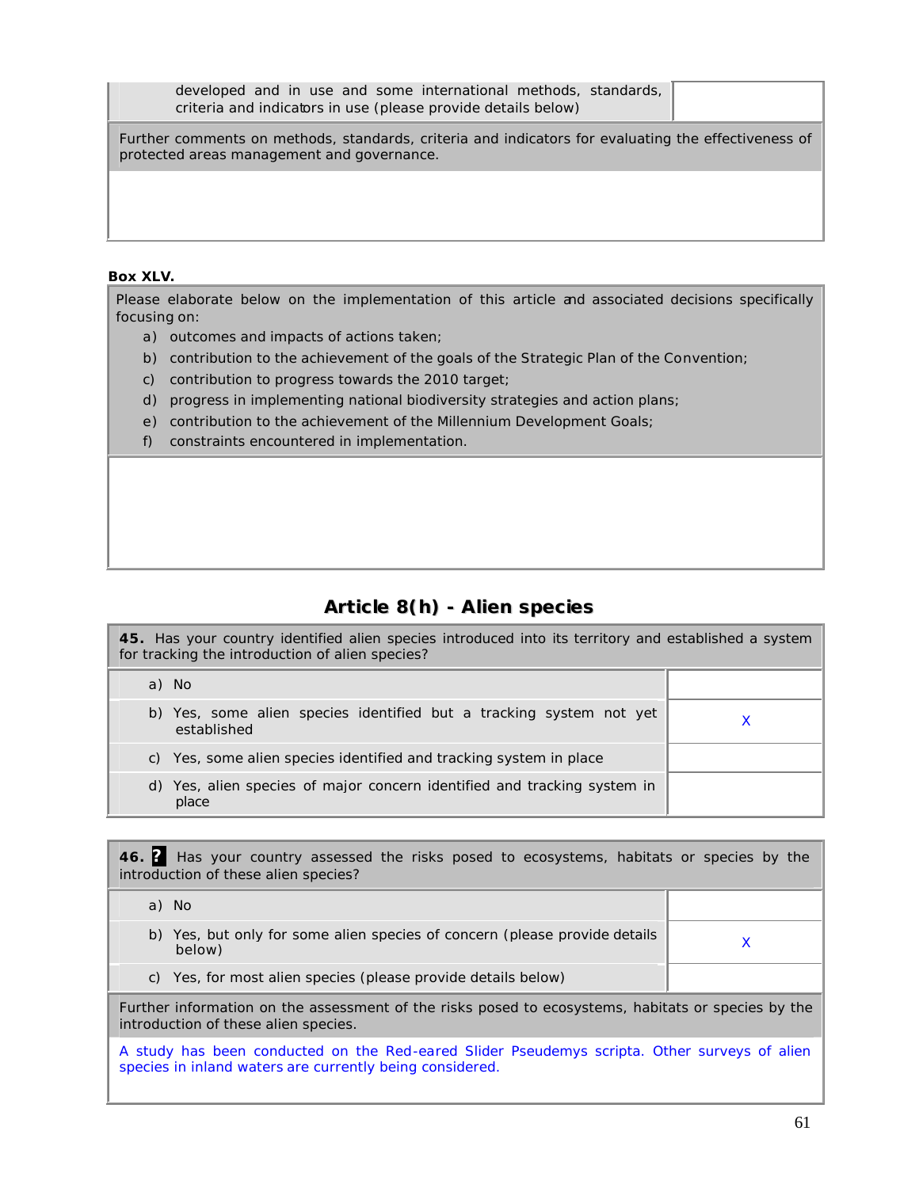| developed and in use and some international methods, standards, criteria and indicators in use (please provide details below) | |
|---|---|

| Further comments on methods, standards, criteria and indicators for evaluating the effectiveness of protected areas management and governance. |
|---|
| |

**Box XLV.**

| Please elaborate below on the implementation of this article and associated decisions specifically focusing on: a) outcomes and impacts of actions taken; b) contribution to the achievement of the goals of the Strategic Plan of the Convention; c) contribution to progress towards the 2010 target; d) progress in implementing national biodiversity strategies and action plans; e) contribution to the achievement of the Millennium Development Goals; f) constraints encountered in implementation. |
|---|
| |

## Article 8(h) - Alien species

| **45.** Has your country identified alien species introduced into its territory and established a system for tracking the introduction of alien species? | |
|---|---|
| a) No | |
| b) Yes, some alien species identified but a tracking system not yet established | X |
| c) Yes, some alien species identified and tracking system in place | |
| d) Yes, alien species of major concern identified and tracking system in place | |

| **46.** ? Has your country assessed the risks posed to ecosystems, habitats or species by the introduction of these alien species? | |
|---|---|
| a) No | |
| b) Yes, but only for some alien species of concern (please provide details below) | X |
| c) Yes, for most alien species (please provide details below) | |

| Further information on the assessment of the risks posed to ecosystems, habitats or species by the introduction of these alien species. |
|---|
| A study has been conducted on the Red-eared Slider Pseudemys scripta. Other surveys of alien species in inland waters are currently being considered. |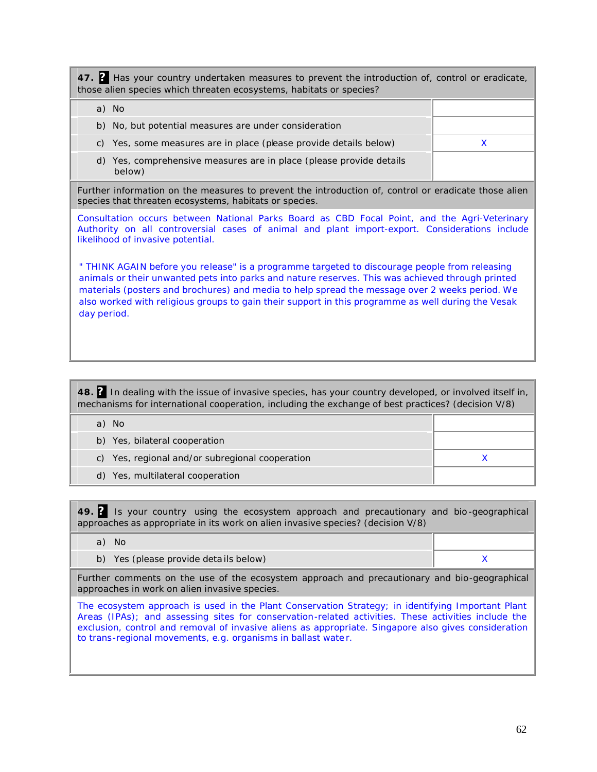**47.** **?** Has your country undertaken measures to prevent the introduction of, control or eradicate, those alien species which threaten ecosystems, habitats or species?

| | |
|---|---|
| a) No | |
| b) No, but potential measures are under consideration | |
| c) Yes, some measures are in place (please provide details below) | X |
| d) Yes, comprehensive measures are in place (please provide details below) | |

Further information on the measures to prevent the introduction of, control or eradicate those alien species that threaten ecosystems, habitats or species.

Consultation occurs between National Parks Board as CBD Focal Point, and the Agri-Veterinary Authority on all controversial cases of animal and plant import-export. Considerations include likelihood of invasive potential.

" THINK AGAIN before you release" is a programme targeted to discourage people from releasing animals or their unwanted pets into parks and nature reserves. This was achieved through printed materials (posters and brochures) and media to help spread the message over 2 weeks period. We also worked with religious groups to gain their support in this programme as well during the Vesak day period.

**48.** **?** In dealing with the issue of invasive species, has your country developed, or involved itself in, mechanisms for international cooperation, including the exchange of best practices? (decision V/8)

| | |
|---|---|
| a) No | |
| b) Yes, bilateral cooperation | |
| c) Yes, regional and/or subregional cooperation | X |
| d) Yes, multilateral cooperation | |

**49.** **?** Is your country using the ecosystem approach and precautionary and bio-geographical approaches as appropriate in its work on alien invasive species? (decision V/8)

| | |
|---|---|
| a) No | |
| b) Yes (please provide details below) | X |

Further comments on the use of the ecosystem approach and precautionary and bio-geographical approaches in work on alien invasive species.

The ecosystem approach is used in the Plant Conservation Strategy; in identifying Important Plant Areas (IPAs); and assessing sites for conservation-related activities. These activities include the exclusion, control and removal of invasive aliens as appropriate. Singapore also gives consideration to trans-regional movements, e.g. organisms in ballast water.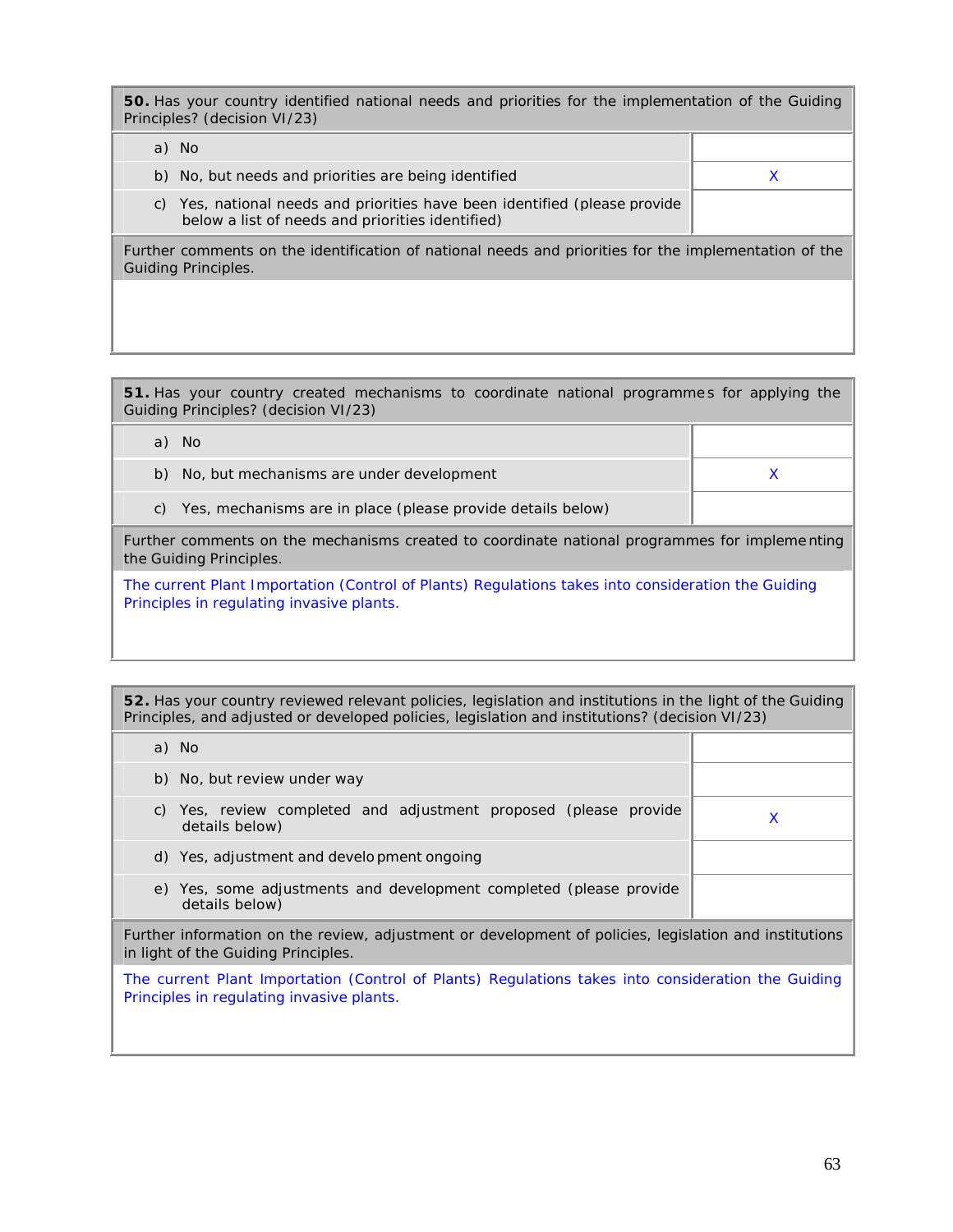| **50.** Has your country identified national needs and priorities for the implementation of the Guiding Principles? (decision VI/23) | |
|---|---|
| a) No | |
| b) No, but needs and priorities are being identified | X |
| c) Yes, national needs and priorities have been identified (please provide below a list of needs and priorities identified) | |

Further comments on the identification of national needs and priorities for the implementation of the Guiding Principles.

| **51.** Has your country created mechanisms to coordinate national programmes for applying the Guiding Principles? (decision VI/23) | |
|---|---|
| a) No | |
| b) No, but mechanisms are under development | X |
| c) Yes, mechanisms are in place (please provide details below) | |

Further comments on the mechanisms created to coordinate national programmes for implementing the Guiding Principles.

The current Plant Importation (Control of Plants) Regulations takes into consideration the Guiding Principles in regulating invasive plants.

| **52.** Has your country reviewed relevant policies, legislation and institutions in the light of the Guiding Principles, and adjusted or developed policies, legislation and institutions? (decision VI/23) | |
|---|---|
| a) No | |
| b) No, but review under way | |
| c) Yes, review completed and adjustment proposed (please provide details below) | X |
| d) Yes, adjustment and development ongoing | |
| e) Yes, some adjustments and development completed (please provide details below) | |

Further information on the review, adjustment or development of policies, legislation and institutions in light of the Guiding Principles.

The current Plant Importation (Control of Plants) Regulations takes into consideration the Guiding Principles in regulating invasive plants.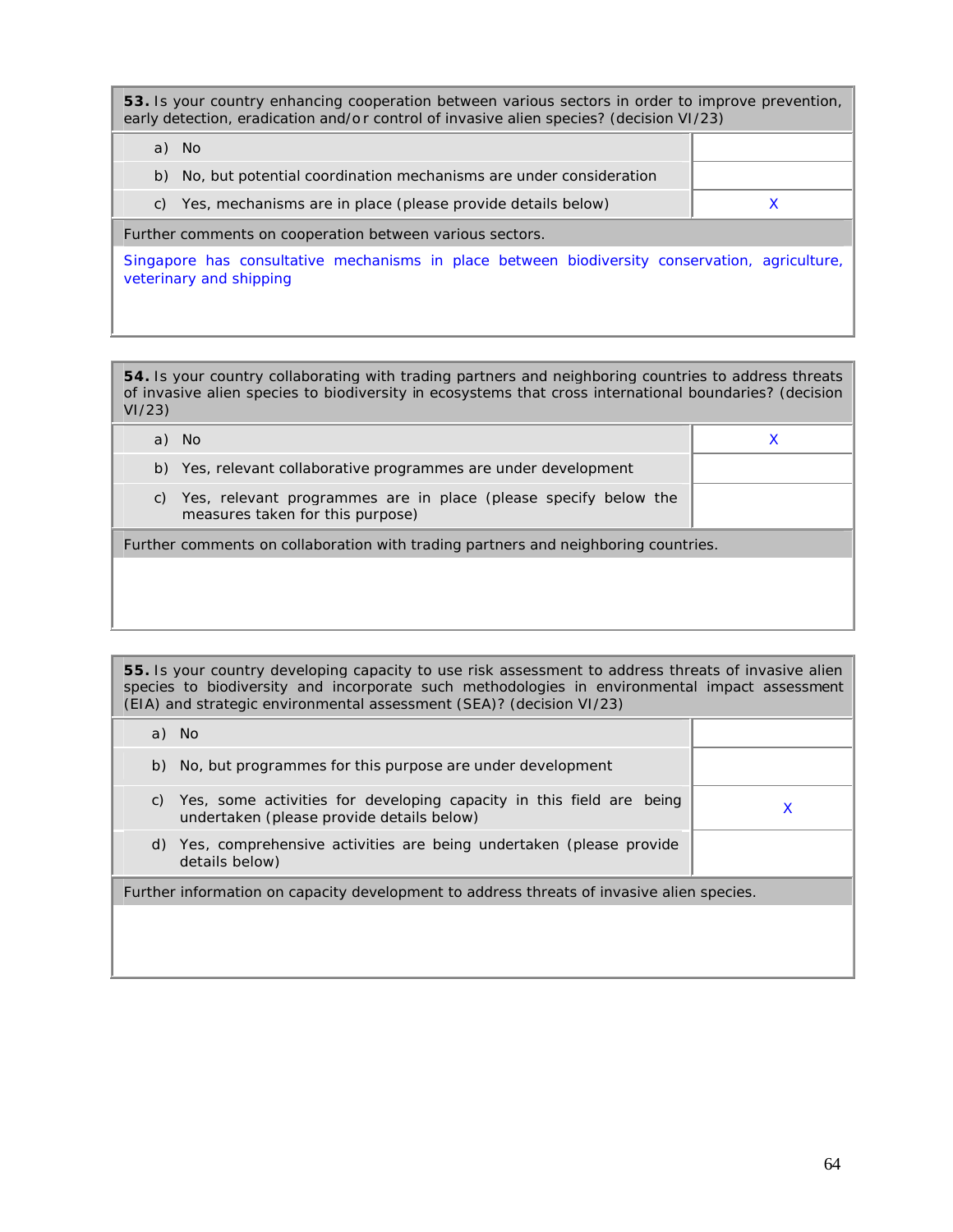| **53.** Is your country enhancing cooperation between various sectors in order to improve prevention, early detection, eradication and/or control of invasive alien species? (decision VI/23) | |
|---|---|
| a) No | |
| b) No, but potential coordination mechanisms are under consideration | |
| c) Yes, mechanisms are in place (please provide details below) | X |

Further comments on cooperation between various sectors.

Singapore has consultative mechanisms in place between biodiversity conservation, agriculture, veterinary and shipping

| **54.** Is your country collaborating with trading partners and neighboring countries to address threats of invasive alien species to biodiversity in ecosystems that cross international boundaries? (decision VI/23) | |
|---|---|
| a) No | X |
| b) Yes, relevant collaborative programmes are under development | |
| c) Yes, relevant programmes are in place (please specify below the measures taken for this purpose) | |

Further comments on collaboration with trading partners and neighboring countries.

| **55.** Is your country developing capacity to use risk assessment to address threats of invasive alien species to biodiversity and incorporate such methodologies in environmental impact assessment (EIA) and strategic environmental assessment (SEA)? (decision VI/23) | |
|---|---|
| a) No | |
| b) No, but programmes for this purpose are under development | |
| c) Yes, some activities for developing capacity in this field are being undertaken (please provide details below) | X |
| d) Yes, comprehensive activities are being undertaken (please provide details below) | |

Further information on capacity development to address threats of invasive alien species.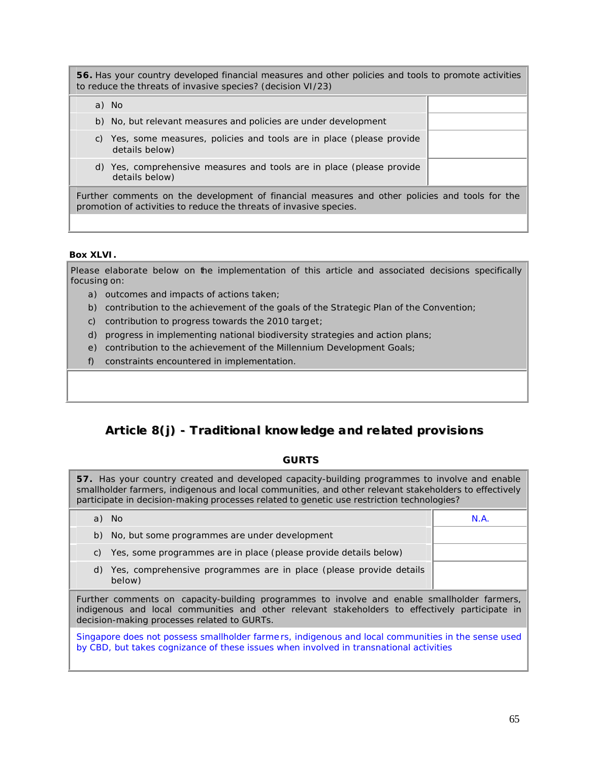| **56.** Has your country developed financial measures and other policies and tools to promote activities to reduce the threats of invasive species? (decision VI/23) | |
|---|---|
| a) No | |
| b) No, but relevant measures and policies are under development | |
| c) Yes, some measures, policies and tools are in place (please provide details below) | |
| d) Yes, comprehensive measures and tools are in place (please provide details below) | |
| Further comments on the development of financial measures and other policies and tools for the promotion of activities to reduce the threats of invasive species. | |
| | |

**Box XLVI.**

| Please elaborate below on the implementation of this article and associated decisions specifically focusing on:<br>a) outcomes and impacts of actions taken;<br>b) contribution to the achievement of the goals of the Strategic Plan of the Convention;<br>c) contribution to progress towards the 2010 target;<br>d) progress in implementing national biodiversity strategies and action plans;<br>e) contribution to the achievement of the Millennium Development Goals;<br>f) constraints encountered in implementation. |
|---|
| |

## Article 8(j) - Traditional knowledge and related provisions

### GURTS

| **57.** Has your country created and developed capacity-building programmes to involve and enable smallholder farmers, indigenous and local communities, and other relevant stakeholders to effectively participate in decision-making processes related to genetic use restriction technologies? | |
|---|---|
| a) No | N.A. |
| b) No, but some programmes are under development | |
| c) Yes, some programmes are in place (please provide details below) | |
| d) Yes, comprehensive programmes are in place (please provide details below) | |
| Further comments on capacity-building programmes to involve and enable smallholder farmers, indigenous and local communities and other relevant stakeholders to effectively participate in decision-making processes related to GURTs. | |
| Singapore does not possess smallholder farmers, indigenous and local communities in the sense used by CBD, but takes cognizance of these issues when involved in transnational activities | |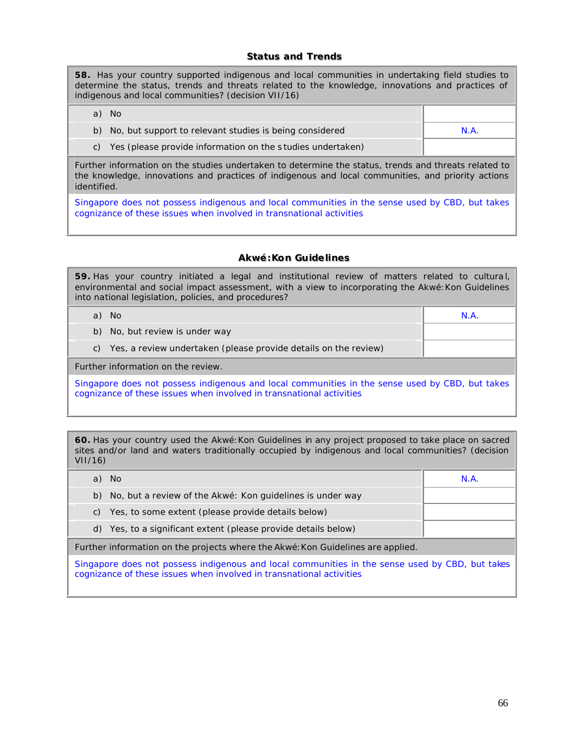### Status and Trends

| **58.** Has your country supported indigenous and local communities in undertaking field studies to determine the status, trends and threats related to the knowledge, innovations and practices of indigenous and local communities? (decision VII/16) | |
|---|---|
| a) No | |
| b) No, but support to relevant studies is being considered | N.A. |
| c) Yes (please provide information on the studies undertaken) | |

Further information on the studies undertaken to determine the status, trends and threats related to the knowledge, innovations and practices of indigenous and local communities, and priority actions identified.

Singapore does not possess indigenous and local communities in the sense used by CBD, but takes cognizance of these issues when involved in transnational activities

### Akwé:Kon Guidelines

| **59.** Has your country initiated a legal and institutional review of matters related to cultural, environmental and social impact assessment, with a view to incorporating the Akwé:Kon Guidelines into national legislation, policies, and procedures? | |
|---|---|
| a) No | N.A. |
| b) No, but review is under way | |
| c) Yes, a review undertaken (please provide details on the review) | |

Further information on the review.

Singapore does not possess indigenous and local communities in the sense used by CBD, but takes cognizance of these issues when involved in transnational activities

| **60.** Has your country used the Akwé:Kon Guidelines in any project proposed to take place on sacred sites and/or land and waters traditionally occupied by indigenous and local communities? (decision VII/16) | |
|---|---|
| a) No | N.A. |
| b) No, but a review of the Akwé: Kon guidelines is under way | |
| c) Yes, to some extent (please provide details below) | |
| d) Yes, to a significant extent (please provide details below) | |

Further information on the projects where the Akwé:Kon Guidelines are applied.

Singapore does not possess indigenous and local communities in the sense used by CBD, but takes cognizance of these issues when involved in transnational activities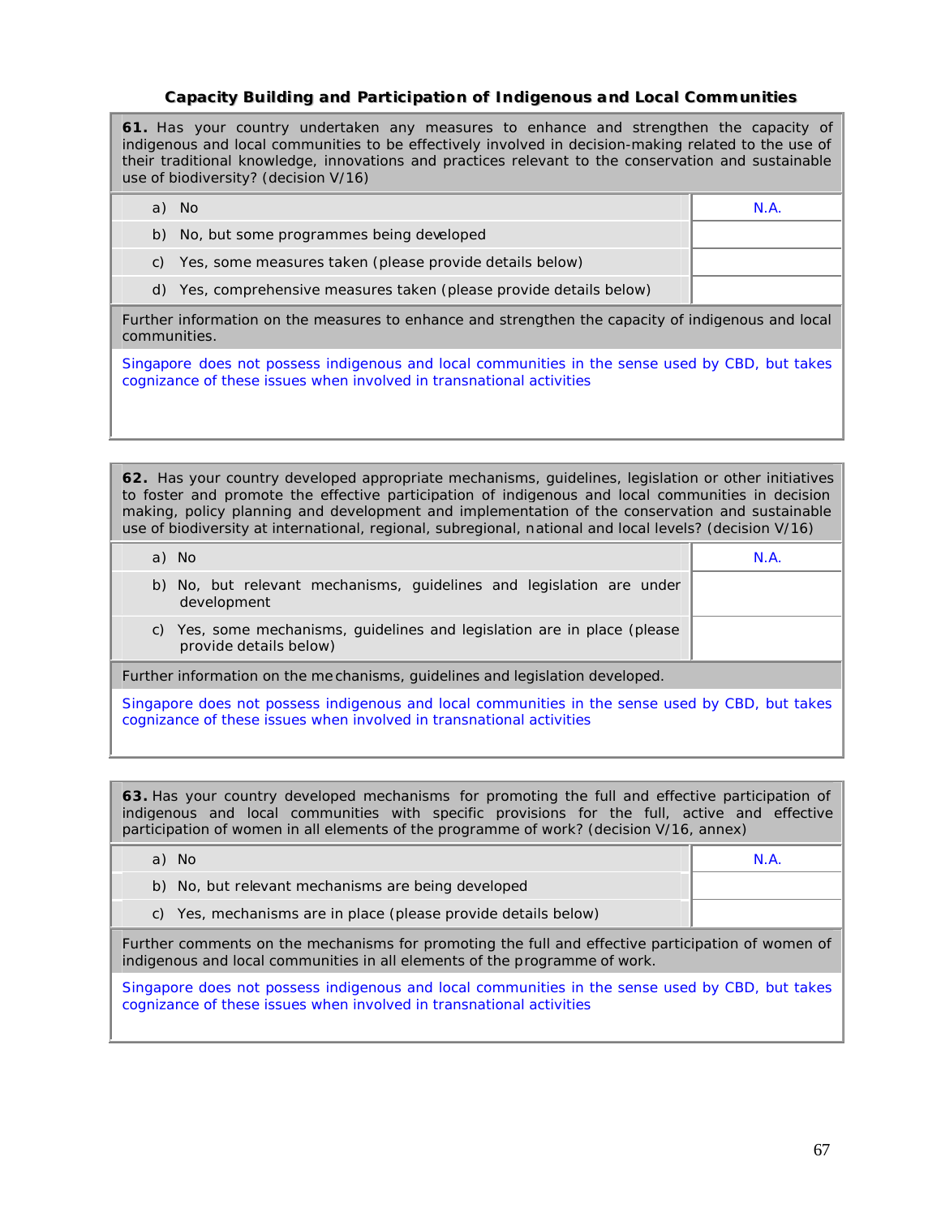### Capacity Building and Participation of Indigenous and Local Communities

**61.** Has your country undertaken any measures to enhance and strengthen the capacity of indigenous and local communities to be effectively involved in decision-making related to the use of their traditional knowledge, innovations and practices relevant to the conservation and sustainable use of biodiversity? (decision V/16)

| | |
|---|---|
| a) No | N.A. |
| b) No, but some programmes being developed | |
| c) Yes, some measures taken (please provide details below) | |
| d) Yes, comprehensive measures taken (please provide details below) | |

Further information on the measures to enhance and strengthen the capacity of indigenous and local communities.

Singapore does not possess indigenous and local communities in the sense used by CBD, but takes cognizance of these issues when involved in transnational activities

**62.** Has your country developed appropriate mechanisms, guidelines, legislation or other initiatives to foster and promote the effective participation of indigenous and local communities in decision making, policy planning and development and implementation of the conservation and sustainable use of biodiversity at international, regional, subregional, national and local levels? (decision V/16)

| | |
|---|---|
| a) No | N.A. |
| b) No, but relevant mechanisms, guidelines and legislation are under development | |
| c) Yes, some mechanisms, guidelines and legislation are in place (please provide details below) | |

Further information on the mechanisms, guidelines and legislation developed.

Singapore does not possess indigenous and local communities in the sense used by CBD, but takes cognizance of these issues when involved in transnational activities

**63.** Has your country developed mechanisms for promoting the full and effective participation of indigenous and local communities with specific provisions for the full, active and effective participation of women in all elements of the programme of work? (decision V/16, annex)

| | |
|---|---|
| a) No | N.A. |
| b) No, but relevant mechanisms are being developed | |
| c) Yes, mechanisms are in place (please provide details below) | |

Further comments on the mechanisms for promoting the full and effective participation of women of indigenous and local communities in all elements of the programme of work.

Singapore does not possess indigenous and local communities in the sense used by CBD, but takes cognizance of these issues when involved in transnational activities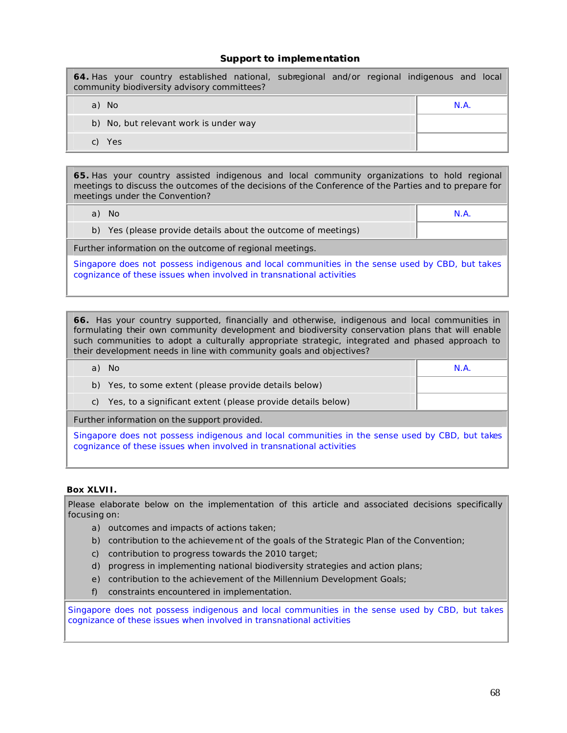### Support to implementation

| **64.** Has your country established national, subregional and/or regional indigenous and local community biodiversity advisory committees? | |
|---|---|
| a) No | N.A. |
| b) No, but relevant work is under way | |
| c) Yes | |

| **65.** Has your country assisted indigenous and local community organizations to hold regional meetings to discuss the outcomes of the decisions of the Conference of the Parties and to prepare for meetings under the Convention? | |
|---|---|
| a) No | N.A. |
| b) Yes (please provide details about the outcome of meetings) | |
| Further information on the outcome of regional meetings. | |
| Singapore does not possess indigenous and local communities in the sense used by CBD, but takes cognizance of these issues when involved in transnational activities | |

| **66.** Has your country supported, financially and otherwise, indigenous and local communities in formulating their own community development and biodiversity conservation plans that will enable such communities to adopt a culturally appropriate strategic, integrated and phased approach to their development needs in line with community goals and objectives? | |
|---|---|
| a) No | N.A. |
| b) Yes, to some extent (please provide details below) | |
| c) Yes, to a significant extent (please provide details below) | |
| Further information on the support provided. | |
| Singapore does not possess indigenous and local communities in the sense used by CBD, but takes cognizance of these issues when involved in transnational activities | |

**Box XLVII.**

Please elaborate below on the implementation of this article and associated decisions specifically focusing on:

a) outcomes and impacts of actions taken;
b) contribution to the achievement of the goals of the Strategic Plan of the Convention;
c) contribution to progress towards the 2010 target;
d) progress in implementing national biodiversity strategies and action plans;
e) contribution to the achievement of the Millennium Development Goals;
f) constraints encountered in implementation.

Singapore does not possess indigenous and local communities in the sense used by CBD, but takes cognizance of these issues when involved in transnational activities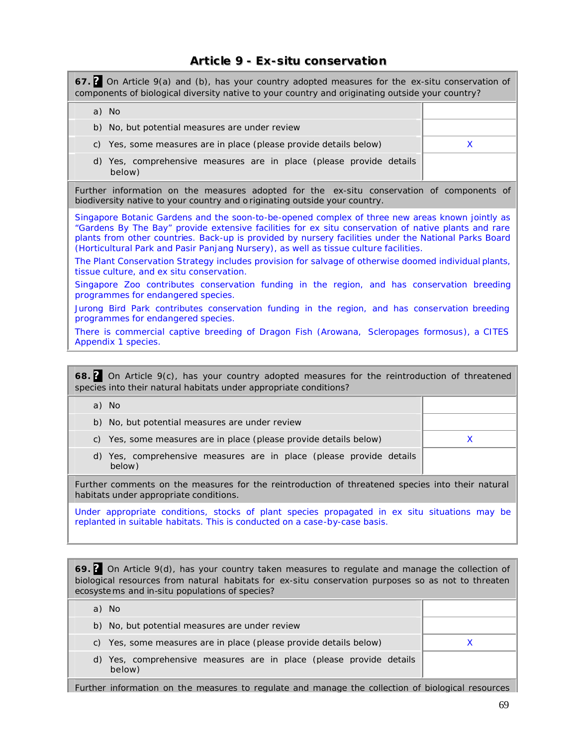## Article 9 - Ex-situ conservation

**67.** On Article 9(a) and (b), has your country adopted measures for the ex-situ conservation of components of biological diversity native to your country and originating outside your country?

| | |
|---|---|
| a) No | |
| b) No, but potential measures are under review | |
| c) Yes, some measures are in place (please provide details below) | X |
| d) Yes, comprehensive measures are in place (please provide details below) | |

Further information on the measures adopted for the ex-situ conservation of components of biodiversity native to your country and originating outside your country.

Singapore Botanic Gardens and the soon-to-be-opened complex of three new areas known jointly as "Gardens By The Bay" provide extensive facilities for ex situ conservation of native plants and rare plants from other countries. Back-up is provided by nursery facilities under the National Parks Board (Horticultural Park and Pasir Panjang Nursery), as well as tissue culture facilities.

The Plant Conservation Strategy includes provision for salvage of otherwise doomed individual plants, tissue culture, and ex situ conservation.

Singapore Zoo contributes conservation funding in the region, and has conservation breeding programmes for endangered species.

Jurong Bird Park contributes conservation funding in the region, and has conservation breeding programmes for endangered species.

There is commercial captive breeding of Dragon Fish (Arowana, Scleropages formosus), a CITES Appendix 1 species.

**68.** On Article 9(c), has your country adopted measures for the reintroduction of threatened species into their natural habitats under appropriate conditions?

| | |
|---|---|
| a) No | |
| b) No, but potential measures are under review | |
| c) Yes, some measures are in place (please provide details below) | X |
| d) Yes, comprehensive measures are in place (please provide details below) | |

Further comments on the measures for the reintroduction of threatened species into their natural habitats under appropriate conditions.

Under appropriate conditions, stocks of plant species propagated in ex situ situations may be replanted in suitable habitats. This is conducted on a case-by-case basis.

**69.** On Article 9(d), has your country taken measures to regulate and manage the collection of biological resources from natural habitats for ex-situ conservation purposes so as not to threaten ecosystems and in-situ populations of species?

| | |
|---|---|
| a) No | |
| b) No, but potential measures are under review | |
| c) Yes, some measures are in place (please provide details below) | X |
| d) Yes, comprehensive measures are in place (please provide details below) | |

Further information on the measures to regulate and manage the collection of biological resources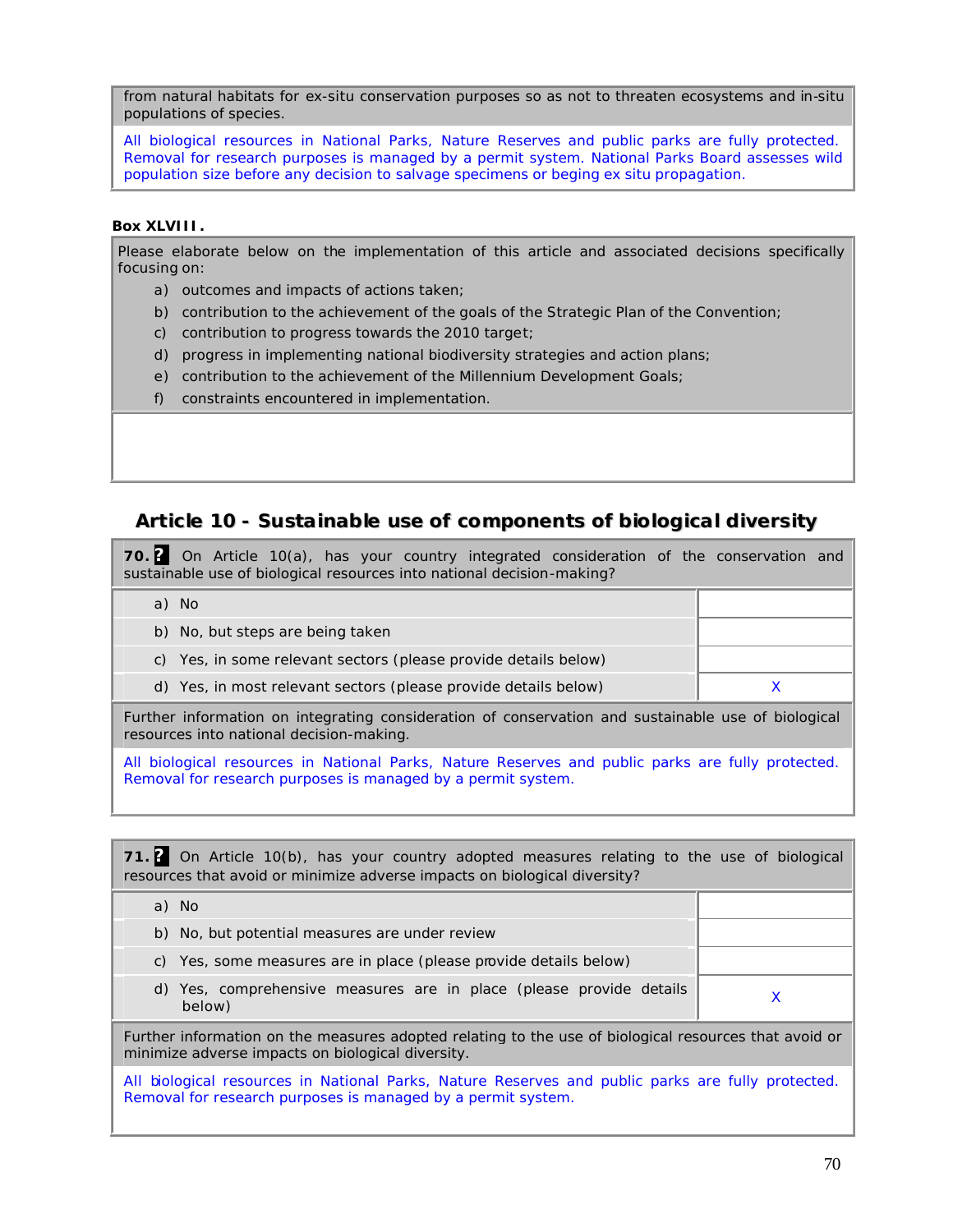from natural habitats for ex-situ conservation purposes so as not to threaten ecosystems and in-situ populations of species.

All biological resources in National Parks, Nature Reserves and public parks are fully protected. Removal for research purposes is managed by a permit system. National Parks Board assesses wild population size before any decision to salvage specimens or beging ex situ propagation.

**Box XLVIII.**

Please elaborate below on the implementation of this article and associated decisions specifically focusing on:

a) outcomes and impacts of actions taken;
b) contribution to the achievement of the goals of the Strategic Plan of the Convention;
c) contribution to progress towards the 2010 target;
d) progress in implementing national biodiversity strategies and action plans;
e) contribution to the achievement of the Millennium Development Goals;
f) constraints encountered in implementation.

## Article 10 - Sustainable use of components of biological diversity

**70.** **?** On Article 10(a), has your country integrated consideration of the conservation and sustainable use of biological resources into national decision-making?

| | |
|---|---|
| a) No | |
| b) No, but steps are being taken | |
| c) Yes, in some relevant sectors (please provide details below) | |
| d) Yes, in most relevant sectors (please provide details below) | X |

Further information on integrating consideration of conservation and sustainable use of biological resources into national decision-making.

All biological resources in National Parks, Nature Reserves and public parks are fully protected. Removal for research purposes is managed by a permit system.

**71.** **?** On Article 10(b), has your country adopted measures relating to the use of biological resources that avoid or minimize adverse impacts on biological diversity?

| | |
|---|---|
| a) No | |
| b) No, but potential measures are under review | |
| c) Yes, some measures are in place (please provide details below) | |
| d) Yes, comprehensive measures are in place (please provide details below) | X |

Further information on the measures adopted relating to the use of biological resources that avoid or minimize adverse impacts on biological diversity.

All biological resources in National Parks, Nature Reserves and public parks are fully protected. Removal for research purposes is managed by a permit system.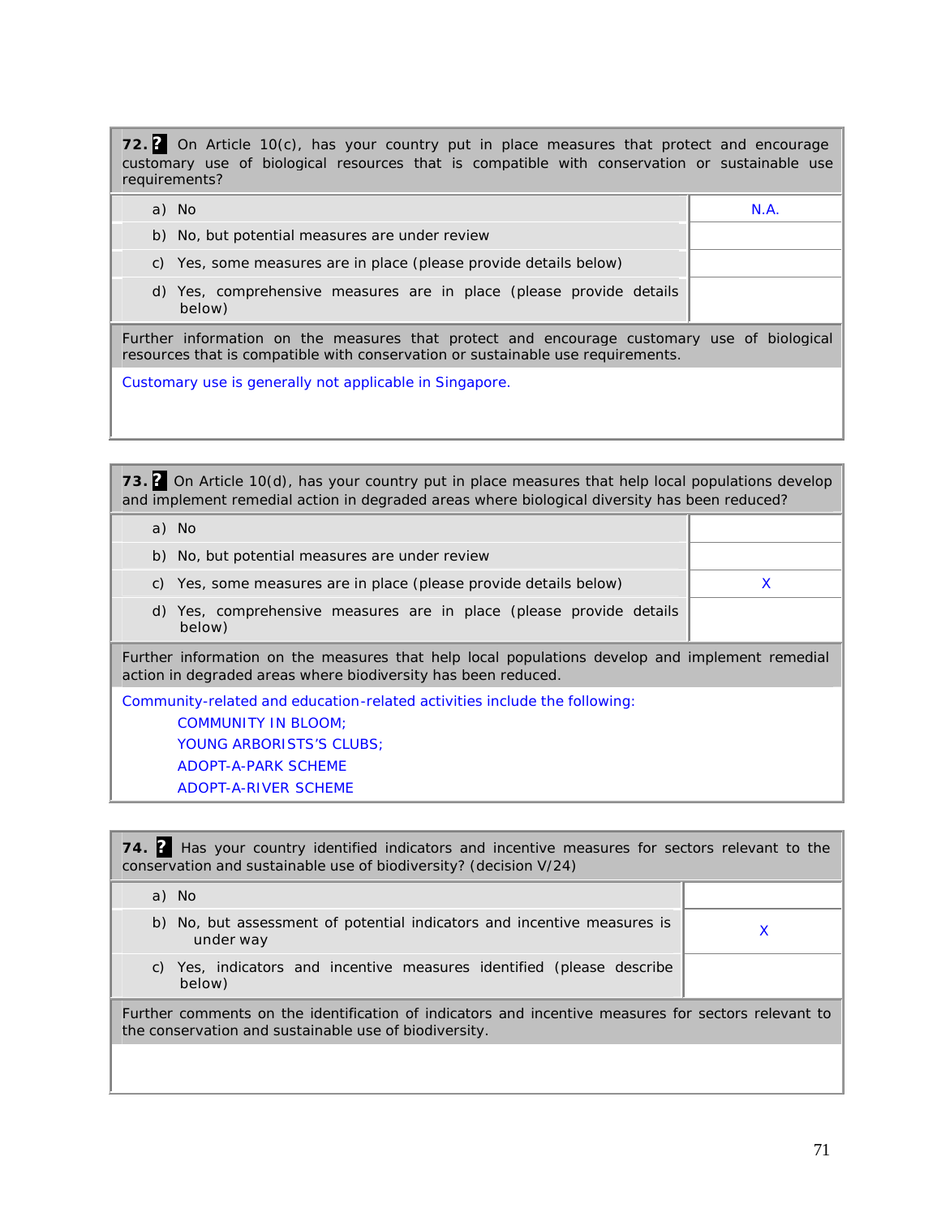| **72.** ? On Article 10(c), has your country put in place measures that protect and encourage customary use of biological resources that is compatible with conservation or sustainable use requirements? | |
|---|---|
| a) No | N.A. |
| b) No, but potential measures are under review | |
| c) Yes, some measures are in place (please provide details below) | |
| d) Yes, comprehensive measures are in place (please provide details below) | |

Further information on the measures that protect and encourage customary use of biological resources that is compatible with conservation or sustainable use requirements.

Customary use is generally not applicable in Singapore.

| **73.** ? On Article 10(d), has your country put in place measures that help local populations develop and implement remedial action in degraded areas where biological diversity has been reduced? | |
|---|---|
| a) No | |
| b) No, but potential measures are under review | |
| c) Yes, some measures are in place (please provide details below) | X |
| d) Yes, comprehensive measures are in place (please provide details below) | |

Further information on the measures that help local populations develop and implement remedial action in degraded areas where biodiversity has been reduced.

Community-related and education-related activities include the following:

- COMMUNITY IN BLOOM;
- YOUNG ARBORISTS'S CLUBS;
- ADOPT-A-PARK SCHEME
- ADOPT-A-RIVER SCHEME

| **74.** ? Has your country identified indicators and incentive measures for sectors relevant to the conservation and sustainable use of biodiversity? (decision V/24) | |
|---|---|
| a) No | |
| b) No, but assessment of potential indicators and incentive measures is under way | X |
| c) Yes, indicators and incentive measures identified (please describe below) | |

Further comments on the identification of indicators and incentive measures for sectors relevant to the conservation and sustainable use of biodiversity.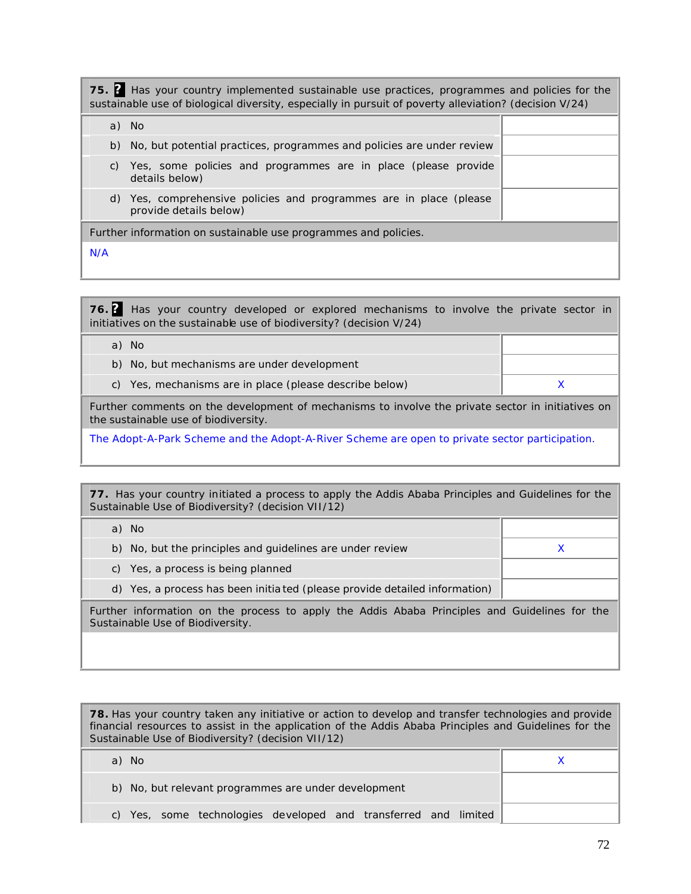| **75.** Has your country implemented sustainable use practices, programmes and policies for the sustainable use of biological diversity, especially in pursuit of poverty alleviation? (decision V/24) | |
|---|---|
| a) No | |
| b) No, but potential practices, programmes and policies are under review | |
| c) Yes, some policies and programmes are in place (please provide details below) | |
| d) Yes, comprehensive policies and programmes are in place (please provide details below) | |
| Further information on sustainable use programmes and policies. | |
| N/A | |

| **76.** Has your country developed or explored mechanisms to involve the private sector in initiatives on the sustainable use of biodiversity? (decision V/24) | |
|---|---|
| a) No | |
| b) No, but mechanisms are under development | |
| c) Yes, mechanisms are in place (please describe below) | X |
| Further comments on the development of mechanisms to involve the private sector in initiatives on the sustainable use of biodiversity. | |
| The Adopt-A-Park Scheme and the Adopt-A-River Scheme are open to private sector participation. | |

| **77.** Has your country initiated a process to apply the Addis Ababa Principles and Guidelines for the Sustainable Use of Biodiversity? (decision VII/12) | |
|---|---|
| a) No | |
| b) No, but the principles and guidelines are under review | X |
| c) Yes, a process is being planned | |
| d) Yes, a process has been initiated (please provide detailed information) | |
| Further information on the process to apply the Addis Ababa Principles and Guidelines for the Sustainable Use of Biodiversity. | |
| | |

| **78.** Has your country taken any initiative or action to develop and transfer technologies and provide financial resources to assist in the application of the Addis Ababa Principles and Guidelines for the Sustainable Use of Biodiversity? (decision VII/12) | |
|---|---|
| a) No | X |
| b) No, but relevant programmes are under development | |
| c) Yes, some technologies developed and transferred and limited | |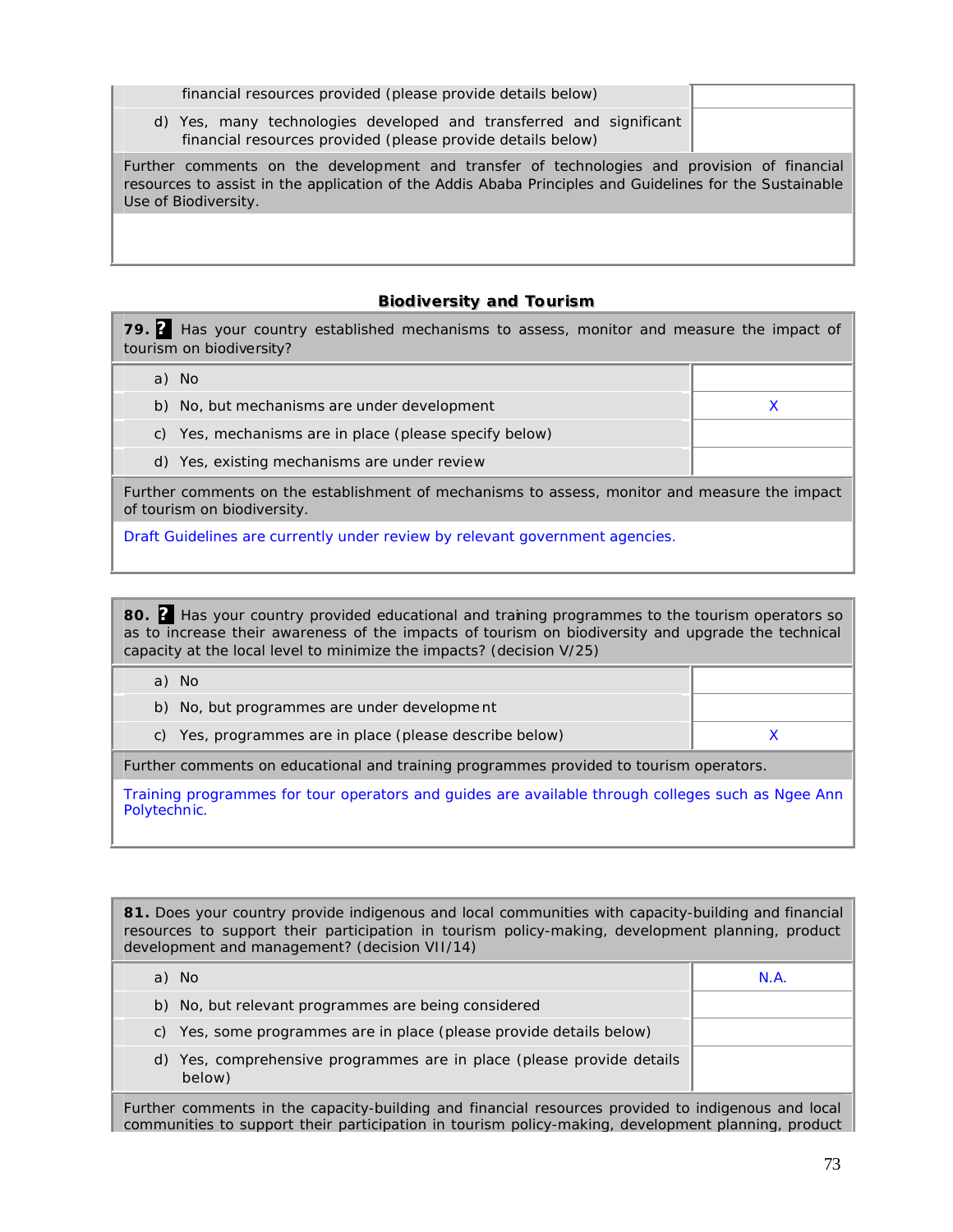| | |
|---|---|
| financial resources provided (please provide details below) | |
| d) Yes, many technologies developed and transferred and significant financial resources provided (please provide details below) | |

Further comments on the development and transfer of technologies and provision of financial resources to assist in the application of the Addis Ababa Principles and Guidelines for the Sustainable Use of Biodiversity.

### Biodiversity and Tourism

**79.** ? Has your country established mechanisms to assess, monitor and measure the impact of tourism on biodiversity?

| | |
|---|---|
| a) No | |
| b) No, but mechanisms are under development | X |
| c) Yes, mechanisms are in place (please specify below) | |
| d) Yes, existing mechanisms are under review | |

Further comments on the establishment of mechanisms to assess, monitor and measure the impact of tourism on biodiversity.

Draft Guidelines are currently under review by relevant government agencies.

**80.** ? Has your country provided educational and training programmes to the tourism operators so as to increase their awareness of the impacts of tourism on biodiversity and upgrade the technical capacity at the local level to minimize the impacts? (decision V/25)

| | |
|---|---|
| a) No | |
| b) No, but programmes are under development | |
| c) Yes, programmes are in place (please describe below) | X |

Further comments on educational and training programmes provided to tourism operators.

Training programmes for tour operators and guides are available through colleges such as Ngee Ann Polytechnic.

**81.** Does your country provide indigenous and local communities with capacity-building and financial resources to support their participation in tourism policy-making, development planning, product development and management? (decision VII/14)

| | |
|---|---|
| a) No | N.A. |
| b) No, but relevant programmes are being considered | |
| c) Yes, some programmes are in place (please provide details below) | |
| d) Yes, comprehensive programmes are in place (please provide details below) | |

Further comments in the capacity-building and financial resources provided to indigenous and local communities to support their participation in tourism policy-making, development planning, product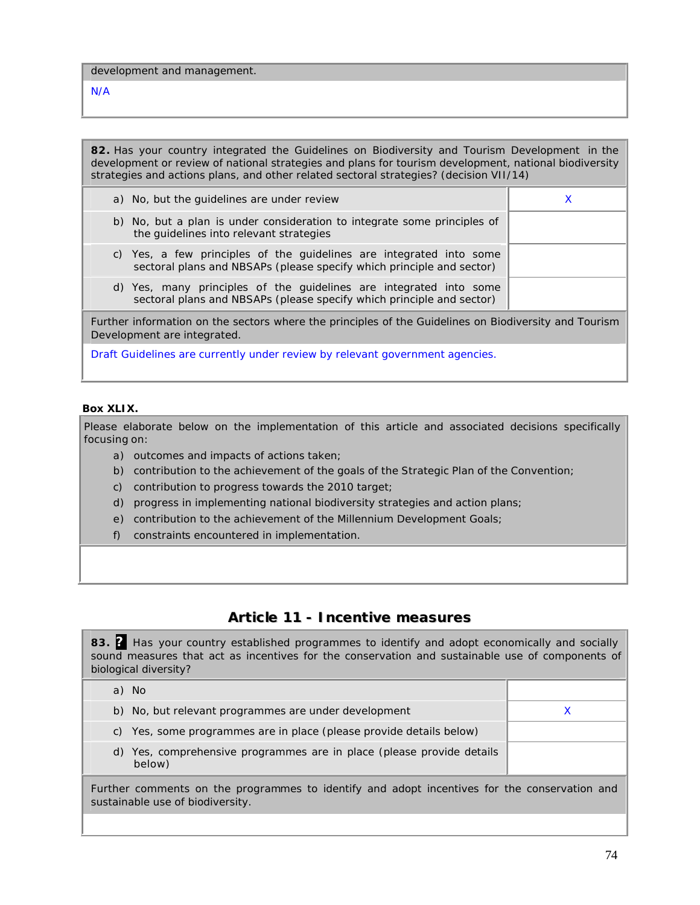| development and management. |
|---|
| N/A |

| **82.** Has your country integrated the Guidelines on Biodiversity and Tourism Development in the development or review of national strategies and plans for tourism development, national biodiversity strategies and actions plans, and other related sectoral strategies? (decision VII/14) | |
|---|---|
| a) No, but the guidelines are under review | X |
| b) No, but a plan is under consideration to integrate some principles of the guidelines into relevant strategies | |
| c) Yes, a few principles of the guidelines are integrated into some sectoral plans and NBSAPs (please specify which principle and sector) | |
| d) Yes, many principles of the guidelines are integrated into some sectoral plans and NBSAPs (please specify which principle and sector) | |
| Further information on the sectors where the principles of the Guidelines on Biodiversity and Tourism Development are integrated. | |
| Draft Guidelines are currently under review by relevant government agencies. | |

**Box XLIX.**

| Please elaborate below on the implementation of this article and associated decisions specifically focusing on:<br>a) outcomes and impacts of actions taken;<br>b) contribution to the achievement of the goals of the Strategic Plan of the Convention;<br>c) contribution to progress towards the 2010 target;<br>d) progress in implementing national biodiversity strategies and action plans;<br>e) contribution to the achievement of the Millennium Development Goals;<br>f) constraints encountered in implementation. |
|---|
| |

## Article 11 - Incentive measures

| **83.** ? Has your country established programmes to identify and adopt economically and socially sound measures that act as incentives for the conservation and sustainable use of components of biological diversity? | |
|---|---|
| a) No | |
| b) No, but relevant programmes are under development | X |
| c) Yes, some programmes are in place (please provide details below) | |
| d) Yes, comprehensive programmes are in place (please provide details below) | |
| Further comments on the programmes to identify and adopt incentives for the conservation and sustainable use of biodiversity. | |
| | |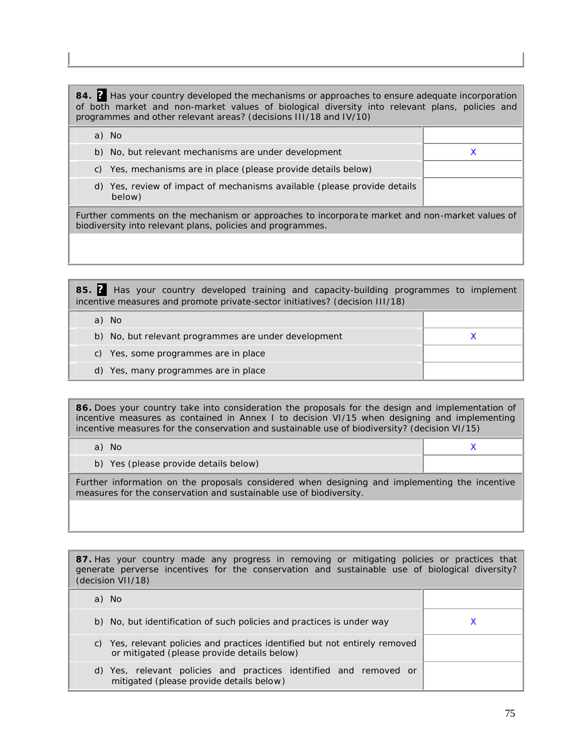| **84.** ? Has your country developed the mechanisms or approaches to ensure adequate incorporation of both market and non-market values of biological diversity into relevant plans, policies and programmes and other relevant areas? (decisions III/18 and IV/10) | |
|---|---|
| a) No | |
| b) No, but relevant mechanisms are under development | X |
| c) Yes, mechanisms are in place (please provide details below) | |
| d) Yes, review of impact of mechanisms available (please provide details below) | |
| Further comments on the mechanism or approaches to incorporate market and non-market values of biodiversity into relevant plans, policies and programmes. | |
| | |

| **85.** ? Has your country developed training and capacity-building programmes to implement incentive measures and promote private-sector initiatives? (decision III/18) | |
|---|---|
| a) No | |
| b) No, but relevant programmes are under development | X |
| c) Yes, some programmes are in place | |
| d) Yes, many programmes are in place | |

| **86.** Does your country take into consideration the proposals for the design and implementation of incentive measures as contained in Annex I to decision VI/15 when designing and implementing incentive measures for the conservation and sustainable use of biodiversity? (decision VI/15) | |
|---|---|
| a) No | X |
| b) Yes (please provide details below) | |
| Further information on the proposals considered when designing and implementing the incentive measures for the conservation and sustainable use of biodiversity. | |
| | |

| **87.** Has your country made any progress in removing or mitigating policies or practices that generate perverse incentives for the conservation and sustainable use of biological diversity? (decision VII/18) | |
|---|---|
| a) No | |
| b) No, but identification of such policies and practices is under way | X |
| c) Yes, relevant policies and practices identified but not entirely removed or mitigated (please provide details below) | |
| d) Yes, relevant policies and practices identified and removed or mitigated (please provide details below) | |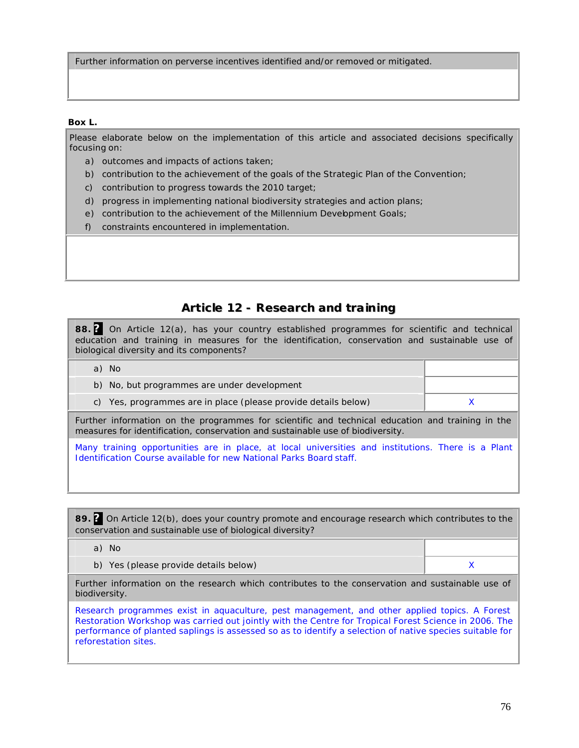| Further information on perverse incentives identified and/or removed or mitigated. |
| --- |
| |

**Box L.**

| Please elaborate below on the implementation of this article and associated decisions specifically focusing on:<br>a) outcomes and impacts of actions taken;<br>b) contribution to the achievement of the goals of the Strategic Plan of the Convention;<br>c) contribution to progress towards the 2010 target;<br>d) progress in implementing national biodiversity strategies and action plans;<br>e) contribution to the achievement of the Millennium Development Goals;<br>f) constraints encountered in implementation. |
| --- |
| |

## Article 12 - Research and training

| **88.** On Article 12(a), has your country established programmes for scientific and technical education and training in measures for the identification, conservation and sustainable use of biological diversity and its components? | |
| --- | --- |
| a) No | |
| b) No, but programmes are under development | |
| c) Yes, programmes are in place (please provide details below) | X |
| Further information on the programmes for scientific and technical education and training in the measures for identification, conservation and sustainable use of biodiversity. | |
| Many training opportunities are in place, at local universities and institutions. There is a Plant Identification Course available for new National Parks Board staff. | |

| **89.** On Article 12(b), does your country promote and encourage research which contributes to the conservation and sustainable use of biological diversity? | |
| --- | --- |
| a) No | |
| b) Yes (please provide details below) | X |
| Further information on the research which contributes to the conservation and sustainable use of biodiversity. | |
| Research programmes exist in aquaculture, pest management, and other applied topics. A Forest Restoration Workshop was carried out jointly with the Centre for Tropical Forest Science in 2006. The performance of planted saplings is assessed so as to identify a selection of native species suitable for reforestation sites. | |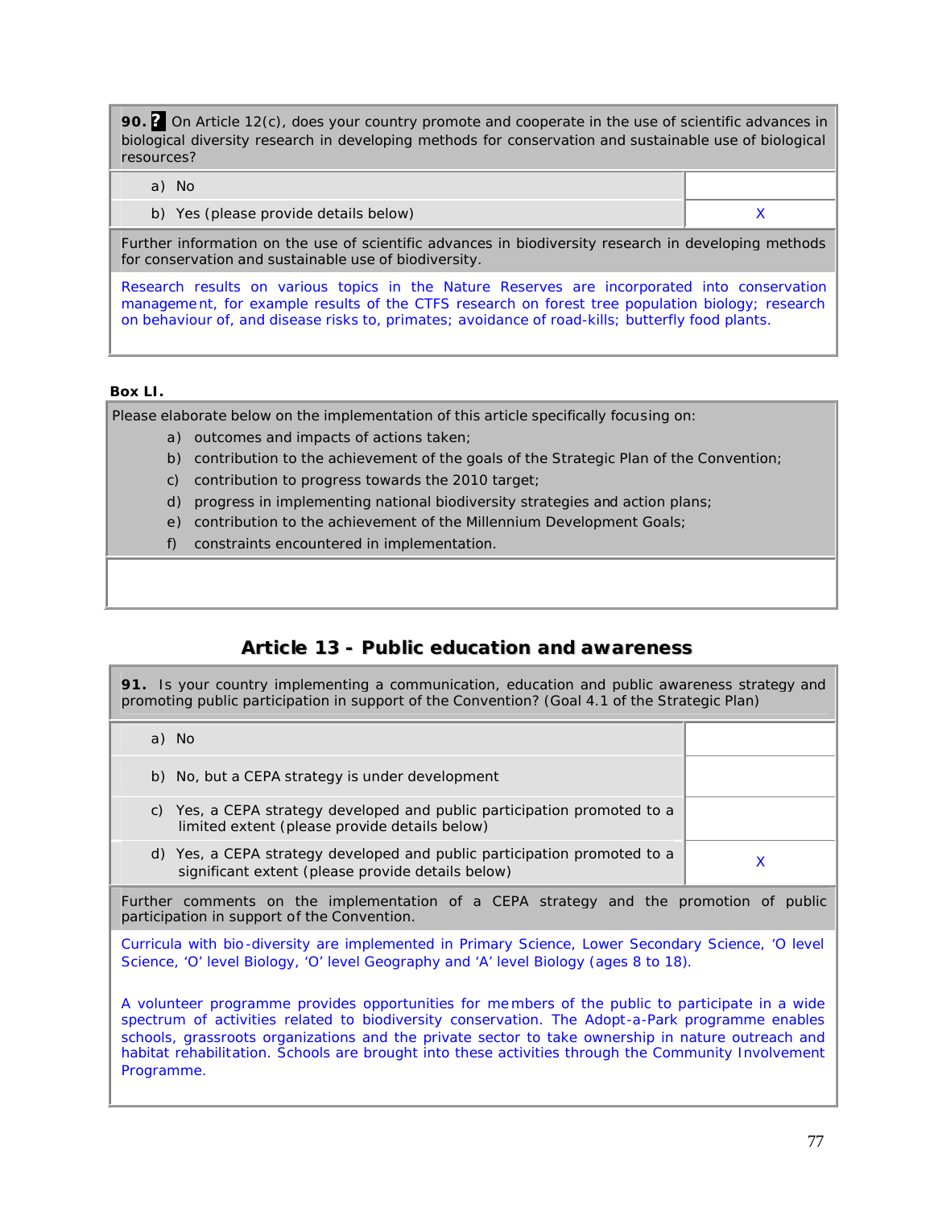| **90.** **?** On Article 12(c), does your country promote and cooperate in the use of scientific advances in biological diversity research in developing methods for conservation and sustainable use of biological resources? | |
|---|---|
| a) No | |
| b) Yes (please provide details below) | X |
| Further information on the use of scientific advances in biodiversity research in developing methods for conservation and sustainable use of biodiversity. | |
| Research results on various topics in the Nature Reserves are incorporated into conservation management, for example results of the CTFS research on forest tree population biology; research on behaviour of, and disease risks to, primates; avoidance of road-kills; butterfly food plants. | |

**Box LI.**

Please elaborate below on the implementation of this article specifically focusing on:

a) outcomes and impacts of actions taken;
b) contribution to the achievement of the goals of the Strategic Plan of the Convention;
c) contribution to progress towards the 2010 target;
d) progress in implementing national biodiversity strategies and action plans;
e) contribution to the achievement of the Millennium Development Goals;
f) constraints encountered in implementation.

## Article 13 - Public education and awareness

| **91.** Is your country implementing a communication, education and public awareness strategy and promoting public participation in support of the Convention? (Goal 4.1 of the Strategic Plan) | |
|---|---|
| a) No | |
| b) No, but a CEPA strategy is under development | |
| c) Yes, a CEPA strategy developed and public participation promoted to a limited extent (please provide details below) | |
| d) Yes, a CEPA strategy developed and public participation promoted to a significant extent (please provide details below) | X |
| Further comments on the implementation of a CEPA strategy and the promotion of public participation in support of the Convention. | |
| Curricula with bio-diversity are implemented in Primary Science, Lower Secondary Science, 'O level Science, 'O' level Biology, 'O' level Geography and 'A' level Biology (ages 8 to 18).<br><br>A volunteer programme provides opportunities for members of the public to participate in a wide spectrum of activities related to biodiversity conservation. The Adopt-a-Park programme enables schools, grassroots organizations and the private sector to take ownership in nature outreach and habitat rehabilitation. Schools are brought into these activities through the Community Involvement Programme. | |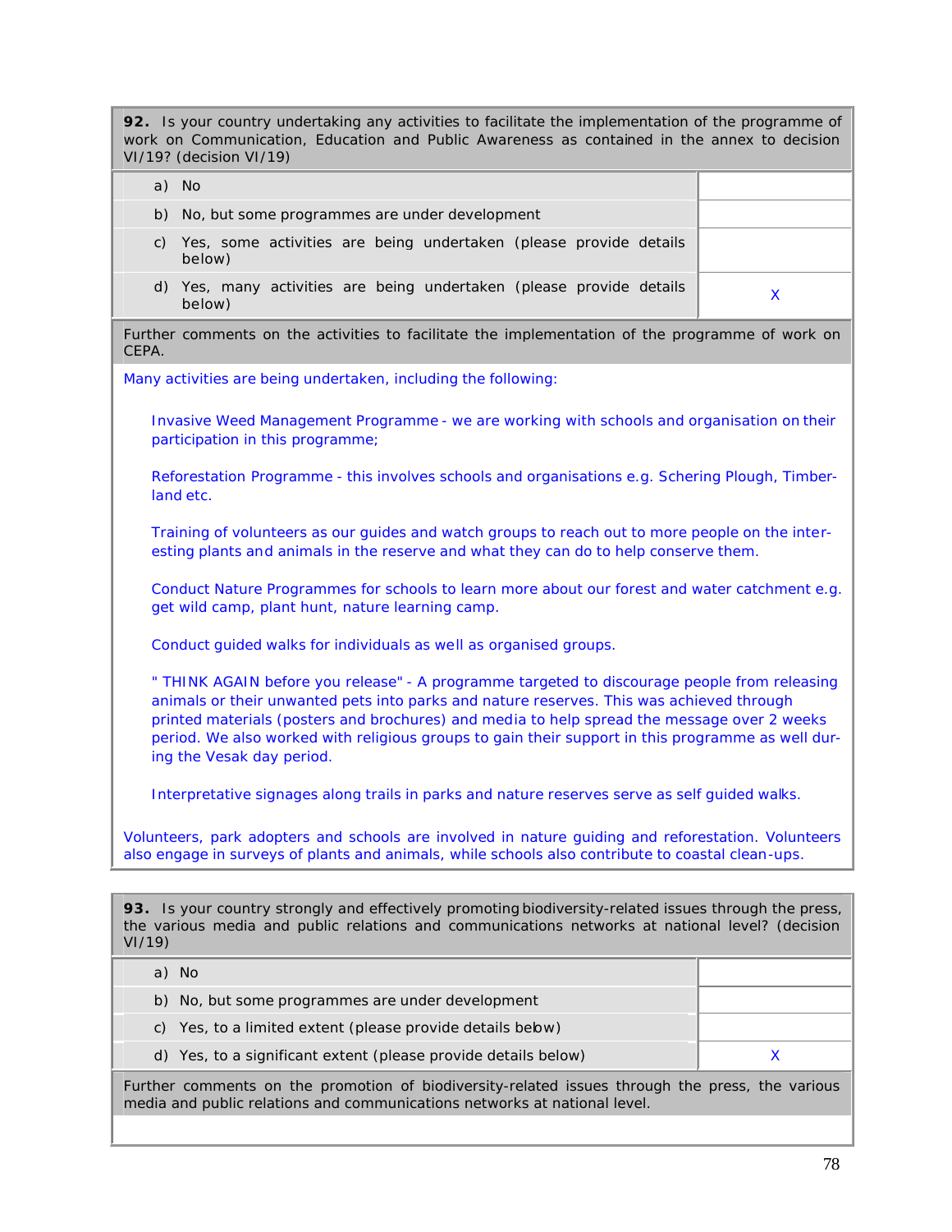**92.** Is your country undertaking any activities to facilitate the implementation of the programme of work on Communication, Education and Public Awareness as contained in the annex to decision VI/19? (decision VI/19)

| | |
|---|---|
| a) No | |
| b) No, but some programmes are under development | |
| c) Yes, some activities are being undertaken (please provide details below) | |
| d) Yes, many activities are being undertaken (please provide details below) | X |

Further comments on the activities to facilitate the implementation of the programme of work on CEPA.

Many activities are being undertaken, including the following:

Invasive Weed Management Programme - we are working with schools and organisation on their participation in this programme;

Reforestation Programme - this involves schools and organisations e.g. Schering Plough, Timberland etc.

Training of volunteers as our guides and watch groups to reach out to more people on the interesting plants and animals in the reserve and what they can do to help conserve them.

Conduct Nature Programmes for schools to learn more about our forest and water catchment e.g. get wild camp, plant hunt, nature learning camp.

Conduct guided walks for individuals as well as organised groups.

" THINK AGAIN before you release" - A programme targeted to discourage people from releasing animals or their unwanted pets into parks and nature reserves. This was achieved through printed materials (posters and brochures) and media to help spread the message over 2 weeks period. We also worked with religious groups to gain their support in this programme as well during the Vesak day period.

Interpretative signages along trails in parks and nature reserves serve as self guided walks.

Volunteers, park adopters and schools are involved in nature guiding and reforestation. Volunteers also engage in surveys of plants and animals, while schools also contribute to coastal clean-ups.

**93.** Is your country strongly and effectively promoting biodiversity-related issues through the press, the various media and public relations and communications networks at national level? (decision VI/19)

| | |
|---|---|
| a) No | |
| b) No, but some programmes are under development | |
| c) Yes, to a limited extent (please provide details below) | |
| d) Yes, to a significant extent (please provide details below) | X |

Further comments on the promotion of biodiversity-related issues through the press, the various media and public relations and communications networks at national level.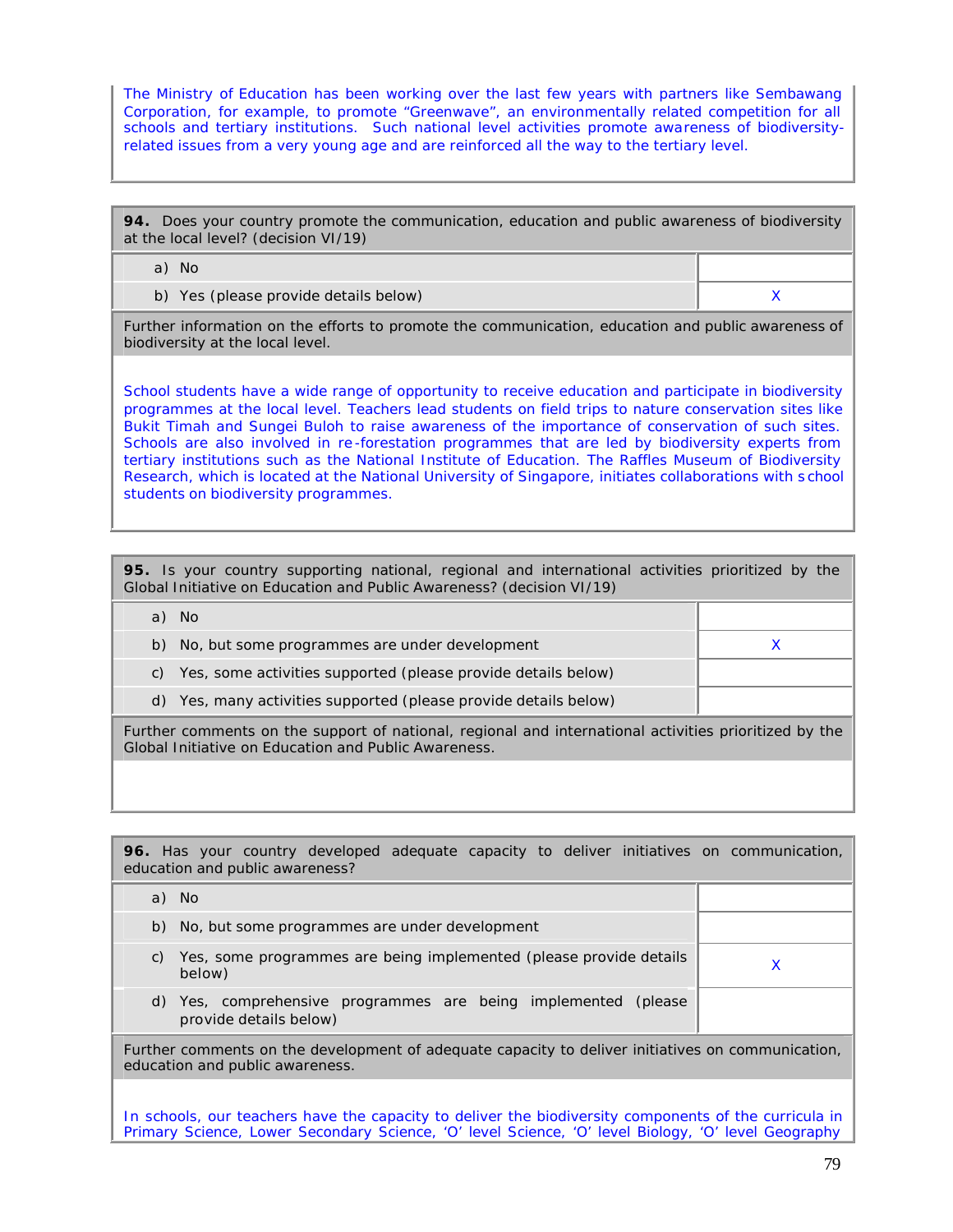The Ministry of Education has been working over the last few years with partners like Sembawang Corporation, for example, to promote "Greenwave", an environmentally related competition for all schools and tertiary institutions. Such national level activities promote awareness of biodiversity-related issues from a very young age and are reinforced all the way to the tertiary level.

**94.** Does your country promote the communication, education and public awareness of biodiversity at the local level? (decision VI/19)

| | |
|---|---|
| a) No | |
| b) Yes (please provide details below) | X |

Further information on the efforts to promote the communication, education and public awareness of biodiversity at the local level.

School students have a wide range of opportunity to receive education and participate in biodiversity programmes at the local level. Teachers lead students on field trips to nature conservation sites like Bukit Timah and Sungei Buloh to raise awareness of the importance of conservation of such sites. Schools are also involved in re-forestation programmes that are led by biodiversity experts from tertiary institutions such as the National Institute of Education. The Raffles Museum of Biodiversity Research, which is located at the National University of Singapore, initiates collaborations with school students on biodiversity programmes.

**95.** Is your country supporting national, regional and international activities prioritized by the Global Initiative on Education and Public Awareness? (decision VI/19)

| | |
|---|---|
| a) No | |
| b) No, but some programmes are under development | X |
| c) Yes, some activities supported (please provide details below) | |
| d) Yes, many activities supported (please provide details below) | |

Further comments on the support of national, regional and international activities prioritized by the Global Initiative on Education and Public Awareness.

**96.** Has your country developed adequate capacity to deliver initiatives on communication, education and public awareness?

| | |
|---|---|
| a) No | |
| b) No, but some programmes are under development | |
| c) Yes, some programmes are being implemented (please provide details below) | X |
| d) Yes, comprehensive programmes are being implemented (please provide details below) | |

Further comments on the development of adequate capacity to deliver initiatives on communication, education and public awareness.

In schools, our teachers have the capacity to deliver the biodiversity components of the curricula in Primary Science, Lower Secondary Science, 'O' level Science, 'O' level Biology, 'O' level Geography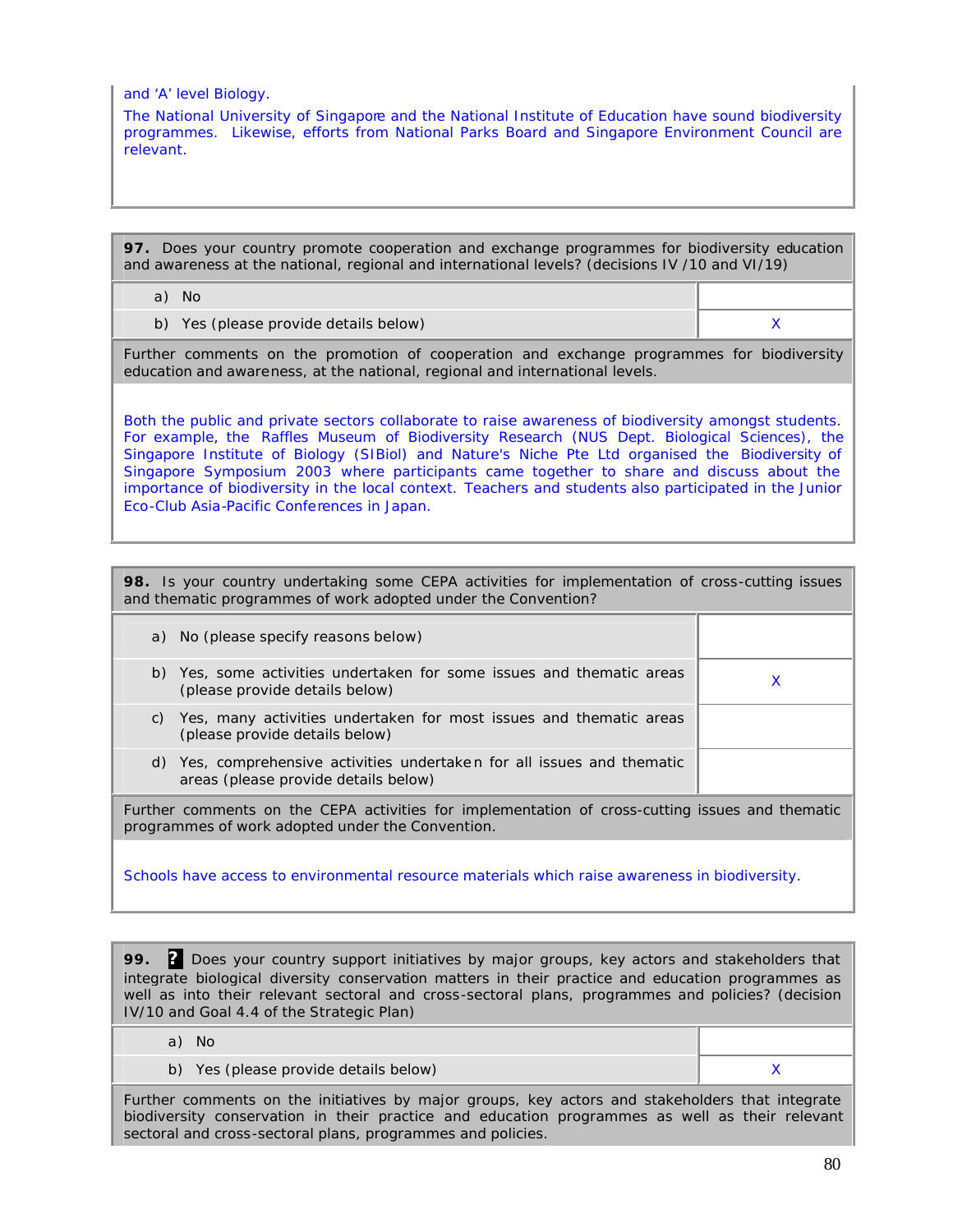and 'A' level Biology.

The National University of Singapore and the National Institute of Education have sound biodiversity programmes. Likewise, efforts from National Parks Board and Singapore Environment Council are relevant.

**97.** Does your country promote cooperation and exchange programmes for biodiversity education and awareness at the national, regional and international levels? (decisions IV /10 and VI/19)

| | |
|---|---|
| a) No | |
| b) Yes (please provide details below) | X |

Further comments on the promotion of cooperation and exchange programmes for biodiversity education and awareness, at the national, regional and international levels.

Both the public and private sectors collaborate to raise awareness of biodiversity amongst students. For example, the Raffles Museum of Biodiversity Research (NUS Dept. Biological Sciences), the Singapore Institute of Biology (SIBiol) and Nature's Niche Pte Ltd organised the Biodiversity of Singapore Symposium 2003 where participants came together to share and discuss about the importance of biodiversity in the local context. Teachers and students also participated in the Junior Eco-Club Asia-Pacific Conferences in Japan.

**98.** Is your country undertaking some CEPA activities for implementation of cross-cutting issues and thematic programmes of work adopted under the Convention?

| | |
|---|---|
| a) No (please specify reasons below) | |
| b) Yes, some activities undertaken for some issues and thematic areas (please provide details below) | X |
| c) Yes, many activities undertaken for most issues and thematic areas (please provide details below) | |
| d) Yes, comprehensive activities undertaken for all issues and thematic areas (please provide details below) | |

Further comments on the CEPA activities for implementation of cross-cutting issues and thematic programmes of work adopted under the Convention.

Schools have access to environmental resource materials which raise awareness in biodiversity.

**99.** **?** Does your country support initiatives by major groups, key actors and stakeholders that integrate biological diversity conservation matters in their practice and education programmes as well as into their relevant sectoral and cross-sectoral plans, programmes and policies? (decision IV/10 and Goal 4.4 of the Strategic Plan)

| | |
|---|---|
| a) No | |
| b) Yes (please provide details below) | X |

Further comments on the initiatives by major groups, key actors and stakeholders that integrate biodiversity conservation in their practice and education programmes as well as their relevant sectoral and cross-sectoral plans, programmes and policies.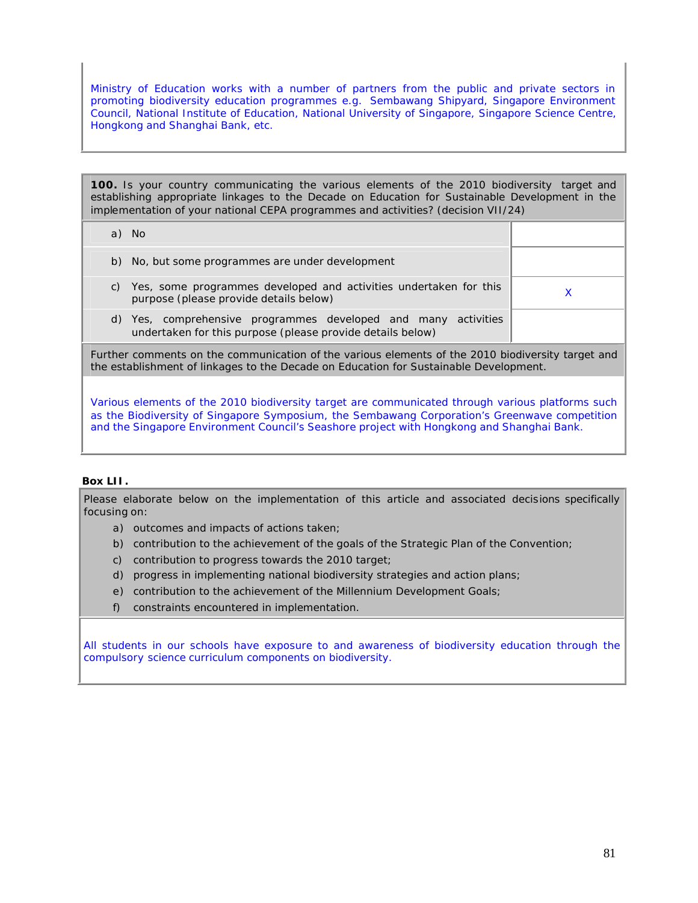Ministry of Education works with a number of partners from the public and private sectors in promoting biodiversity education programmes e.g. Sembawang Shipyard, Singapore Environment Council, National Institute of Education, National University of Singapore, Singapore Science Centre, Hongkong and Shanghai Bank, etc.

**100.** Is your country communicating the various elements of the 2010 biodiversity target and establishing appropriate linkages to the Decade on Education for Sustainable Development in the implementation of your national CEPA programmes and activities? (decision VII/24)

| | |
|---|---|
| a) No | |
| b) No, but some programmes are under development | |
| c) Yes, some programmes developed and activities undertaken for this purpose (please provide details below) | X |
| d) Yes, comprehensive programmes developed and many activities undertaken for this purpose (please provide details below) | |

Further comments on the communication of the various elements of the 2010 biodiversity target and the establishment of linkages to the Decade on Education for Sustainable Development.

Various elements of the 2010 biodiversity target are communicated through various platforms such as the Biodiversity of Singapore Symposium, the Sembawang Corporation's Greenwave competition and the Singapore Environment Council's Seashore project with Hongkong and Shanghai Bank.

**Box LII.**

Please elaborate below on the implementation of this article and associated decisions specifically focusing on:

a) outcomes and impacts of actions taken;
b) contribution to the achievement of the goals of the Strategic Plan of the Convention;
c) contribution to progress towards the 2010 target;
d) progress in implementing national biodiversity strategies and action plans;
e) contribution to the achievement of the Millennium Development Goals;
f) constraints encountered in implementation.

All students in our schools have exposure to and awareness of biodiversity education through the compulsory science curriculum components on biodiversity.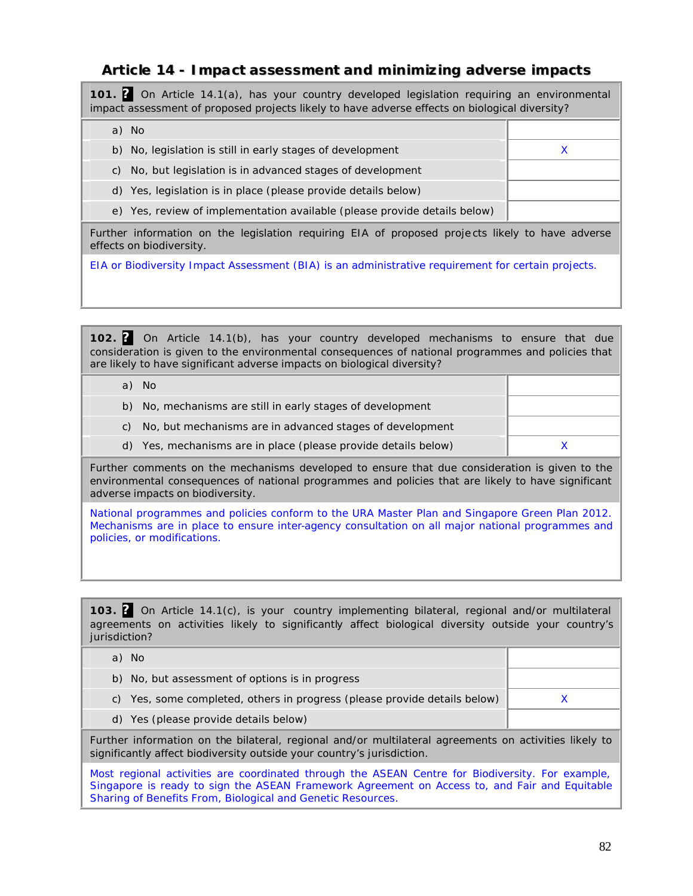## Article 14 - Impact assessment and minimizing adverse impacts

**101.** On Article 14.1(a), has your country developed legislation requiring an environmental impact assessment of proposed projects likely to have adverse effects on biological diversity?

| | |
|---|---|
| a) No | |
| b) No, legislation is still in early stages of development | X |
| c) No, but legislation is in advanced stages of development | |
| d) Yes, legislation is in place (please provide details below) | |
| e) Yes, review of implementation available (please provide details below) | |

Further information on the legislation requiring EIA of proposed projects likely to have adverse effects on biodiversity.

EIA or Biodiversity Impact Assessment (BIA) is an administrative requirement for certain projects.

**102.** On Article 14.1(b), has your country developed mechanisms to ensure that due consideration is given to the environmental consequences of national programmes and policies that are likely to have significant adverse impacts on biological diversity?

| | |
|---|---|
| a) No | |
| b) No, mechanisms are still in early stages of development | |
| c) No, but mechanisms are in advanced stages of development | |
| d) Yes, mechanisms are in place (please provide details below) | X |

Further comments on the mechanisms developed to ensure that due consideration is given to the environmental consequences of national programmes and policies that are likely to have significant adverse impacts on biodiversity.

National programmes and policies conform to the URA Master Plan and Singapore Green Plan 2012. Mechanisms are in place to ensure inter-agency consultation on all major national programmes and policies, or modifications.

**103.** On Article 14.1(c), is your country implementing bilateral, regional and/or multilateral agreements on activities likely to significantly affect biological diversity outside your country's jurisdiction?

| | |
|---|---|
| a) No | |
| b) No, but assessment of options is in progress | |
| c) Yes, some completed, others in progress (please provide details below) | X |
| d) Yes (please provide details below) | |

Further information on the bilateral, regional and/or multilateral agreements on activities likely to significantly affect biodiversity outside your country's jurisdiction.

Most regional activities are coordinated through the ASEAN Centre for Biodiversity. For example, Singapore is ready to sign the ASEAN Framework Agreement on Access to, and Fair and Equitable Sharing of Benefits From, Biological and Genetic Resources.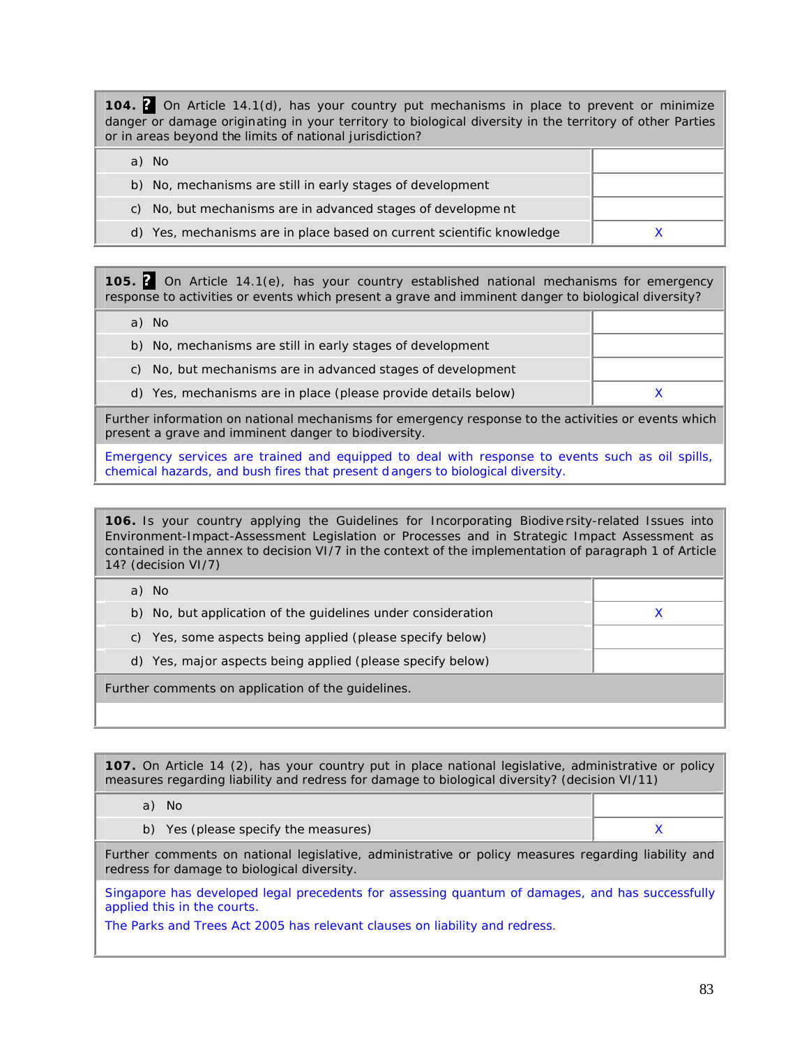| **104.** **?** On Article 14.1(d), has your country put mechanisms in place to prevent or minimize danger or damage originating in your territory to biological diversity in the territory of other Parties or in areas beyond the limits of national jurisdiction? | |
|---|---|
| a) No | |
| b) No, mechanisms are still in early stages of development | |
| c) No, but mechanisms are in advanced stages of development | |
| d) Yes, mechanisms are in place based on current scientific knowledge | X |

| **105.** **?** On Article 14.1(e), has your country established national mechanisms for emergency response to activities or events which present a grave and imminent danger to biological diversity? | |
|---|---|
| a) No | |
| b) No, mechanisms are still in early stages of development | |
| c) No, but mechanisms are in advanced stages of development | |
| d) Yes, mechanisms are in place (please provide details below) | X |
| Further information on national mechanisms for emergency response to the activities or events which present a grave and imminent danger to biodiversity. | |
| Emergency services are trained and equipped to deal with response to events such as oil spills, chemical hazards, and bush fires that present dangers to biological diversity. | |

| **106.** Is your country applying the Guidelines for Incorporating Biodiversity-related Issues into Environment-Impact-Assessment Legislation or Processes and in Strategic Impact Assessment as contained in the annex to decision VI/7 in the context of the implementation of paragraph 1 of Article 14? (decision VI/7) | |
|---|---|
| a) No | |
| b) No, but application of the guidelines under consideration | X |
| c) Yes, some aspects being applied (please specify below) | |
| d) Yes, major aspects being applied (please specify below) | |
| Further comments on application of the guidelines. | |
| | |

| **107.** On Article 14 (2), has your country put in place national legislative, administrative or policy measures regarding liability and redress for damage to biological diversity? (decision VI/11) | |
|---|---|
| a) No | |
| b) Yes (please specify the measures) | X |
| Further comments on national legislative, administrative or policy measures regarding liability and redress for damage to biological diversity. | |
| Singapore has developed legal precedents for assessing quantum of damages, and has successfully applied this in the courts.<br>The Parks and Trees Act 2005 has relevant clauses on liability and redress. | |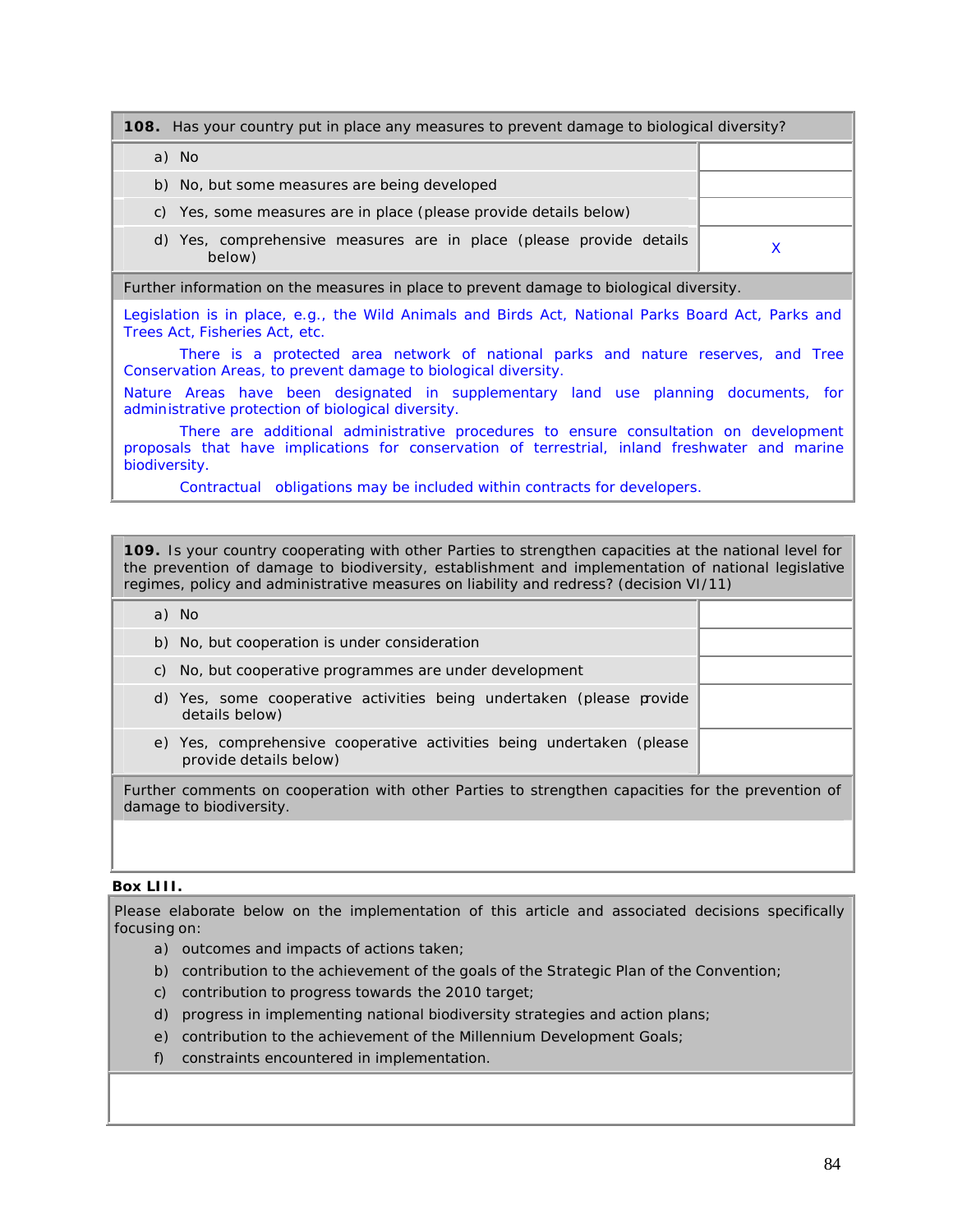| **108.** Has your country put in place any measures to prevent damage to biological diversity? | |
|---|---|
| a) No | |
| b) No, but some measures are being developed | |
| c) Yes, some measures are in place (please provide details below) | |
| d) Yes, comprehensive measures are in place (please provide details below) | X |

Further information on the measures in place to prevent damage to biological diversity.

Legislation is in place, e.g., the Wild Animals and Birds Act, National Parks Board Act, Parks and Trees Act, Fisheries Act, etc.

There is a protected area network of national parks and nature reserves, and Tree Conservation Areas, to prevent damage to biological diversity.

Nature Areas have been designated in supplementary land use planning documents, for administrative protection of biological diversity.

There are additional administrative procedures to ensure consultation on development proposals that have implications for conservation of terrestrial, inland freshwater and marine biodiversity.

Contractual obligations may be included within contracts for developers.

| **109.** Is your country cooperating with other Parties to strengthen capacities at the national level for the prevention of damage to biodiversity, establishment and implementation of national legislative regimes, policy and administrative measures on liability and redress? (decision VI/11) | |
|---|---|
| a) No | |
| b) No, but cooperation is under consideration | |
| c) No, but cooperative programmes are under development | |
| d) Yes, some cooperative activities being undertaken (please provide details below) | |
| e) Yes, comprehensive cooperative activities being undertaken (please provide details below) | |

Further comments on cooperation with other Parties to strengthen capacities for the prevention of damage to biodiversity.

**Box LIII.**

Please elaborate below on the implementation of this article and associated decisions specifically focusing on:

a) outcomes and impacts of actions taken;
b) contribution to the achievement of the goals of the Strategic Plan of the Convention;
c) contribution to progress towards the 2010 target;
d) progress in implementing national biodiversity strategies and action plans;
e) contribution to the achievement of the Millennium Development Goals;
f) constraints encountered in implementation.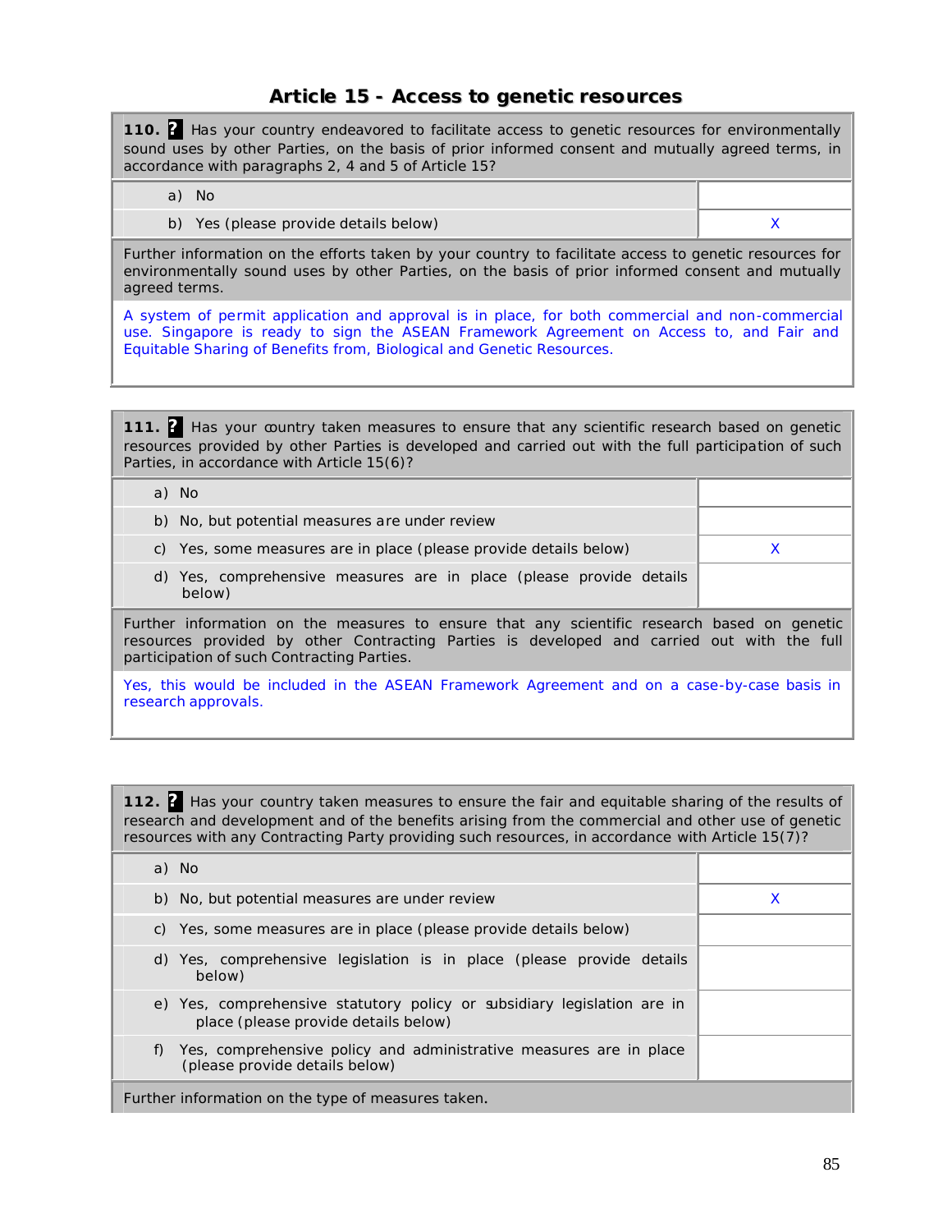## Article 15 - Access to genetic resources

**110.** Has your country endeavored to facilitate access to genetic resources for environmentally sound uses by other Parties, on the basis of prior informed consent and mutually agreed terms, in accordance with paragraphs 2, 4 and 5 of Article 15?

| | |
|---|---|
| a) No | |
| b) Yes (please provide details below) | X |

Further information on the efforts taken by your country to facilitate access to genetic resources for environmentally sound uses by other Parties, on the basis of prior informed consent and mutually agreed terms.

A system of permit application and approval is in place, for both commercial and non-commercial use. Singapore is ready to sign the ASEAN Framework Agreement on Access to, and Fair and Equitable Sharing of Benefits from, Biological and Genetic Resources.

**111.** Has your country taken measures to ensure that any scientific research based on genetic resources provided by other Parties is developed and carried out with the full participation of such Parties, in accordance with Article 15(6)?

| | |
|---|---|
| a) No | |
| b) No, but potential measures are under review | |
| c) Yes, some measures are in place (please provide details below) | X |
| d) Yes, comprehensive measures are in place (please provide details below) | |

Further information on the measures to ensure that any scientific research based on genetic resources provided by other Contracting Parties is developed and carried out with the full participation of such Contracting Parties.

Yes, this would be included in the ASEAN Framework Agreement and on a case-by-case basis in research approvals.

**112.** Has your country taken measures to ensure the fair and equitable sharing of the results of research and development and of the benefits arising from the commercial and other use of genetic resources with any Contracting Party providing such resources, in accordance with Article 15(7)?

| | |
|---|---|
| a) No | |
| b) No, but potential measures are under review | X |
| c) Yes, some measures are in place (please provide details below) | |
| d) Yes, comprehensive legislation is in place (please provide details below) | |
| e) Yes, comprehensive statutory policy or subsidiary legislation are in place (please provide details below) | |
| f) Yes, comprehensive policy and administrative measures are in place (please provide details below) | |

Further information on the type of measures taken.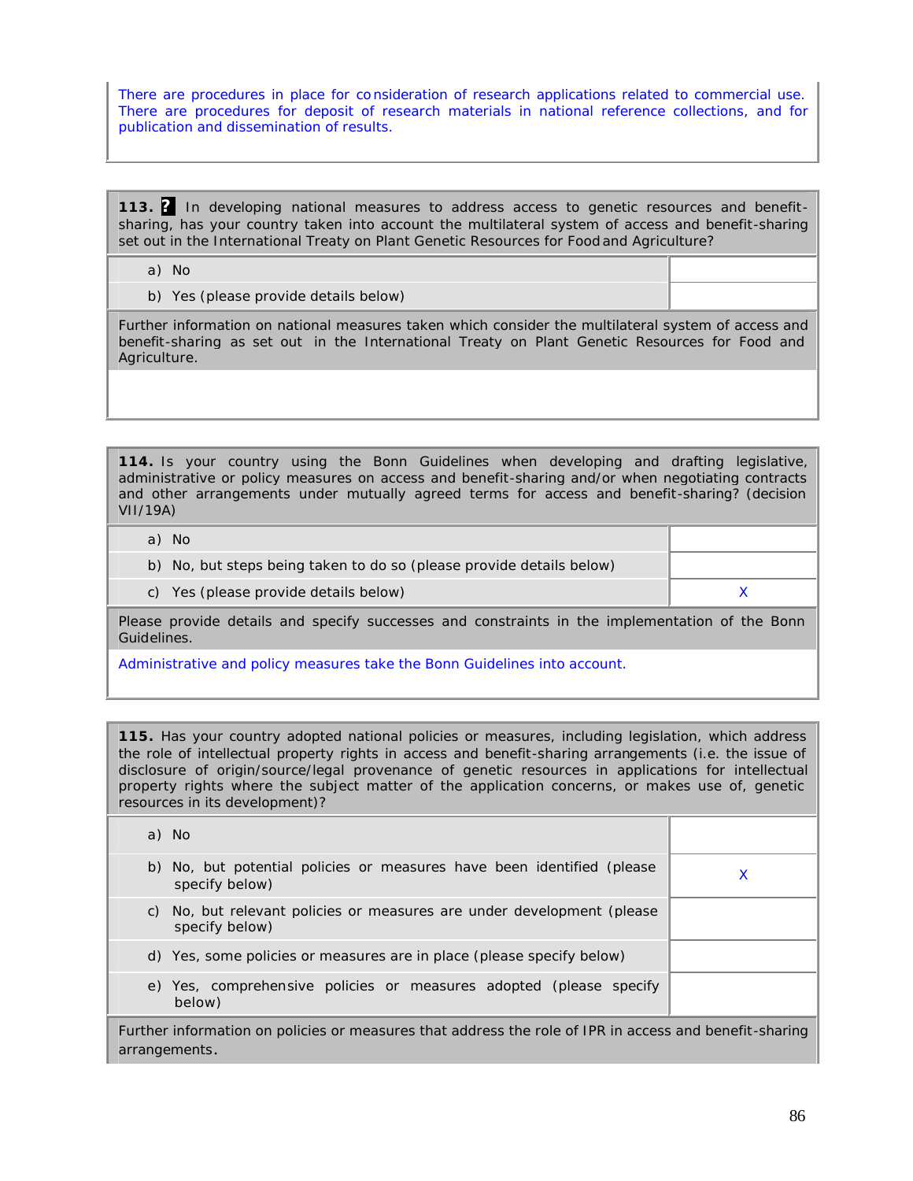There are procedures in place for consideration of research applications related to commercial use. There are procedures for deposit of research materials in national reference collections, and for publication and dissemination of results.

**113.** **?** In developing national measures to address access to genetic resources and benefit-sharing, has your country taken into account the multilateral system of access and benefit-sharing set out in the International Treaty on Plant Genetic Resources for Food and Agriculture?

| | |
|---|---|
| a) No | |
| b) Yes (please provide details below) | |

Further information on national measures taken which consider the multilateral system of access and benefit-sharing as set out in the International Treaty on Plant Genetic Resources for Food and Agriculture.

**114.** Is your country using the Bonn Guidelines when developing and drafting legislative, administrative or policy measures on access and benefit-sharing and/or when negotiating contracts and other arrangements under mutually agreed terms for access and benefit-sharing? (decision VII/19A)

| | |
|---|---|
| a) No | |
| b) No, but steps being taken to do so (please provide details below) | |
| c) Yes (please provide details below) | X |

Please provide details and specify successes and constraints in the implementation of the Bonn Guidelines.

Administrative and policy measures take the Bonn Guidelines into account.

**115.** Has your country adopted national policies or measures, including legislation, which address the role of intellectual property rights in access and benefit-sharing arrangements (i.e. the issue of disclosure of origin/source/legal provenance of genetic resources in applications for intellectual property rights where the subject matter of the application concerns, or makes use of, genetic resources in its development)?

| | |
|---|---|
| a) No | |
| b) No, but potential policies or measures have been identified (please specify below) | X |
| c) No, but relevant policies or measures are under development (please specify below) | |
| d) Yes, some policies or measures are in place (please specify below) | |
| e) Yes, comprehensive policies or measures adopted (please specify below) | |

Further information on policies or measures that address the role of IPR in access and benefit-sharing arrangements.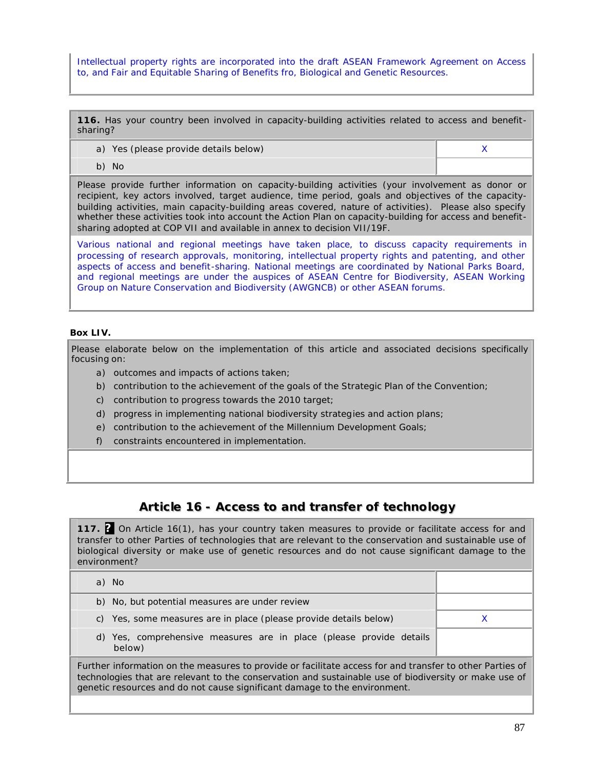Intellectual property rights are incorporated into the draft ASEAN Framework Agreement on Access to, and Fair and Equitable Sharing of Benefits fro, Biological and Genetic Resources.

| **116.** Has your country been involved in capacity-building activities related to access and benefit-sharing? | |
|---|---|
| a) Yes (please provide details below) | X |
| b) No | |

Please provide further information on capacity-building activities (your involvement as donor or recipient, key actors involved, target audience, time period, goals and objectives of the capacity-building activities, main capacity-building areas covered, nature of activities). Please also specify whether these activities took into account the Action Plan on capacity-building for access and benefit-sharing adopted at COP VII and available in annex to decision VII/19F.

Various national and regional meetings have taken place, to discuss capacity requirements in processing of research approvals, monitoring, intellectual property rights and patenting, and other aspects of access and benefit-sharing. National meetings are coordinated by National Parks Board, and regional meetings are under the auspices of ASEAN Centre for Biodiversity, ASEAN Working Group on Nature Conservation and Biodiversity (AWGNCB) or other ASEAN forums.

**Box LIV.**

Please elaborate below on the implementation of this article and associated decisions specifically focusing on:

a) outcomes and impacts of actions taken;
b) contribution to the achievement of the goals of the Strategic Plan of the Convention;
c) contribution to progress towards the 2010 target;
d) progress in implementing national biodiversity strategies and action plans;
e) contribution to the achievement of the Millennium Development Goals;
f) constraints encountered in implementation.

## Article 16 - Access to and transfer of technology

| **117.** ? On Article 16(1), has your country taken measures to provide or facilitate access for and transfer to other Parties of technologies that are relevant to the conservation and sustainable use of biological diversity or make use of genetic resources and do not cause significant damage to the environment? | |
|---|---|
| a) No | |
| b) No, but potential measures are under review | |
| c) Yes, some measures are in place (please provide details below) | X |
| d) Yes, comprehensive measures are in place (please provide details below) | |

Further information on the measures to provide or facilitate access for and transfer to other Parties of technologies that are relevant to the conservation and sustainable use of biodiversity or make use of genetic resources and do not cause significant damage to the environment.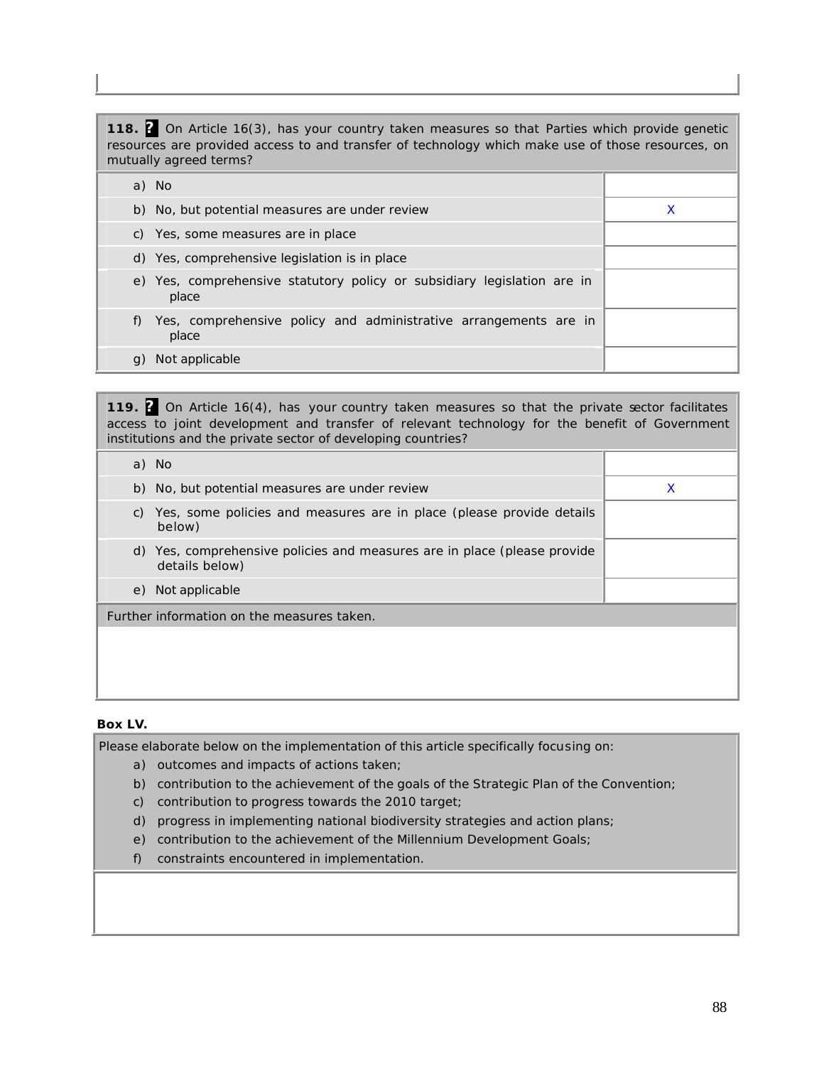| 118. ? On Article 16(3), has your country taken measures so that Parties which provide genetic resources are provided access to and transfer of technology which make use of those resources, on mutually agreed terms? | |
|---|---|
| a) No | |
| b) No, but potential measures are under review | X |
| c) Yes, some measures are in place | |
| d) Yes, comprehensive legislation is in place | |
| e) Yes, comprehensive statutory policy or subsidiary legislation are in place | |
| f) Yes, comprehensive policy and administrative arrangements are in place | |
| g) Not applicable | |

| 119. ? On Article 16(4), has your country taken measures so that the private sector facilitates access to joint development and transfer of relevant technology for the benefit of Government institutions and the private sector of developing countries? | |
|---|---|
| a) No | |
| b) No, but potential measures are under review | X |
| c) Yes, some policies and measures are in place (please provide details below) | |
| d) Yes, comprehensive policies and measures are in place (please provide details below) | |
| e) Not applicable | |
| Further information on the measures taken. | |

**Box LV.**

Please elaborate below on the implementation of this article specifically focusing on:

a) outcomes and impacts of actions taken;
b) contribution to the achievement of the goals of the Strategic Plan of the Convention;
c) contribution to progress towards the 2010 target;
d) progress in implementing national biodiversity strategies and action plans;
e) contribution to the achievement of the Millennium Development Goals;
f) constraints encountered in implementation.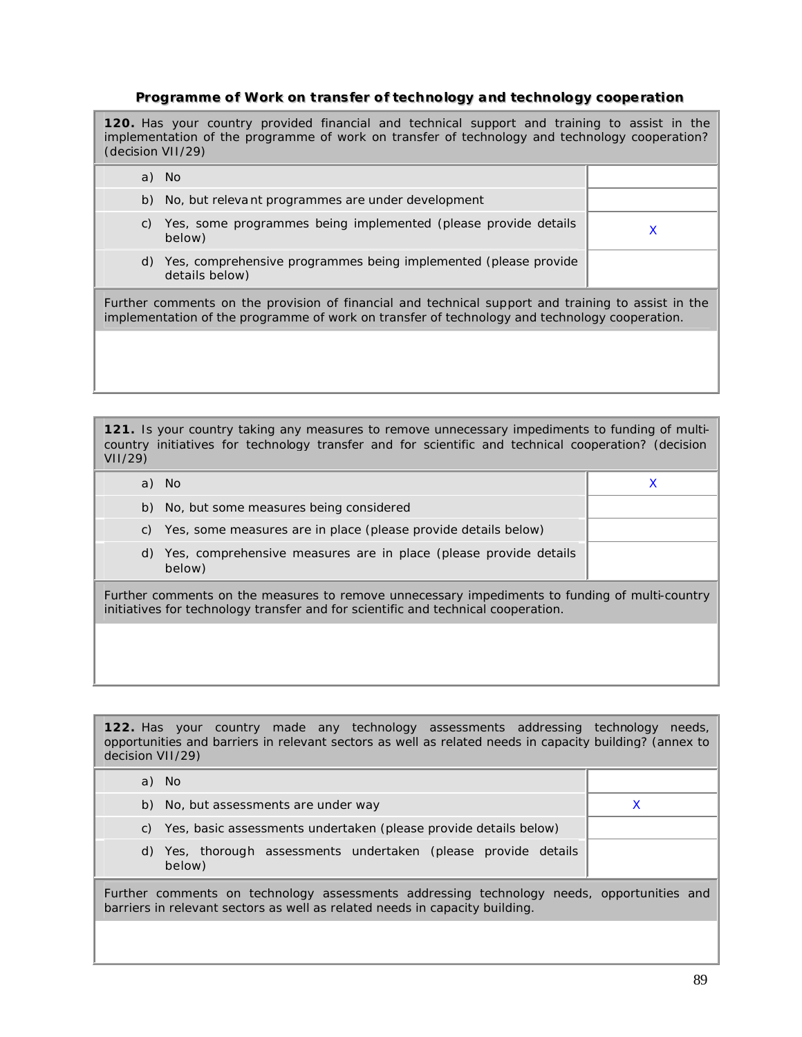### Programme of Work on transfer of technology and technology cooperation

| **120.** Has your country provided financial and technical support and training to assist in the implementation of the programme of work on transfer of technology and technology cooperation? (decision VII/29) | |
|---|---|
| a) No | |
| b) No, but relevant programmes are under development | |
| c) Yes, some programmes being implemented (please provide details below) | X |
| d) Yes, comprehensive programmes being implemented (please provide details below) | |
| Further comments on the provision of financial and technical support and training to assist in the implementation of the programme of work on transfer of technology and technology cooperation. | |
| | |

| **121.** Is your country taking any measures to remove unnecessary impediments to funding of multi-country initiatives for technology transfer and for scientific and technical cooperation? (decision VII/29) | |
|---|---|
| a) No | X |
| b) No, but some measures being considered | |
| c) Yes, some measures are in place (please provide details below) | |
| d) Yes, comprehensive measures are in place (please provide details below) | |
| Further comments on the measures to remove unnecessary impediments to funding of multi-country initiatives for technology transfer and for scientific and technical cooperation. | |
| | |

| **122.** Has your country made any technology assessments addressing technology needs, opportunities and barriers in relevant sectors as well as related needs in capacity building? (annex to decision VII/29) | |
|---|---|
| a) No | |
| b) No, but assessments are under way | X |
| c) Yes, basic assessments undertaken (please provide details below) | |
| d) Yes, thorough assessments undertaken (please provide details below) | |
| Further comments on technology assessments addressing technology needs, opportunities and barriers in relevant sectors as well as related needs in capacity building. | |
| | |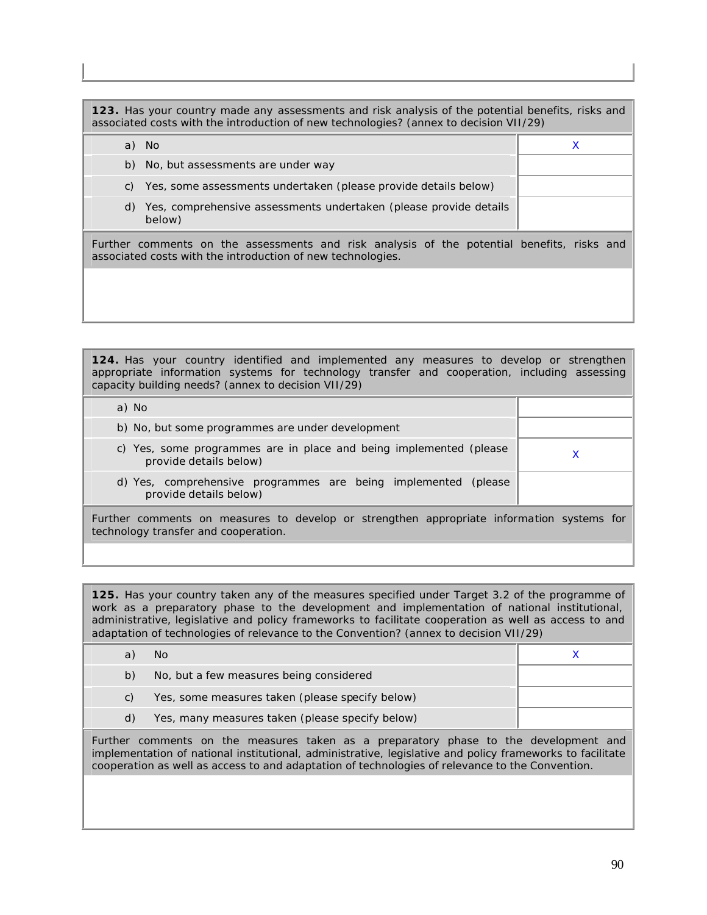**123.** Has your country made any assessments and risk analysis of the potential benefits, risks and associated costs with the introduction of new technologies? (annex to decision VII/29)

| | |
|---|---|
| a) No | X |
| b) No, but assessments are under way | |
| c) Yes, some assessments undertaken (please provide details below) | |
| d) Yes, comprehensive assessments undertaken (please provide details below) | |

Further comments on the assessments and risk analysis of the potential benefits, risks and associated costs with the introduction of new technologies.

**124.** Has your country identified and implemented any measures to develop or strengthen appropriate information systems for technology transfer and cooperation, including assessing capacity building needs? (annex to decision VII/29)

| | |
|---|---|
| a) No | |
| b) No, but some programmes are under development | |
| c) Yes, some programmes are in place and being implemented (please provide details below) | X |
| d) Yes, comprehensive programmes are being implemented (please provide details below) | |

Further comments on measures to develop or strengthen appropriate information systems for technology transfer and cooperation.

**125.** Has your country taken any of the measures specified under Target 3.2 of the programme of work as a preparatory phase to the development and implementation of national institutional, administrative, legislative and policy frameworks to facilitate cooperation as well as access to and adaptation of technologies of relevance to the Convention? (annex to decision VII/29)

| | |
|---|---|
| a) No | X |
| b) No, but a few measures being considered | |
| c) Yes, some measures taken (please specify below) | |
| d) Yes, many measures taken (please specify below) | |

Further comments on the measures taken as a preparatory phase to the development and implementation of national institutional, administrative, legislative and policy frameworks to facilitate cooperation as well as access to and adaptation of technologies of relevance to the Convention.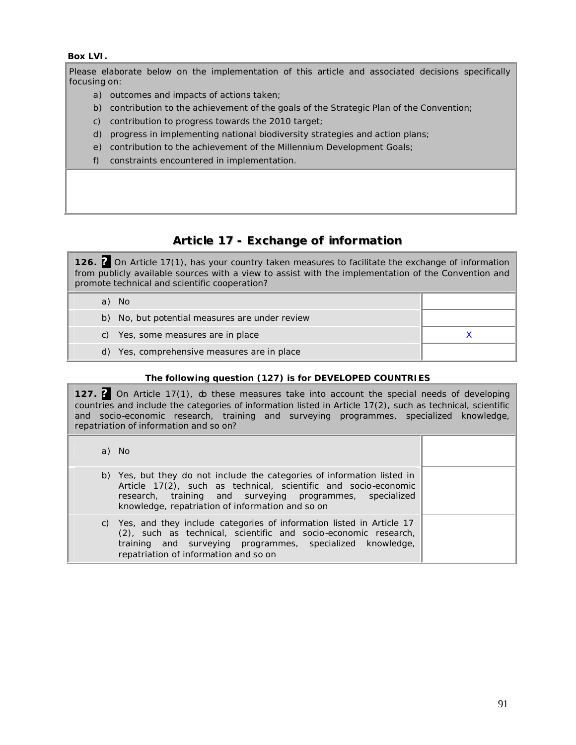**Box LVI.**

| Please elaborate below on the implementation of this article and associated decisions specifically focusing on: a) outcomes and impacts of actions taken; b) contribution to the achievement of the goals of the Strategic Plan of the Convention; c) contribution to progress towards the 2010 target; d) progress in implementing national biodiversity strategies and action plans; e) contribution to the achievement of the Millennium Development Goals; f) constraints encountered in implementation. |
|---|
| |

## Article 17 - Exchange of information

**126.** **?** On Article 17(1), has your country taken measures to facilitate the exchange of information from publicly available sources with a view to assist with the implementation of the Convention and promote technical and scientific cooperation?

| | |
|---|---|
| a) No | |
| b) No, but potential measures are under review | |
| c) Yes, some measures are in place | X |
| d) Yes, comprehensive measures are in place | |

**The following question (127) is for DEVELOPED COUNTRIES**

**127.** **?** On Article 17(1), do these measures take into account the special needs of developing countries and include the categories of information listed in Article 17(2), such as technical, scientific and socio-economic research, training and surveying programmes, specialized knowledge, repatriation of information and so on?

| | |
|---|---|
| a) No | |
| b) Yes, but they do not include the categories of information listed in Article 17(2), such as technical, scientific and socio-economic research, training and surveying programmes, specialized knowledge, repatriation of information and so on | |
| c) Yes, and they include categories of information listed in Article 17 (2), such as technical, scientific and socio-economic research, training and surveying programmes, specialized knowledge, repatriation of information and so on | |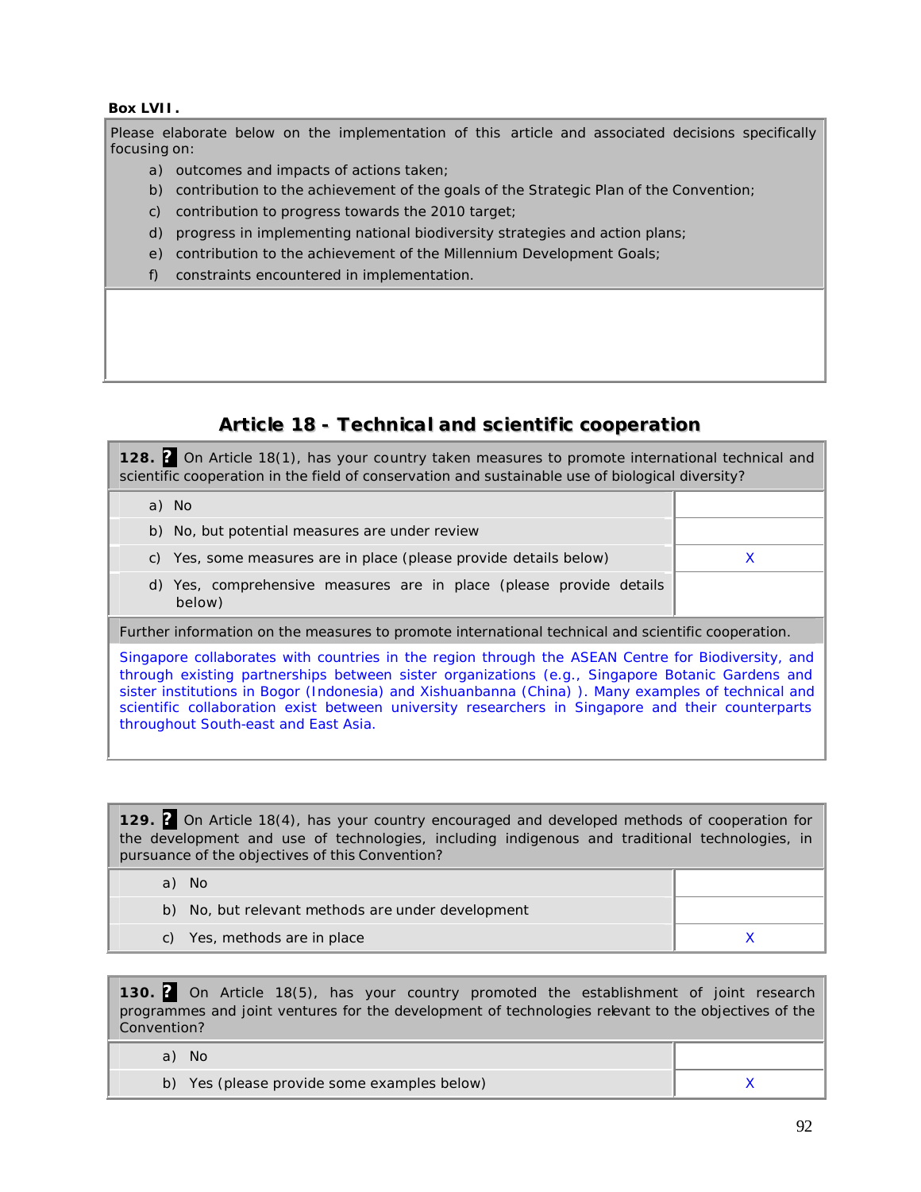**Box LVII.**

| Please elaborate below on the implementation of this article and associated decisions specifically focusing on: a) outcomes and impacts of actions taken; b) contribution to the achievement of the goals of the Strategic Plan of the Convention; c) contribution to progress towards the 2010 target; d) progress in implementing national biodiversity strategies and action plans; e) contribution to the achievement of the Millennium Development Goals; f) constraints encountered in implementation. |
|---|
| |

## Article 18 - Technical and scientific cooperation

**128.** On Article 18(1), has your country taken measures to promote international technical and scientific cooperation in the field of conservation and sustainable use of biological diversity?

| | |
|---|---|
| a) No | |
| b) No, but potential measures are under review | |
| c) Yes, some measures are in place (please provide details below) | X |
| d) Yes, comprehensive measures are in place (please provide details below) | |

Further information on the measures to promote international technical and scientific cooperation.

Singapore collaborates with countries in the region through the ASEAN Centre for Biodiversity, and through existing partnerships between sister organizations (e.g., Singapore Botanic Gardens and sister institutions in Bogor (Indonesia) and Xishuanbanna (China) ). Many examples of technical and scientific collaboration exist between university researchers in Singapore and their counterparts throughout South-east and East Asia.

**129.** On Article 18(4), has your country encouraged and developed methods of cooperation for the development and use of technologies, including indigenous and traditional technologies, in pursuance of the objectives of this Convention?

| | |
|---|---|
| a) No | |
| b) No, but relevant methods are under development | |
| c) Yes, methods are in place | X |

**130.** On Article 18(5), has your country promoted the establishment of joint research programmes and joint ventures for the development of technologies relevant to the objectives of the Convention?

| | |
|---|---|
| a) No | |
| b) Yes (please provide some examples below) | X |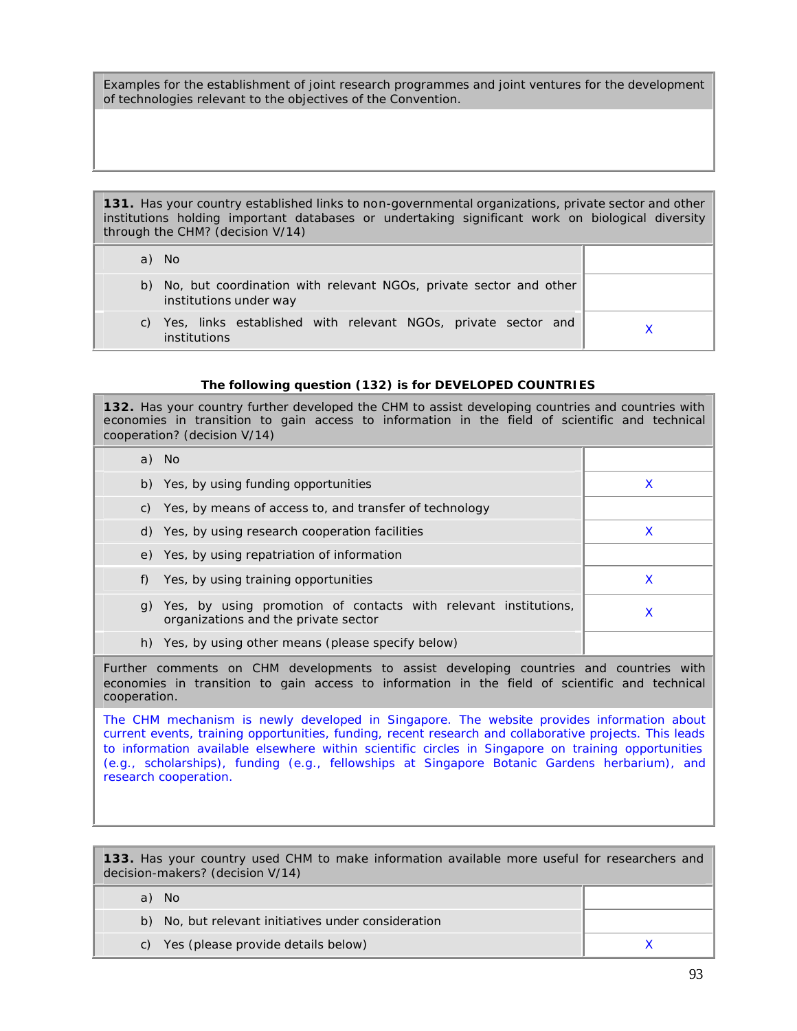| Examples for the establishment of joint research programmes and joint ventures for the development of technologies relevant to the objectives of the Convention. |
| --- |
| |

| **131.** Has your country established links to non-governmental organizations, private sector and other institutions holding important databases or undertaking significant work on biological diversity through the CHM? (decision V/14) | |
| --- | --- |
| a) No | |
| b) No, but coordination with relevant NGOs, private sector and other institutions under way | |
| c) Yes, links established with relevant NGOs, private sector and institutions | X |

**The following question (132) is for DEVELOPED COUNTRIES**

| **132.** Has your country further developed the CHM to assist developing countries and countries with economies in transition to gain access to information in the field of scientific and technical cooperation? (decision V/14) | |
| --- | --- |
| a) No | |
| b) Yes, by using funding opportunities | X |
| c) Yes, by means of access to, and transfer of technology | |
| d) Yes, by using research cooperation facilities | X |
| e) Yes, by using repatriation of information | |
| f) Yes, by using training opportunities | X |
| g) Yes, by using promotion of contacts with relevant institutions, organizations and the private sector | X |
| h) Yes, by using other means (please specify below) | |

| Further comments on CHM developments to assist developing countries and countries with economies in transition to gain access to information in the field of scientific and technical cooperation. |
| --- |
| The CHM mechanism is newly developed in Singapore. The website provides information about current events, training opportunities, funding, recent research and collaborative projects. This leads to information available elsewhere within scientific circles in Singapore on training opportunities (e.g., scholarships), funding (e.g., fellowships at Singapore Botanic Gardens herbarium), and research cooperation. |

| **133.** Has your country used CHM to make information available more useful for researchers and decision-makers? (decision V/14) | |
| --- | --- |
| a) No | |
| b) No, but relevant initiatives under consideration | |
| c) Yes (please provide details below) | X |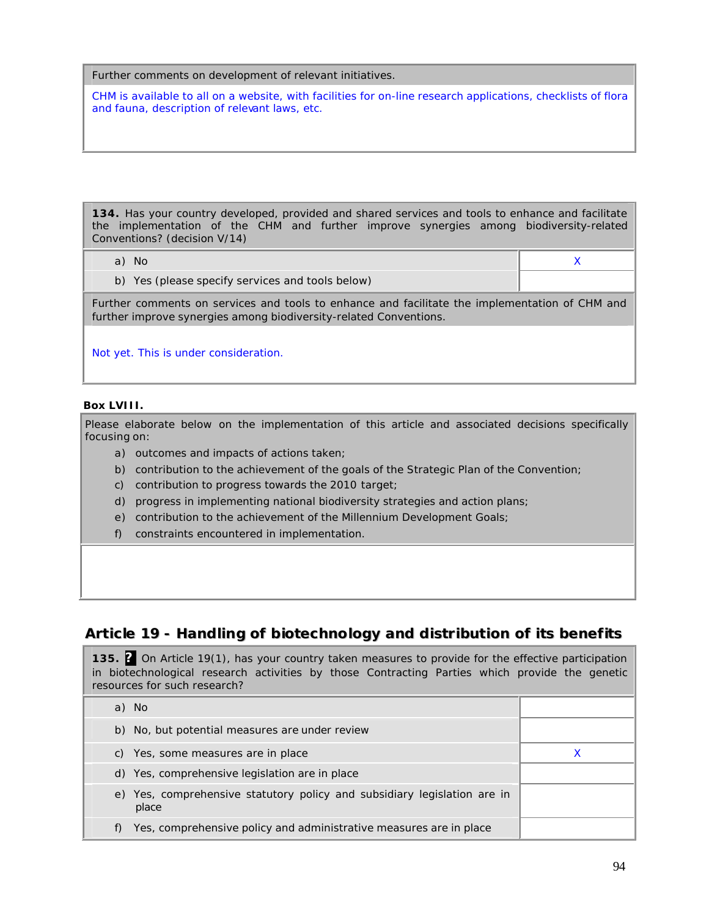| Further comments on development of relevant initiatives. |
| --- |
| CHM is available to all on a website, with facilities for on-line research applications, checklists of flora and fauna, description of relevant laws, etc. |

| **134.** Has your country developed, provided and shared services and tools to enhance and facilitate the implementation of the CHM and further improve synergies among biodiversity-related Conventions? (decision V/14) | |
| --- | --- |
| a) No | X |
| b) Yes (please specify services and tools below) | |
| Further comments on services and tools to enhance and facilitate the implementation of CHM and further improve synergies among biodiversity-related Conventions. | |
| Not yet. This is under consideration. | |

**Box LVIII.**

| Please elaborate below on the implementation of this article and associated decisions specifically focusing on:<br>a) outcomes and impacts of actions taken;<br>b) contribution to the achievement of the goals of the Strategic Plan of the Convention;<br>c) contribution to progress towards the 2010 target;<br>d) progress in implementing national biodiversity strategies and action plans;<br>e) contribution to the achievement of the Millennium Development Goals;<br>f) constraints encountered in implementation. |
| --- |
| |

## Article 19 - Handling of biotechnology and distribution of its benefits

| **135.** ? On Article 19(1), has your country taken measures to provide for the effective participation in biotechnological research activities by those Contracting Parties which provide the genetic resources for such research? | |
| --- | --- |
| a) No | |
| b) No, but potential measures are under review | |
| c) Yes, some measures are in place | X |
| d) Yes, comprehensive legislation are in place | |
| e) Yes, comprehensive statutory policy and subsidiary legislation are in place | |
| f) Yes, comprehensive policy and administrative measures are in place | |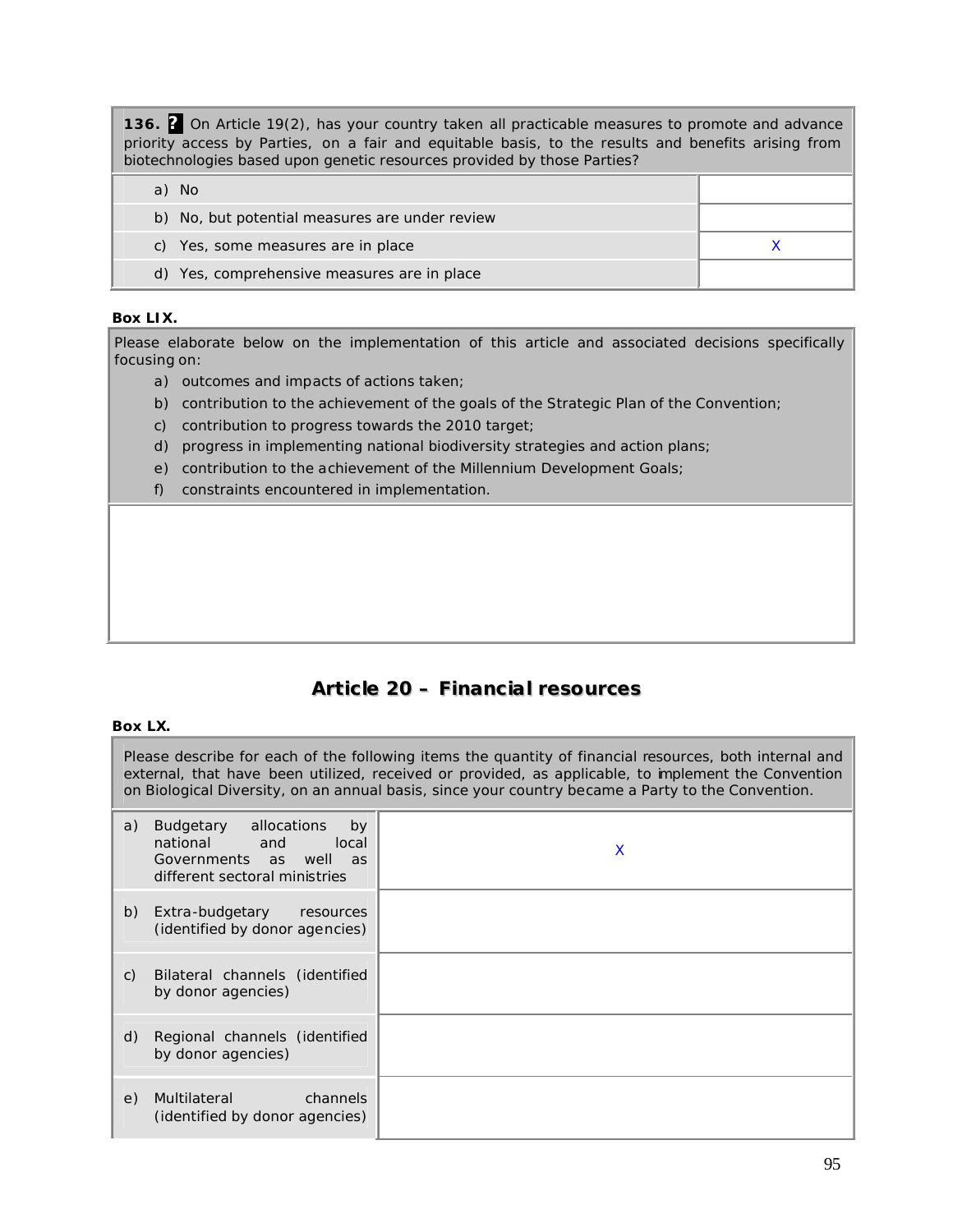| **136.** ? On Article 19(2), has your country taken all practicable measures to promote and advance priority access by Parties, on a fair and equitable basis, to the results and benefits arising from biotechnologies based upon genetic resources provided by those Parties? | |
|---|---|
| a) No | |
| b) No, but potential measures are under review | |
| c) Yes, some measures are in place | X |
| d) Yes, comprehensive measures are in place | |

**Box LIX.**

| Please elaborate below on the implementation of this article and associated decisions specifically focusing on:<br>a) outcomes and impacts of actions taken;<br>b) contribution to the achievement of the goals of the Strategic Plan of the Convention;<br>c) contribution to progress towards the 2010 target;<br>d) progress in implementing national biodiversity strategies and action plans;<br>e) contribution to the achievement of the Millennium Development Goals;<br>f) constraints encountered in implementation. |
|---|
| |

## Article 20 – Financial resources

**Box LX.**

| Please describe for each of the following items the quantity of financial resources, both internal and external, that have been utilized, received or provided, as applicable, to implement the Convention on Biological Diversity, on an annual basis, since your country became a Party to the Convention. | |
|---|---|
| a) Budgetary allocations by national and local Governments as well as different sectoral ministries | X |
| b) Extra-budgetary resources (identified by donor agencies) | |
| c) Bilateral channels (identified by donor agencies) | |
| d) Regional channels (identified by donor agencies) | |
| e) Multilateral channels (identified by donor agencies) | |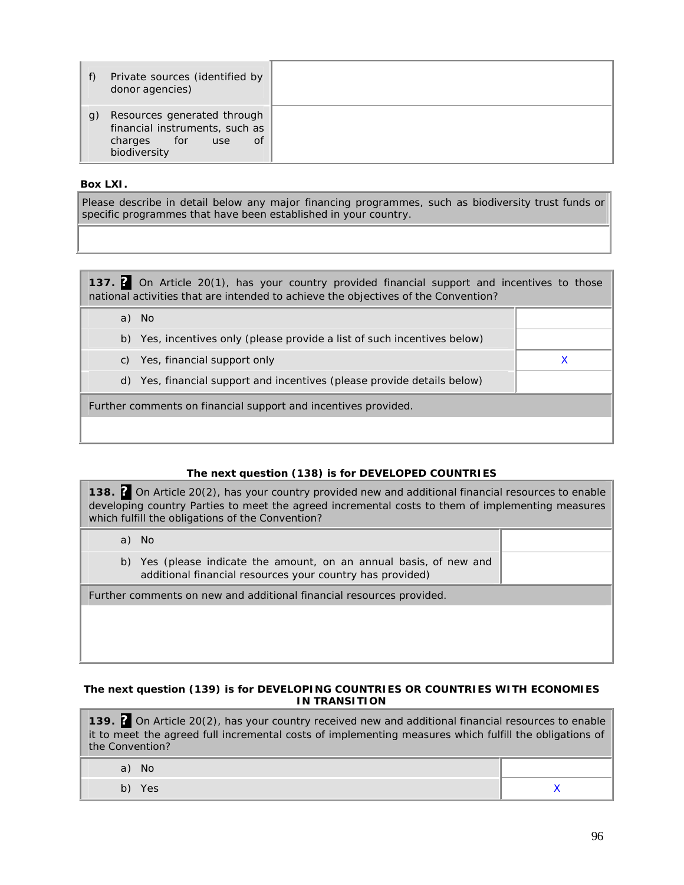| | | |
|---|---|---|
| f) | Private sources (identified by donor agencies) | |
| g) | Resources generated through financial instruments, such as charges for use of biodiversity | |

**Box LXI.**

| Please describe in detail below any major financing programmes, such as biodiversity trust funds or specific programmes that have been established in your country. |
|---|
| |

| **137.** ? On Article 20(1), has your country provided financial support and incentives to those national activities that are intended to achieve the objectives of the Convention? | |
|---|---|
| a) No | |
| b) Yes, incentives only (please provide a list of such incentives below) | |
| c) Yes, financial support only | X |
| d) Yes, financial support and incentives (please provide details below) | |
| Further comments on financial support and incentives provided. | |
| | |

**The next question (138) is for DEVELOPED COUNTRIES**

| **138.** ? On Article 20(2), has your country provided new and additional financial resources to enable developing country Parties to meet the agreed incremental costs to them of implementing measures which fulfill the obligations of the Convention? | |
|---|---|
| a) No | |
| b) Yes (please indicate the amount, on an annual basis, of new and additional financial resources your country has provided) | |
| Further comments on new and additional financial resources provided. | |
| | |

**The next question (139) is for DEVELOPING COUNTRIES OR COUNTRIES WITH ECONOMIES IN TRANSITION**

| **139.** ? On Article 20(2), has your country received new and additional financial resources to enable it to meet the agreed full incremental costs of implementing measures which fulfill the obligations of the Convention? | |
|---|---|
| a) No | |
| b) Yes | X |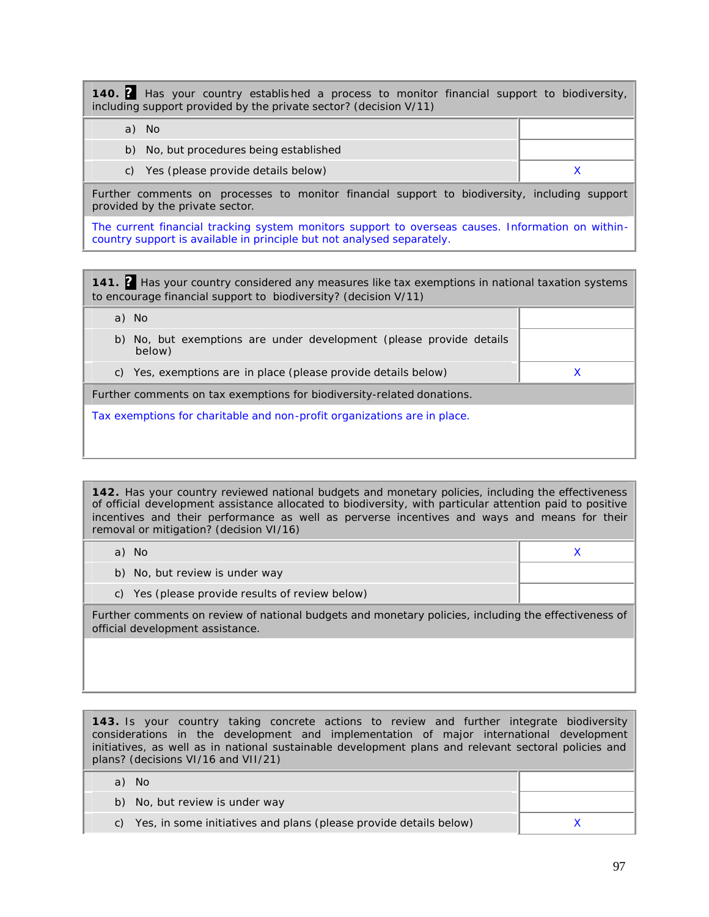| **140.** Has your country established a process to monitor financial support to biodiversity, including support provided by the private sector? (decision V/11) | |
|---|---|
| a) No | |
| b) No, but procedures being established | |
| c) Yes (please provide details below) | X |
| Further comments on processes to monitor financial support to biodiversity, including support provided by the private sector. | |
| The current financial tracking system monitors support to overseas causes. Information on within-country support is available in principle but not analysed separately. | |

| **141.** Has your country considered any measures like tax exemptions in national taxation systems to encourage financial support to biodiversity? (decision V/11) | |
|---|---|
| a) No | |
| b) No, but exemptions are under development (please provide details below) | |
| c) Yes, exemptions are in place (please provide details below) | X |
| Further comments on tax exemptions for biodiversity-related donations. | |
| Tax exemptions for charitable and non-profit organizations are in place. | |

| **142.** Has your country reviewed national budgets and monetary policies, including the effectiveness of official development assistance allocated to biodiversity, with particular attention paid to positive incentives and their performance as well as perverse incentives and ways and means for their removal or mitigation? (decision VI/16) | |
|---|---|
| a) No | X |
| b) No, but review is under way | |
| c) Yes (please provide results of review below) | |
| Further comments on review of national budgets and monetary policies, including the effectiveness of official development assistance. | |
| | |

| **143.** Is your country taking concrete actions to review and further integrate biodiversity considerations in the development and implementation of major international development initiatives, as well as in national sustainable development plans and relevant sectoral policies and plans? (decisions VI/16 and VII/21) | |
|---|---|
| a) No | |
| b) No, but review is under way | |
| c) Yes, in some initiatives and plans (please provide details below) | X |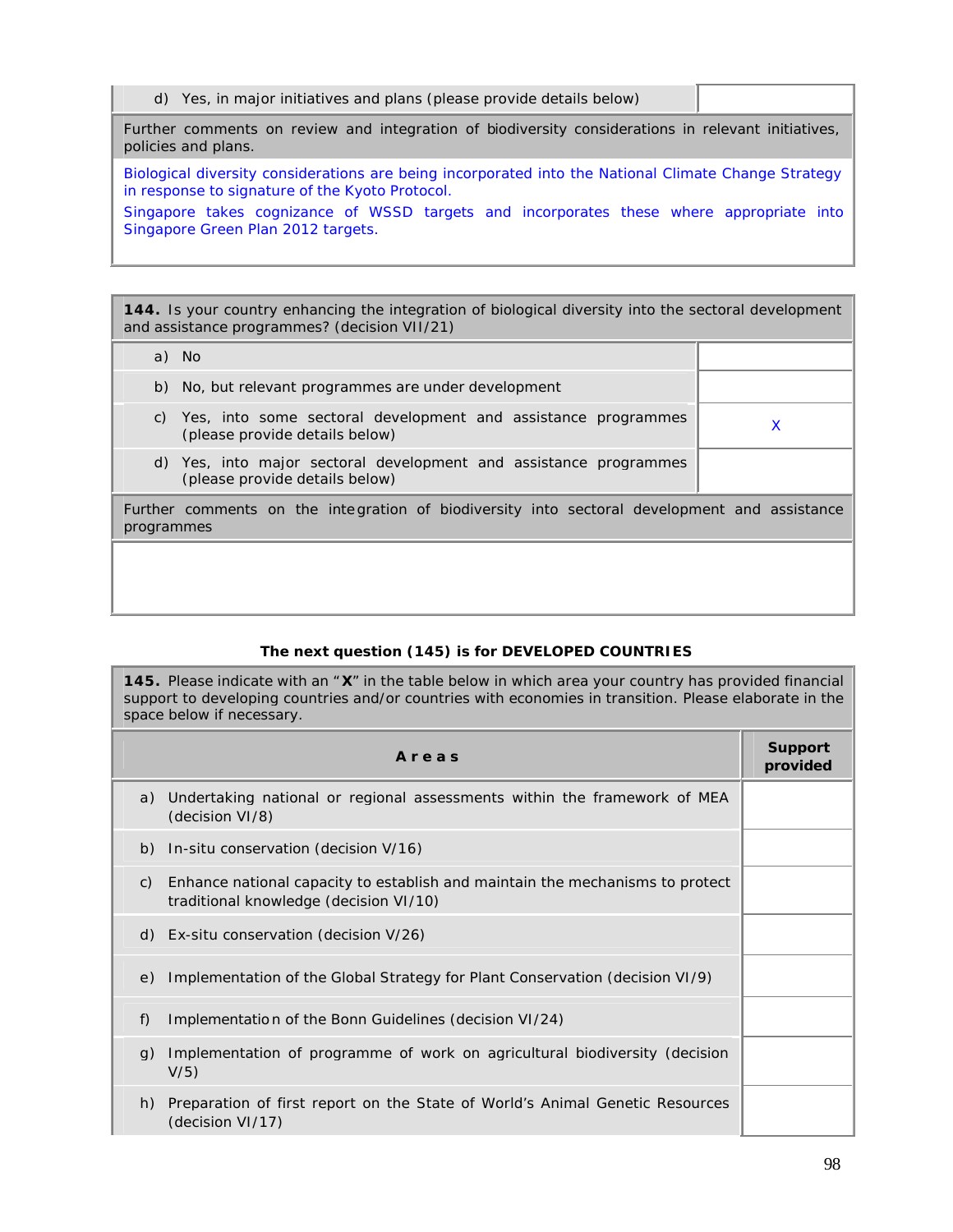| | |
|---|---|
| d) Yes, in major initiatives and plans (please provide details below) | |

Further comments on review and integration of biodiversity considerations in relevant initiatives, policies and plans.

Biological diversity considerations are being incorporated into the National Climate Change Strategy in response to signature of the Kyoto Protocol.

Singapore takes cognizance of WSSD targets and incorporates these where appropriate into Singapore Green Plan 2012 targets.

| **144.** Is your country enhancing the integration of biological diversity into the sectoral development and assistance programmes? (decision VII/21) | |
|---|---|
| a) No | |
| b) No, but relevant programmes are under development | |
| c) Yes, into some sectoral development and assistance programmes (please provide details below) | X |
| d) Yes, into major sectoral development and assistance programmes (please provide details below) | |

Further comments on the integration of biodiversity into sectoral development and assistance programmes

**The next question (145) is for DEVELOPED COUNTRIES**

**145.** Please indicate with an "**X**" in the table below in which area your country has provided financial support to developing countries and/or countries with economies in transition. Please elaborate in the space below if necessary.

| **Areas** | **Support provided** |
|---|---|
| a) Undertaking national or regional assessments within the framework of MEA (decision VI/8) | |
| b) In-situ conservation (decision V/16) | |
| c) Enhance national capacity to establish and maintain the mechanisms to protect traditional knowledge (decision VI/10) | |
| d) Ex-situ conservation (decision V/26) | |
| e) Implementation of the Global Strategy for Plant Conservation (decision VI/9) | |
| f) Implementation of the Bonn Guidelines (decision VI/24) | |
| g) Implementation of programme of work on agricultural biodiversity (decision V/5) | |
| h) Preparation of first report on the State of World's Animal Genetic Resources (decision VI/17) | |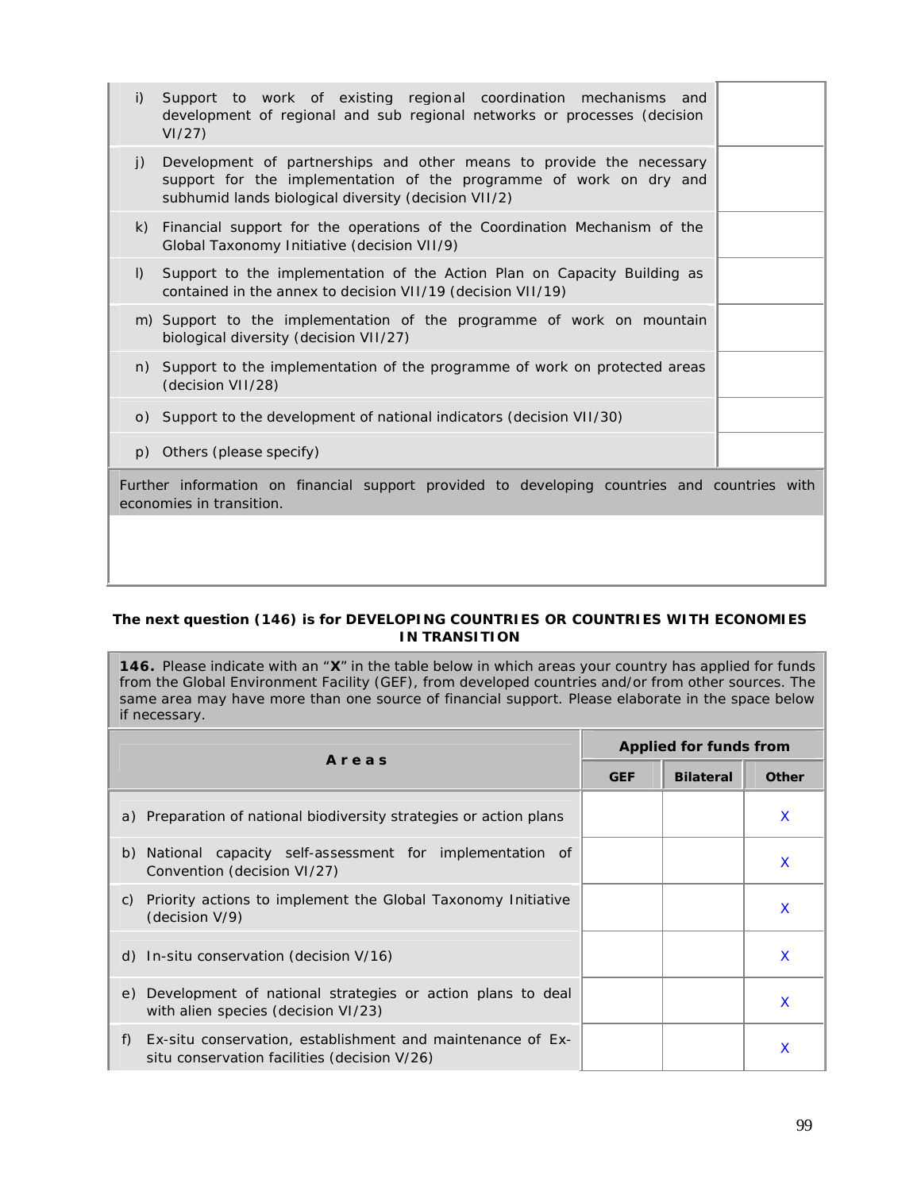| | |
|---|---|
| i) Support to work of existing regional coordination mechanisms and development of regional and sub regional networks or processes (decision VI/27) | |
| j) Development of partnerships and other means to provide the necessary support for the implementation of the programme of work on dry and subhumid lands biological diversity (decision VII/2) | |
| k) Financial support for the operations of the Coordination Mechanism of the Global Taxonomy Initiative (decision VII/9) | |
| l) Support to the implementation of the Action Plan on Capacity Building as contained in the annex to decision VII/19 (decision VII/19) | |
| m) Support to the implementation of the programme of work on mountain biological diversity (decision VII/27) | |
| n) Support to the implementation of the programme of work on protected areas (decision VII/28) | |
| o) Support to the development of national indicators (decision VII/30) | |
| p) Others (please specify) | |

Further information on financial support provided to developing countries and countries with economies in transition.

**The next question (146) is for DEVELOPING COUNTRIES OR COUNTRIES WITH ECONOMIES IN TRANSITION**

**146.** Please indicate with an "**X**" in the table below in which areas your country has applied for funds from the Global Environment Facility (GEF), from developed countries and/or from other sources. The same area may have more than one source of financial support. Please elaborate in the space below if necessary.

| **Areas** | **Applied for funds from** | | |
|---|---|---|---|
| | **GEF** | **Bilateral** | **Other** |
| a) Preparation of national biodiversity strategies or action plans | | | X |
| b) National capacity self-assessment for implementation of Convention (decision VI/27) | | | X |
| c) Priority actions to implement the Global Taxonomy Initiative (decision V/9) | | | X |
| d) In-situ conservation (decision V/16) | | | X |
| e) Development of national strategies or action plans to deal with alien species (decision VI/23) | | | X |
| f) Ex-situ conservation, establishment and maintenance of Ex-situ conservation facilities (decision V/26) | | | X |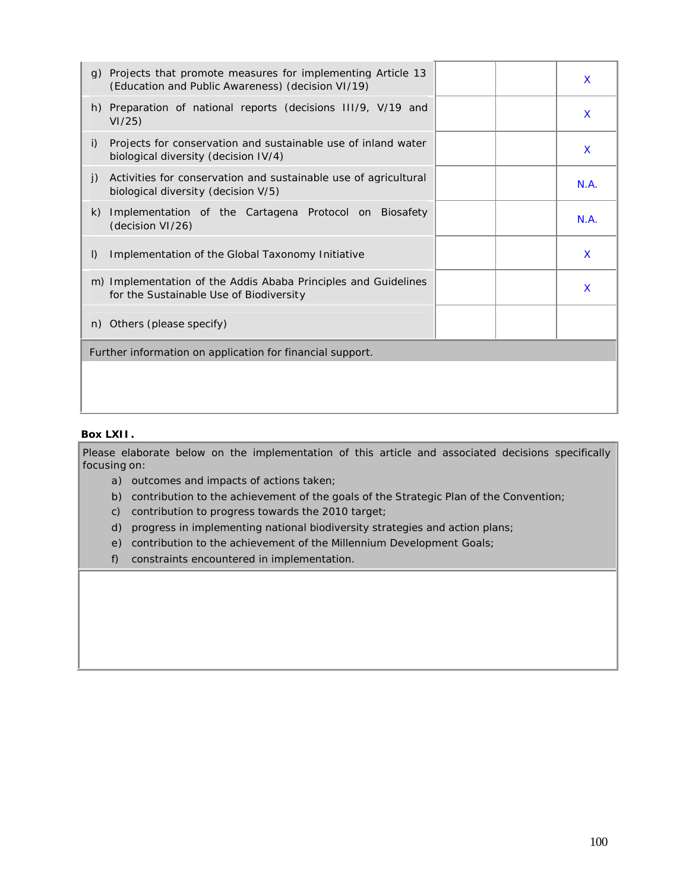| | | | |
|---|---|---|---|
| g) Projects that promote measures for implementing Article 13 (Education and Public Awareness) (decision VI/19) | | | X |
| h) Preparation of national reports (decisions III/9, V/19 and VI/25) | | | X |
| i) Projects for conservation and sustainable use of inland water biological diversity (decision IV/4) | | | X |
| j) Activities for conservation and sustainable use of agricultural biological diversity (decision V/5) | | | N.A. |
| k) Implementation of the Cartagena Protocol on Biosafety (decision VI/26) | | | N.A. |
| l) Implementation of the Global Taxonomy Initiative | | | X |
| m) Implementation of the Addis Ababa Principles and Guidelines for the Sustainable Use of Biodiversity | | | X |
| n) Others (please specify) | | | |

| Further information on application for financial support. |
|---|
| |

**Box LXII.**

| Please elaborate below on the implementation of this article and associated decisions specifically focusing on:<br>a) outcomes and impacts of actions taken;<br>b) contribution to the achievement of the goals of the Strategic Plan of the Convention;<br>c) contribution to progress towards the 2010 target;<br>d) progress in implementing national biodiversity strategies and action plans;<br>e) contribution to the achievement of the Millennium Development Goals;<br>f) constraints encountered in implementation. |
|---|
| |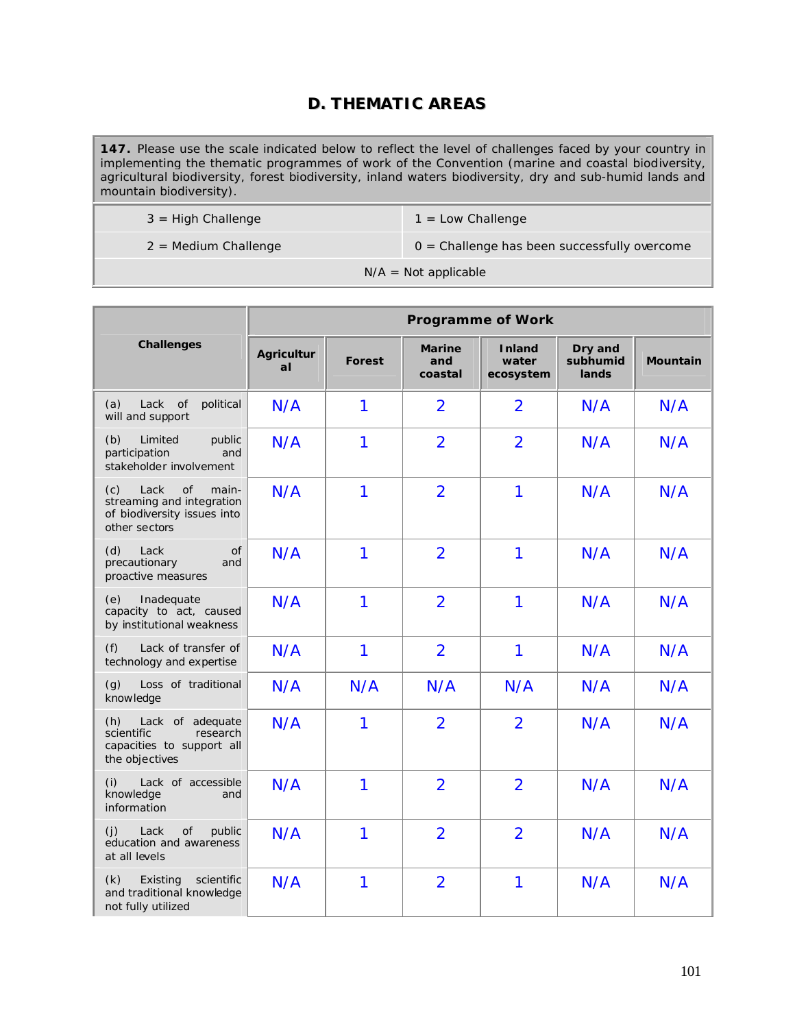## D. THEMATIC AREAS

| **147.** Please use the scale indicated below to reflect the level of challenges faced by your country in implementing the thematic programmes of work of the Convention (marine and coastal biodiversity, agricultural biodiversity, forest biodiversity, inland waters biodiversity, dry and sub-humid lands and mountain biodiversity). | |
|---|---|
| 3 = High Challenge | 1 = Low Challenge |
| 2 = Medium Challenge | 0 = Challenge has been successfully overcome |
| N/A = Not applicable | |

| Challenges | Programme of Work | | | | | |
|---|---|---|---|---|---|---|
| | Agricultural | Forest | Marine and coastal | Inland water ecosystem | Dry and subhumid lands | Mountain |
| (a) Lack of political will and support | N/A | 1 | 2 | 2 | N/A | N/A |
| (b) Limited public participation and stakeholder involvement | N/A | 1 | 2 | 2 | N/A | N/A |
| (c) Lack of main-streaming and integration of biodiversity issues into other sectors | N/A | 1 | 2 | 1 | N/A | N/A |
| (d) Lack of precautionary and proactive measures | N/A | 1 | 2 | 1 | N/A | N/A |
| (e) Inadequate capacity to act, caused by institutional weakness | N/A | 1 | 2 | 1 | N/A | N/A |
| (f) Lack of transfer of technology and expertise | N/A | 1 | 2 | 1 | N/A | N/A |
| (g) Loss of traditional knowledge | N/A | N/A | N/A | N/A | N/A | N/A |
| (h) Lack of adequate scientific research capacities to support all the objectives | N/A | 1 | 2 | 2 | N/A | N/A |
| (i) Lack of accessible knowledge and information | N/A | 1 | 2 | 2 | N/A | N/A |
| (j) Lack of public education and awareness at all levels | N/A | 1 | 2 | 2 | N/A | N/A |
| (k) Existing scientific and traditional knowledge not fully utilized | N/A | 1 | 2 | 1 | N/A | N/A |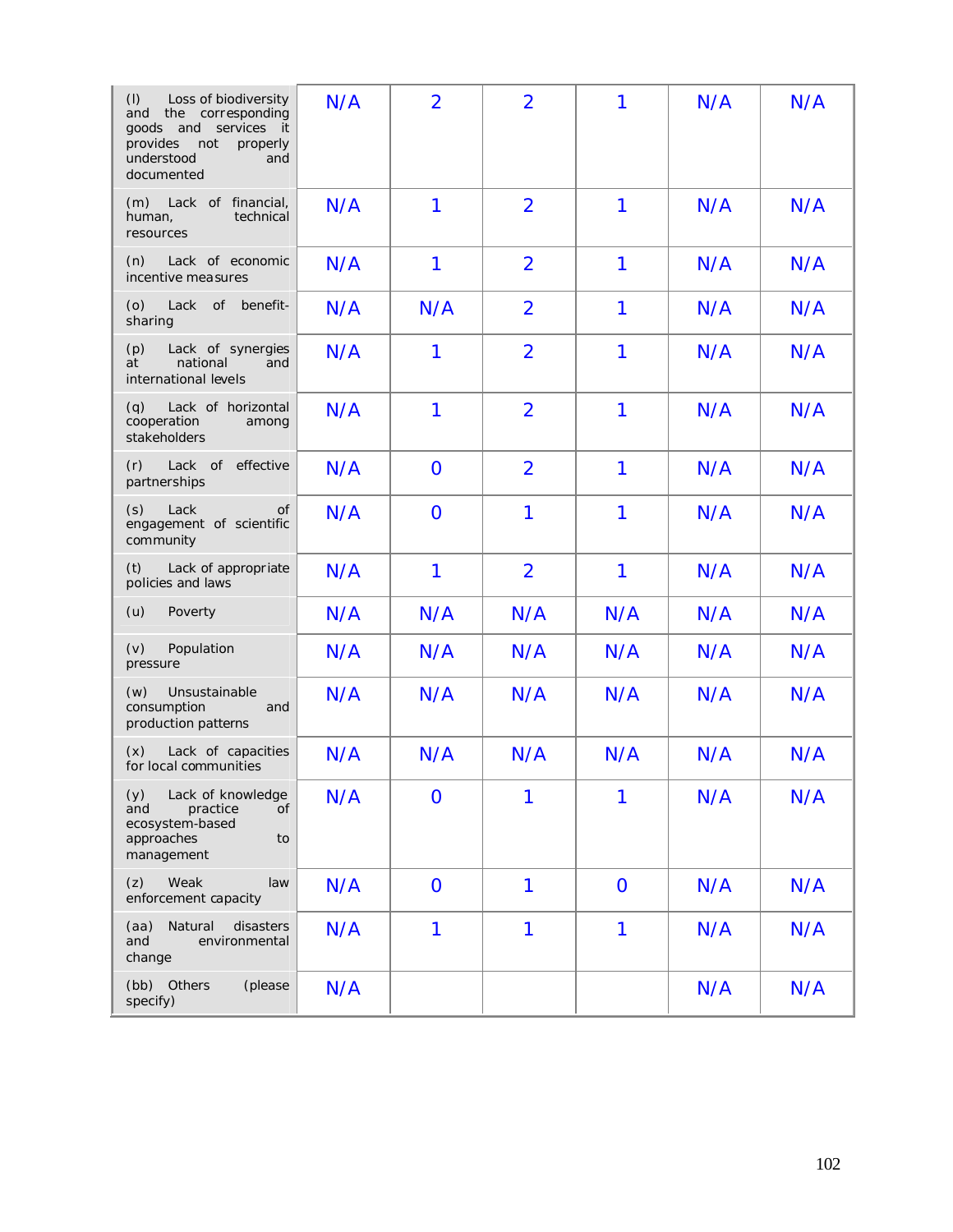| | | | | | | |
|---|---|---|---|---|---|---|
| (l) Loss of biodiversity and the corresponding goods and services it provides not properly understood and documented | N/A | 2 | 2 | 1 | N/A | N/A |
| (m) Lack of financial, human, technical resources | N/A | 1 | 2 | 1 | N/A | N/A |
| (n) Lack of economic incentive measures | N/A | 1 | 2 | 1 | N/A | N/A |
| (o) Lack of benefit-sharing | N/A | N/A | 2 | 1 | N/A | N/A |
| (p) Lack of synergies at national and international levels | N/A | 1 | 2 | 1 | N/A | N/A |
| (q) Lack of horizontal cooperation among stakeholders | N/A | 1 | 2 | 1 | N/A | N/A |
| (r) Lack of effective partnerships | N/A | 0 | 2 | 1 | N/A | N/A |
| (s) Lack of engagement of scientific community | N/A | 0 | 1 | 1 | N/A | N/A |
| (t) Lack of appropriate policies and laws | N/A | 1 | 2 | 1 | N/A | N/A |
| (u) Poverty | N/A | N/A | N/A | N/A | N/A | N/A |
| (v) Population pressure | N/A | N/A | N/A | N/A | N/A | N/A |
| (w) Unsustainable consumption and production patterns | N/A | N/A | N/A | N/A | N/A | N/A |
| (x) Lack of capacities for local communities | N/A | N/A | N/A | N/A | N/A | N/A |
| (y) Lack of knowledge and practice of ecosystem-based approaches to management | N/A | 0 | 1 | 1 | N/A | N/A |
| (z) Weak law enforcement capacity | N/A | 0 | 1 | 0 | N/A | N/A |
| (aa) Natural disasters and environmental change | N/A | 1 | 1 | 1 | N/A | N/A |
| (bb) Others (please specify) | N/A | | | | N/A | N/A |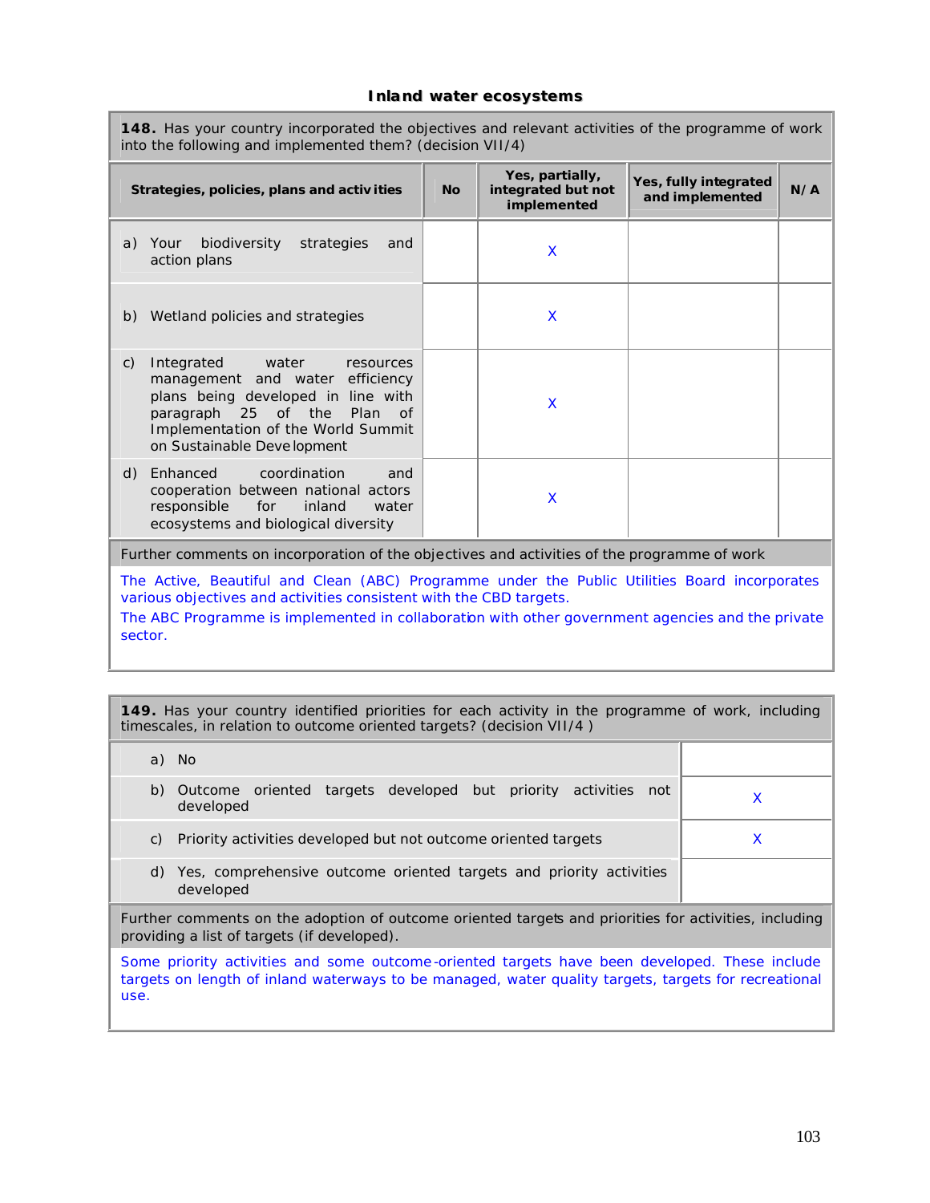### Inland water ecosystems

| **148.** Has your country incorporated the objectives and relevant activities of the programme of work into the following and implemented them? (decision VII/4) | | | | |
|---|---|---|---|---|
| **Strategies, policies, plans and activities** | **No** | **Yes, partially, integrated but not implemented** | **Yes, fully integrated and implemented** | **N/A** |
| a) Your biodiversity strategies and action plans | | X | | |
| b) Wetland policies and strategies | | X | | |
| c) Integrated water resources management and water efficiency plans being developed in line with paragraph 25 of the Plan of Implementation of the World Summit on Sustainable Development | | X | | |
| d) Enhanced coordination and cooperation between national actors responsible for inland water ecosystems and biological diversity | | X | | |

Further comments on incorporation of the objectives and activities of the programme of work

The Active, Beautiful and Clean (ABC) Programme under the Public Utilities Board incorporates various objectives and activities consistent with the CBD targets.

The ABC Programme is implemented in collaboration with other government agencies and the private sector.

| **149.** Has your country identified priorities for each activity in the programme of work, including timescales, in relation to outcome oriented targets? (decision VII/4 ) | |
|---|---|
| a) No | |
| b) Outcome oriented targets developed but priority activities not developed | X |
| c) Priority activities developed but not outcome oriented targets | X |
| d) Yes, comprehensive outcome oriented targets and priority activities developed | |

Further comments on the adoption of outcome oriented targets and priorities for activities, including providing a list of targets (if developed).

Some priority activities and some outcome-oriented targets have been developed. These include targets on length of inland waterways to be managed, water quality targets, targets for recreational use.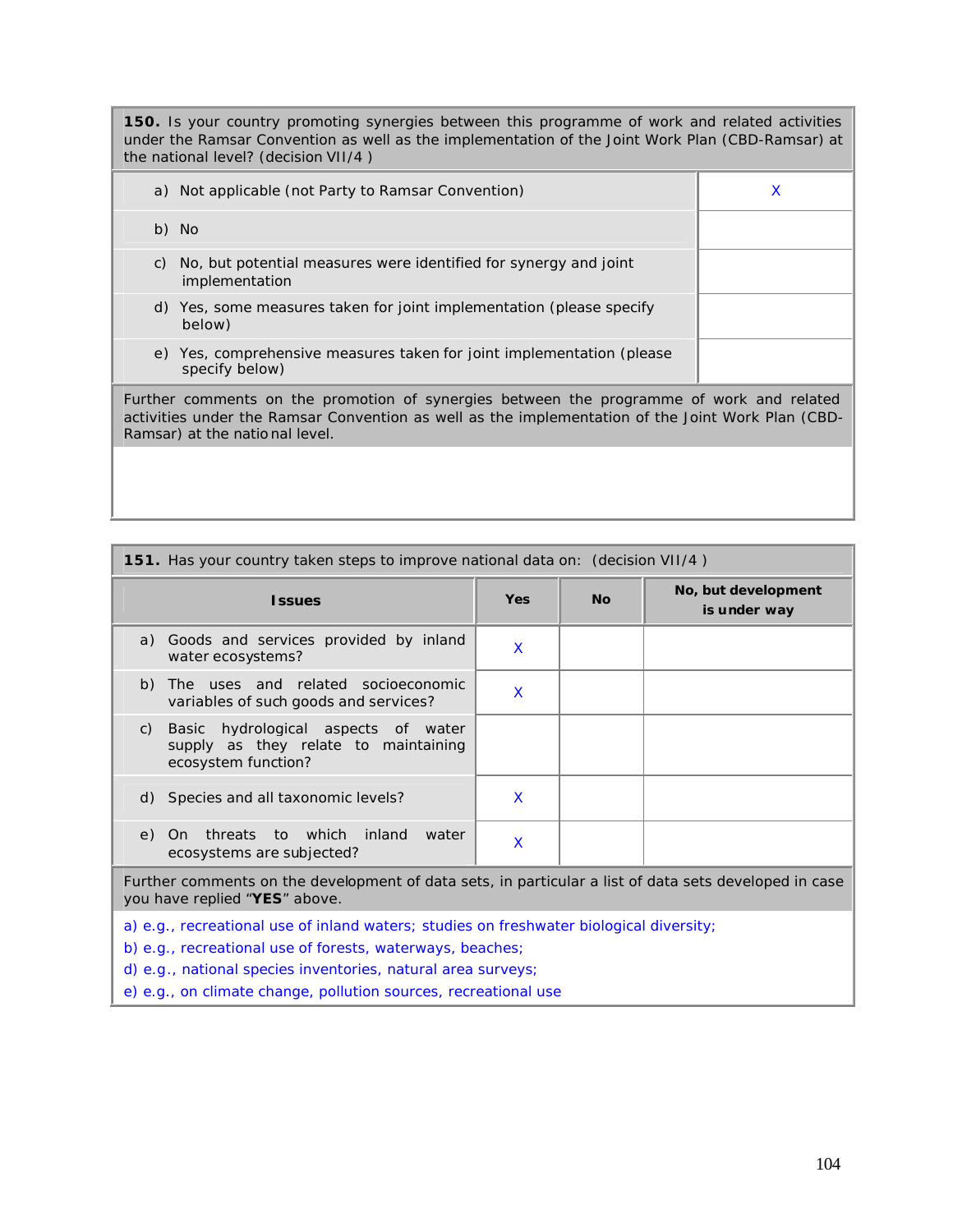**150.** Is your country promoting synergies between this programme of work and related activities under the Ramsar Convention as well as the implementation of the Joint Work Plan (CBD-Ramsar) at the national level? (decision VII/4 )

| | |
|---|---|
| a) Not applicable (not Party to Ramsar Convention) | X |
| b) No | |
| c) No, but potential measures were identified for synergy and joint implementation | |
| d) Yes, some measures taken for joint implementation (please specify below) | |
| e) Yes, comprehensive measures taken for joint implementation (please specify below) | |

Further comments on the promotion of synergies between the programme of work and related activities under the Ramsar Convention as well as the implementation of the Joint Work Plan (CBD-Ramsar) at the national level.

**151.** Has your country taken steps to improve national data on: (decision VII/4 )

| Issues | Yes | No | No, but development is under way |
|---|---|---|---|
| a) Goods and services provided by inland water ecosystems? | X | | |
| b) The uses and related socioeconomic variables of such goods and services? | X | | |
| c) Basic hydrological aspects of water supply as they relate to maintaining ecosystem function? | | | |
| d) Species and all taxonomic levels? | X | | |
| e) On threats to which inland water ecosystems are subjected? | X | | |

Further comments on the development of data sets, in particular a list of data sets developed in case you have replied "**YES**" above.

a) e.g., recreational use of inland waters; studies on freshwater biological diversity;

b) e.g., recreational use of forests, waterways, beaches;

d) e.g., national species inventories, natural area surveys;

e) e.g., on climate change, pollution sources, recreational use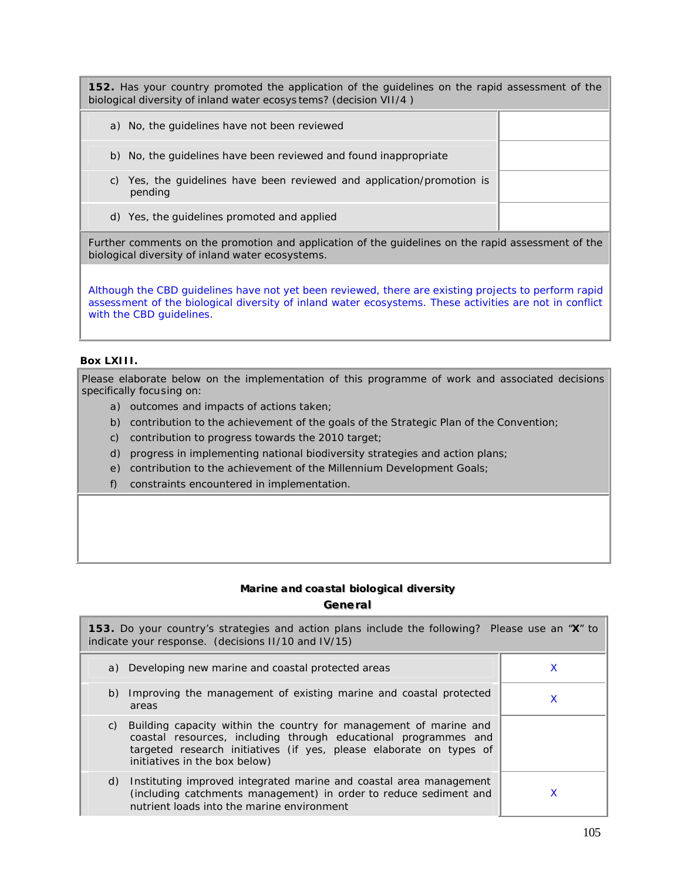| **152.** Has your country promoted the application of the guidelines on the rapid assessment of the biological diversity of inland water ecosystems? (decision VII/4 ) | |
|---|---|
| a) No, the guidelines have not been reviewed | |
| b) No, the guidelines have been reviewed and found inappropriate | |
| c) Yes, the guidelines have been reviewed and application/promotion is pending | |
| d) Yes, the guidelines promoted and applied | |

Further comments on the promotion and application of the guidelines on the rapid assessment of the biological diversity of inland water ecosystems.

Although the CBD guidelines have not yet been reviewed, there are existing projects to perform rapid assessment of the biological diversity of inland water ecosystems. These activities are not in conflict with the CBD guidelines.

**Box LXIII.**

Please elaborate below on the implementation of this programme of work and associated decisions specifically focusing on:

a) outcomes and impacts of actions taken;
b) contribution to the achievement of the goals of the Strategic Plan of the Convention;
c) contribution to progress towards the 2010 target;
d) progress in implementing national biodiversity strategies and action plans;
e) contribution to the achievement of the Millennium Development Goals;
f) constraints encountered in implementation.

## Marine and coastal biological diversity

### General

| **153.** Do your country's strategies and action plans include the following? Please use an "**X**" to indicate your response. (decisions II/10 and IV/15) | |
|---|---|
| a) Developing new marine and coastal protected areas | X |
| b) Improving the management of existing marine and coastal protected areas | X |
| c) Building capacity within the country for management of marine and coastal resources, including through educational programmes and targeted research initiatives (if yes, please elaborate on types of initiatives in the box below) | |
| d) Instituting improved integrated marine and coastal area management (including catchments management) in order to reduce sediment and nutrient loads into the marine environment | X |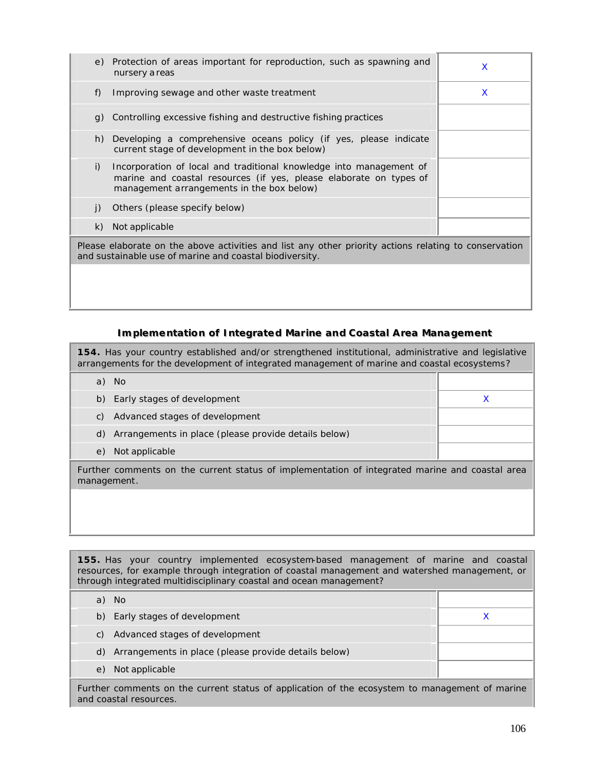| | |
|---|---|
| e) Protection of areas important for reproduction, such as spawning and nursery areas | X |
| f) Improving sewage and other waste treatment | X |
| g) Controlling excessive fishing and destructive fishing practices | |
| h) Developing a comprehensive oceans policy (if yes, please indicate current stage of development in the box below) | |
| i) Incorporation of local and traditional knowledge into management of marine and coastal resources (if yes, please elaborate on types of management arrangements in the box below) | |
| j) Others (please specify below) | |
| k) Not applicable | |

Please elaborate on the above activities and list any other priority actions relating to conservation and sustainable use of marine and coastal biodiversity.

### Implementation of Integrated Marine and Coastal Area Management

**154.** Has your country established and/or strengthened institutional, administrative and legislative arrangements for the development of integrated management of marine and coastal ecosystems?

| | |
|---|---|
| a) No | |
| b) Early stages of development | X |
| c) Advanced stages of development | |
| d) Arrangements in place (please provide details below) | |
| e) Not applicable | |

Further comments on the current status of implementation of integrated marine and coastal area management.

**155.** Has your country implemented ecosystem-based management of marine and coastal resources, for example through integration of coastal management and watershed management, or through integrated multidisciplinary coastal and ocean management?

| | |
|---|---|
| a) No | |
| b) Early stages of development | X |
| c) Advanced stages of development | |
| d) Arrangements in place (please provide details below) | |
| e) Not applicable | |

Further comments on the current status of application of the ecosystem to management of marine and coastal resources.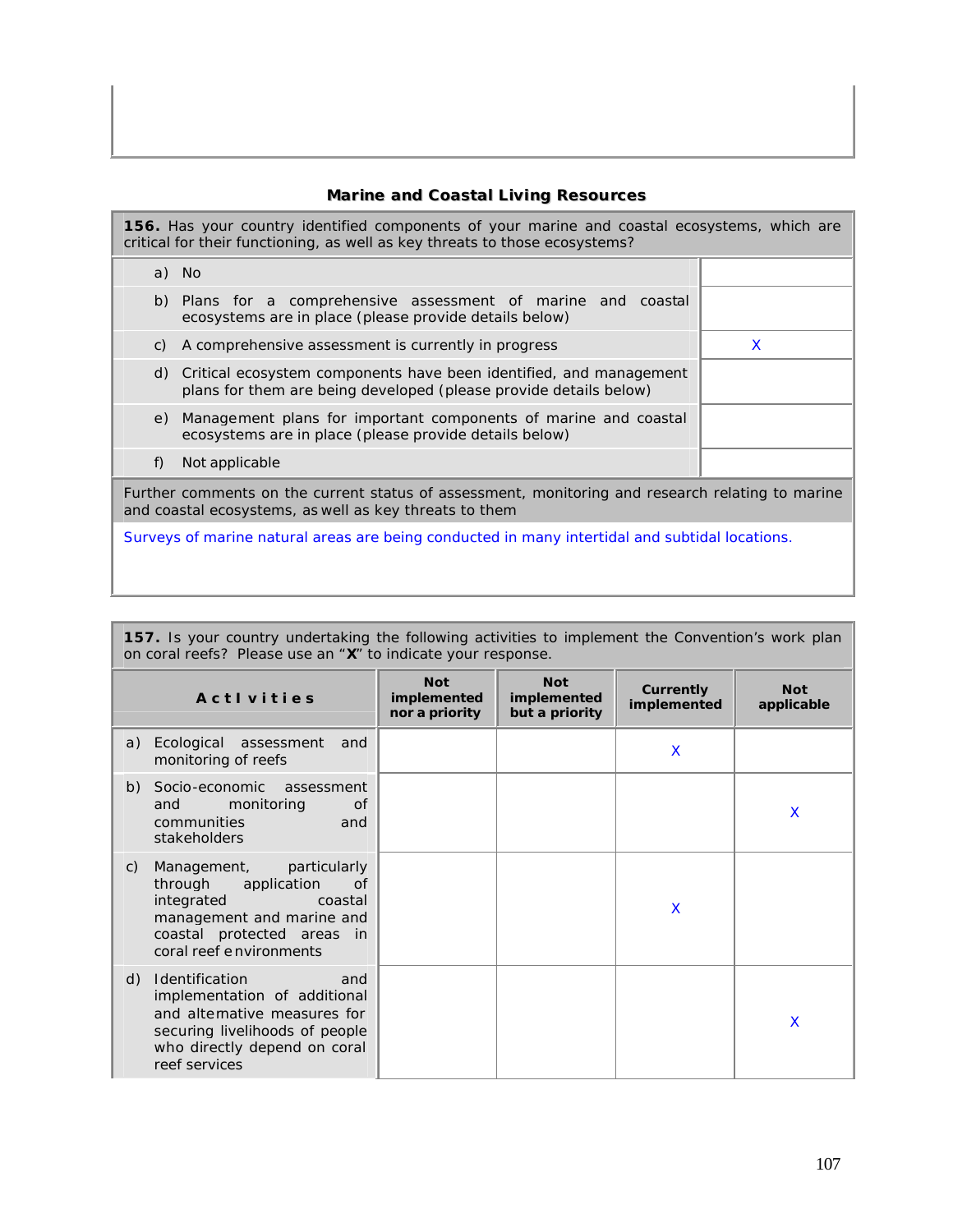### Marine and Coastal Living Resources

| **156.** Has your country identified components of your marine and coastal ecosystems, which are critical for their functioning, as well as key threats to those ecosystems? | |
|---|---|
| a) No | |
| b) Plans for a comprehensive assessment of marine and coastal ecosystems are in place (please provide details below) | |
| c) A comprehensive assessment is currently in progress | X |
| d) Critical ecosystem components have been identified, and management plans for them are being developed (please provide details below) | |
| e) Management plans for important components of marine and coastal ecosystems are in place (please provide details below) | |
| f) Not applicable | |

Further comments on the current status of assessment, monitoring and research relating to marine and coastal ecosystems, as well as key threats to them

Surveys of marine natural areas are being conducted in many intertidal and subtidal locations.

**157.** Is your country undertaking the following activities to implement the Convention's work plan on coral reefs? Please use an "**X**" to indicate your response.

| **Activities** | **Not implemented nor a priority** | **Not implemented but a priority** | **Currently implemented** | **Not applicable** |
|---|---|---|---|---|
| a) Ecological assessment and monitoring of reefs | | | X | |
| b) Socio-economic assessment and monitoring of communities and stakeholders | | | | X |
| c) Management, particularly through application of integrated coastal management and marine and coastal protected areas in coral reef environments | | | X | |
| d) Identification and implementation of additional and alternative measures for securing livelihoods of people who directly depend on coral reef services | | | | X |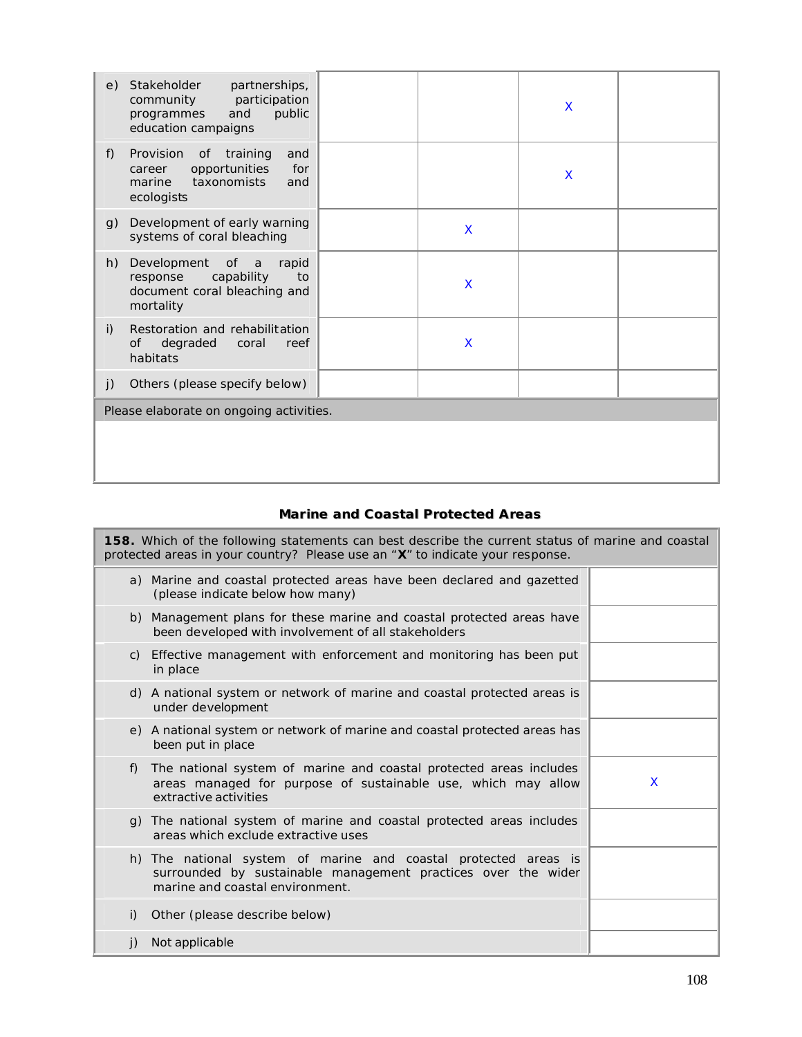| | | | | |
|---|---|---|---|---|
| e) Stakeholder partnerships, community participation programmes and public education campaigns | | | X | |
| f) Provision of training and career opportunities for marine taxonomists and ecologists | | | X | |
| g) Development of early warning systems of coral bleaching | | X | | |
| h) Development of a rapid response capability to document coral bleaching and mortality | | X | | |
| i) Restoration and rehabilitation of degraded coral reef habitats | | X | | |
| j) Others (please specify below) | | | | |

Please elaborate on ongoing activities.

### Marine and Coastal Protected Areas

| **158.** Which of the following statements can best describe the current status of marine and coastal protected areas in your country? Please use an "**X**" to indicate your response. | |
|---|---|
| a) Marine and coastal protected areas have been declared and gazetted (please indicate below how many) | |
| b) Management plans for these marine and coastal protected areas have been developed with involvement of all stakeholders | |
| c) Effective management with enforcement and monitoring has been put in place | |
| d) A national system or network of marine and coastal protected areas is under development | |
| e) A national system or network of marine and coastal protected areas has been put in place | |
| f) The national system of marine and coastal protected areas includes areas managed for purpose of sustainable use, which may allow extractive activities | X |
| g) The national system of marine and coastal protected areas includes areas which exclude extractive uses | |
| h) The national system of marine and coastal protected areas is surrounded by sustainable management practices over the wider marine and coastal environment. | |
| i) Other (please describe below) | |
| j) Not applicable | |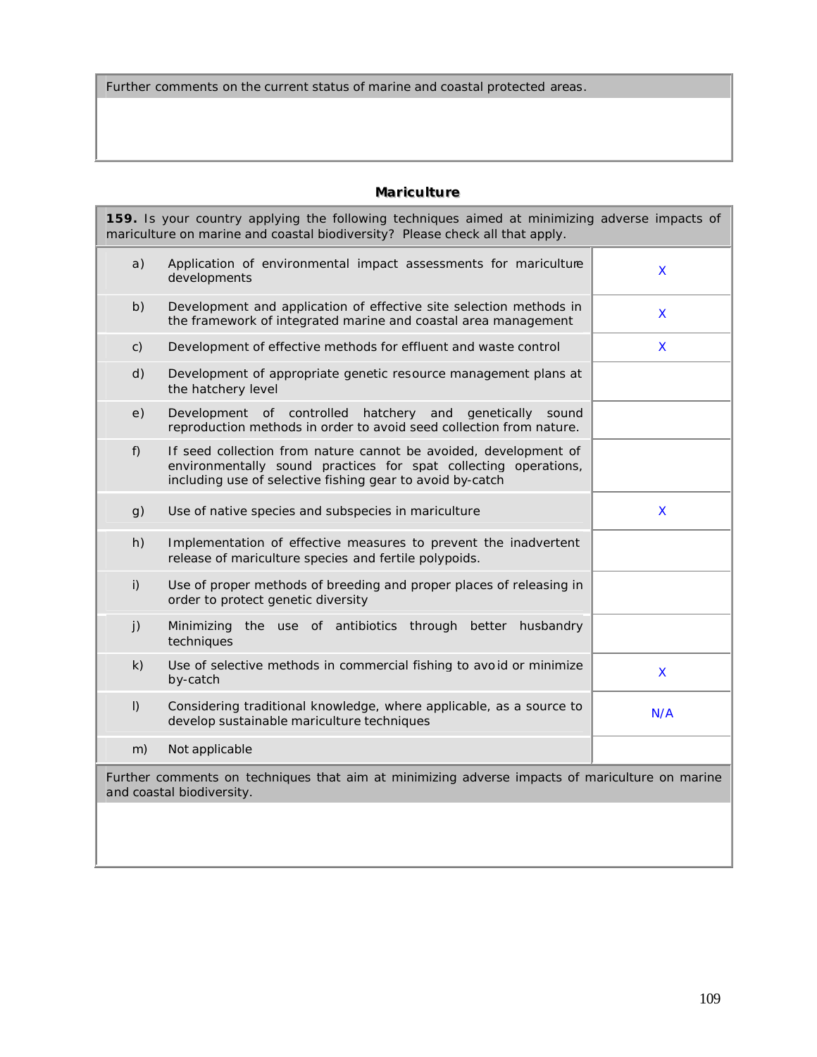| Further comments on the current status of marine and coastal protected areas. |
| --- |
| |

## Mariculture

| **159.** Is your country applying the following techniques aimed at minimizing adverse impacts of mariculture on marine and coastal biodiversity? Please check all that apply. | | |
| --- | --- | --- |
| a) | Application of environmental impact assessments for mariculture developments | X |
| b) | Development and application of effective site selection methods in the framework of integrated marine and coastal area management | X |
| c) | Development of effective methods for effluent and waste control | X |
| d) | Development of appropriate genetic resource management plans at the hatchery level | |
| e) | Development of controlled hatchery and genetically sound reproduction methods in order to avoid seed collection from nature. | |
| f) | If seed collection from nature cannot be avoided, development of environmentally sound practices for spat collecting operations, including use of selective fishing gear to avoid by-catch | |
| g) | Use of native species and subspecies in mariculture | X |
| h) | Implementation of effective measures to prevent the inadvertent release of mariculture species and fertile polypoids. | |
| i) | Use of proper methods of breeding and proper places of releasing in order to protect genetic diversity | |
| j) | Minimizing the use of antibiotics through better husbandry techniques | |
| k) | Use of selective methods in commercial fishing to avoid or minimize by-catch | X |
| l) | Considering traditional knowledge, where applicable, as a source to develop sustainable mariculture techniques | N/A |
| m) | Not applicable | |

| Further comments on techniques that aim at minimizing adverse impacts of mariculture on marine and coastal biodiversity. |
| --- |
| |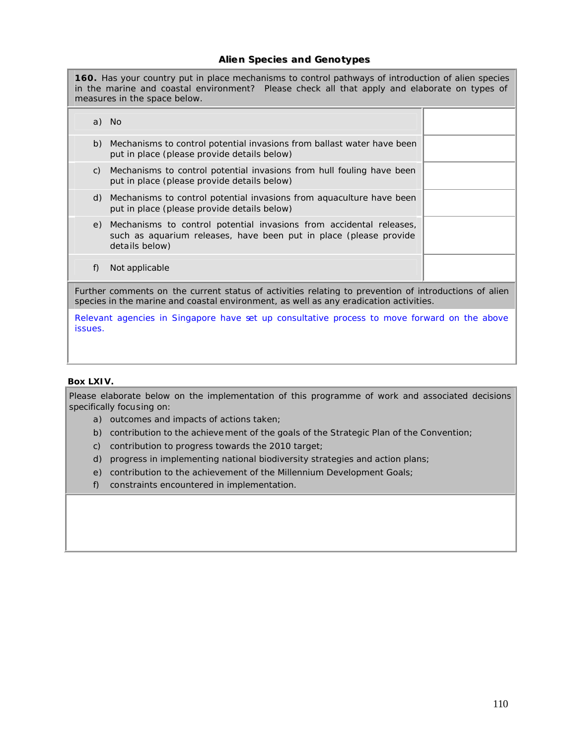### Alien Species and Genotypes

**160.** Has your country put in place mechanisms to control pathways of introduction of alien species in the marine and coastal environment? Please check all that apply and elaborate on types of measures in the space below.

| | |
|---|---|
| a) No | |
| b) Mechanisms to control potential invasions from ballast water have been put in place (please provide details below) | |
| c) Mechanisms to control potential invasions from hull fouling have been put in place (please provide details below) | |
| d) Mechanisms to control potential invasions from aquaculture have been put in place (please provide details below) | |
| e) Mechanisms to control potential invasions from accidental releases, such as aquarium releases, have been put in place (please provide details below) | |
| f) Not applicable | |

Further comments on the current status of activities relating to prevention of introductions of alien species in the marine and coastal environment, as well as any eradication activities.

Relevant agencies in Singapore have set up consultative process to move forward on the above issues.

**Box LXIV.**

Please elaborate below on the implementation of this programme of work and associated decisions specifically focusing on:

a) outcomes and impacts of actions taken;
b) contribution to the achievement of the goals of the Strategic Plan of the Convention;
c) contribution to progress towards the 2010 target;
d) progress in implementing national biodiversity strategies and action plans;
e) contribution to the achievement of the Millennium Development Goals;
f) constraints encountered in implementation.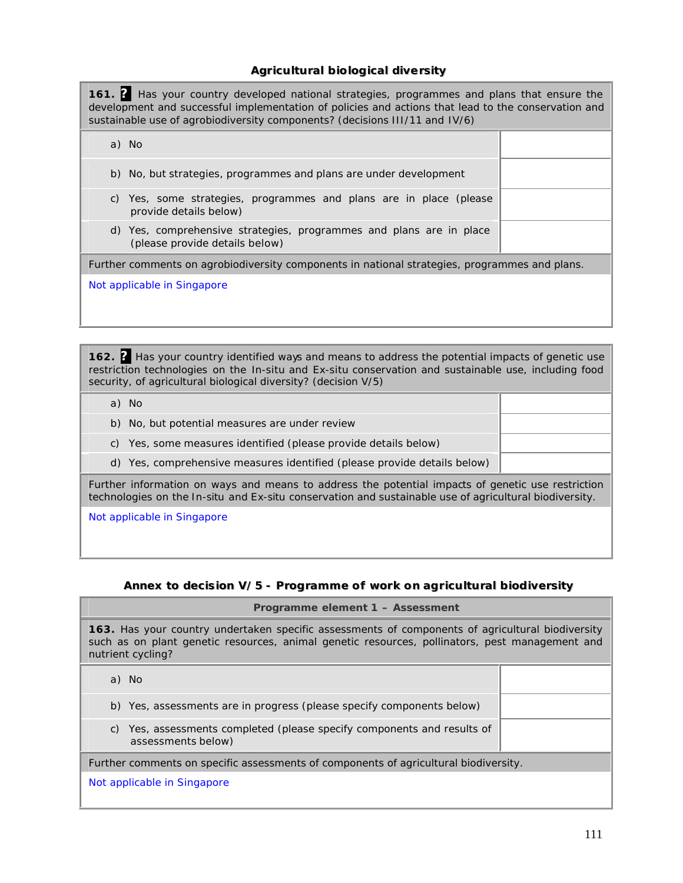### Agricultural biological diversity

| **161.** ? Has your country developed national strategies, programmes and plans that ensure the development and successful implementation of policies and actions that lead to the conservation and sustainable use of agrobiodiversity components? (decisions III/11 and IV/6) | |
|---|---|
| a) No | |
| b) No, but strategies, programmes and plans are under development | |
| c) Yes, some strategies, programmes and plans are in place (please provide details below) | |
| d) Yes, comprehensive strategies, programmes and plans are in place (please provide details below) | |
| Further comments on agrobiodiversity components in national strategies, programmes and plans. | |
| Not applicable in Singapore | |

| **162.** ? Has your country identified ways and means to address the potential impacts of genetic use restriction technologies on the In-situ and Ex-situ conservation and sustainable use, including food security, of agricultural biological diversity? (decision V/5) | |
|---|---|
| a) No | |
| b) No, but potential measures are under review | |
| c) Yes, some measures identified (please provide details below) | |
| d) Yes, comprehensive measures identified (please provide details below) | |
| Further information on ways and means to address the potential impacts of genetic use restriction technologies on the In-situ and Ex-situ conservation and sustainable use of agricultural biodiversity. | |
| Not applicable in Singapore | |

### Annex to decision V/5 - Programme of work on agricultural biodiversity

| **Programme element 1 – Assessment** | |
|---|---|
| **163.** Has your country undertaken specific assessments of components of agricultural biodiversity such as on plant genetic resources, animal genetic resources, pollinators, pest management and nutrient cycling? | |
| a) No | |
| b) Yes, assessments are in progress (please specify components below) | |
| c) Yes, assessments completed (please specify components and results of assessments below) | |
| Further comments on specific assessments of components of agricultural biodiversity. | |
| Not applicable in Singapore | |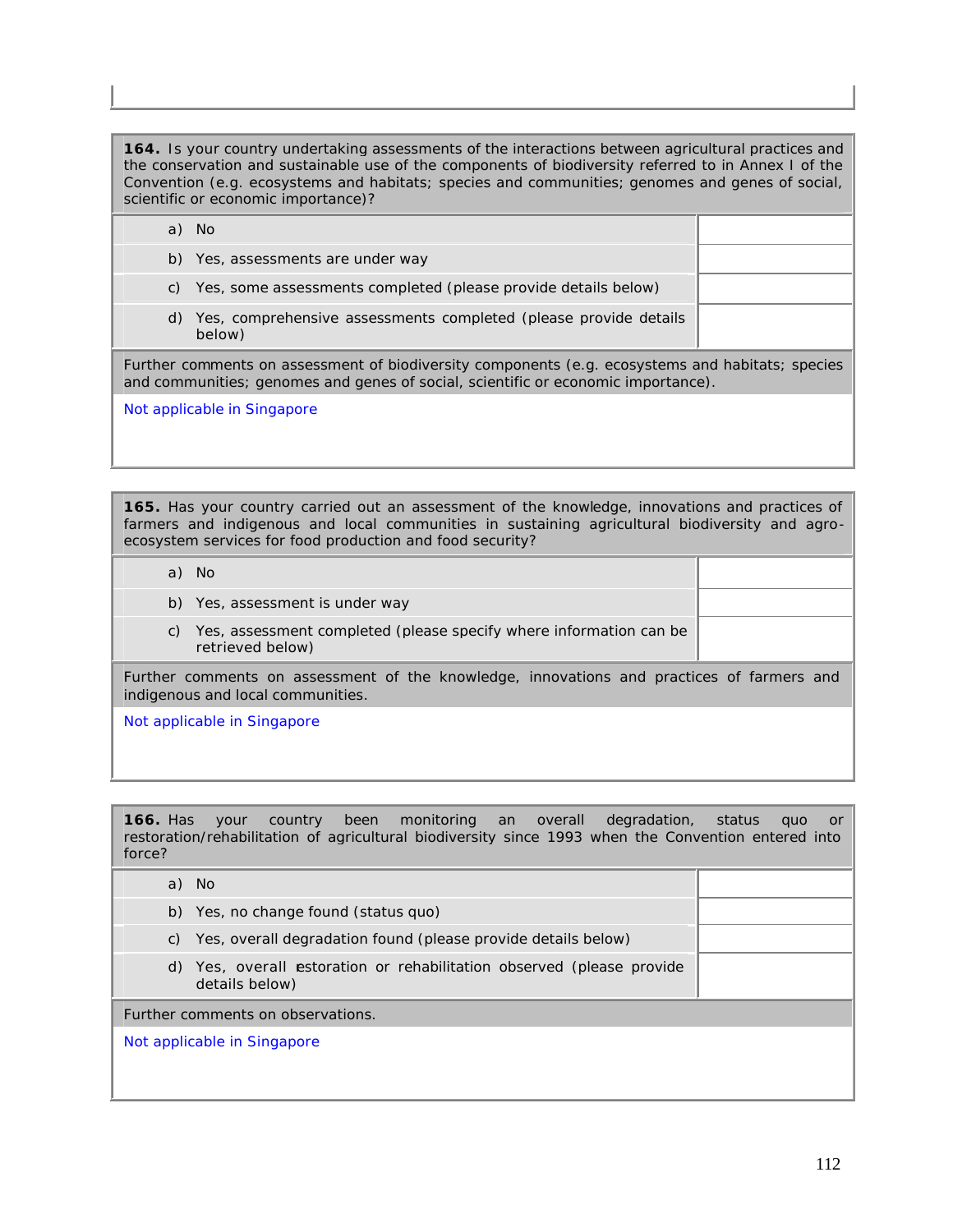**164.** Is your country undertaking assessments of the interactions between agricultural practices and the conservation and sustainable use of the components of biodiversity referred to in Annex I of the Convention (e.g. ecosystems and habitats; species and communities; genomes and genes of social, scientific or economic importance)?

| | |
|---|---|
| a) No | |
| b) Yes, assessments are under way | |
| c) Yes, some assessments completed (please provide details below) | |
| d) Yes, comprehensive assessments completed (please provide details below) | |

Further comments on assessment of biodiversity components (e.g. ecosystems and habitats; species and communities; genomes and genes of social, scientific or economic importance).

Not applicable in Singapore

**165.** Has your country carried out an assessment of the knowledge, innovations and practices of farmers and indigenous and local communities in sustaining agricultural biodiversity and agro-ecosystem services for food production and food security?

| | |
|---|---|
| a) No | |
| b) Yes, assessment is under way | |
| c) Yes, assessment completed (please specify where information can be retrieved below) | |

Further comments on assessment of the knowledge, innovations and practices of farmers and indigenous and local communities.

Not applicable in Singapore

**166.** Has your country been monitoring an overall degradation, status quo or restoration/rehabilitation of agricultural biodiversity since 1993 when the Convention entered into force?

| | |
|---|---|
| a) No | |
| b) Yes, no change found (status quo) | |
| c) Yes, overall degradation found (please provide details below) | |
| d) Yes, overall restoration or rehabilitation observed (please provide details below) | |

Further comments on observations.

Not applicable in Singapore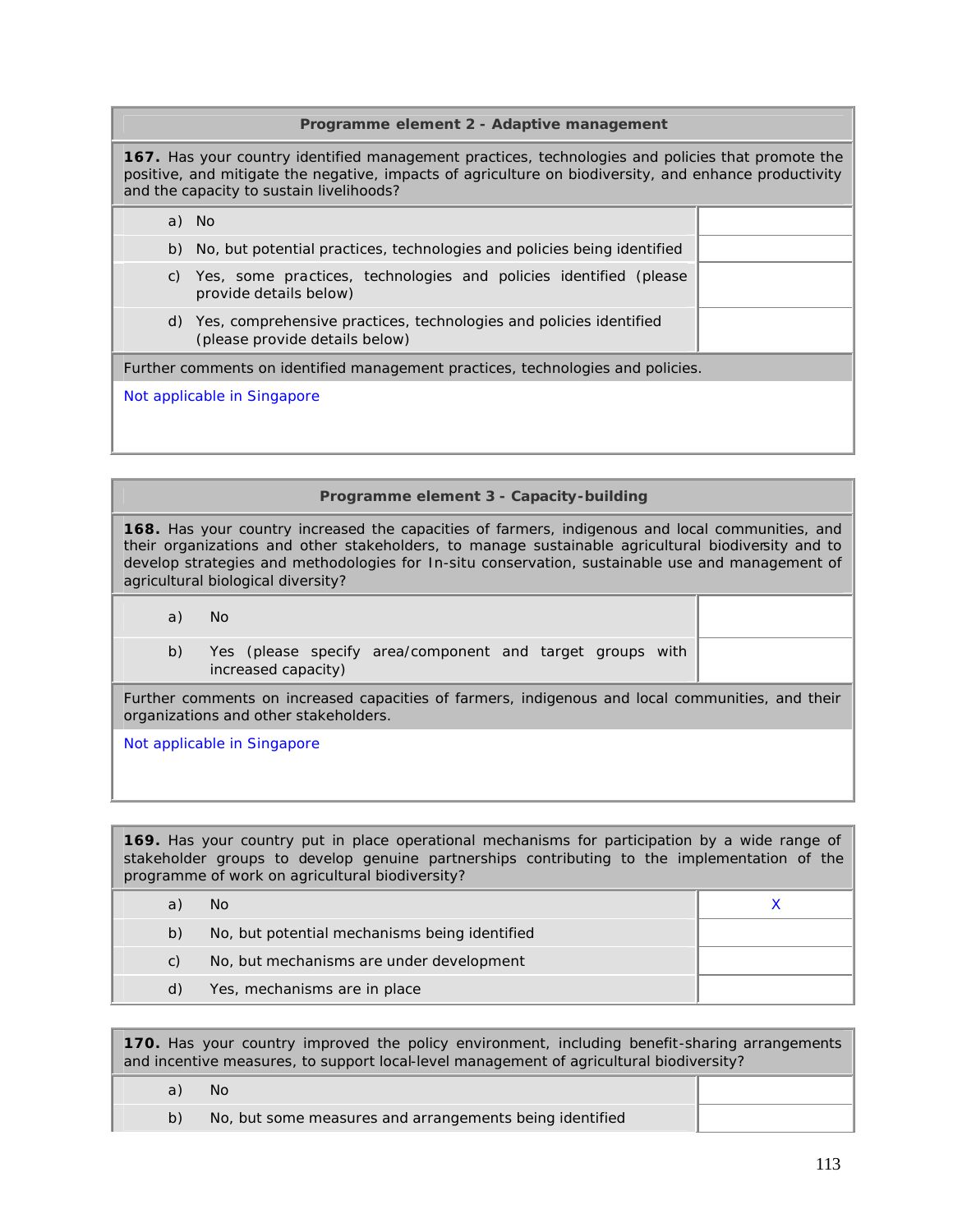| Programme element 2 - Adaptive management | |
|---|---|
| **167.** Has your country identified management practices, technologies and policies that promote the positive, and mitigate the negative, impacts of agriculture on biodiversity, and enhance productivity and the capacity to sustain livelihoods? | |
| a) No | |
| b) No, but potential practices, technologies and policies being identified | |
| c) Yes, some practices, technologies and policies identified (please provide details below) | |
| d) Yes, comprehensive practices, technologies and policies identified (please provide details below) | |
| Further comments on identified management practices, technologies and policies. | |
| Not applicable in Singapore | |

| Programme element 3 - Capacity-building | |
|---|---|
| **168.** Has your country increased the capacities of farmers, indigenous and local communities, and their organizations and other stakeholders, to manage sustainable agricultural biodiversity and to develop strategies and methodologies for In-situ conservation, sustainable use and management of agricultural biological diversity? | |
| a) No | |
| b) Yes (please specify area/component and target groups with increased capacity) | |
| Further comments on increased capacities of farmers, indigenous and local communities, and their organizations and other stakeholders. | |
| Not applicable in Singapore | |

| **169.** Has your country put in place operational mechanisms for participation by a wide range of stakeholder groups to develop genuine partnerships contributing to the implementation of the programme of work on agricultural biodiversity? | |
|---|---|
| a) No | X |
| b) No, but potential mechanisms being identified | |
| c) No, but mechanisms are under development | |
| d) Yes, mechanisms are in place | |

| **170.** Has your country improved the policy environment, including benefit-sharing arrangements and incentive measures, to support local-level management of agricultural biodiversity? | |
|---|---|
| a) No | |
| b) No, but some measures and arrangements being identified | |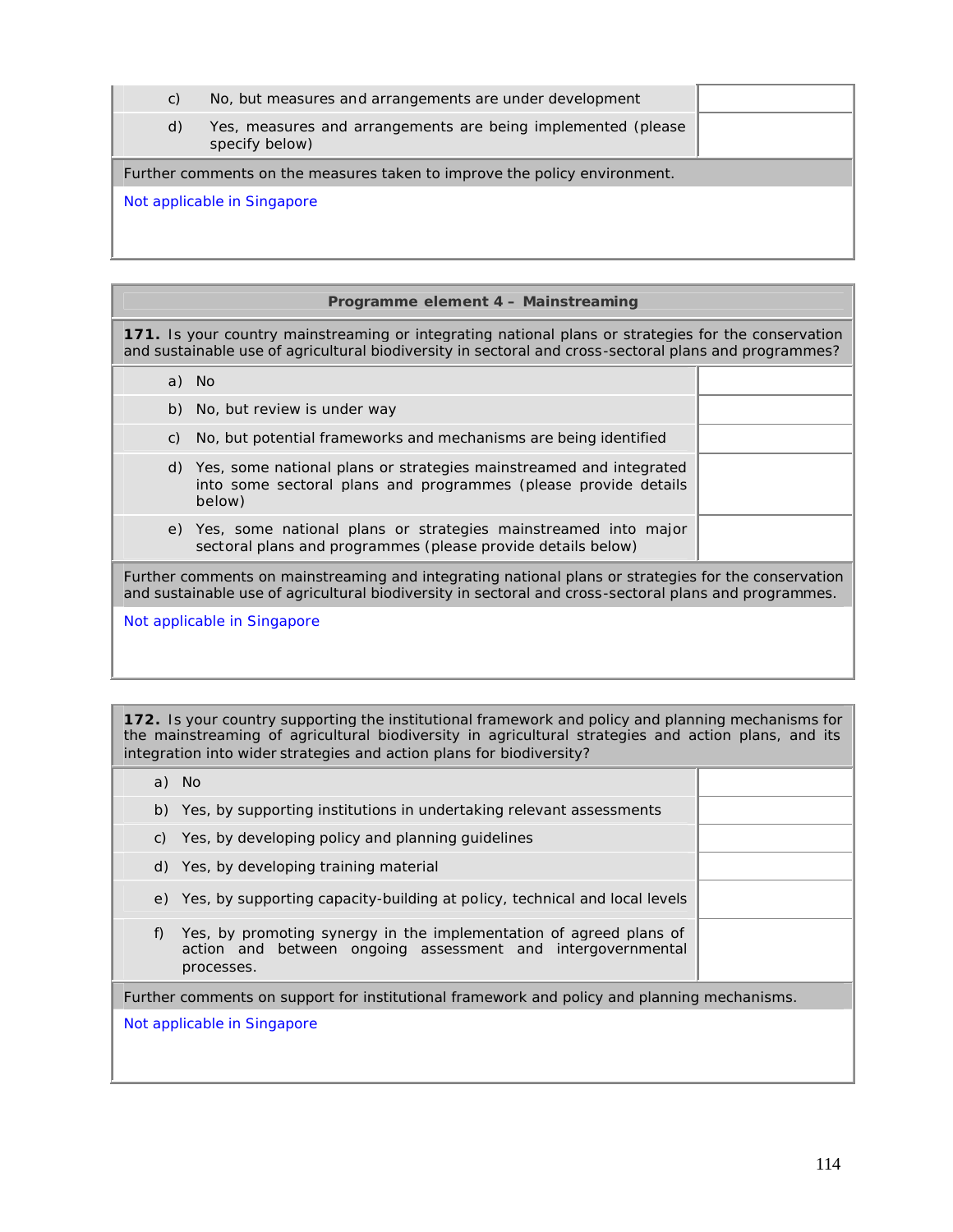| | |
|---|---|
| c) No, but measures and arrangements are under development | |
| d) Yes, measures and arrangements are being implemented (please specify below) | |

Further comments on the measures taken to improve the policy environment.

Not applicable in Singapore

### Programme element 4 – Mainstreaming

**171.** Is your country mainstreaming or integrating national plans or strategies for the conservation and sustainable use of agricultural biodiversity in sectoral and cross-sectoral plans and programmes?

| | |
|---|---|
| a) No | |
| b) No, but review is under way | |
| c) No, but potential frameworks and mechanisms are being identified | |
| d) Yes, some national plans or strategies mainstreamed and integrated into some sectoral plans and programmes (please provide details below) | |
| e) Yes, some national plans or strategies mainstreamed into major sectoral plans and programmes (please provide details below) | |

Further comments on mainstreaming and integrating national plans or strategies for the conservation and sustainable use of agricultural biodiversity in sectoral and cross-sectoral plans and programmes.

Not applicable in Singapore

**172.** Is your country supporting the institutional framework and policy and planning mechanisms for the mainstreaming of agricultural biodiversity in agricultural strategies and action plans, and its integration into wider strategies and action plans for biodiversity?

| | |
|---|---|
| a) No | |
| b) Yes, by supporting institutions in undertaking relevant assessments | |
| c) Yes, by developing policy and planning guidelines | |
| d) Yes, by developing training material | |
| e) Yes, by supporting capacity-building at policy, technical and local levels | |
| f) Yes, by promoting synergy in the implementation of agreed plans of action and between ongoing assessment and intergovernmental processes. | |

Further comments on support for institutional framework and policy and planning mechanisms.

Not applicable in Singapore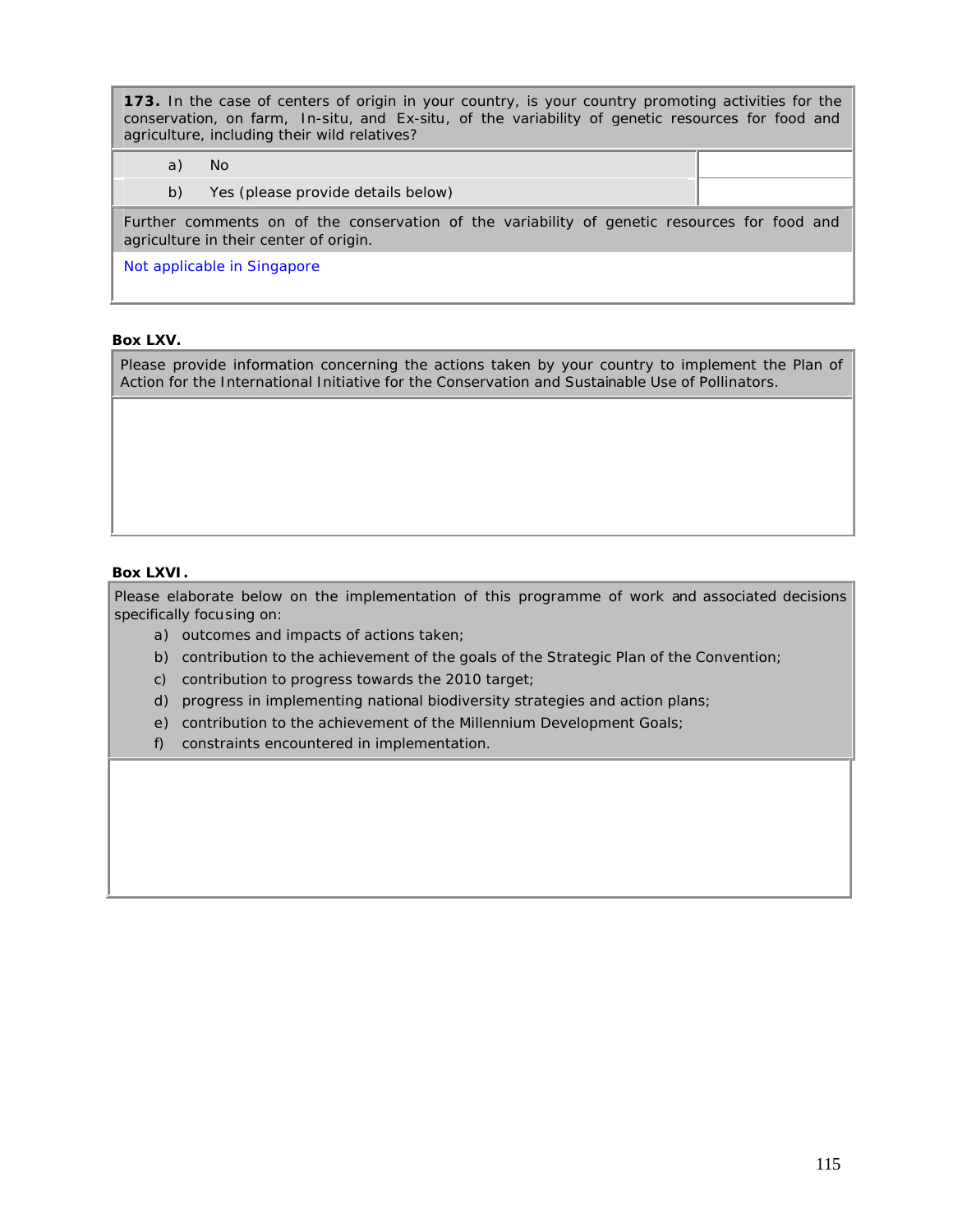**173.** In the case of centers of origin in your country, is your country promoting activities for the conservation, on farm, In-situ, and Ex-situ, of the variability of genetic resources for food and agriculture, including their wild relatives?

| | |
|---|---|
| a) No | |
| b) Yes (please provide details below) | |

Further comments on of the conservation of the variability of genetic resources for food and agriculture in their center of origin.

Not applicable in Singapore

**Box LXV.**

Please provide information concerning the actions taken by your country to implement the Plan of Action for the International Initiative for the Conservation and Sustainable Use of Pollinators.

**Box LXVI.**

Please elaborate below on the implementation of this programme of work and associated decisions specifically focusing on:

a) outcomes and impacts of actions taken;
b) contribution to the achievement of the goals of the Strategic Plan of the Convention;
c) contribution to progress towards the 2010 target;
d) progress in implementing national biodiversity strategies and action plans;
e) contribution to the achievement of the Millennium Development Goals;
f) constraints encountered in implementation.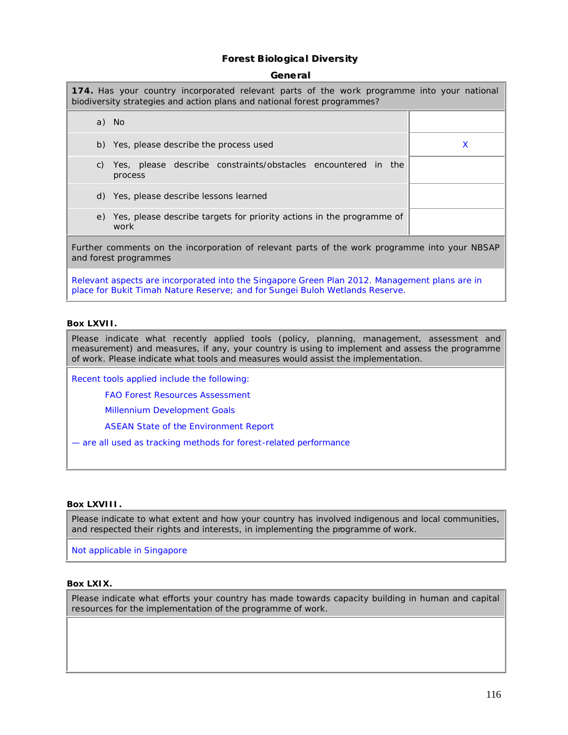# Forest Biological Diversity

## General

| **174.** Has your country incorporated relevant parts of the work programme into your national biodiversity strategies and action plans and national forest programmes? | |
|---|---|
| a) No | |
| b) Yes, please describe the process used | X |
| c) Yes, please describe constraints/obstacles encountered in the process | |
| d) Yes, please describe lessons learned | |
| e) Yes, please describe targets for priority actions in the programme of work | |

Further comments on the incorporation of relevant parts of the work programme into your NBSAP and forest programmes

Relevant aspects are incorporated into the Singapore Green Plan 2012. Management plans are in place for Bukit Timah Nature Reserve; and for Sungei Buloh Wetlands Reserve.

**Box LXVII.**

Please indicate what recently applied tools (policy, planning, management, assessment and measurement) and measures, if any, your country is using to implement and assess the programme of work. Please indicate what tools and measures would assist the implementation.

Recent tools applied include the following:

- FAO Forest Resources Assessment
- Millennium Development Goals
- ASEAN State of the Environment Report

— are all used as tracking methods for forest-related performance

**Box LXVIII.**

Please indicate to what extent and how your country has involved indigenous and local communities, and respected their rights and interests, in implementing the programme of work.

Not applicable in Singapore

**Box LXIX.**

Please indicate what efforts your country has made towards capacity building in human and capital resources for the implementation of the programme of work.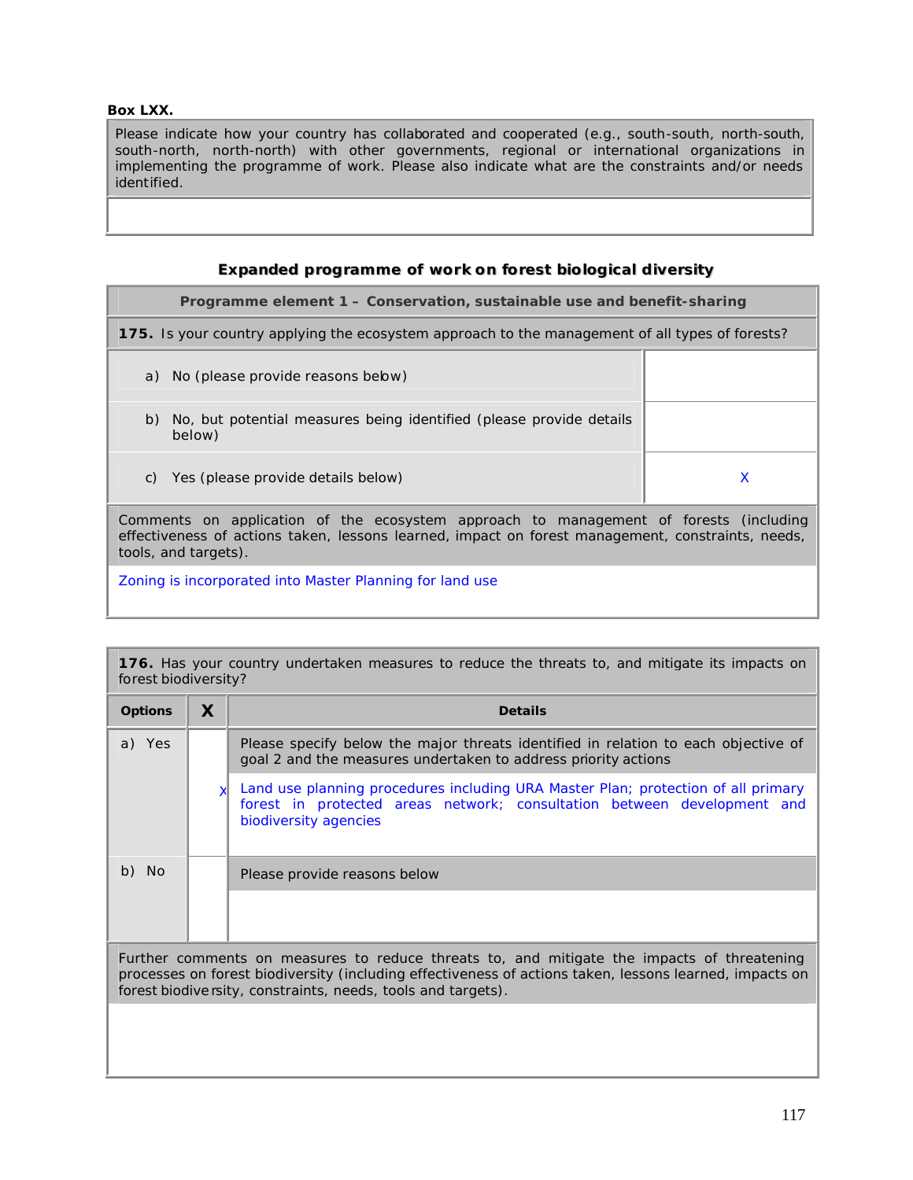**Box LXX.**

| Please indicate how your country has collaborated and cooperated (e.g., south-south, north-south, south-north, north-north) with other governments, regional or international organizations in implementing the programme of work. Please also indicate what are the constraints and/or needs identified. |
| --- |
| |

### Expanded programme of work on forest biological diversity

| Programme element 1 – Conservation, sustainable use and benefit-sharing | |
| --- | --- |
| **175.** Is your country applying the ecosystem approach to the management of all types of forests? | |
| a) No (please provide reasons below) | |
| b) No, but potential measures being identified (please provide details below) | |
| c) Yes (please provide details below) | X |
| Comments on application of the ecosystem approach to management of forests (including effectiveness of actions taken, lessons learned, impact on forest management, constraints, needs, tools, and targets). | |
| Zoning is incorporated into Master Planning for land use | |

| **176.** Has your country undertaken measures to reduce the threats to, and mitigate its impacts on forest biodiversity? | | |
| --- | --- | --- |
| **Options** | **X** | **Details** |
| a) Yes | | Please specify below the major threats identified in relation to each objective of goal 2 and the measures undertaken to address priority actions |
| | x | Land use planning procedures including URA Master Plan; protection of all primary forest in protected areas network; consultation between development and biodiversity agencies |
| b) No | | Please provide reasons below |
| | | |
| Further comments on measures to reduce threats to, and mitigate the impacts of threatening processes on forest biodiversity (including effectiveness of actions taken, lessons learned, impacts on forest biodiversity, constraints, needs, tools and targets). | | |
| | | |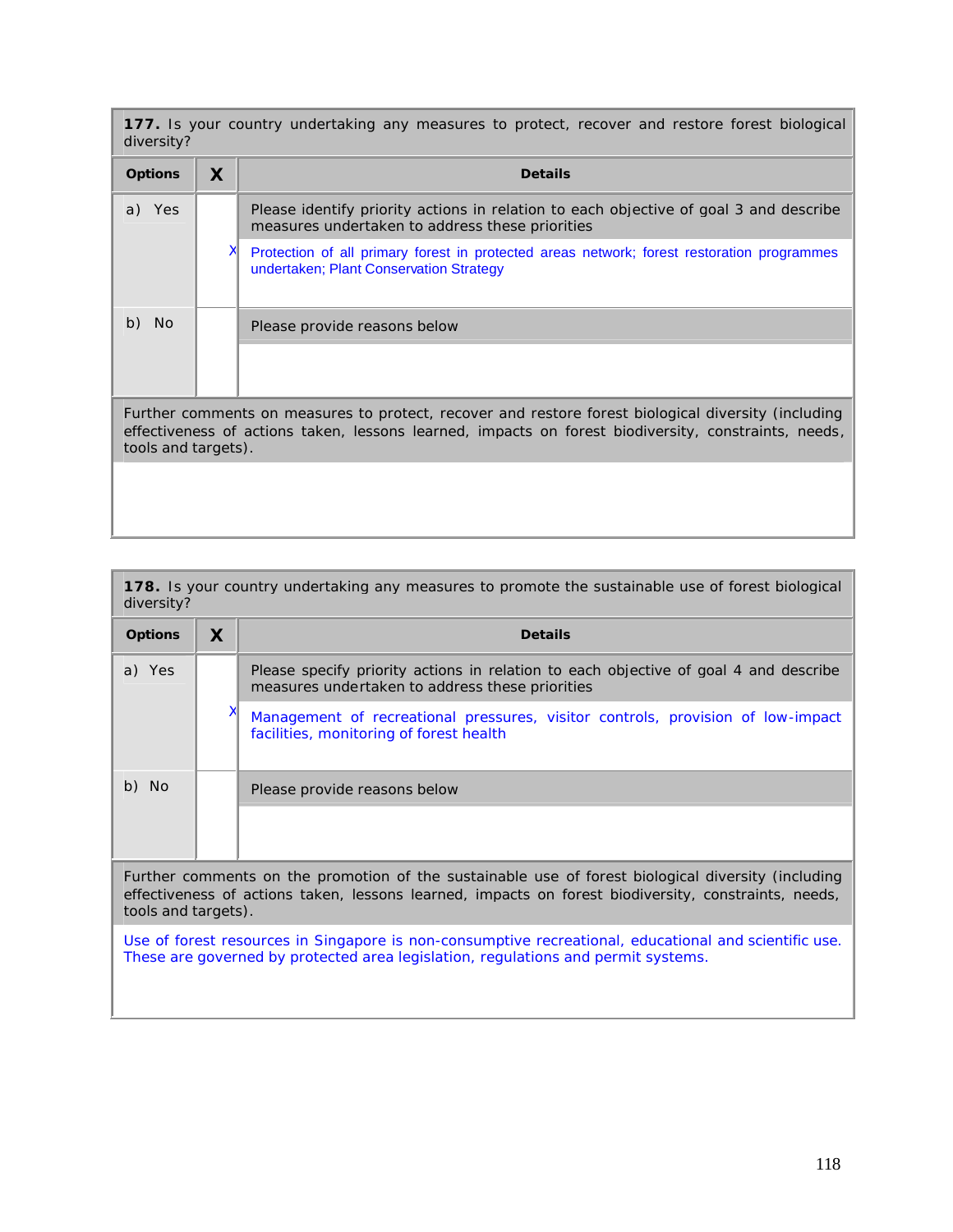**177.** Is your country undertaking any measures to protect, recover and restore forest biological diversity?

| Options | X | Details |
|---|---|---|
| a) Yes | X | Please identify priority actions in relation to each objective of goal 3 and describe measures undertaken to address these priorities<br>Protection of all primary forest in protected areas network; forest restoration programmes undertaken; Plant Conservation Strategy |
| b) No | | Please provide reasons below |

Further comments on measures to protect, recover and restore forest biological diversity (including effectiveness of actions taken, lessons learned, impacts on forest biodiversity, constraints, needs, tools and targets).

**178.** Is your country undertaking any measures to promote the sustainable use of forest biological diversity?

| Options | X | Details |
|---|---|---|
| a) Yes | X | Please specify priority actions in relation to each objective of goal 4 and describe measures undertaken to address these priorities<br>Management of recreational pressures, visitor controls, provision of low-impact facilities, monitoring of forest health |
| b) No | | Please provide reasons below |

Further comments on the promotion of the sustainable use of forest biological diversity (including effectiveness of actions taken, lessons learned, impacts on forest biodiversity, constraints, needs, tools and targets).

Use of forest resources in Singapore is non-consumptive recreational, educational and scientific use. These are governed by protected area legislation, regulations and permit systems.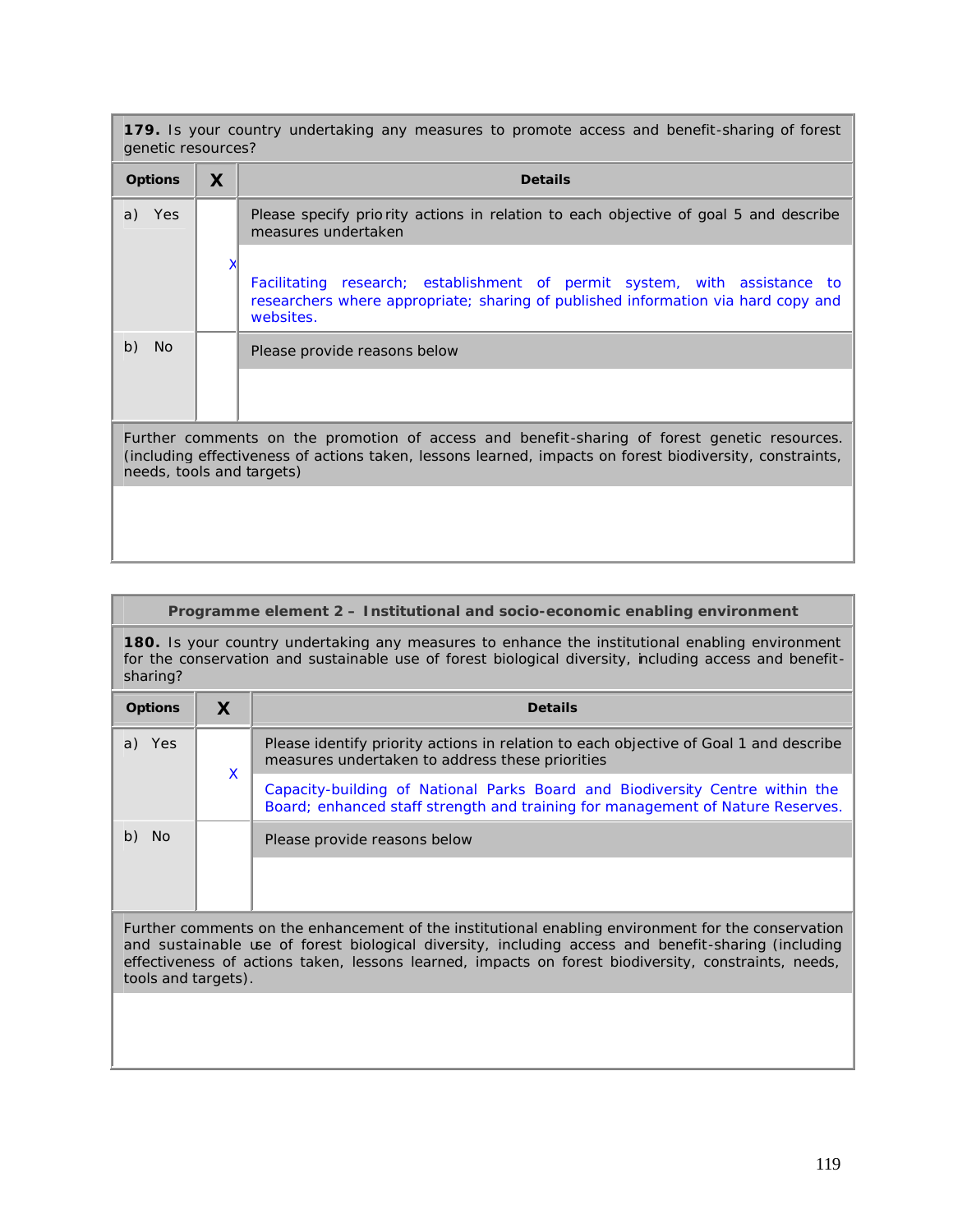| **179.** Is your country undertaking any measures to promote access and benefit-sharing of forest genetic resources? | | |
|---|---|---|
| **Options** | **X** | **Details** |
| a) Yes | X | Please specify priority actions in relation to each objective of goal 5 and describe measures undertaken<br><br>Facilitating research; establishment of permit system, with assistance to researchers where appropriate; sharing of published information via hard copy and websites. |
| b) No | | Please provide reasons below |
| Further comments on the promotion of access and benefit-sharing of forest genetic resources. (including effectiveness of actions taken, lessons learned, impacts on forest biodiversity, constraints, needs, tools and targets) | | |

| **Programme element 2 – Institutional and socio-economic enabling environment** | | |
|---|---|---|
| **180.** Is your country undertaking any measures to enhance the institutional enabling environment for the conservation and sustainable use of forest biological diversity, including access and benefit-sharing? | | |
| **Options** | **X** | **Details** |
| a) Yes | X | Please identify priority actions in relation to each objective of Goal 1 and describe measures undertaken to address these priorities<br><br>Capacity-building of National Parks Board and Biodiversity Centre within the Board; enhanced staff strength and training for management of Nature Reserves. |
| b) No | | Please provide reasons below |
| Further comments on the enhancement of the institutional enabling environment for the conservation and sustainable use of forest biological diversity, including access and benefit-sharing (including effectiveness of actions taken, lessons learned, impacts on forest biodiversity, constraints, needs, tools and targets). | | |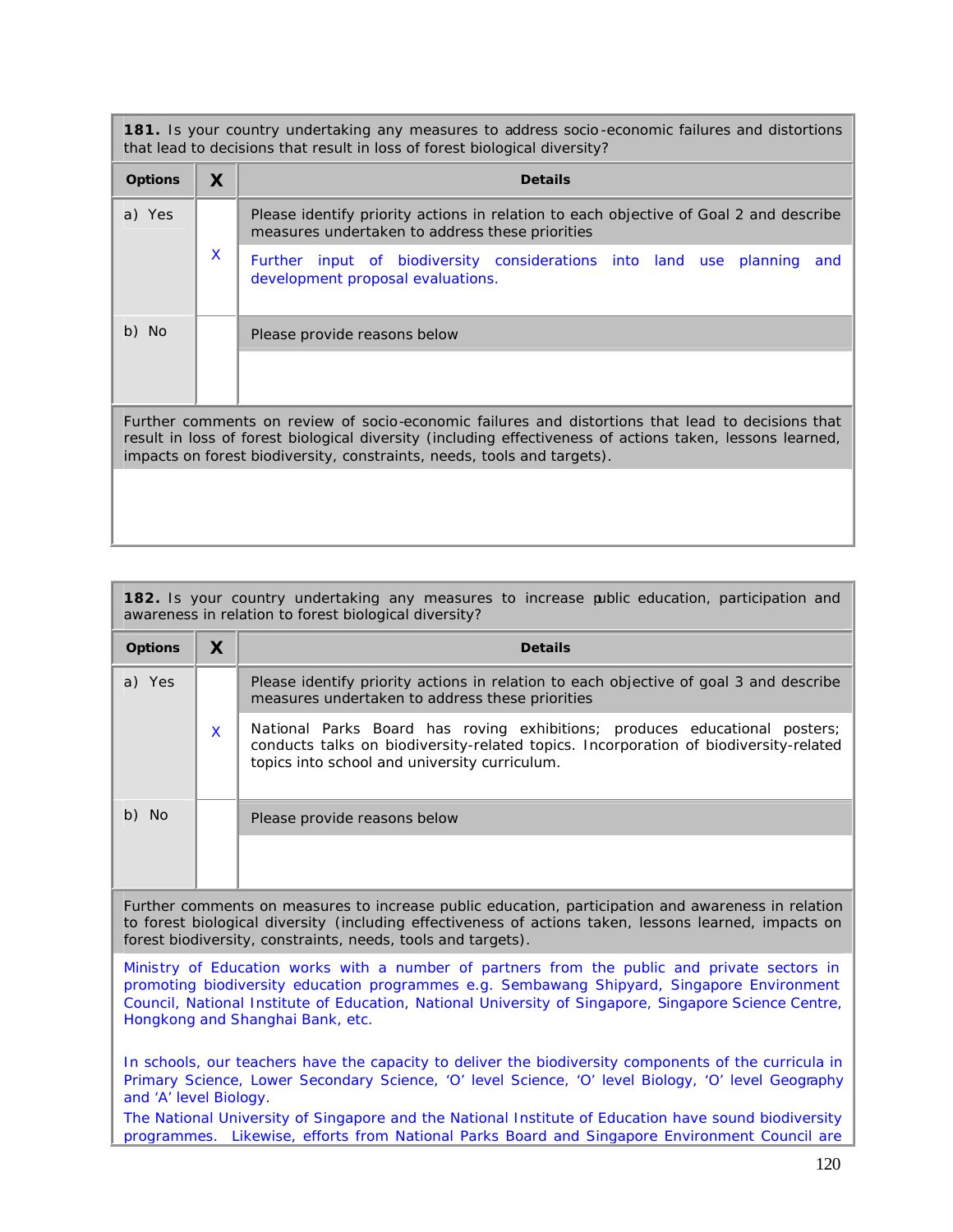| **181.** Is your country undertaking any measures to address socio-economic failures and distortions that lead to decisions that result in loss of forest biological diversity? | | |
|---|---|---|
| **Options** | **X** | **Details** |
| a) Yes | X | Please identify priority actions in relation to each objective of Goal 2 and describe measures undertaken to address these priorities<br><br>Further input of biodiversity considerations into land use planning and development proposal evaluations. |
| b) No | | Please provide reasons below |
| Further comments on review of socio-economic failures and distortions that lead to decisions that result in loss of forest biological diversity (including effectiveness of actions taken, lessons learned, impacts on forest biodiversity, constraints, needs, tools and targets). | | |
| | | |

| **182.** Is your country undertaking any measures to increase public education, participation and awareness in relation to forest biological diversity? | | |
|---|---|---|
| **Options** | **X** | **Details** |
| a) Yes | X | Please identify priority actions in relation to each objective of goal 3 and describe measures undertaken to address these priorities<br><br>National Parks Board has roving exhibitions; produces educational posters; conducts talks on biodiversity-related topics. Incorporation of biodiversity-related topics into school and university curriculum. |
| b) No | | Please provide reasons below |
| Further comments on measures to increase public education, participation and awareness in relation to forest biological diversity (including effectiveness of actions taken, lessons learned, impacts on forest biodiversity, constraints, needs, tools and targets). | | |
| Ministry of Education works with a number of partners from the public and private sectors in promoting biodiversity education programmes e.g. Sembawang Shipyard, Singapore Environment Council, National Institute of Education, National University of Singapore, Singapore Science Centre, Hongkong and Shanghai Bank, etc.<br><br>In schools, our teachers have the capacity to deliver the biodiversity components of the curricula in Primary Science, Lower Secondary Science, 'O' level Science, 'O' level Biology, 'O' level Geography and 'A' level Biology.<br><br>The National University of Singapore and the National Institute of Education have sound biodiversity programmes. Likewise, efforts from National Parks Board and Singapore Environment Council are | | |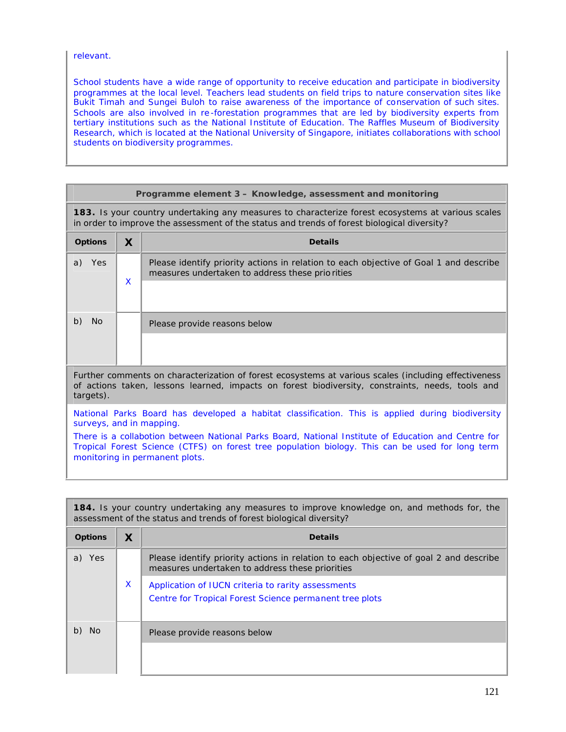relevant.

School students have a wide range of opportunity to receive education and participate in biodiversity programmes at the local level. Teachers lead students on field trips to nature conservation sites like Bukit Timah and Sungei Buloh to raise awareness of the importance of conservation of such sites. Schools are also involved in re-forestation programmes that are led by biodiversity experts from tertiary institutions such as the National Institute of Education. The Raffles Museum of Biodiversity Research, which is located at the National University of Singapore, initiates collaborations with school students on biodiversity programmes.

**Programme element 3 – Knowledge, assessment and monitoring**

**183.** Is your country undertaking any measures to characterize forest ecosystems at various scales in order to improve the assessment of the status and trends of forest biological diversity?

| Options | X | Details |
|---|---|---|
| a) Yes | X | Please identify priority actions in relation to each objective of Goal 1 and describe measures undertaken to address these priorities |
| b) No | | Please provide reasons below |

Further comments on characterization of forest ecosystems at various scales (including effectiveness of actions taken, lessons learned, impacts on forest biodiversity, constraints, needs, tools and targets).

National Parks Board has developed a habitat classification. This is applied during biodiversity surveys, and in mapping.

There is a collabotion between National Parks Board, National Institute of Education and Centre for Tropical Forest Science (CTFS) on forest tree population biology. This can be used for long term monitoring in permanent plots.

**184.** Is your country undertaking any measures to improve knowledge on, and methods for, the assessment of the status and trends of forest biological diversity?

| Options | X | Details |
|---|---|---|
| a) Yes | X | Please identify priority actions in relation to each objective of goal 2 and describe measures undertaken to address these priorities<br>Application of IUCN criteria to rarity assessments<br>Centre for Tropical Forest Science permanent tree plots |
| b) No | | Please provide reasons below |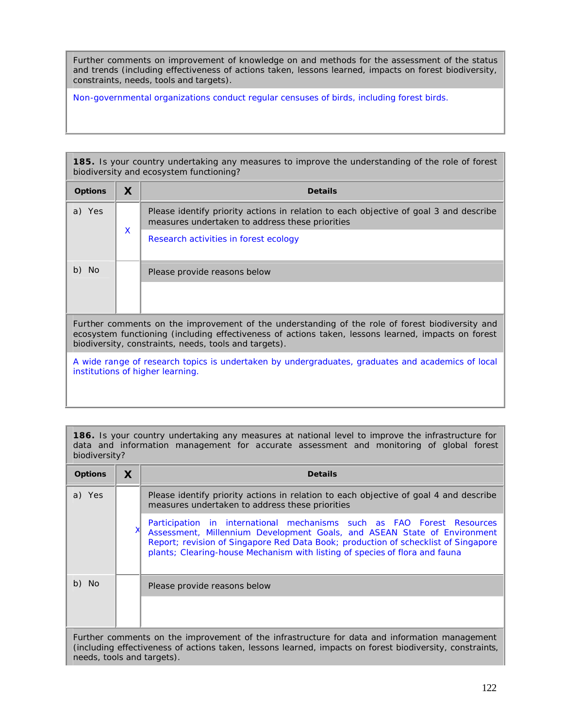| Further comments on improvement of knowledge on and methods for the assessment of the status and trends (including effectiveness of actions taken, lessons learned, impacts on forest biodiversity, constraints, needs, tools and targets). |
|---|
| Non-governmental organizations conduct regular censuses of birds, including forest birds. |

**185.** Is your country undertaking any measures to improve the understanding of the role of forest biodiversity and ecosystem functioning?

| Options | X | Details |
|---|---|---|
| a) Yes | X | Please identify priority actions in relation to each objective of goal 3 and describe measures undertaken to address these priorities<br><br>Research activities in forest ecology |
| b) No | | Please provide reasons below |

| Further comments on the improvement of the understanding of the role of forest biodiversity and ecosystem functioning (including effectiveness of actions taken, lessons learned, impacts on forest biodiversity, constraints, needs, tools and targets). |
|---|
| A wide range of research topics is undertaken by undergraduates, graduates and academics of local institutions of higher learning. |

**186.** Is your country undertaking any measures at national level to improve the infrastructure for data and information management for accurate assessment and monitoring of global forest biodiversity?

| Options | X | Details |
|---|---|---|
| a) Yes | X | Please identify priority actions in relation to each objective of goal 4 and describe measures undertaken to address these priorities<br><br>Participation in international mechanisms such as FAO Forest Resources Assessment, Millennium Development Goals, and ASEAN State of Environment Report; revision of Singapore Red Data Book; production of schecklist of Singapore plants; Clearing-house Mechanism with listing of species of flora and fauna |
| b) No | | Please provide reasons below |

| Further comments on the improvement of the infrastructure for data and information management (including effectiveness of actions taken, lessons learned, impacts on forest biodiversity, constraints, needs, tools and targets). |
|---|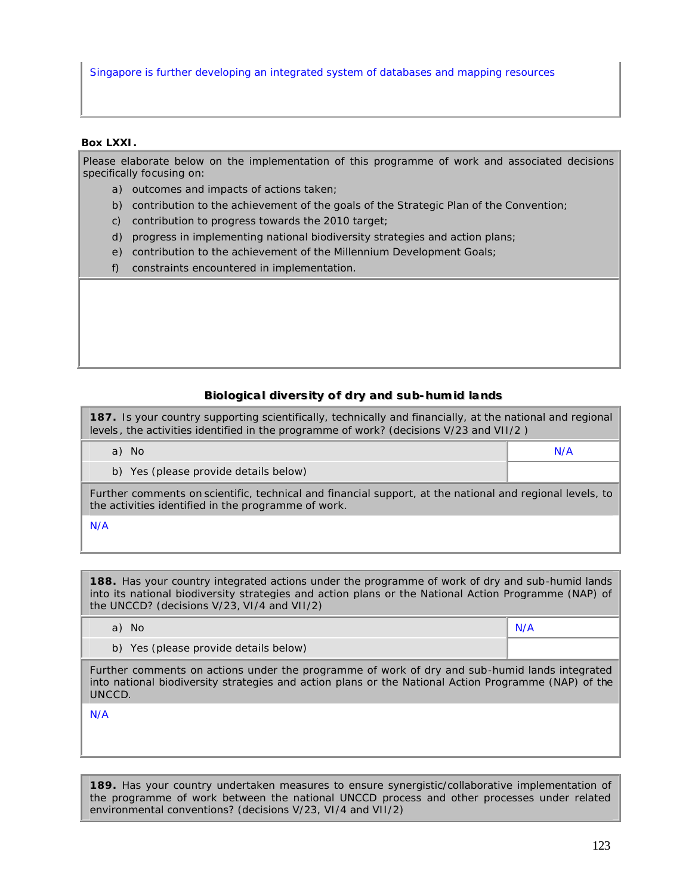Singapore is further developing an integrated system of databases and mapping resources

**Box LXXI.**

Please elaborate below on the implementation of this programme of work and associated decisions specifically focusing on:

a) outcomes and impacts of actions taken;
b) contribution to the achievement of the goals of the Strategic Plan of the Convention;
c) contribution to progress towards the 2010 target;
d) progress in implementing national biodiversity strategies and action plans;
e) contribution to the achievement of the Millennium Development Goals;
f) constraints encountered in implementation.

### Biological diversity of dry and sub-humid lands

**187.** Is your country supporting scientifically, technically and financially, at the national and regional levels, the activities identified in the programme of work? (decisions V/23 and VII/2 )

| | |
|---|---|
| a) No | N/A |
| b) Yes (please provide details below) | |

Further comments on scientific, technical and financial support, at the national and regional levels, to the activities identified in the programme of work.

N/A

**188.** Has your country integrated actions under the programme of work of dry and sub-humid lands into its national biodiversity strategies and action plans or the National Action Programme (NAP) of the UNCCD? (decisions V/23, VI/4 and VII/2)

| | |
|---|---|
| a) No | N/A |
| b) Yes (please provide details below) | |

Further comments on actions under the programme of work of dry and sub-humid lands integrated into national biodiversity strategies and action plans or the National Action Programme (NAP) of the UNCCD.

N/A

**189.** Has your country undertaken measures to ensure synergistic/collaborative implementation of the programme of work between the national UNCCD process and other processes under related environmental conventions? (decisions V/23, VI/4 and VII/2)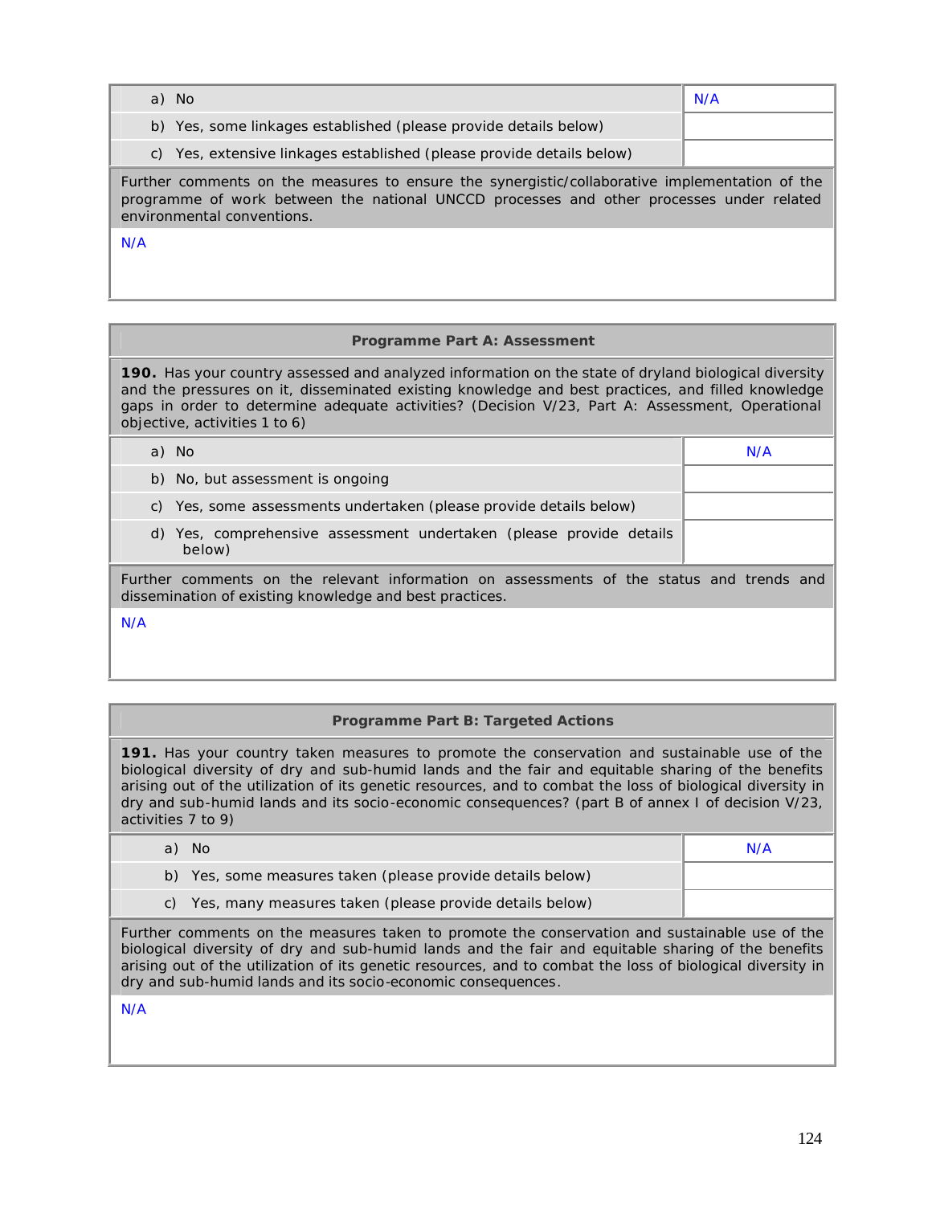| | |
|---|---|
| a) No | N/A |
| b) Yes, some linkages established (please provide details below) | |
| c) Yes, extensive linkages established (please provide details below) | |

Further comments on the measures to ensure the synergistic/collaborative implementation of the programme of work between the national UNCCD processes and other processes under related environmental conventions.

N/A

**Programme Part A: Assessment**

**190.** Has your country assessed and analyzed information on the state of dryland biological diversity and the pressures on it, disseminated existing knowledge and best practices, and filled knowledge gaps in order to determine adequate activities? (Decision V/23, Part A: Assessment, Operational objective, activities 1 to 6)

| | |
|---|---|
| a) No | N/A |
| b) No, but assessment is ongoing | |
| c) Yes, some assessments undertaken (please provide details below) | |
| d) Yes, comprehensive assessment undertaken (please provide details below) | |

Further comments on the relevant information on assessments of the status and trends and dissemination of existing knowledge and best practices.

N/A

**Programme Part B: Targeted Actions**

**191.** Has your country taken measures to promote the conservation and sustainable use of the biological diversity of dry and sub-humid lands and the fair and equitable sharing of the benefits arising out of the utilization of its genetic resources, and to combat the loss of biological diversity in dry and sub-humid lands and its socio-economic consequences? (part B of annex I of decision V/23, activities 7 to 9)

| | |
|---|---|
| a) No | N/A |
| b) Yes, some measures taken (please provide details below) | |
| c) Yes, many measures taken (please provide details below) | |

Further comments on the measures taken to promote the conservation and sustainable use of the biological diversity of dry and sub-humid lands and the fair and equitable sharing of the benefits arising out of the utilization of its genetic resources, and to combat the loss of biological diversity in dry and sub-humid lands and its socio-economic consequences.

N/A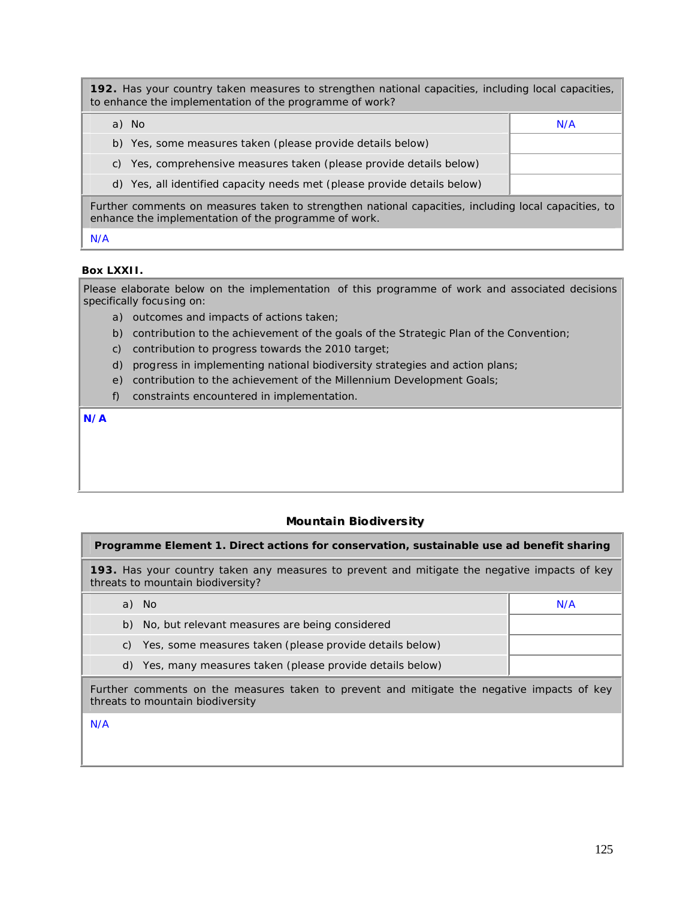| **192.** Has your country taken measures to strengthen national capacities, including local capacities, to enhance the implementation of the programme of work? | |
|---|---|
| a) No | N/A |
| b) Yes, some measures taken (please provide details below) | |
| c) Yes, comprehensive measures taken (please provide details below) | |
| d) Yes, all identified capacity needs met (please provide details below) | |
| Further comments on measures taken to strengthen national capacities, including local capacities, to enhance the implementation of the programme of work. | |
| N/A | |

**Box LXXII.**

Please elaborate below on the implementation of this programme of work and associated decisions specifically focusing on:

a) outcomes and impacts of actions taken;
b) contribution to the achievement of the goals of the Strategic Plan of the Convention;
c) contribution to progress towards the 2010 target;
d) progress in implementing national biodiversity strategies and action plans;
e) contribution to the achievement of the Millennium Development Goals;
f) constraints encountered in implementation.

**N/A**

## Mountain Biodiversity

| **Programme Element 1. Direct actions for conservation, sustainable use ad benefit sharing** | |
|---|---|
| **193.** Has your country taken any measures to prevent and mitigate the negative impacts of key threats to mountain biodiversity? | |
| a) No | N/A |
| b) No, but relevant measures are being considered | |
| c) Yes, some measures taken (please provide details below) | |
| d) Yes, many measures taken (please provide details below) | |
| Further comments on the measures taken to prevent and mitigate the negative impacts of key threats to mountain biodiversity | |
| N/A | |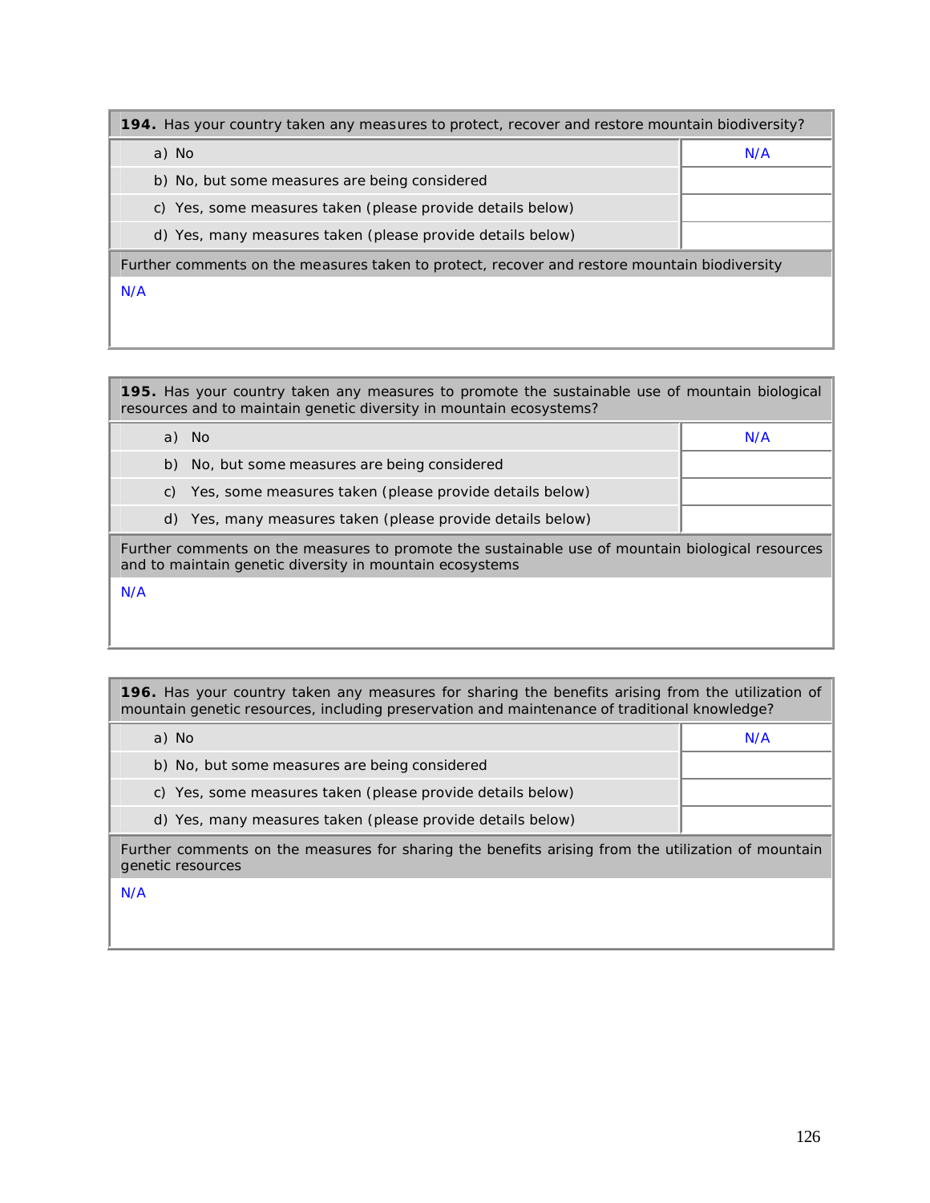| **194.** Has your country taken any measures to protect, recover and restore mountain biodiversity? | |
|---|---|
| a) No | N/A |
| b) No, but some measures are being considered | |
| c) Yes, some measures taken (please provide details below) | |
| d) Yes, many measures taken (please provide details below) | |
| Further comments on the measures taken to protect, recover and restore mountain biodiversity | |
| N/A | |

| **195.** Has your country taken any measures to promote the sustainable use of mountain biological resources and to maintain genetic diversity in mountain ecosystems? | |
|---|---|
| a) No | N/A |
| b) No, but some measures are being considered | |
| c) Yes, some measures taken (please provide details below) | |
| d) Yes, many measures taken (please provide details below) | |
| Further comments on the measures to promote the sustainable use of mountain biological resources and to maintain genetic diversity in mountain ecosystems | |
| N/A | |

| **196.** Has your country taken any measures for sharing the benefits arising from the utilization of mountain genetic resources, including preservation and maintenance of traditional knowledge? | |
|---|---|
| a) No | N/A |
| b) No, but some measures are being considered | |
| c) Yes, some measures taken (please provide details below) | |
| d) Yes, many measures taken (please provide details below) | |
| Further comments on the measures for sharing the benefits arising from the utilization of mountain genetic resources | |
| N/A | |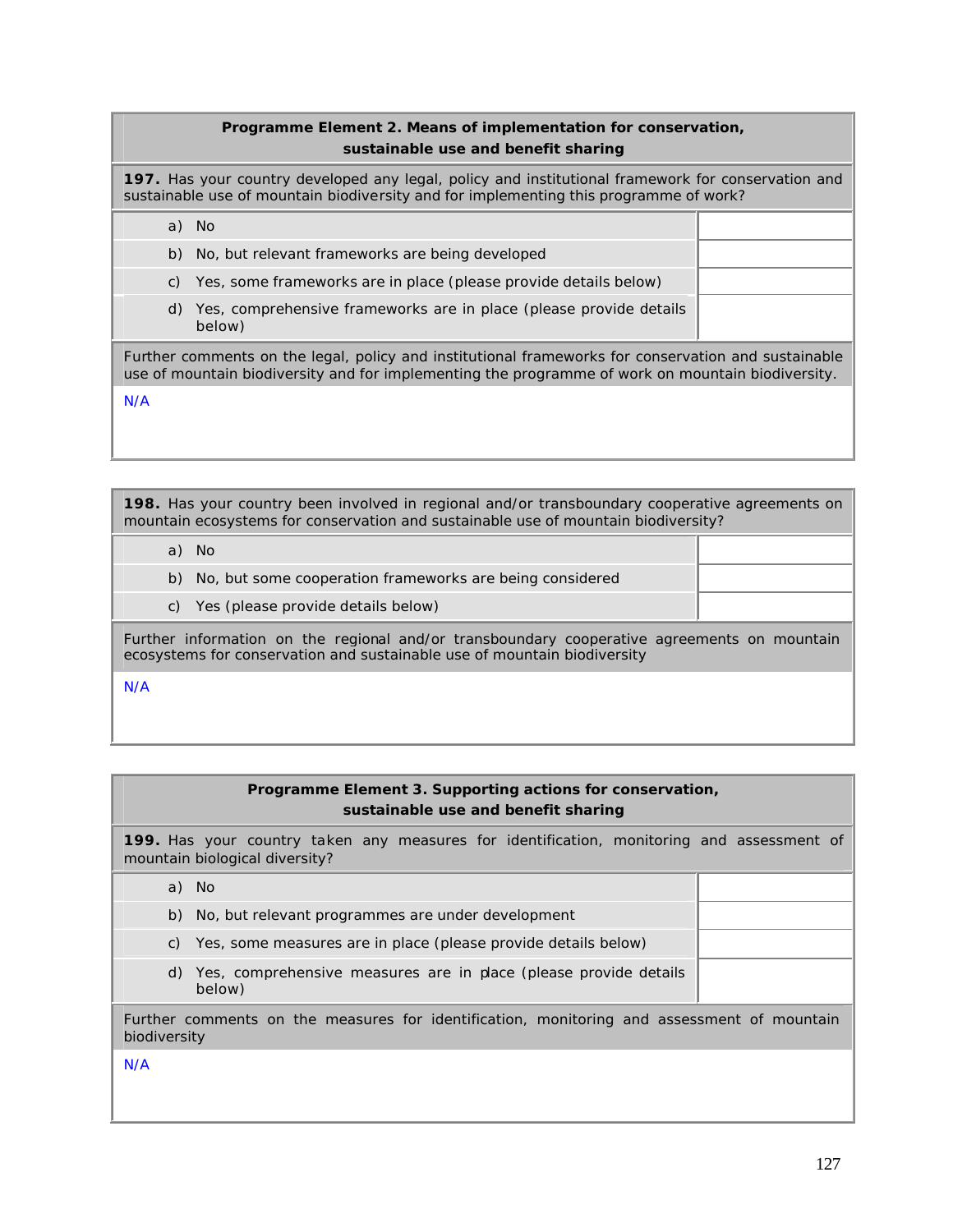**Programme Element 2. Means of implementation for conservation, sustainable use and benefit sharing**

**197.** Has your country developed any legal, policy and institutional framework for conservation and sustainable use of mountain biodiversity and for implementing this programme of work?

| | |
|---|---|
| a) No | |
| b) No, but relevant frameworks are being developed | |
| c) Yes, some frameworks are in place (please provide details below) | |
| d) Yes, comprehensive frameworks are in place (please provide details below) | |

Further comments on the legal, policy and institutional frameworks for conservation and sustainable use of mountain biodiversity and for implementing the programme of work on mountain biodiversity.

N/A

**198.** Has your country been involved in regional and/or transboundary cooperative agreements on mountain ecosystems for conservation and sustainable use of mountain biodiversity?

| | |
|---|---|
| a) No | |
| b) No, but some cooperation frameworks are being considered | |
| c) Yes (please provide details below) | |

Further information on the regional and/or transboundary cooperative agreements on mountain ecosystems for conservation and sustainable use of mountain biodiversity

N/A

**Programme Element 3. Supporting actions for conservation, sustainable use and benefit sharing**

**199.** Has your country taken any measures for identification, monitoring and assessment of mountain biological diversity?

| | |
|---|---|
| a) No | |
| b) No, but relevant programmes are under development | |
| c) Yes, some measures are in place (please provide details below) | |
| d) Yes, comprehensive measures are in place (please provide details below) | |

Further comments on the measures for identification, monitoring and assessment of mountain biodiversity

N/A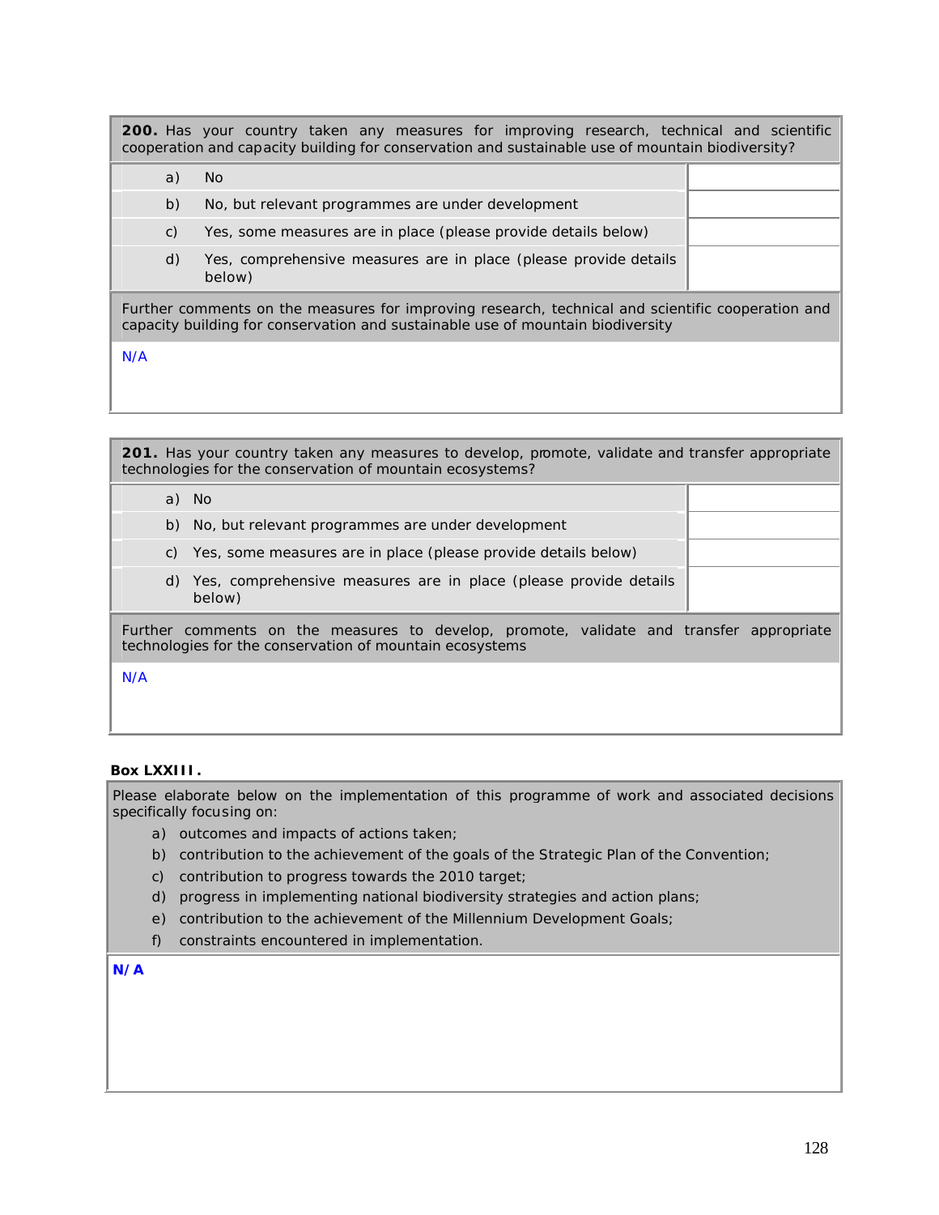| **200.** Has your country taken any measures for improving research, technical and scientific cooperation and capacity building for conservation and sustainable use of mountain biodiversity? | |
|---|---|
| a) No | |
| b) No, but relevant programmes are under development | |
| c) Yes, some measures are in place (please provide details below) | |
| d) Yes, comprehensive measures are in place (please provide details below) | |
| Further comments on the measures for improving research, technical and scientific cooperation and capacity building for conservation and sustainable use of mountain biodiversity | |
| N/A | |

| **201.** Has your country taken any measures to develop, promote, validate and transfer appropriate technologies for the conservation of mountain ecosystems? | |
|---|---|
| a) No | |
| b) No, but relevant programmes are under development | |
| c) Yes, some measures are in place (please provide details below) | |
| d) Yes, comprehensive measures are in place (please provide details below) | |
| Further comments on the measures to develop, promote, validate and transfer appropriate technologies for the conservation of mountain ecosystems | |
| N/A | |

**Box LXXIII.**

Please elaborate below on the implementation of this programme of work and associated decisions specifically focusing on:

a) outcomes and impacts of actions taken;
b) contribution to the achievement of the goals of the Strategic Plan of the Convention;
c) contribution to progress towards the 2010 target;
d) progress in implementing national biodiversity strategies and action plans;
e) contribution to the achievement of the Millennium Development Goals;
f) constraints encountered in implementation.

**N/A**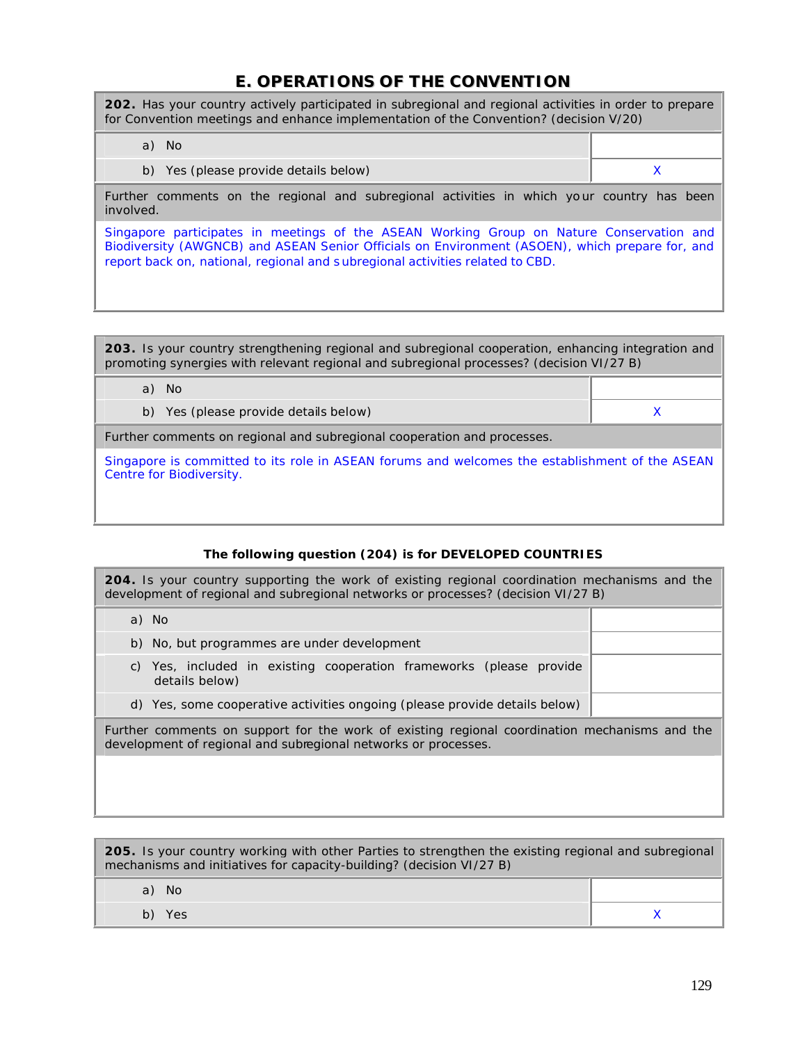# E. OPERATIONS OF THE CONVENTION

| **202.** Has your country actively participated in subregional and regional activities in order to prepare for Convention meetings and enhance implementation of the Convention? (decision V/20) | |
|---|---|
| a) No | |
| b) Yes (please provide details below) | X |
| Further comments on the regional and subregional activities in which your country has been involved. | |
| Singapore participates in meetings of the ASEAN Working Group on Nature Conservation and Biodiversity (AWGNCB) and ASEAN Senior Officials on Environment (ASOEN), which prepare for, and report back on, national, regional and subregional activities related to CBD. | |

| **203.** Is your country strengthening regional and subregional cooperation, enhancing integration and promoting synergies with relevant regional and subregional processes? (decision VI/27 B) | |
|---|---|
| a) No | |
| b) Yes (please provide details below) | X |
| Further comments on regional and subregional cooperation and processes. | |
| Singapore is committed to its role in ASEAN forums and welcomes the establishment of the ASEAN Centre for Biodiversity. | |

**The following question (204) is for DEVELOPED COUNTRIES**

| **204.** Is your country supporting the work of existing regional coordination mechanisms and the development of regional and subregional networks or processes? (decision VI/27 B) | |
|---|---|
| a) No | |
| b) No, but programmes are under development | |
| c) Yes, included in existing cooperation frameworks (please provide details below) | |
| d) Yes, some cooperative activities ongoing (please provide details below) | |
| Further comments on support for the work of existing regional coordination mechanisms and the development of regional and subregional networks or processes. | |

| **205.** Is your country working with other Parties to strengthen the existing regional and subregional mechanisms and initiatives for capacity-building? (decision VI/27 B) | |
|---|---|
| a) No | |
| b) Yes | X |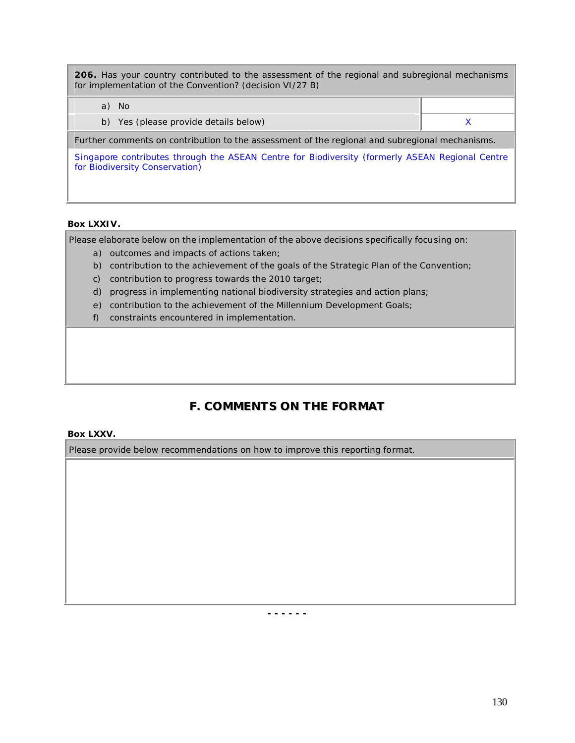| | |
|---|---|
| **206.** Has your country contributed to the assessment of the regional and subregional mechanisms for implementation of the Convention? (decision VI/27 B) | |
| a) No | |
| b) Yes (please provide details below) | X |
| Further comments on contribution to the assessment of the regional and subregional mechanisms. | |
| Singapore contributes through the ASEAN Centre for Biodiversity (formerly ASEAN Regional Centre for Biodiversity Conservation) | |

**Box LXXIV.**

Please elaborate below on the implementation of the above decisions specifically focusing on:

a) outcomes and impacts of actions taken;
b) contribution to the achievement of the goals of the Strategic Plan of the Convention;
c) contribution to progress towards the 2010 target;
d) progress in implementing national biodiversity strategies and action plans;
e) contribution to the achievement of the Millennium Development Goals;
f) constraints encountered in implementation.

## F. COMMENTS ON THE FORMAT

**Box LXXV.**

Please provide below recommendations on how to improve this reporting format.

\- - - - - -